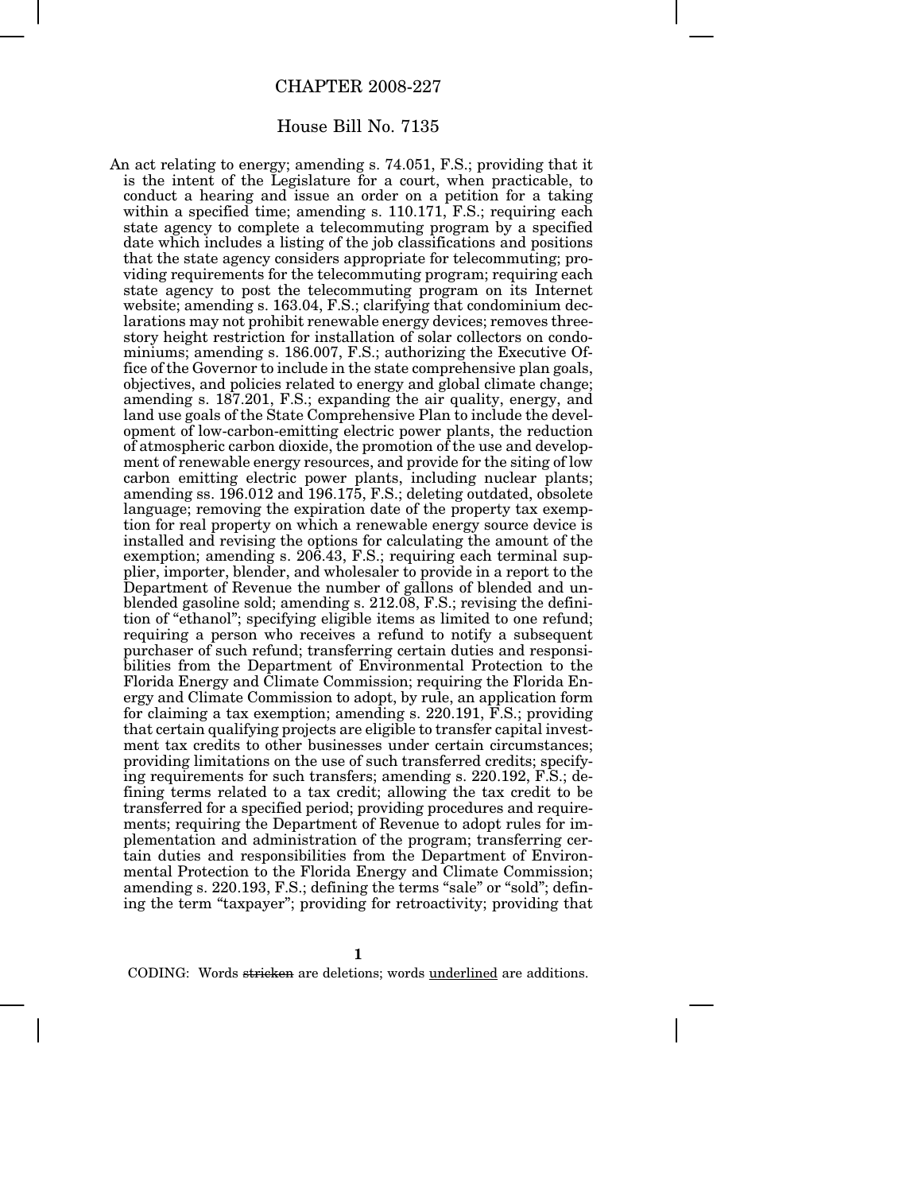# CHAPTER 2008-227

## House Bill No. 7135

An act relating to energy; amending s. 74.051, F.S.; providing that it is the intent of the Legislature for a court, when practicable, to conduct a hearing and issue an order on a petition for a taking within a specified time; amending s. 110.171, F.S.; requiring each state agency to complete a telecommuting program by a specified date which includes a listing of the job classifications and positions that the state agency considers appropriate for telecommuting; providing requirements for the telecommuting program; requiring each state agency to post the telecommuting program on its Internet website; amending s. 163.04, F.S.; clarifying that condominium declarations may not prohibit renewable energy devices; removes three-story height restriction for installation of solar collectors on condominiums; amending s. 186.007, F.S.; authorizing the Executive Office of the Governor to include in the state comprehensive plan goals, objectives, and policies related to energy and global climate change; amending s. 187.201, F.S.; expanding the air quality, energy, and land use goals of the State Comprehensive Plan to include the development of low-carbon-emitting electric power plants, the reduction of atmospheric carbon dioxide, the promotion of the use and development of renewable energy resources, and provide for the siting of low carbon emitting electric power plants, including nuclear plants; amending ss. 196.012 and 196.175, F.S.; deleting outdated, obsolete language; removing the expiration date of the property tax exemption for real property on which a renewable energy source device is installed and revising the options for calculating the amount of the exemption; amending s. 206.43, F.S.; requiring each terminal supplier, importer, blender, and wholesaler to provide in a report to the Department of Revenue the number of gallons of blended and unblended gasoline sold; amending s. 212.08, F.S.; revising the definition of "ethanol"; specifying eligible items as limited to one refund; requiring a person who receives a refund to notify a subsequent purchaser of such refund; transferring certain duties and responsibilities from the Department of Environmental Protection to the Florida Energy and Climate Commission; requiring the Florida Energy and Climate Commission to adopt, by rule, an application form for claiming a tax exemption; amending s. 220.191, F.S.; providing that certain qualifying projects are eligible to transfer capital investment tax credits to other businesses under certain circumstances; providing limitations on the use of such transferred credits; specifying requirements for such transfers; amending s. 220.192, F.S.; defining terms related to a tax credit; allowing the tax credit to be transferred for a specified period; providing procedures and requirements; requiring the Department of Revenue to adopt rules for implementation and administration of the program; transferring certain duties and responsibilities from the Department of Environmental Protection to the Florida Energy and Climate Commission; amending s. 220.193, F.S.; defining the terms "sale" or "sold"; defining the term "taxpayer"; providing for retroactivity; providing that

CODING: Words ~~stricken~~ are deletions; words <u>underlined</u> are additions.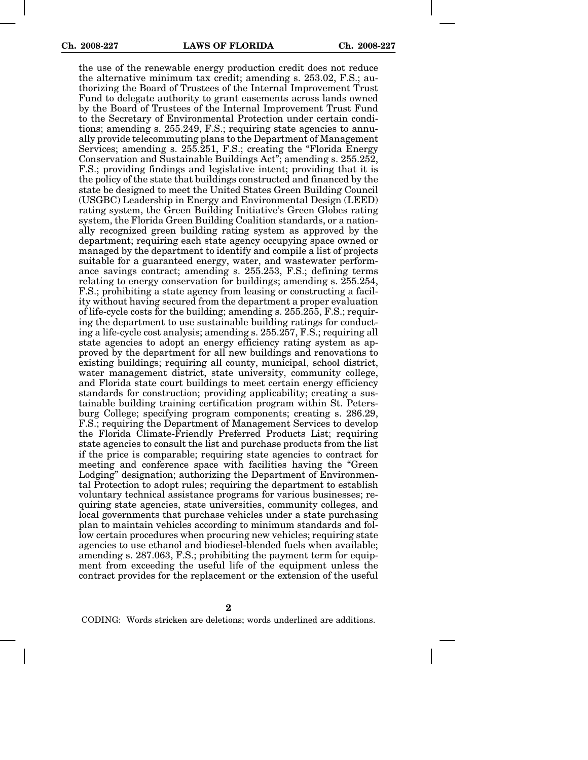the use of the renewable energy production credit does not reduce the alternative minimum tax credit; amending s. 253.02, F.S.; authorizing the Board of Trustees of the Internal Improvement Trust Fund to delegate authority to grant easements across lands owned by the Board of Trustees of the Internal Improvement Trust Fund to the Secretary of Environmental Protection under certain conditions; amending s. 255.249, F.S.; requiring state agencies to annually provide telecommuting plans to the Department of Management Services; amending s. 255.251, F.S.; creating the "Florida Energy Conservation and Sustainable Buildings Act"; amending s. 255.252, F.S.; providing findings and legislative intent; providing that it is the policy of the state that buildings constructed and financed by the state be designed to meet the United States Green Building Council (USGBC) Leadership in Energy and Environmental Design (LEED) rating system, the Green Building Initiative's Green Globes rating system, the Florida Green Building Coalition standards, or a nationally recognized green building rating system as approved by the department; requiring each state agency occupying space owned or managed by the department to identify and compile a list of projects suitable for a guaranteed energy, water, and wastewater performance savings contract; amending s. 255.253, F.S.; defining terms relating to energy conservation for buildings; amending s. 255.254, F.S.; prohibiting a state agency from leasing or constructing a facility without having secured from the department a proper evaluation of life-cycle costs for the building; amending s. 255.255, F.S.; requiring the department to use sustainable building ratings for conducting a life-cycle cost analysis; amending s. 255.257, F.S.; requiring all state agencies to adopt an energy efficiency rating system as approved by the department for all new buildings and renovations to existing buildings; requiring all county, municipal, school district, water management district, state university, community college, and Florida state court buildings to meet certain energy efficiency standards for construction; providing applicability; creating a sustainable building training certification program within St. Petersburg College; specifying program components; creating s. 286.29, F.S.; requiring the Department of Management Services to develop the Florida Climate-Friendly Preferred Products List; requiring state agencies to consult the list and purchase products from the list if the price is comparable; requiring state agencies to contract for meeting and conference space with facilities having the "Green Lodging" designation; authorizing the Department of Environmental Protection to adopt rules; requiring the department to establish voluntary technical assistance programs for various businesses; requiring state agencies, state universities, community colleges, and local governments that purchase vehicles under a state purchasing plan to maintain vehicles according to minimum standards and follow certain procedures when procuring new vehicles; requiring state agencies to use ethanol and biodiesel-blended fuels when available; amending s. 287.063, F.S.; prohibiting the payment term for equipment from exceeding the useful life of the equipment unless the contract provides for the replacement or the extension of the useful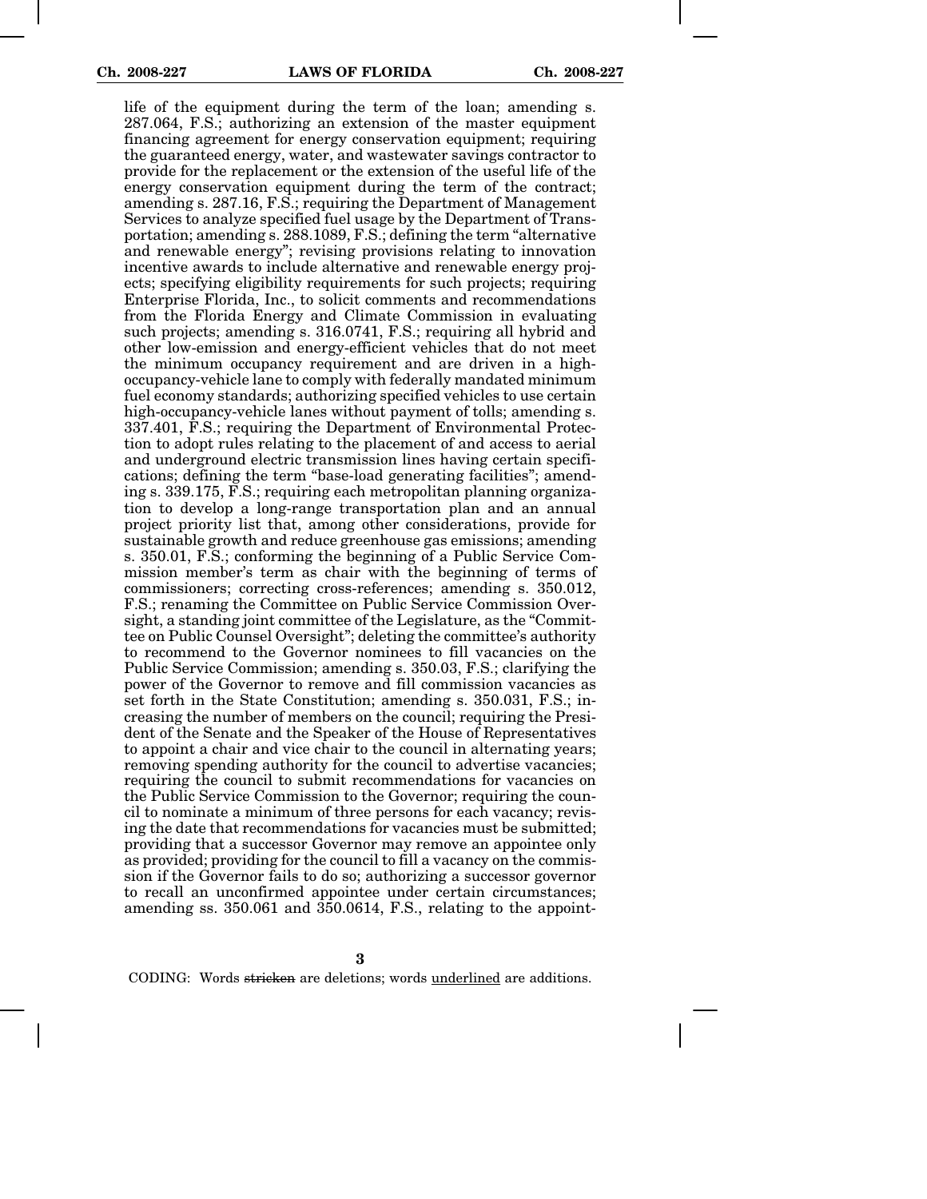life of the equipment during the term of the loan; amending s. 287.064, F.S.; authorizing an extension of the master equipment financing agreement for energy conservation equipment; requiring the guaranteed energy, water, and wastewater savings contractor to provide for the replacement or the extension of the useful life of the energy conservation equipment during the term of the contract; amending s. 287.16, F.S.; requiring the Department of Management Services to analyze specified fuel usage by the Department of Transportation; amending s. 288.1089, F.S.; defining the term "alternative and renewable energy"; revising provisions relating to innovation incentive awards to include alternative and renewable energy projects; specifying eligibility requirements for such projects; requiring Enterprise Florida, Inc., to solicit comments and recommendations from the Florida Energy and Climate Commission in evaluating such projects; amending s. 316.0741, F.S.; requiring all hybrid and other low-emission and energy-efficient vehicles that do not meet the minimum occupancy requirement and are driven in a high-occupancy-vehicle lane to comply with federally mandated minimum fuel economy standards; authorizing specified vehicles to use certain high-occupancy-vehicle lanes without payment of tolls; amending s. 337.401, F.S.; requiring the Department of Environmental Protection to adopt rules relating to the placement of and access to aerial and underground electric transmission lines having certain specifications; defining the term "base-load generating facilities"; amending s. 339.175, F.S.; requiring each metropolitan planning organization to develop a long-range transportation plan and an annual project priority list that, among other considerations, provide for sustainable growth and reduce greenhouse gas emissions; amending s. 350.01, F.S.; conforming the beginning of a Public Service Commission member's term as chair with the beginning of terms of commissioners; correcting cross-references; amending s. 350.012, F.S.; renaming the Committee on Public Service Commission Oversight, a standing joint committee of the Legislature, as the "Committee on Public Counsel Oversight"; deleting the committee's authority to recommend to the Governor nominees to fill vacancies on the Public Service Commission; amending s. 350.03, F.S.; clarifying the power of the Governor to remove and fill commission vacancies as set forth in the State Constitution; amending s. 350.031, F.S.; increasing the number of members on the council; requiring the President of the Senate and the Speaker of the House of Representatives to appoint a chair and vice chair to the council in alternating years; removing spending authority for the council to advertise vacancies; requiring the council to submit recommendations for vacancies on the Public Service Commission to the Governor; requiring the council to nominate a minimum of three persons for each vacancy; revising the date that recommendations for vacancies must be submitted; providing that a successor Governor may remove an appointee only as provided; providing for the council to fill a vacancy on the commission if the Governor fails to do so; authorizing a successor governor to recall an unconfirmed appointee under certain circumstances; amending ss. 350.061 and 350.0614, F.S., relating to the appoint-

CODING: Words ~~stricken~~ are deletions; words <u>underlined</u> are additions.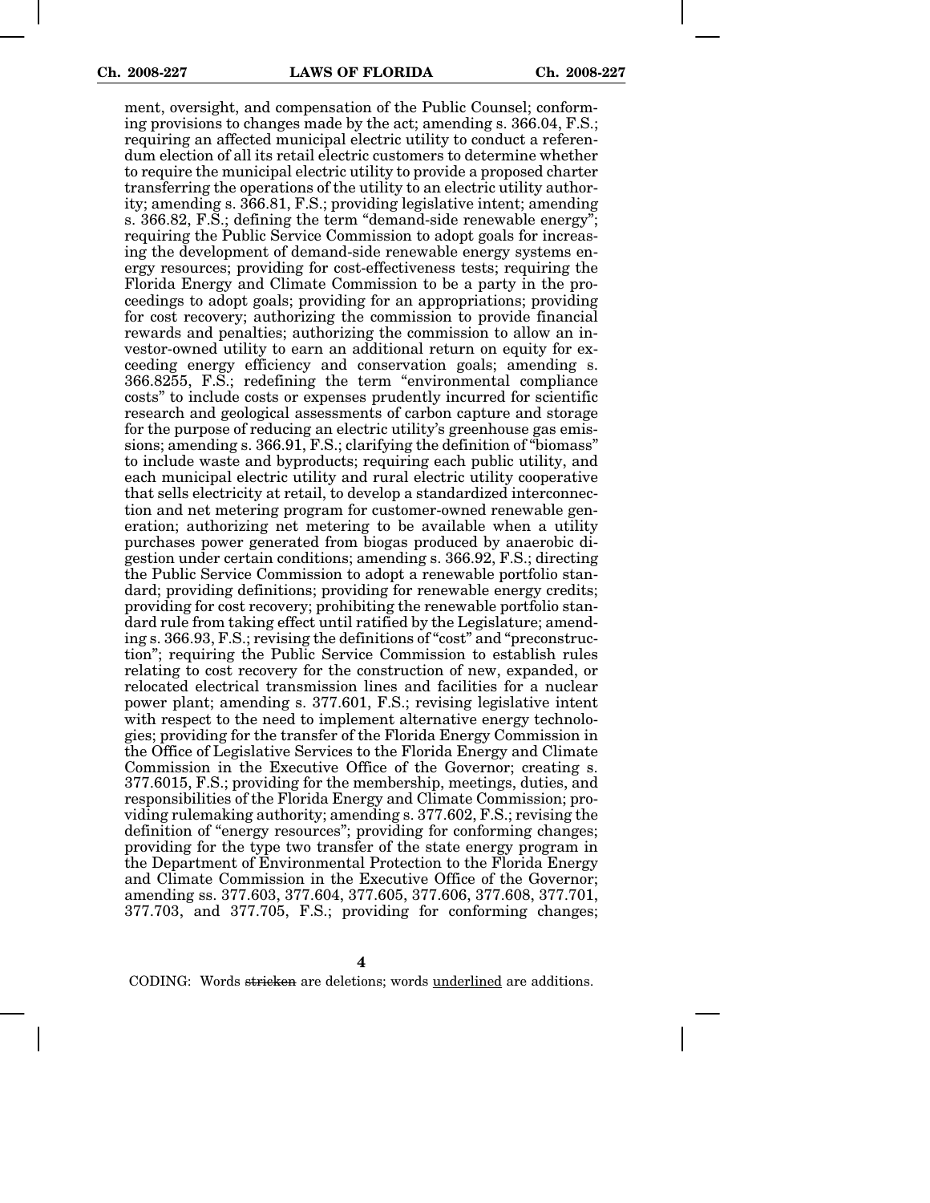ment, oversight, and compensation of the Public Counsel; conforming provisions to changes made by the act; amending s. 366.04, F.S.; requiring an affected municipal electric utility to conduct a referendum election of all its retail electric customers to determine whether to require the municipal electric utility to provide a proposed charter transferring the operations of the utility to an electric utility authority; amending s. 366.81, F.S.; providing legislative intent; amending s. 366.82, F.S.; defining the term "demand-side renewable energy"; requiring the Public Service Commission to adopt goals for increasing the development of demand-side renewable energy systems energy resources; providing for cost-effectiveness tests; requiring the Florida Energy and Climate Commission to be a party in the proceedings to adopt goals; providing for an appropriations; providing for cost recovery; authorizing the commission to provide financial rewards and penalties; authorizing the commission to allow an investor-owned utility to earn an additional return on equity for exceeding energy efficiency and conservation goals; amending s. 366.8255, F.S.; redefining the term "environmental compliance costs" to include costs or expenses prudently incurred for scientific research and geological assessments of carbon capture and storage for the purpose of reducing an electric utility's greenhouse gas emissions; amending s. 366.91, F.S.; clarifying the definition of "biomass" to include waste and byproducts; requiring each public utility, and each municipal electric utility and rural electric utility cooperative that sells electricity at retail, to develop a standardized interconnection and net metering program for customer-owned renewable generation; authorizing net metering to be available when a utility purchases power generated from biogas produced by anaerobic digestion under certain conditions; amending s. 366.92, F.S.; directing the Public Service Commission to adopt a renewable portfolio standard; providing definitions; providing for renewable energy credits; providing for cost recovery; prohibiting the renewable portfolio standard rule from taking effect until ratified by the Legislature; amending s. 366.93, F.S.; revising the definitions of "cost" and "preconstruction"; requiring the Public Service Commission to establish rules relating to cost recovery for the construction of new, expanded, or relocated electrical transmission lines and facilities for a nuclear power plant; amending s. 377.601, F.S.; revising legislative intent with respect to the need to implement alternative energy technologies; providing for the transfer of the Florida Energy Commission in the Office of Legislative Services to the Florida Energy and Climate Commission in the Executive Office of the Governor; creating s. 377.6015, F.S.; providing for the membership, meetings, duties, and responsibilities of the Florida Energy and Climate Commission; providing rulemaking authority; amending s. 377.602, F.S.; revising the definition of "energy resources"; providing for conforming changes; providing for the type two transfer of the state energy program in the Department of Environmental Protection to the Florida Energy and Climate Commission in the Executive Office of the Governor; amending ss. 377.603, 377.604, 377.605, 377.606, 377.608, 377.701, 377.703, and 377.705, F.S.; providing for conforming changes;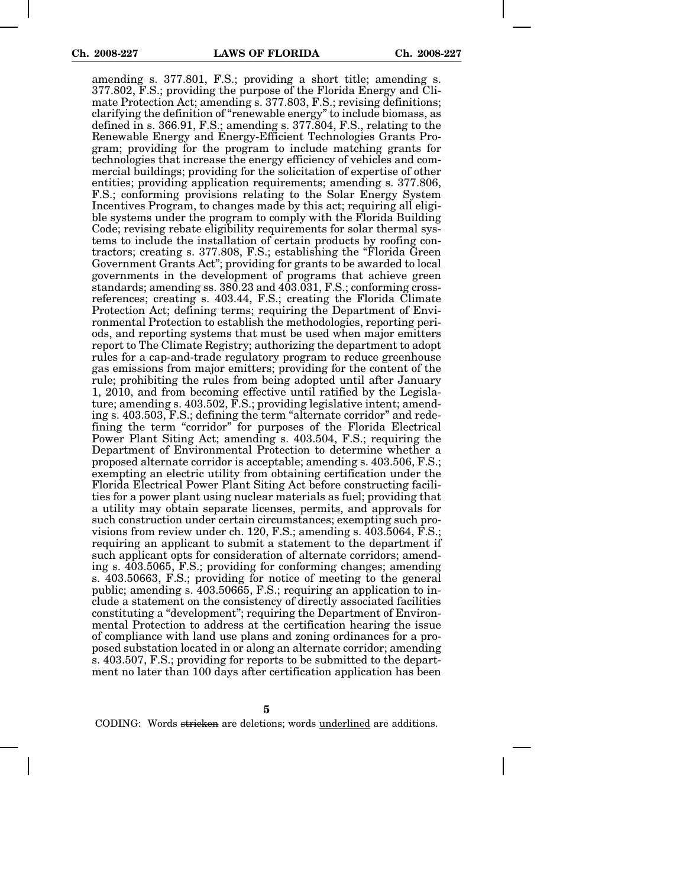amending s. 377.801, F.S.; providing a short title; amending s. 377.802, F.S.; providing the purpose of the Florida Energy and Climate Protection Act; amending s. 377.803, F.S.; revising definitions; clarifying the definition of "renewable energy" to include biomass, as defined in s. 366.91, F.S.; amending s. 377.804, F.S., relating to the Renewable Energy and Energy-Efficient Technologies Grants Program; providing for the program to include matching grants for technologies that increase the energy efficiency of vehicles and commercial buildings; providing for the solicitation of expertise of other entities; providing application requirements; amending s. 377.806, F.S.; conforming provisions relating to the Solar Energy System Incentives Program, to changes made by this act; requiring all eligible systems under the program to comply with the Florida Building Code; revising rebate eligibility requirements for solar thermal systems to include the installation of certain products by roofing contractors; creating s. 377.808, F.S.; establishing the "Florida Green Government Grants Act"; providing for grants to be awarded to local governments in the development of programs that achieve green standards; amending ss. 380.23 and 403.031, F.S.; conforming cross-references; creating s. 403.44, F.S.; creating the Florida Climate Protection Act; defining terms; requiring the Department of Environmental Protection to establish the methodologies, reporting periods, and reporting systems that must be used when major emitters report to The Climate Registry; authorizing the department to adopt rules for a cap-and-trade regulatory program to reduce greenhouse gas emissions from major emitters; providing for the content of the rule; prohibiting the rules from being adopted until after January 1, 2010, and from becoming effective until ratified by the Legislature; amending s. 403.502, F.S.; providing legislative intent; amending s. 403.503, F.S.; defining the term "alternate corridor" and redefining the term "corridor" for purposes of the Florida Electrical Power Plant Siting Act; amending s. 403.504, F.S.; requiring the Department of Environmental Protection to determine whether a proposed alternate corridor is acceptable; amending s. 403.506, F.S.; exempting an electric utility from obtaining certification under the Florida Electrical Power Plant Siting Act before constructing facilities for a power plant using nuclear materials as fuel; providing that a utility may obtain separate licenses, permits, and approvals for such construction under certain circumstances; exempting such provisions from review under ch. 120, F.S.; amending s. 403.5064, F.S.; requiring an applicant to submit a statement to the department if such applicant opts for consideration of alternate corridors; amending s. 403.5065, F.S.; providing for conforming changes; amending s. 403.50663, F.S.; providing for notice of meeting to the general public; amending s. 403.50665, F.S.; requiring an application to include a statement on the consistency of directly associated facilities constituting a "development"; requiring the Department of Environmental Protection to address at the certification hearing the issue of compliance with land use plans and zoning ordinances for a proposed substation located in or along an alternate corridor; amending s. 403.507, F.S.; providing for reports to be submitted to the department no later than 100 days after certification application has been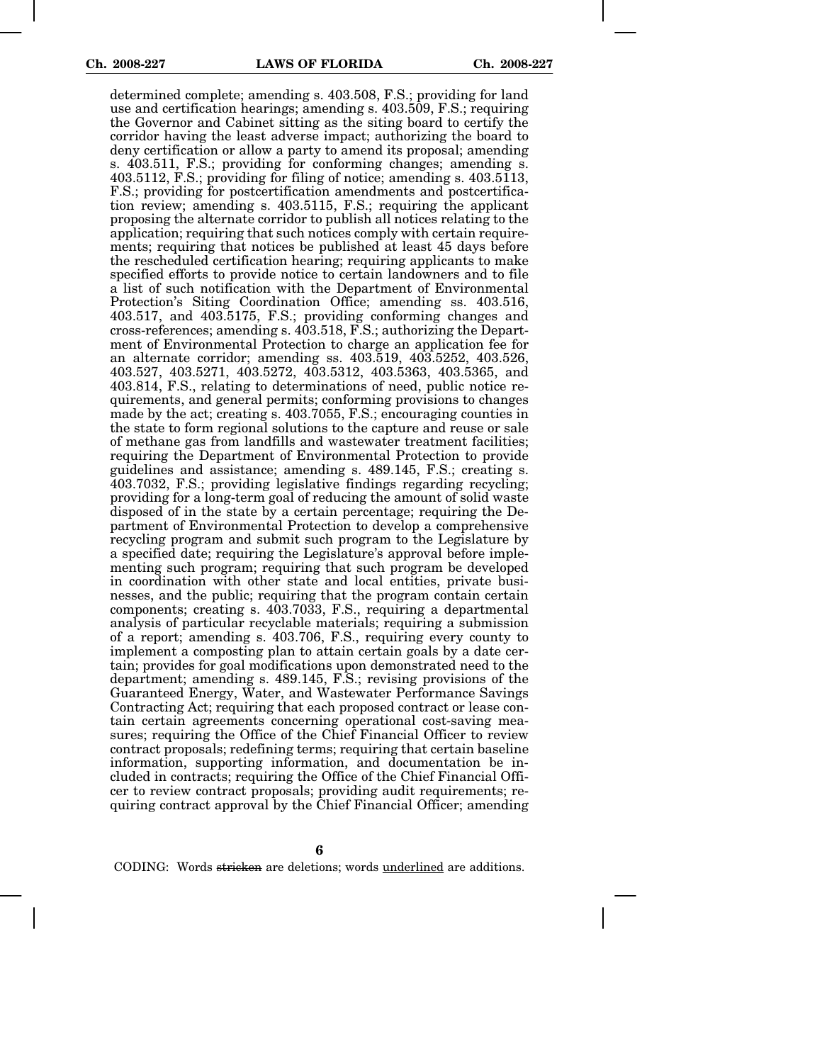determined complete; amending s. 403.508, F.S.; providing for land use and certification hearings; amending s. 403.509, F.S.; requiring the Governor and Cabinet sitting as the siting board to certify the corridor having the least adverse impact; authorizing the board to deny certification or allow a party to amend its proposal; amending s. 403.511, F.S.; providing for conforming changes; amending s. 403.5112, F.S.; providing for filing of notice; amending s. 403.5113, F.S.; providing for postcertification amendments and postcertification review; amending s. 403.5115, F.S.; requiring the applicant proposing the alternate corridor to publish all notices relating to the application; requiring that such notices comply with certain requirements; requiring that notices be published at least 45 days before the rescheduled certification hearing; requiring applicants to make specified efforts to provide notice to certain landowners and to file a list of such notification with the Department of Environmental Protection's Siting Coordination Office; amending ss. 403.516, 403.517, and 403.5175, F.S.; providing conforming changes and cross-references; amending s. 403.518, F.S.; authorizing the Department of Environmental Protection to charge an application fee for an alternate corridor; amending ss. 403.519, 403.5252, 403.526, 403.527, 403.5271, 403.5272, 403.5312, 403.5363, 403.5365, and 403.814, F.S., relating to determinations of need, public notice requirements, and general permits; conforming provisions to changes made by the act; creating s. 403.7055, F.S.; encouraging counties in the state to form regional solutions to the capture and reuse or sale of methane gas from landfills and wastewater treatment facilities; requiring the Department of Environmental Protection to provide guidelines and assistance; amending s. 489.145, F.S.; creating s. 403.7032, F.S.; providing legislative findings regarding recycling; providing for a long-term goal of reducing the amount of solid waste disposed of in the state by a certain percentage; requiring the Department of Environmental Protection to develop a comprehensive recycling program and submit such program to the Legislature by a specified date; requiring the Legislature's approval before implementing such program; requiring that such program be developed in coordination with other state and local entities, private businesses, and the public; requiring that the program contain certain components; creating s. 403.7033, F.S., requiring a departmental analysis of particular recyclable materials; requiring a submission of a report; amending s. 403.706, F.S., requiring every county to implement a composting plan to attain certain goals by a date certain; provides for goal modifications upon demonstrated need to the department; amending s. 489.145, F.S.; revising provisions of the Guaranteed Energy, Water, and Wastewater Performance Savings Contracting Act; requiring that each proposed contract or lease contain certain agreements concerning operational cost-saving measures; requiring the Office of the Chief Financial Officer to review contract proposals; redefining terms; requiring that certain baseline information, supporting information, and documentation be included in contracts; requiring the Office of the Chief Financial Officer to review contract proposals; providing audit requirements; requiring contract approval by the Chief Financial Officer; amending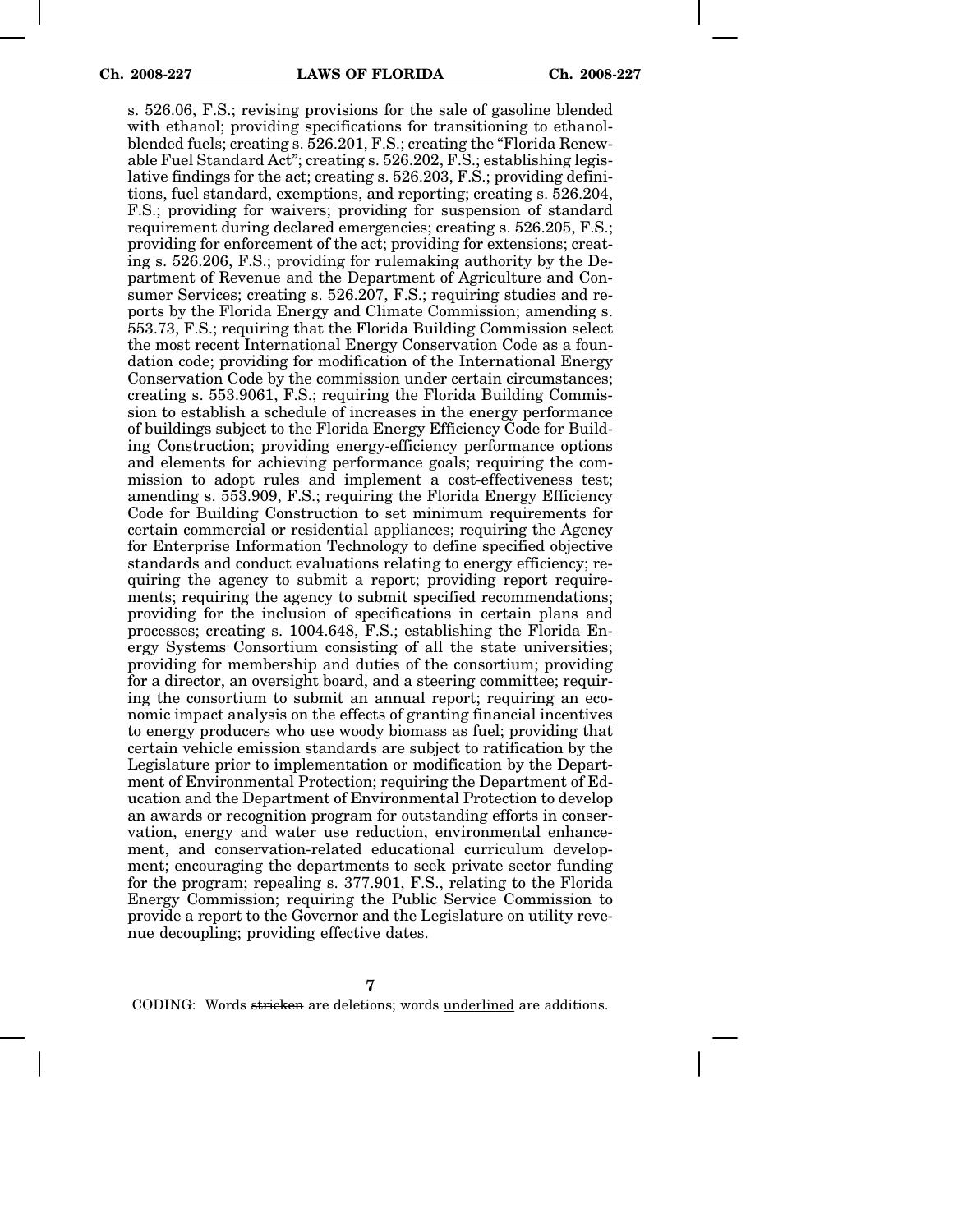s. 526.06, F.S.; revising provisions for the sale of gasoline blended with ethanol; providing specifications for transitioning to ethanol-blended fuels; creating s. 526.201, F.S.; creating the "Florida Renewable Fuel Standard Act"; creating s. 526.202, F.S.; establishing legislative findings for the act; creating s. 526.203, F.S.; providing definitions, fuel standard, exemptions, and reporting; creating s. 526.204, F.S.; providing for waivers; providing for suspension of standard requirement during declared emergencies; creating s. 526.205, F.S.; providing for enforcement of the act; providing for extensions; creating s. 526.206, F.S.; providing for rulemaking authority by the Department of Revenue and the Department of Agriculture and Consumer Services; creating s. 526.207, F.S.; requiring studies and reports by the Florida Energy and Climate Commission; amending s. 553.73, F.S.; requiring that the Florida Building Commission select the most recent International Energy Conservation Code as a foundation code; providing for modification of the International Energy Conservation Code by the commission under certain circumstances; creating s. 553.9061, F.S.; requiring the Florida Building Commission to establish a schedule of increases in the energy performance of buildings subject to the Florida Energy Efficiency Code for Building Construction; providing energy-efficiency performance options and elements for achieving performance goals; requiring the commission to adopt rules and implement a cost-effectiveness test; amending s. 553.909, F.S.; requiring the Florida Energy Efficiency Code for Building Construction to set minimum requirements for certain commercial or residential appliances; requiring the Agency for Enterprise Information Technology to define specified objective standards and conduct evaluations relating to energy efficiency; requiring the agency to submit a report; providing report requirements; requiring the agency to submit specified recommendations; providing for the inclusion of specifications in certain plans and processes; creating s. 1004.648, F.S.; establishing the Florida Energy Systems Consortium consisting of all the state universities; providing for membership and duties of the consortium; providing for a director, an oversight board, and a steering committee; requiring the consortium to submit an annual report; requiring an economic impact analysis on the effects of granting financial incentives to energy producers who use woody biomass as fuel; providing that certain vehicle emission standards are subject to ratification by the Legislature prior to implementation or modification by the Department of Environmental Protection; requiring the Department of Education and the Department of Environmental Protection to develop an awards or recognition program for outstanding efforts in conservation, energy and water use reduction, environmental enhancement, and conservation-related educational curriculum development; encouraging the departments to seek private sector funding for the program; repealing s. 377.901, F.S., relating to the Florida Energy Commission; requiring the Public Service Commission to provide a report to the Governor and the Legislature on utility revenue decoupling; providing effective dates.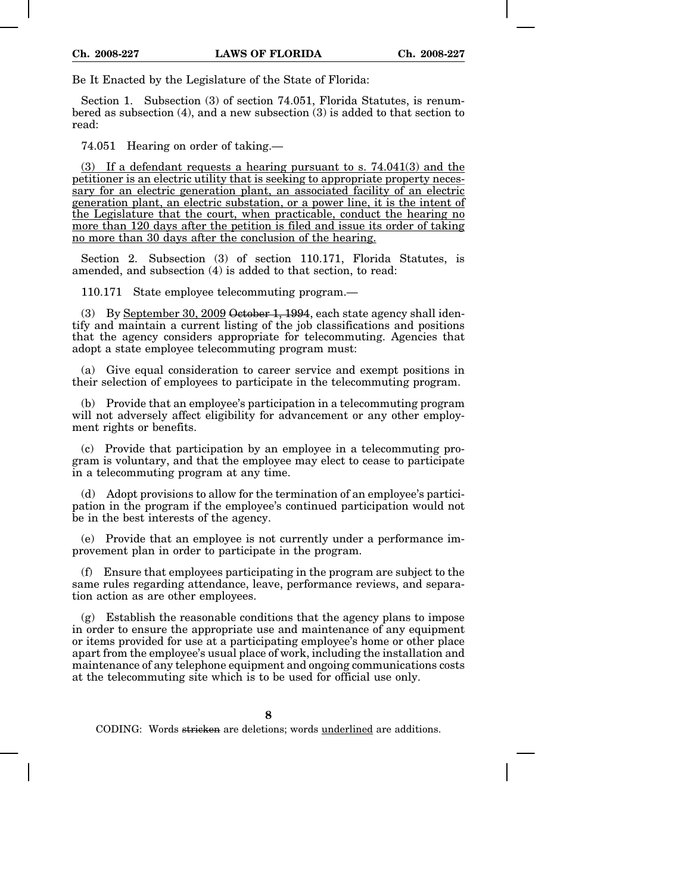Be It Enacted by the Legislature of the State of Florida:

Section 1. Subsection (3) of section 74.051, Florida Statutes, is renumbered as subsection (4), and a new subsection (3) is added to that section to read:

74.051 Hearing on order of taking.—

<u>(3) If a defendant requests a hearing pursuant to s. 74.041(3) and the petitioner is an electric utility that is seeking to appropriate property necessary for an electric generation plant, an associated facility of an electric generation plant, an electric substation, or a power line, it is the intent of the Legislature that the court, when practicable, conduct the hearing no more than 120 days after the petition is filed and issue its order of taking no more than 30 days after the conclusion of the hearing.</u>

Section 2. Subsection (3) of section 110.171, Florida Statutes, is amended, and subsection (4) is added to that section, to read:

110.171 State employee telecommuting program.—

(3) By <u>September 30, 2009</u> ~~October 1, 1994~~, each state agency shall identify and maintain a current listing of the job classifications and positions that the agency considers appropriate for telecommuting. Agencies that adopt a state employee telecommuting program must:

(a) Give equal consideration to career service and exempt positions in their selection of employees to participate in the telecommuting program.

(b) Provide that an employee's participation in a telecommuting program will not adversely affect eligibility for advancement or any other employment rights or benefits.

(c) Provide that participation by an employee in a telecommuting program is voluntary, and that the employee may elect to cease to participate in a telecommuting program at any time.

(d) Adopt provisions to allow for the termination of an employee's participation in the program if the employee's continued participation would not be in the best interests of the agency.

(e) Provide that an employee is not currently under a performance improvement plan in order to participate in the program.

(f) Ensure that employees participating in the program are subject to the same rules regarding attendance, leave, performance reviews, and separation action as are other employees.

(g) Establish the reasonable conditions that the agency plans to impose in order to ensure the appropriate use and maintenance of any equipment or items provided for use at a participating employee's home or other place apart from the employee's usual place of work, including the installation and maintenance of any telephone equipment and ongoing communications costs at the telecommuting site which is to be used for official use only.

CODING: Words ~~stricken~~ are deletions; words <u>underlined</u> are additions.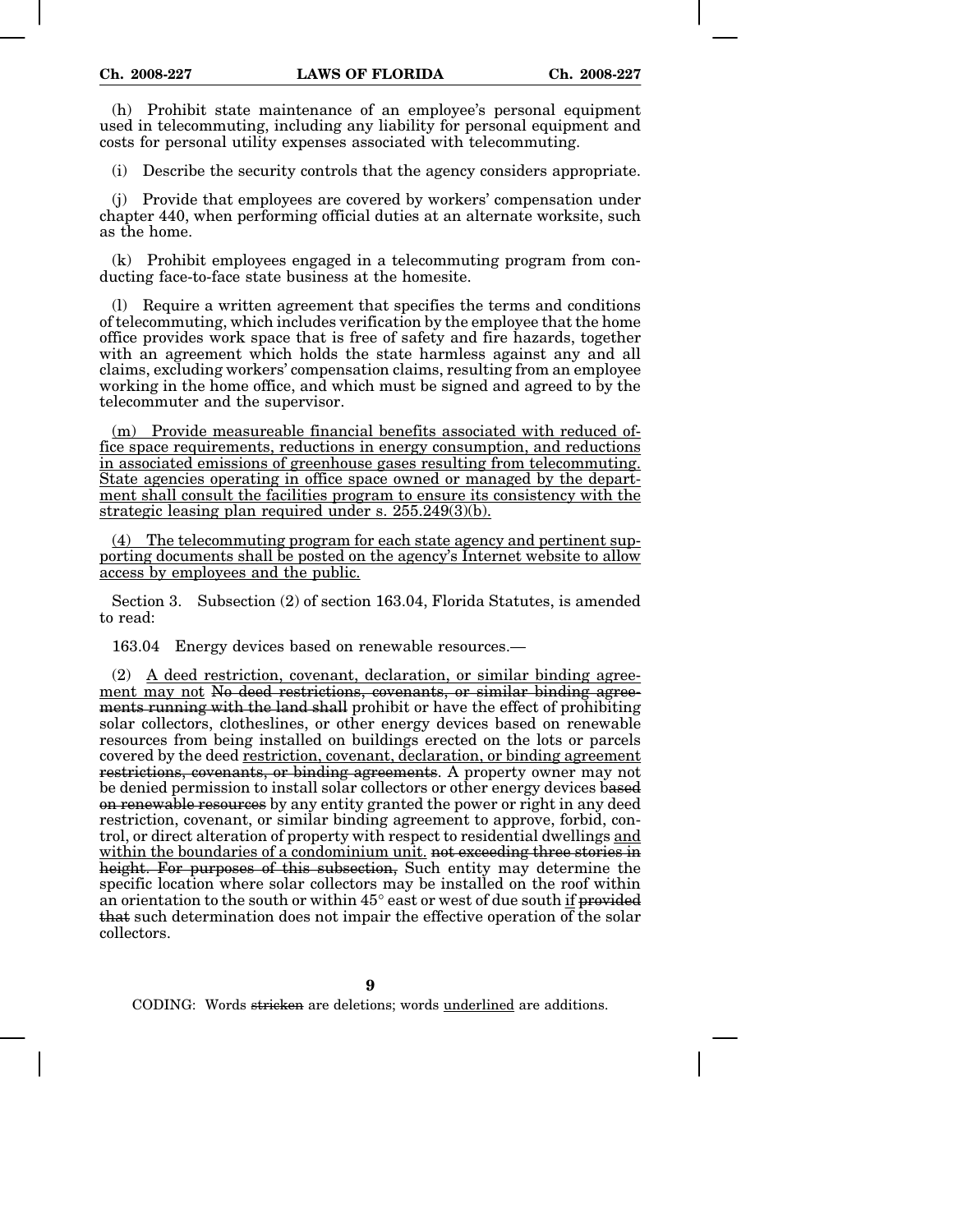(h) Prohibit state maintenance of an employee's personal equipment used in telecommuting, including any liability for personal equipment and costs for personal utility expenses associated with telecommuting.

(i) Describe the security controls that the agency considers appropriate.

(j) Provide that employees are covered by workers' compensation under chapter 440, when performing official duties at an alternate worksite, such as the home.

(k) Prohibit employees engaged in a telecommuting program from conducting face-to-face state business at the homesite.

(l) Require a written agreement that specifies the terms and conditions of telecommuting, which includes verification by the employee that the home office provides work space that is free of safety and fire hazards, together with an agreement which holds the state harmless against any and all claims, excluding workers' compensation claims, resulting from an employee working in the home office, and which must be signed and agreed to by the telecommuter and the supervisor.

<u>(m) Provide measureable financial benefits associated with reduced office space requirements, reductions in energy consumption, and reductions in associated emissions of greenhouse gases resulting from telecommuting. State agencies operating in office space owned or managed by the department shall consult the facilities program to ensure its consistency with the strategic leasing plan required under s. 255.249(3)(b).</u>

<u>(4) The telecommuting program for each state agency and pertinent supporting documents shall be posted on the agency's Internet website to allow access by employees and the public.</u>

Section 3. Subsection (2) of section 163.04, Florida Statutes, is amended to read:

163.04 Energy devices based on renewable resources.—

(2) <u>A deed restriction, covenant, declaration, or similar binding agreement may not</u> ~~No deed restrictions, covenants, or similar binding agreements running with the land shall~~ prohibit or have the effect of prohibiting solar collectors, clotheslines, or other energy devices based on renewable resources from being installed on buildings erected on the lots or parcels covered by the deed <u>restriction, covenant, declaration, or binding agreement</u> ~~restrictions, covenants, or binding agreements~~. A property owner may not be denied permission to install solar collectors or other energy devices b~~ased on renewable resources~~ by any entity granted the power or right in any deed restriction, covenant, or similar binding agreement to approve, forbid, control, or direct alteration of property with respect to residential dwellings <u>and within the boundaries of a condominium unit.</u> ~~not exceeding three stories in height. For purposes of this subsection,~~ Such entity may determine the specific location where solar collectors may be installed on the roof within an orientation to the south or within 45° east or west of due south <u>if</u> ~~provided that~~ such determination does not impair the effective operation of the solar collectors.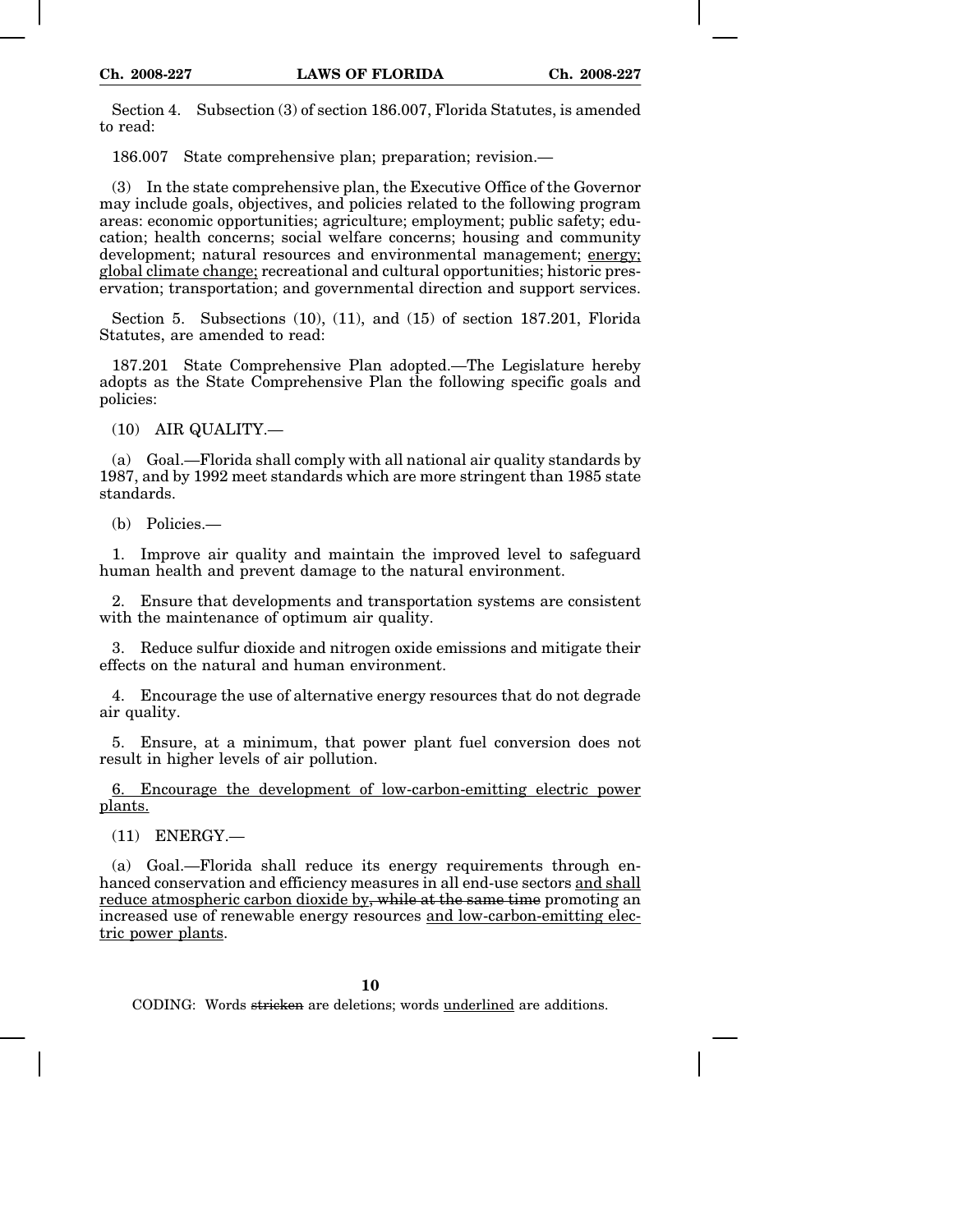Section 4. Subsection (3) of section 186.007, Florida Statutes, is amended to read:

186.007 State comprehensive plan; preparation; revision.—

(3) In the state comprehensive plan, the Executive Office of the Governor may include goals, objectives, and policies related to the following program areas: economic opportunities; agriculture; employment; public safety; education; health concerns; social welfare concerns; housing and community development; natural resources and environmental management; <u>energy; global climate change;</u> recreational and cultural opportunities; historic preservation; transportation; and governmental direction and support services.

Section 5. Subsections (10), (11), and (15) of section 187.201, Florida Statutes, are amended to read:

187.201 State Comprehensive Plan adopted.—The Legislature hereby adopts as the State Comprehensive Plan the following specific goals and policies:

(10) AIR QUALITY.—

(a) Goal.—Florida shall comply with all national air quality standards by 1987, and by 1992 meet standards which are more stringent than 1985 state standards.

(b) Policies.—

1. Improve air quality and maintain the improved level to safeguard human health and prevent damage to the natural environment.

2. Ensure that developments and transportation systems are consistent with the maintenance of optimum air quality.

3. Reduce sulfur dioxide and nitrogen oxide emissions and mitigate their effects on the natural and human environment.

4. Encourage the use of alternative energy resources that do not degrade air quality.

5. Ensure, at a minimum, that power plant fuel conversion does not result in higher levels of air pollution.

<u>6. Encourage the development of low-carbon-emitting electric power plants.</u>

(11) ENERGY.—

(a) Goal.—Florida shall reduce its energy requirements through enhanced conservation and efficiency measures in all end-use sectors <u>and shall reduce atmospheric carbon dioxide by</u>~~, while at the same time~~ promoting an increased use of renewable energy resources <u>and low-carbon-emitting electric power plants</u>.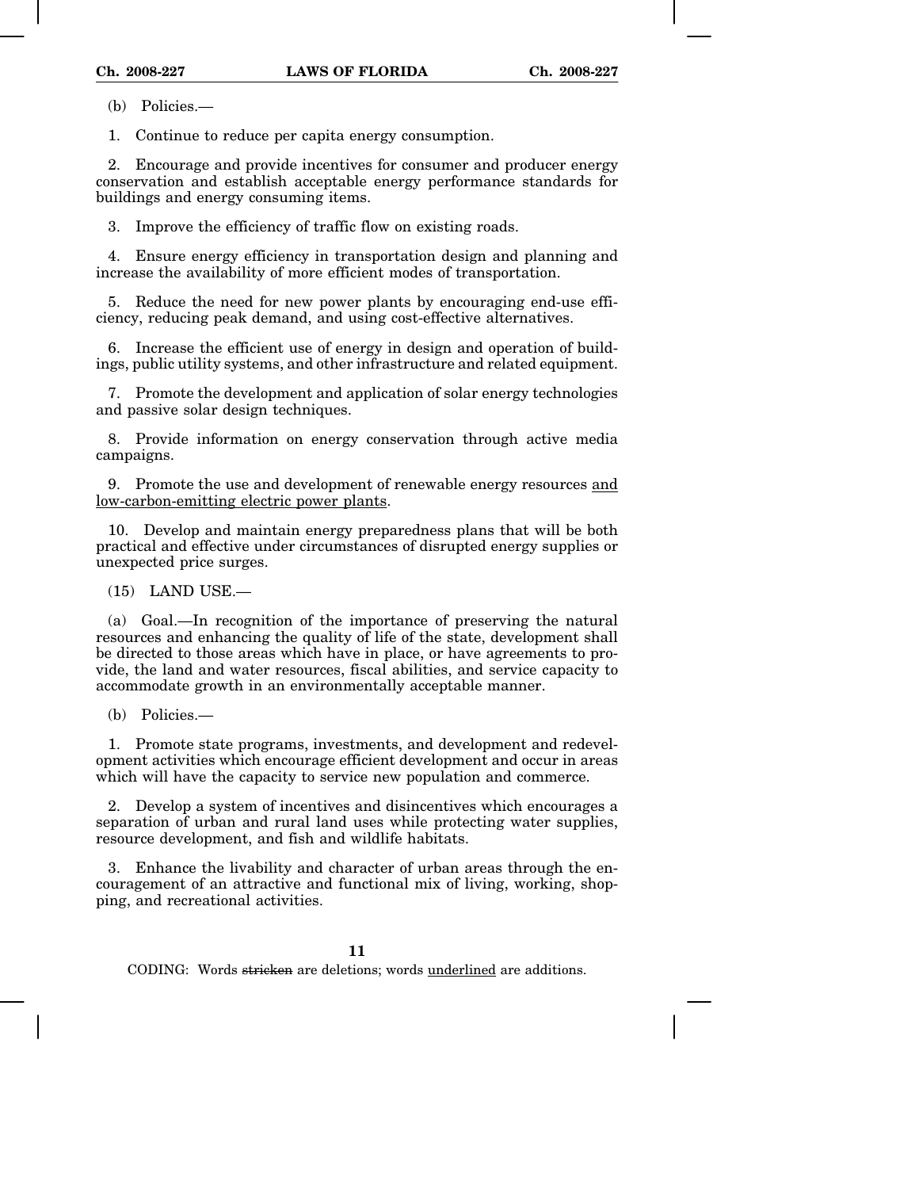(b) Policies.—

1. Continue to reduce per capita energy consumption.

2. Encourage and provide incentives for consumer and producer energy conservation and establish acceptable energy performance standards for buildings and energy consuming items.

3. Improve the efficiency of traffic flow on existing roads.

4. Ensure energy efficiency in transportation design and planning and increase the availability of more efficient modes of transportation.

5. Reduce the need for new power plants by encouraging end-use efficiency, reducing peak demand, and using cost-effective alternatives.

6. Increase the efficient use of energy in design and operation of buildings, public utility systems, and other infrastructure and related equipment.

7. Promote the development and application of solar energy technologies and passive solar design techniques.

8. Provide information on energy conservation through active media campaigns.

9. Promote the use and development of renewable energy resources <u>and low-carbon-emitting electric power plants</u>.

10. Develop and maintain energy preparedness plans that will be both practical and effective under circumstances of disrupted energy supplies or unexpected price surges.

(15) LAND USE.—

(a) Goal.—In recognition of the importance of preserving the natural resources and enhancing the quality of life of the state, development shall be directed to those areas which have in place, or have agreements to provide, the land and water resources, fiscal abilities, and service capacity to accommodate growth in an environmentally acceptable manner.

(b) Policies.—

1. Promote state programs, investments, and development and redevelopment activities which encourage efficient development and occur in areas which will have the capacity to service new population and commerce.

2. Develop a system of incentives and disincentives which encourages a separation of urban and rural land uses while protecting water supplies, resource development, and fish and wildlife habitats.

3. Enhance the livability and character of urban areas through the encouragement of an attractive and functional mix of living, working, shopping, and recreational activities.

CODING: Words ~~stricken~~ are deletions; words <u>underlined</u> are additions.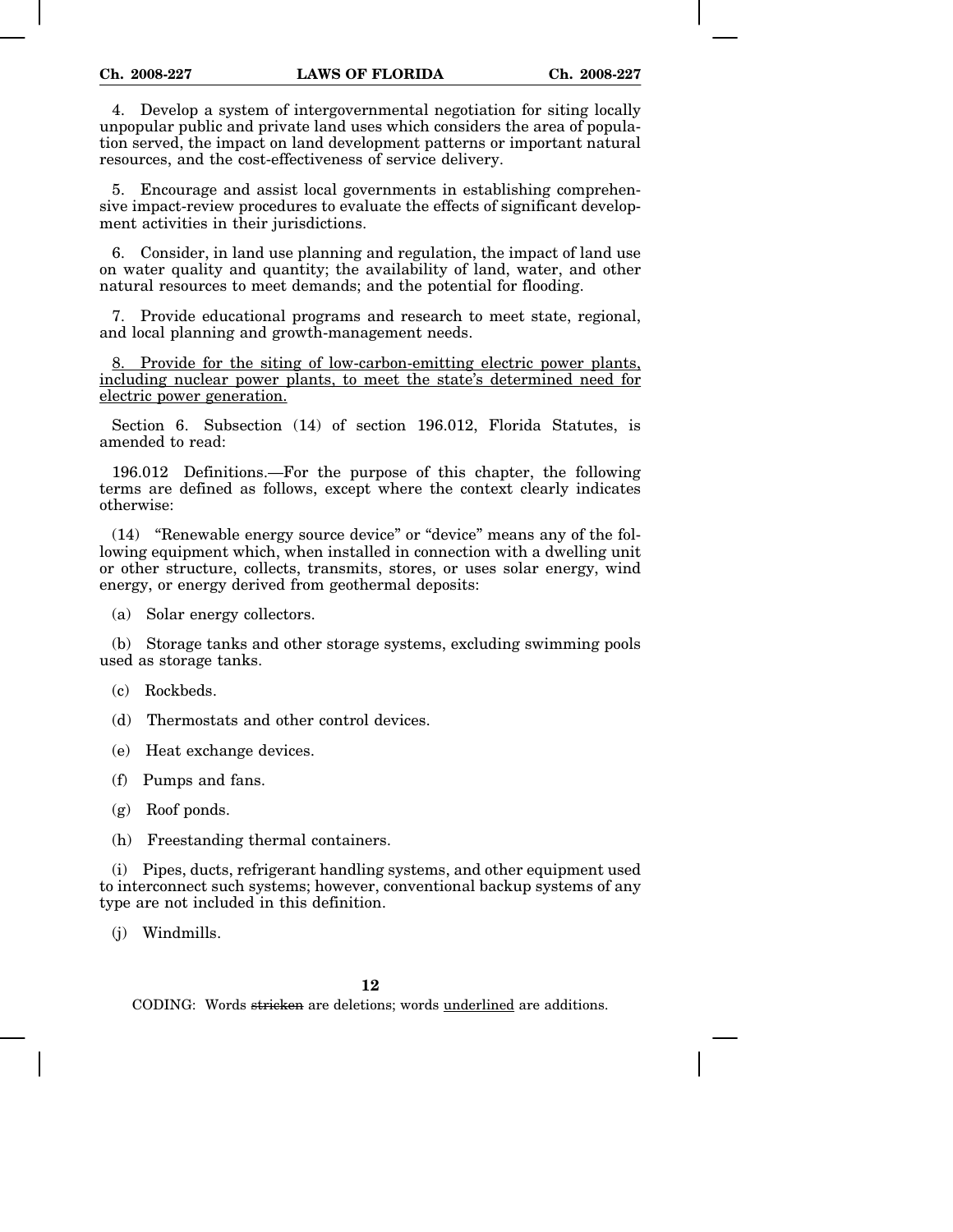4. Develop a system of intergovernmental negotiation for siting locally unpopular public and private land uses which considers the area of population served, the impact on land development patterns or important natural resources, and the cost-effectiveness of service delivery.

5. Encourage and assist local governments in establishing comprehensive impact-review procedures to evaluate the effects of significant development activities in their jurisdictions.

6. Consider, in land use planning and regulation, the impact of land use on water quality and quantity; the availability of land, water, and other natural resources to meet demands; and the potential for flooding.

7. Provide educational programs and research to meet state, regional, and local planning and growth-management needs.

8. Provide for the siting of low-carbon-emitting electric power plants, including nuclear power plants, to meet the state's determined need for electric power generation.

Section 6. Subsection (14) of section 196.012, Florida Statutes, is amended to read:

196.012 Definitions.—For the purpose of this chapter, the following terms are defined as follows, except where the context clearly indicates otherwise:

(14) "Renewable energy source device" or "device" means any of the following equipment which, when installed in connection with a dwelling unit or other structure, collects, transmits, stores, or uses solar energy, wind energy, or energy derived from geothermal deposits:

(a) Solar energy collectors.

(b) Storage tanks and other storage systems, excluding swimming pools used as storage tanks.

(c) Rockbeds.

(d) Thermostats and other control devices.

(e) Heat exchange devices.

(f) Pumps and fans.

(g) Roof ponds.

(h) Freestanding thermal containers.

(i) Pipes, ducts, refrigerant handling systems, and other equipment used to interconnect such systems; however, conventional backup systems of any type are not included in this definition.

(j) Windmills.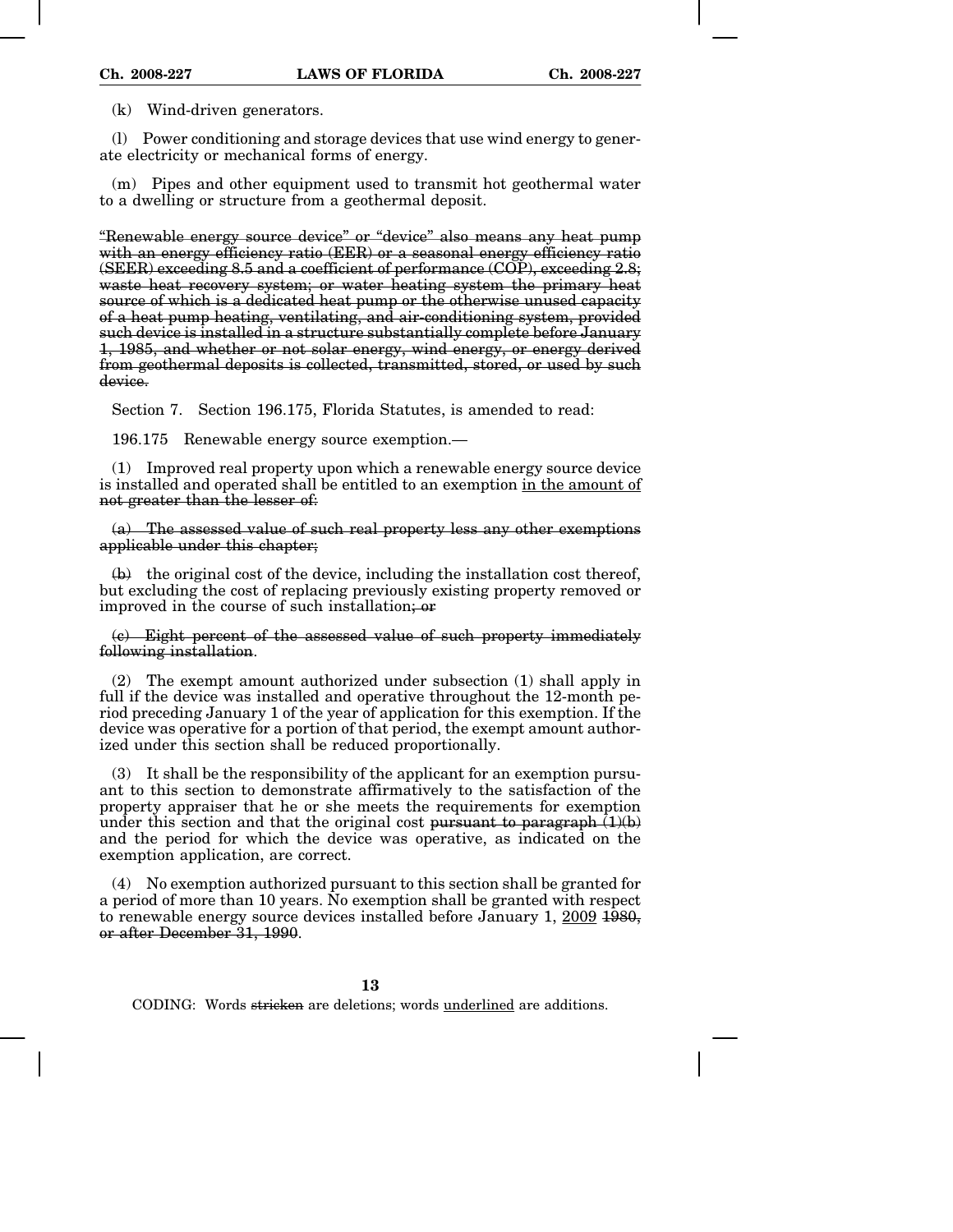(k) Wind-driven generators.

(l) Power conditioning and storage devices that use wind energy to generate electricity or mechanical forms of energy.

(m) Pipes and other equipment used to transmit hot geothermal water to a dwelling or structure from a geothermal deposit.

~~"Renewable energy source device" or "device" also means any heat pump with an energy efficiency ratio (EER) or a seasonal energy efficiency ratio (SEER) exceeding 8.5 and a coefficient of performance (COP), exceeding 2.8; waste heat recovery system; or water heating system the primary heat source of which is a dedicated heat pump or the otherwise unused capacity of a heat pump heating, ventilating, and air-conditioning system, provided such device is installed in a structure substantially complete before January 1, 1985, and whether or not solar energy, wind energy, or energy derived from geothermal deposits is collected, transmitted, stored, or used by such device.~~

Section 7. Section 196.175, Florida Statutes, is amended to read:

196.175 Renewable energy source exemption.—

(1) Improved real property upon which a renewable energy source device is installed and operated shall be entitled to an exemption <u>in the amount of</u> ~~not greater than the lesser of:~~

~~(a) The assessed value of such real property less any other exemptions applicable under this chapter;~~

~~(b)~~ the original cost of the device, including the installation cost thereof, but excluding the cost of replacing previously existing property removed or improved in the course of such installation~~; or~~

~~(c) Eight percent of the assessed value of such property immediately following installation~~.

(2) The exempt amount authorized under subsection (1) shall apply in full if the device was installed and operative throughout the 12-month period preceding January 1 of the year of application for this exemption. If the device was operative for a portion of that period, the exempt amount authorized under this section shall be reduced proportionally.

(3) It shall be the responsibility of the applicant for an exemption pursuant to this section to demonstrate affirmatively to the satisfaction of the property appraiser that he or she meets the requirements for exemption under this section and that the original cost ~~pursuant to paragraph (1)(b)~~ and the period for which the device was operative, as indicated on the exemption application, are correct.

(4) No exemption authorized pursuant to this section shall be granted for a period of more than 10 years. No exemption shall be granted with respect to renewable energy source devices installed before January 1, <u>2009</u> ~~1980, or after December 31, 1990~~.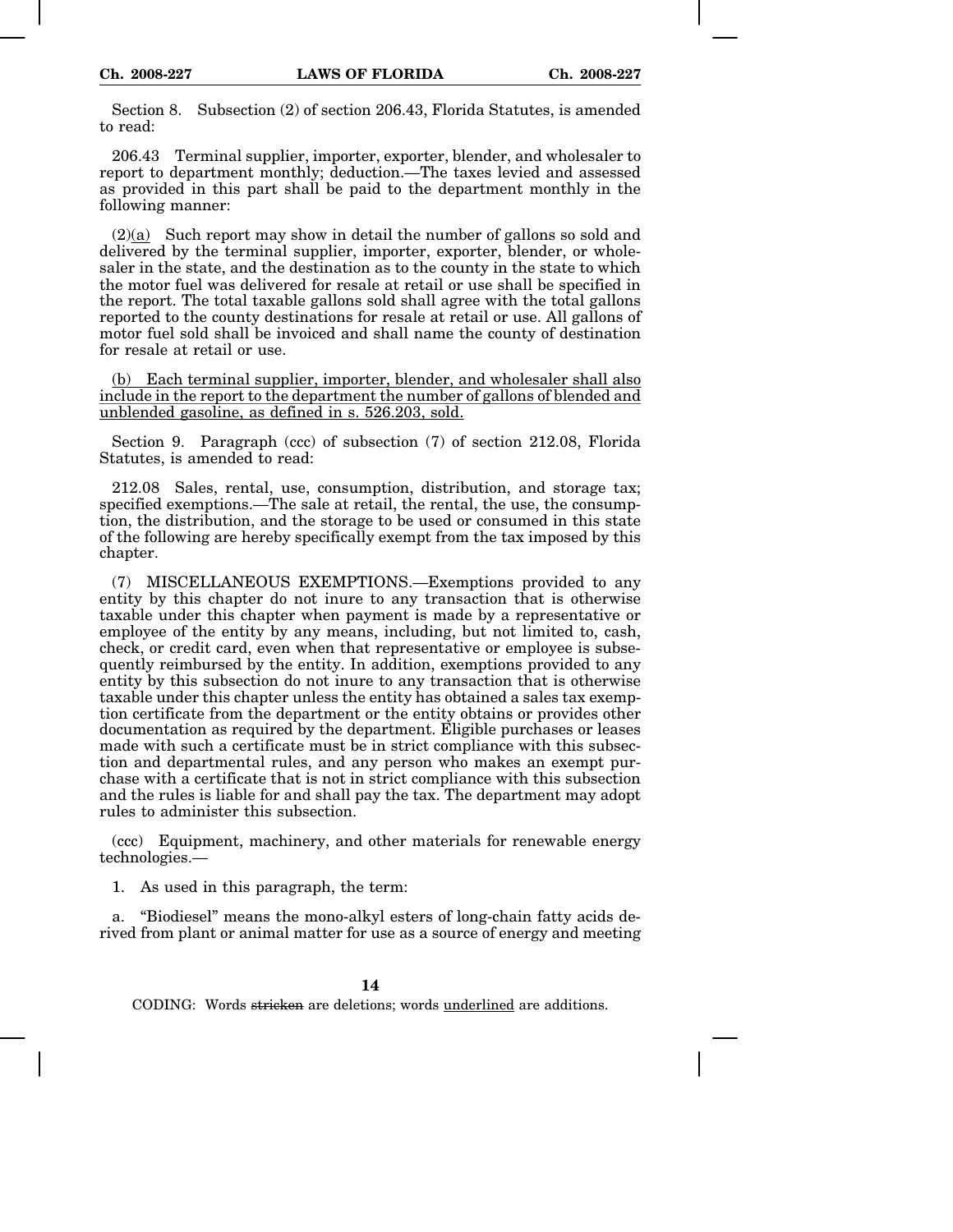Section 8. Subsection (2) of section 206.43, Florida Statutes, is amended to read:

206.43 Terminal supplier, importer, exporter, blender, and wholesaler to report to department monthly; deduction.—The taxes levied and assessed as provided in this part shall be paid to the department monthly in the following manner:

(2)(a) Such report may show in detail the number of gallons so sold and delivered by the terminal supplier, importer, exporter, blender, or wholesaler in the state, and the destination as to the county in the state to which the motor fuel was delivered for resale at retail or use shall be specified in the report. The total taxable gallons sold shall agree with the total gallons reported to the county destinations for resale at retail or use. All gallons of motor fuel sold shall be invoiced and shall name the county of destination for resale at retail or use.

(b) Each terminal supplier, importer, blender, and wholesaler shall also include in the report to the department the number of gallons of blended and unblended gasoline, as defined in s. 526.203, sold.

Section 9. Paragraph (ccc) of subsection (7) of section 212.08, Florida Statutes, is amended to read:

212.08 Sales, rental, use, consumption, distribution, and storage tax; specified exemptions.—The sale at retail, the rental, the use, the consumption, the distribution, and the storage to be used or consumed in this state of the following are hereby specifically exempt from the tax imposed by this chapter.

(7) MISCELLANEOUS EXEMPTIONS.—Exemptions provided to any entity by this chapter do not inure to any transaction that is otherwise taxable under this chapter when payment is made by a representative or employee of the entity by any means, including, but not limited to, cash, check, or credit card, even when that representative or employee is subsequently reimbursed by the entity. In addition, exemptions provided to any entity by this subsection do not inure to any transaction that is otherwise taxable under this chapter unless the entity has obtained a sales tax exemption certificate from the department or the entity obtains or provides other documentation as required by the department. Eligible purchases or leases made with such a certificate must be in strict compliance with this subsection and departmental rules, and any person who makes an exempt purchase with a certificate that is not in strict compliance with this subsection and the rules is liable for and shall pay the tax. The department may adopt rules to administer this subsection.

(ccc) Equipment, machinery, and other materials for renewable energy technologies.—

1. As used in this paragraph, the term:

a. "Biodiesel" means the mono-alkyl esters of long-chain fatty acids derived from plant or animal matter for use as a source of energy and meeting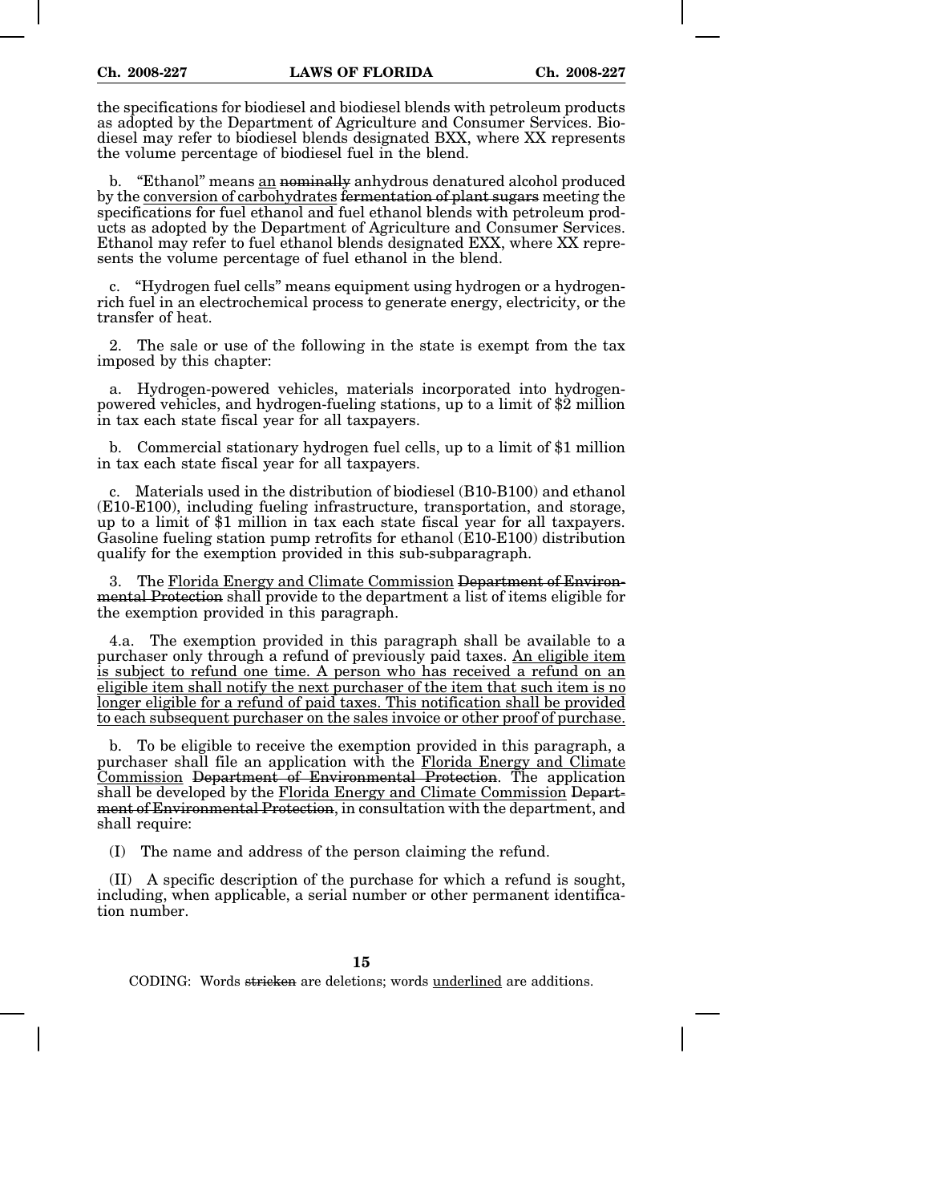the specifications for biodiesel and biodiesel blends with petroleum products as adopted by the Department of Agriculture and Consumer Services. Biodiesel may refer to biodiesel blends designated BXX, where XX represents the volume percentage of biodiesel fuel in the blend.

b. "Ethanol" means an ~~nominally~~ anhydrous denatured alcohol produced by the conversion of carbohydrates ~~fermentation of plant sugars~~ meeting the specifications for fuel ethanol and fuel ethanol blends with petroleum products as adopted by the Department of Agriculture and Consumer Services. Ethanol may refer to fuel ethanol blends designated EXX, where XX represents the volume percentage of fuel ethanol in the blend.

c. "Hydrogen fuel cells" means equipment using hydrogen or a hydrogen-rich fuel in an electrochemical process to generate energy, electricity, or the transfer of heat.

2. The sale or use of the following in the state is exempt from the tax imposed by this chapter:

a. Hydrogen-powered vehicles, materials incorporated into hydrogen-powered vehicles, and hydrogen-fueling stations, up to a limit of $2 million in tax each state fiscal year for all taxpayers.

b. Commercial stationary hydrogen fuel cells, up to a limit of $1 million in tax each state fiscal year for all taxpayers.

c. Materials used in the distribution of biodiesel (B10-B100) and ethanol (E10-E100), including fueling infrastructure, transportation, and storage, up to a limit of $1 million in tax each state fiscal year for all taxpayers. Gasoline fueling station pump retrofits for ethanol (E10-E100) distribution qualify for the exemption provided in this sub-subparagraph.

3. The Florida Energy and Climate Commission ~~Department of Environmental Protection~~ shall provide to the department a list of items eligible for the exemption provided in this paragraph.

4.a. The exemption provided in this paragraph shall be available to a purchaser only through a refund of previously paid taxes. An eligible item is subject to refund one time. A person who has received a refund on an eligible item shall notify the next purchaser of the item that such item is no longer eligible for a refund of paid taxes. This notification shall be provided to each subsequent purchaser on the sales invoice or other proof of purchase.

b. To be eligible to receive the exemption provided in this paragraph, a purchaser shall file an application with the Florida Energy and Climate Commission ~~Department of Environmental Protection~~. The application shall be developed by the Florida Energy and Climate Commission ~~Department of Environmental Protection~~, in consultation with the department, and shall require:

(I) The name and address of the person claiming the refund.

(II) A specific description of the purchase for which a refund is sought, including, when applicable, a serial number or other permanent identification number.

CODING: Words ~~stricken~~ are deletions; words underlined are additions.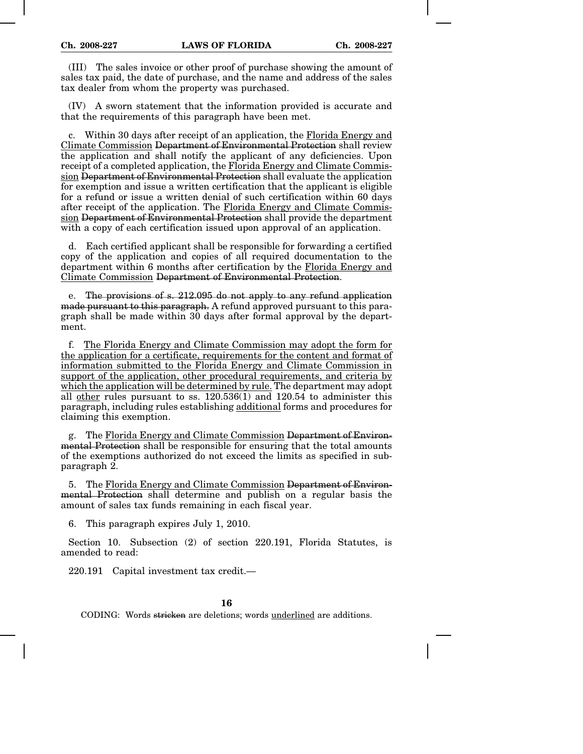(III) The sales invoice or other proof of purchase showing the amount of sales tax paid, the date of purchase, and the name and address of the sales tax dealer from whom the property was purchased.

(IV) A sworn statement that the information provided is accurate and that the requirements of this paragraph have been met.

c. Within 30 days after receipt of an application, the <u>Florida Energy and Climate Commission</u> ~~Department of Environmental Protection~~ shall review the application and shall notify the applicant of any deficiencies. Upon receipt of a completed application, the <u>Florida Energy and Climate Commission</u> ~~Department of Environmental Protection~~ shall evaluate the application for exemption and issue a written certification that the applicant is eligible for a refund or issue a written denial of such certification within 60 days after receipt of the application. The <u>Florida Energy and Climate Commission</u> ~~Department of Environmental Protection~~ shall provide the department with a copy of each certification issued upon approval of an application.

d. Each certified applicant shall be responsible for forwarding a certified copy of the application and copies of all required documentation to the department within 6 months after certification by the <u>Florida Energy and Climate Commission</u> ~~Department of Environmental Protection~~.

e. ~~The provisions of s. 212.095 do not apply to any refund application made pursuant to this paragraph.~~ A refund approved pursuant to this paragraph shall be made within 30 days after formal approval by the department.

f. <u>The Florida Energy and Climate Commission may adopt the form for the application for a certificate, requirements for the content and format of information submitted to the Florida Energy and Climate Commission in support of the application, other procedural requirements, and criteria by which the application will be determined by rule.</u> The department may adopt all <u>other</u> rules pursuant to ss. 120.536(1) and 120.54 to administer this paragraph, including rules establishing <u>additional</u> forms and procedures for claiming this exemption.

g. The <u>Florida Energy and Climate Commission</u> ~~Department of Environmental Protection~~ shall be responsible for ensuring that the total amounts of the exemptions authorized do not exceed the limits as specified in subparagraph 2.

5. The <u>Florida Energy and Climate Commission</u> ~~Department of Environmental Protection~~ shall determine and publish on a regular basis the amount of sales tax funds remaining in each fiscal year.

6. This paragraph expires July 1, 2010.

Section 10. Subsection (2) of section 220.191, Florida Statutes, is amended to read:

220.191 Capital investment tax credit.—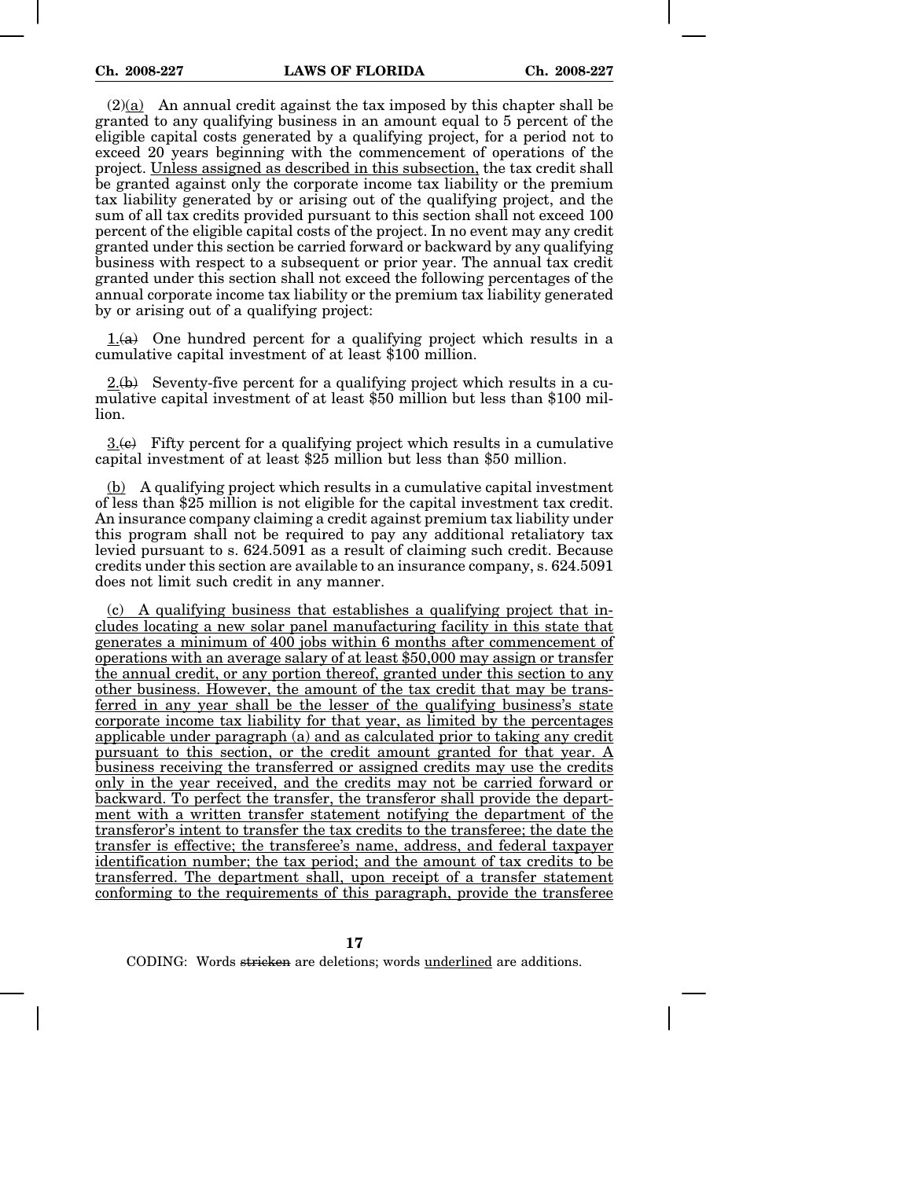(2)(a) An annual credit against the tax imposed by this chapter shall be granted to any qualifying business in an amount equal to 5 percent of the eligible capital costs generated by a qualifying project, for a period not to exceed 20 years beginning with the commencement of operations of the project. Unless assigned as described in this subsection, the tax credit shall be granted against only the corporate income tax liability or the premium tax liability generated by or arising out of the qualifying project, and the sum of all tax credits provided pursuant to this section shall not exceed 100 percent of the eligible capital costs of the project. In no event may any credit granted under this section be carried forward or backward by any qualifying business with respect to a subsequent or prior year. The annual tax credit granted under this section shall not exceed the following percentages of the annual corporate income tax liability or the premium tax liability generated by or arising out of a qualifying project:

1.~~(a)~~ One hundred percent for a qualifying project which results in a cumulative capital investment of at least $100 million.

2.~~(b)~~ Seventy-five percent for a qualifying project which results in a cumulative capital investment of at least $50 million but less than $100 million.

3.~~(c)~~ Fifty percent for a qualifying project which results in a cumulative capital investment of at least $25 million but less than $50 million.

(b) A qualifying project which results in a cumulative capital investment of less than $25 million is not eligible for the capital investment tax credit. An insurance company claiming a credit against premium tax liability under this program shall not be required to pay any additional retaliatory tax levied pursuant to s. 624.5091 as a result of claiming such credit. Because credits under this section are available to an insurance company, s. 624.5091 does not limit such credit in any manner.

(c) A qualifying business that establishes a qualifying project that includes locating a new solar panel manufacturing facility in this state that generates a minimum of 400 jobs within 6 months after commencement of operations with an average salary of at least $50,000 may assign or transfer the annual credit, or any portion thereof, granted under this section to any other business. However, the amount of the tax credit that may be transferred in any year shall be the lesser of the qualifying business's state corporate income tax liability for that year, as limited by the percentages applicable under paragraph (a) and as calculated prior to taking any credit pursuant to this section, or the credit amount granted for that year. A business receiving the transferred or assigned credits may use the credits only in the year received, and the credits may not be carried forward or backward. To perfect the transfer, the transferor shall provide the department with a written transfer statement notifying the department of the transferor's intent to transfer the tax credits to the transferee; the date the transfer is effective; the transferee's name, address, and federal taxpayer identification number; the tax period; and the amount of tax credits to be transferred. The department shall, upon receipt of a transfer statement conforming to the requirements of this paragraph, provide the transferee

CODING: Words ~~stricken~~ are deletions; words underlined are additions.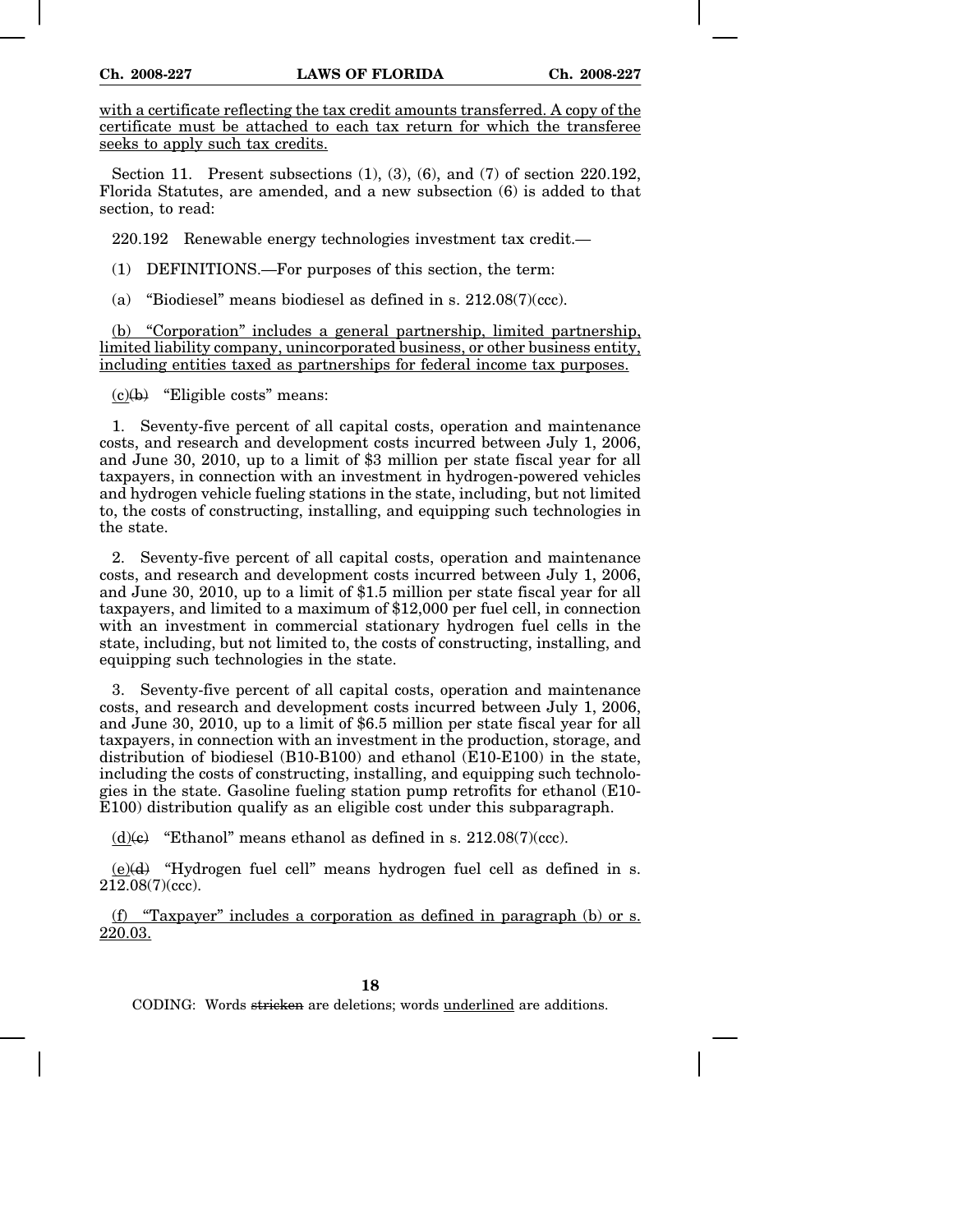with a certificate reflecting the tax credit amounts transferred. A copy of the certificate must be attached to each tax return for which the transferee seeks to apply such tax credits.

Section 11. Present subsections (1), (3), (6), and (7) of section 220.192, Florida Statutes, are amended, and a new subsection (6) is added to that section, to read:

220.192 Renewable energy technologies investment tax credit.—

(1) DEFINITIONS.—For purposes of this section, the term:

(a) "Biodiesel" means biodiesel as defined in s. 212.08(7)(ccc).

(b) "Corporation" includes a general partnership, limited partnership, limited liability company, unincorporated business, or other business entity, including entities taxed as partnerships for federal income tax purposes.

(c)~~(b)~~ "Eligible costs" means:

1. Seventy-five percent of all capital costs, operation and maintenance costs, and research and development costs incurred between July 1, 2006, and June 30, 2010, up to a limit of $3 million per state fiscal year for all taxpayers, in connection with an investment in hydrogen-powered vehicles and hydrogen vehicle fueling stations in the state, including, but not limited to, the costs of constructing, installing, and equipping such technologies in the state.

2. Seventy-five percent of all capital costs, operation and maintenance costs, and research and development costs incurred between July 1, 2006, and June 30, 2010, up to a limit of $1.5 million per state fiscal year for all taxpayers, and limited to a maximum of $12,000 per fuel cell, in connection with an investment in commercial stationary hydrogen fuel cells in the state, including, but not limited to, the costs of constructing, installing, and equipping such technologies in the state.

3. Seventy-five percent of all capital costs, operation and maintenance costs, and research and development costs incurred between July 1, 2006, and June 30, 2010, up to a limit of $6.5 million per state fiscal year for all taxpayers, in connection with an investment in the production, storage, and distribution of biodiesel (B10-B100) and ethanol (E10-E100) in the state, including the costs of constructing, installing, and equipping such technologies in the state. Gasoline fueling station pump retrofits for ethanol (E10-E100) distribution qualify as an eligible cost under this subparagraph.

(d)~~(c)~~ "Ethanol" means ethanol as defined in s. 212.08(7)(ccc).

(e)~~(d)~~ "Hydrogen fuel cell" means hydrogen fuel cell as defined in s. 212.08(7)(ccc).

(f) "Taxpayer" includes a corporation as defined in paragraph (b) or s. 220.03.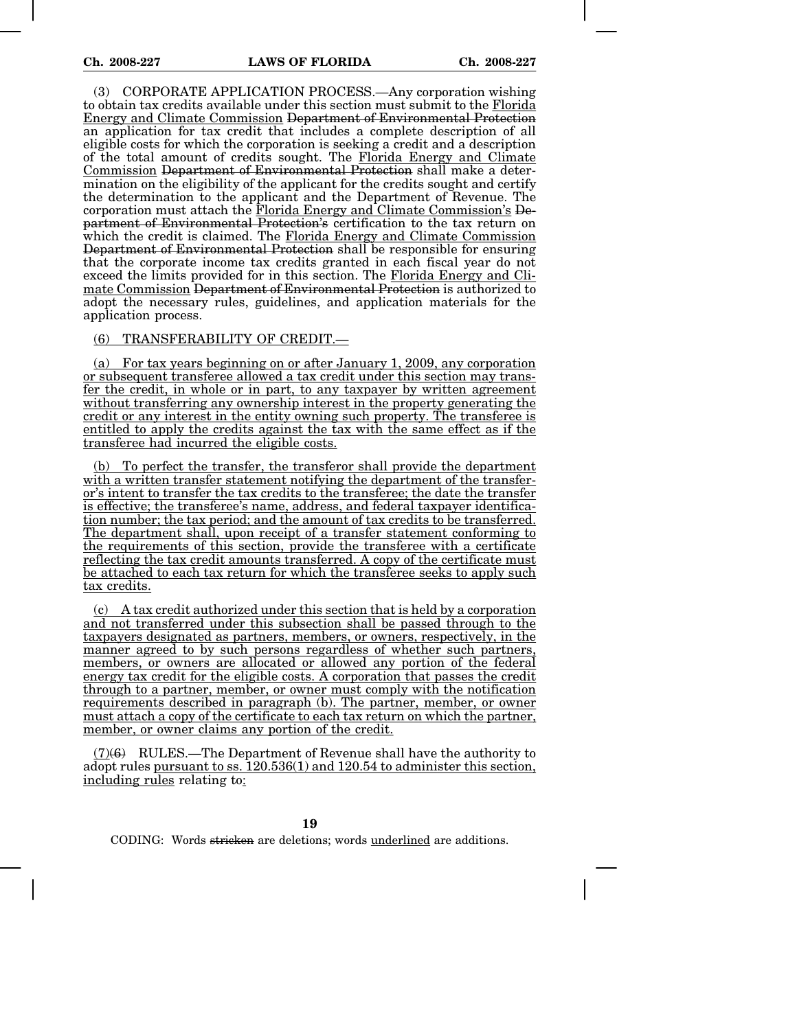(3) CORPORATE APPLICATION PROCESS.—Any corporation wishing to obtain tax credits available under this section must submit to the <u>Florida Energy and Climate Commission</u> ~~Department of Environmental Protection~~ an application for tax credit that includes a complete description of all eligible costs for which the corporation is seeking a credit and a description of the total amount of credits sought. The <u>Florida Energy and Climate Commission</u> ~~Department of Environmental Protection~~ shall make a determination on the eligibility of the applicant for the credits sought and certify the determination to the applicant and the Department of Revenue. The corporation must attach the <u>Florida Energy and Climate Commission's</u> ~~Department of Environmental Protection's~~ certification to the tax return on which the credit is claimed. The <u>Florida Energy and Climate Commission</u> ~~Department of Environmental Protection~~ shall be responsible for ensuring that the corporate income tax credits granted in each fiscal year do not exceed the limits provided for in this section. The <u>Florida Energy and Climate Commission</u> ~~Department of Environmental Protection~~ is authorized to adopt the necessary rules, guidelines, and application materials for the application process.

<u>(6) TRANSFERABILITY OF CREDIT.—</u>

<u>(a) For tax years beginning on or after January 1, 2009, any corporation or subsequent transferee allowed a tax credit under this section may transfer the credit, in whole or in part, to any taxpayer by written agreement without transferring any ownership interest in the property generating the credit or any interest in the entity owning such property. The transferee is entitled to apply the credits against the tax with the same effect as if the transferee had incurred the eligible costs.</u>

<u>(b) To perfect the transfer, the transferor shall provide the department with a written transfer statement notifying the department of the transferor's intent to transfer the tax credits to the transferee; the date the transfer is effective; the transferee's name, address, and federal taxpayer identification number; the tax period; and the amount of tax credits to be transferred. The department shall, upon receipt of a transfer statement conforming to the requirements of this section, provide the transferee with a certificate reflecting the tax credit amounts transferred. A copy of the certificate must be attached to each tax return for which the transferee seeks to apply such tax credits.</u>

<u>(c) A tax credit authorized under this section that is held by a corporation and not transferred under this subsection shall be passed through to the taxpayers designated as partners, members, or owners, respectively, in the manner agreed to by such persons regardless of whether such partners, members, or owners are allocated or allowed any portion of the federal energy tax credit for the eligible costs. A corporation that passes the credit through to a partner, member, or owner must comply with the notification requirements described in paragraph (b). The partner, member, or owner must attach a copy of the certificate to each tax return on which the partner, member, or owner claims any portion of the credit.</u>

<u>(7)</u>~~(6)~~ RULES.—The Department of Revenue shall have the authority to adopt rules <u>pursuant to ss. 120.536(1) and 120.54 to administer this section, including rules</u> relating to<u>:</u>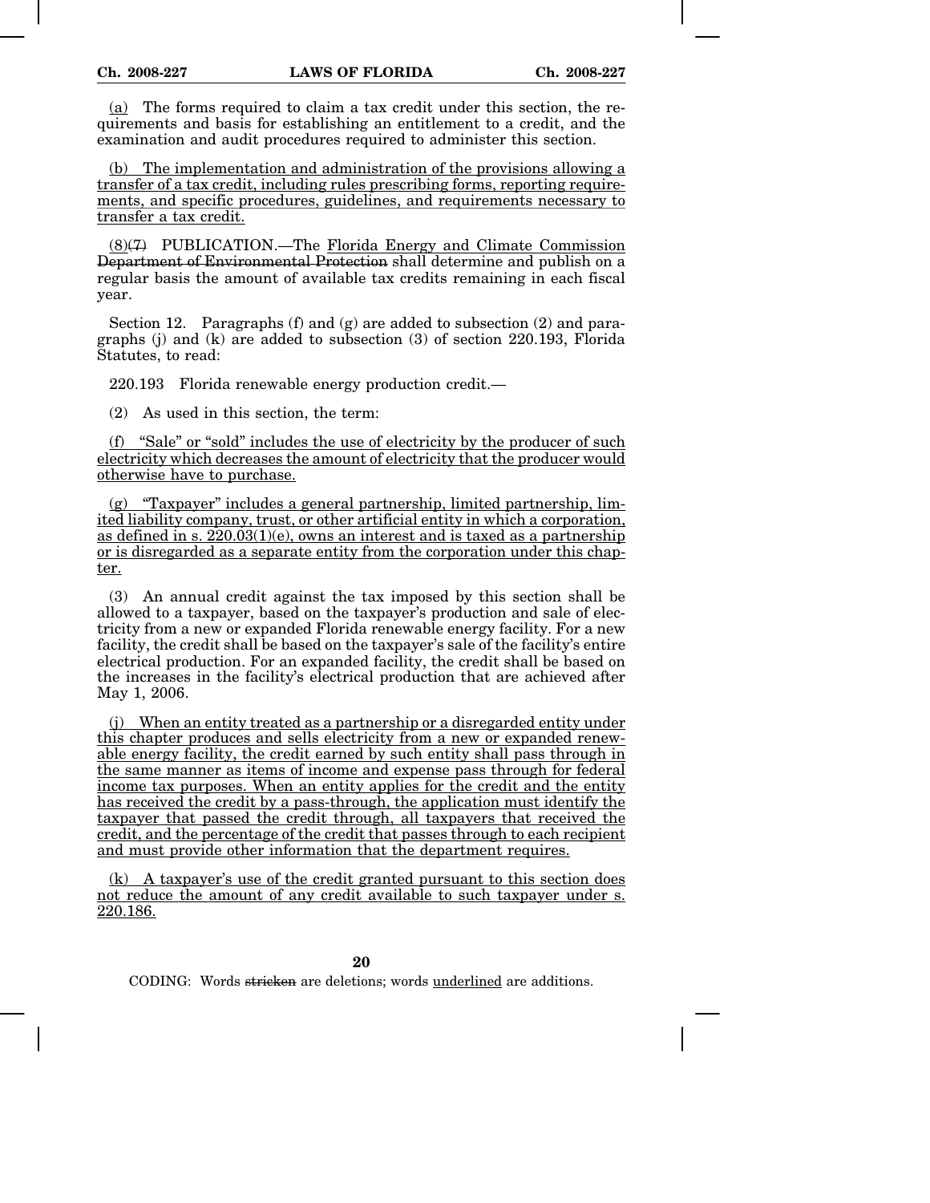(a) The forms required to claim a tax credit under this section, the requirements and basis for establishing an entitlement to a credit, and the examination and audit procedures required to administer this section.

(b) The implementation and administration of the provisions allowing a transfer of a tax credit, including rules prescribing forms, reporting requirements, and specific procedures, guidelines, and requirements necessary to transfer a tax credit.

(8)~~(7)~~ PUBLICATION.—The Florida Energy and Climate Commission ~~Department of Environmental Protection~~ shall determine and publish on a regular basis the amount of available tax credits remaining in each fiscal year.

Section 12. Paragraphs (f) and (g) are added to subsection (2) and paragraphs (j) and (k) are added to subsection (3) of section 220.193, Florida Statutes, to read:

220.193 Florida renewable energy production credit.—

(2) As used in this section, the term:

(f) "Sale" or "sold" includes the use of electricity by the producer of such electricity which decreases the amount of electricity that the producer would otherwise have to purchase.

(g) "Taxpayer" includes a general partnership, limited partnership, limited liability company, trust, or other artificial entity in which a corporation, as defined in s. 220.03(1)(e), owns an interest and is taxed as a partnership or is disregarded as a separate entity from the corporation under this chapter.

(3) An annual credit against the tax imposed by this section shall be allowed to a taxpayer, based on the taxpayer's production and sale of electricity from a new or expanded Florida renewable energy facility. For a new facility, the credit shall be based on the taxpayer's sale of the facility's entire electrical production. For an expanded facility, the credit shall be based on the increases in the facility's electrical production that are achieved after May 1, 2006.

(j) When an entity treated as a partnership or a disregarded entity under this chapter produces and sells electricity from a new or expanded renewable energy facility, the credit earned by such entity shall pass through in the same manner as items of income and expense pass through for federal income tax purposes. When an entity applies for the credit and the entity has received the credit by a pass-through, the application must identify the taxpayer that passed the credit through, all taxpayers that received the credit, and the percentage of the credit that passes through to each recipient and must provide other information that the department requires.

(k) A taxpayer's use of the credit granted pursuant to this section does not reduce the amount of any credit available to such taxpayer under s. 220.186.

CODING: Words ~~stricken~~ are deletions; words underlined are additions.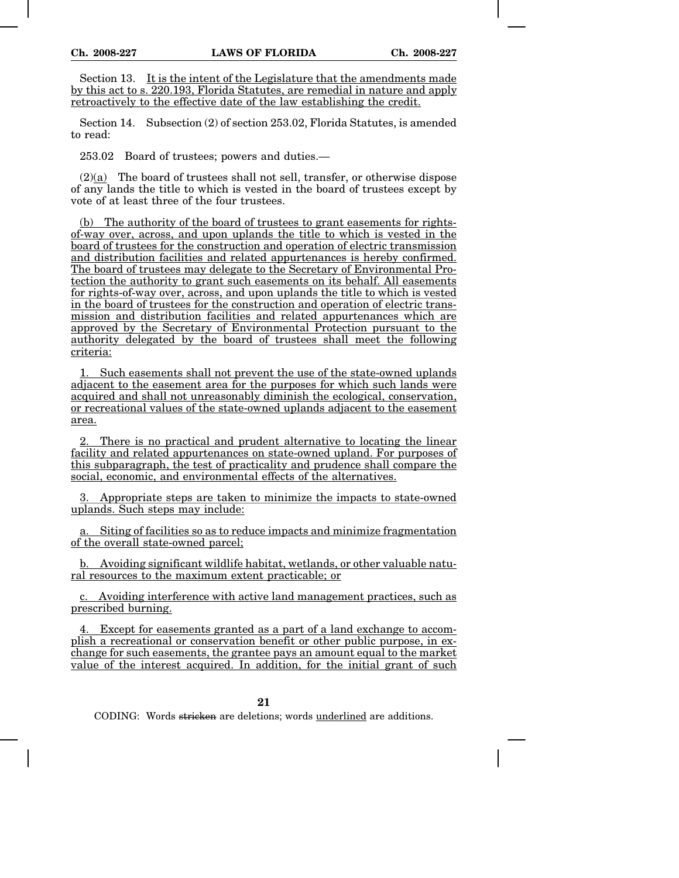Section 13. It is the intent of the Legislature that the amendments made by this act to s. 220.193, Florida Statutes, are remedial in nature and apply retroactively to the effective date of the law establishing the credit.

Section 14. Subsection (2) of section 253.02, Florida Statutes, is amended to read:

253.02 Board of trustees; powers and duties.—

(2)(a) The board of trustees shall not sell, transfer, or otherwise dispose of any lands the title to which is vested in the board of trustees except by vote of at least three of the four trustees.

(b) The authority of the board of trustees to grant easements for rights-of-way over, across, and upon uplands the title to which is vested in the board of trustees for the construction and operation of electric transmission and distribution facilities and related appurtenances is hereby confirmed. The board of trustees may delegate to the Secretary of Environmental Protection the authority to grant such easements on its behalf. All easements for rights-of-way over, across, and upon uplands the title to which is vested in the board of trustees for the construction and operation of electric transmission and distribution facilities and related appurtenances which are approved by the Secretary of Environmental Protection pursuant to the authority delegated by the board of trustees shall meet the following criteria:

1. Such easements shall not prevent the use of the state-owned uplands adjacent to the easement area for the purposes for which such lands were acquired and shall not unreasonably diminish the ecological, conservation, or recreational values of the state-owned uplands adjacent to the easement area.

2. There is no practical and prudent alternative to locating the linear facility and related appurtenances on state-owned upland. For purposes of this subparagraph, the test of practicality and prudence shall compare the social, economic, and environmental effects of the alternatives.

3. Appropriate steps are taken to minimize the impacts to state-owned uplands. Such steps may include:

a. Siting of facilities so as to reduce impacts and minimize fragmentation of the overall state-owned parcel;

b. Avoiding significant wildlife habitat, wetlands, or other valuable natural resources to the maximum extent practicable; or

c. Avoiding interference with active land management practices, such as prescribed burning.

4. Except for easements granted as a part of a land exchange to accomplish a recreational or conservation benefit or other public purpose, in exchange for such easements, the grantee pays an amount equal to the market value of the interest acquired. In addition, for the initial grant of such

CODING: Words stricken are deletions; words underlined are additions.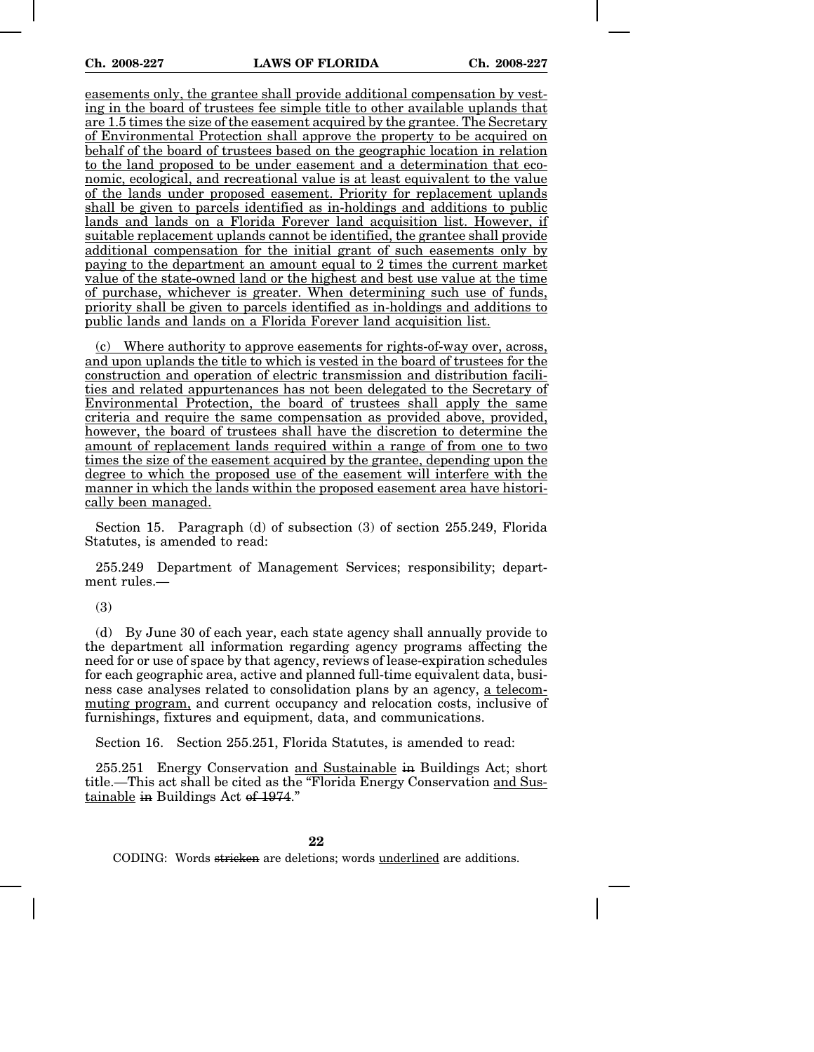<u>easements only, the grantee shall provide additional compensation by vesting in the board of trustees fee simple title to other available uplands that are 1.5 times the size of the easement acquired by the grantee. The Secretary of Environmental Protection shall approve the property to be acquired on behalf of the board of trustees based on the geographic location in relation to the land proposed to be under easement and a determination that economic, ecological, and recreational value is at least equivalent to the value of the lands under proposed easement. Priority for replacement uplands shall be given to parcels identified as in-holdings and additions to public lands and lands on a Florida Forever land acquisition list. However, if suitable replacement uplands cannot be identified, the grantee shall provide additional compensation for the initial grant of such easements only by paying to the department an amount equal to 2 times the current market value of the state-owned land or the highest and best use value at the time of purchase, whichever is greater. When determining such use of funds, priority shall be given to parcels identified as in-holdings and additions to public lands and lands on a Florida Forever land acquisition list.</u>

<u>(c) Where authority to approve easements for rights-of-way over, across, and upon uplands the title to which is vested in the board of trustees for the construction and operation of electric transmission and distribution facilities and related appurtenances has not been delegated to the Secretary of Environmental Protection, the board of trustees shall apply the same criteria and require the same compensation as provided above, provided, however, the board of trustees shall have the discretion to determine the amount of replacement lands required within a range of from one to two times the size of the easement acquired by the grantee, depending upon the degree to which the proposed use of the easement will interfere with the manner in which the lands within the proposed easement area have historically been managed.</u>

Section 15. Paragraph (d) of subsection (3) of section 255.249, Florida Statutes, is amended to read:

255.249 Department of Management Services; responsibility; department rules.—

(3)

(d) By June 30 of each year, each state agency shall annually provide to the department all information regarding agency programs affecting the need for or use of space by that agency, reviews of lease-expiration schedules for each geographic area, active and planned full-time equivalent data, business case analyses related to consolidation plans by an agency, <u>a telecommuting program,</u> and current occupancy and relocation costs, inclusive of furnishings, fixtures and equipment, data, and communications.

Section 16. Section 255.251, Florida Statutes, is amended to read:

255.251 Energy Conservation <u>and Sustainable</u> ~~in~~ Buildings Act; short title.—This act shall be cited as the "Florida Energy Conservation <u>and Sustainable</u> ~~in~~ Buildings Act ~~of 1974~~."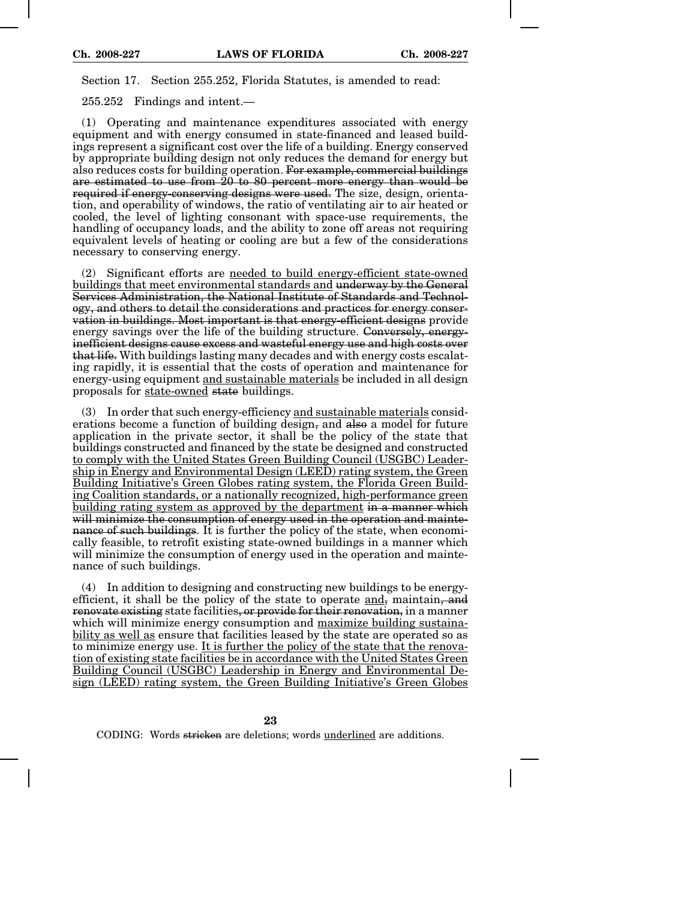Section 17. Section 255.252, Florida Statutes, is amended to read:

255.252 Findings and intent.—

(1) Operating and maintenance expenditures associated with energy equipment and with energy consumed in state-financed and leased buildings represent a significant cost over the life of a building. Energy conserved by appropriate building design not only reduces the demand for energy but also reduces costs for building operation. ~~For example, commercial buildings are estimated to use from 20 to 80 percent more energy than would be required if energy-conserving designs were used.~~ The size, design, orientation, and operability of windows, the ratio of ventilating air to air heated or cooled, the level of lighting consonant with space-use requirements, the handling of occupancy loads, and the ability to zone off areas not requiring equivalent levels of heating or cooling are but a few of the considerations necessary to conserving energy.

(2) Significant efforts are <u>needed to build energy-efficient state-owned buildings that meet environmental standards and</u> ~~underway by the General Services Administration, the National Institute of Standards and Technology, and others to detail the considerations and practices for energy conservation in buildings. Most important is that energy-efficient designs~~ provide energy savings over the life of the building structure. ~~Conversely, energy-inefficient designs cause excess and wasteful energy use and high costs over that life.~~ With buildings lasting many decades and with energy costs escalating rapidly, it is essential that the costs of operation and maintenance for energy-using equipment <u>and sustainable materials</u> be included in all design proposals for <u>state-owned</u> ~~state~~ buildings.

(3) In order that such energy-efficiency <u>and sustainable materials</u> considerations become a function of building design~~,~~ and ~~also~~ a model for future application in the private sector, it shall be the policy of the state that buildings constructed and financed by the state be designed and constructed <u>to comply with the United States Green Building Council (USGBC) Leadership in Energy and Environmental Design (LEED) rating system, the Green Building Initiative's Green Globes rating system, the Florida Green Building Coalition standards, or a nationally recognized, high-performance green building rating system as approved by the department</u> ~~in a manner which will minimize the consumption of energy used in the operation and maintenance of such buildings~~. It is further the policy of the state, when economically feasible, to retrofit existing state-owned buildings in a manner which will minimize the consumption of energy used in the operation and maintenance of such buildings.

(4) In addition to designing and constructing new buildings to be energy-efficient, it shall be the policy of the state to operate <u>and</u>~~,~~ maintain~~, and renovate existing~~ state facilities~~, or provide for their renovation,~~ in a manner which will minimize energy consumption and <u>maximize building sustainability as well as</u> ensure that facilities leased by the state are operated so as to minimize energy use. <u>It is further the policy of the state that the renovation of existing state facilities be in accordance with the United States Green Building Council (USGBC) Leadership in Energy and Environmental Design (LEED) rating system, the Green Building Initiative's Green Globes</u>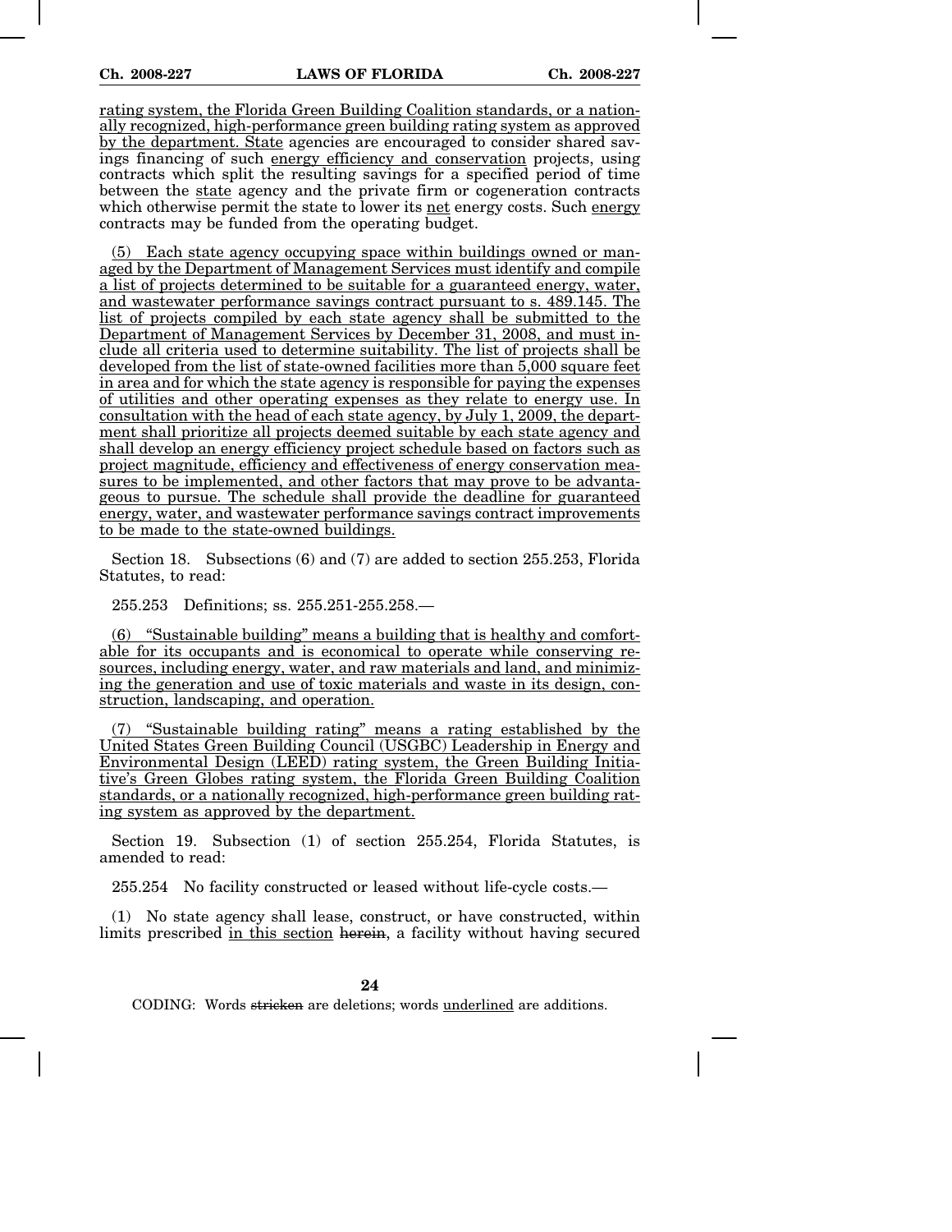rating system, the Florida Green Building Coalition standards, or a nationally recognized, high-performance green building rating system as approved by the department. State agencies are encouraged to consider shared savings financing of such energy efficiency and conservation projects, using contracts which split the resulting savings for a specified period of time between the state agency and the private firm or cogeneration contracts which otherwise permit the state to lower its net energy costs. Such energy contracts may be funded from the operating budget.

(5) Each state agency occupying space within buildings owned or managed by the Department of Management Services must identify and compile a list of projects determined to be suitable for a guaranteed energy, water, and wastewater performance savings contract pursuant to s. 489.145. The list of projects compiled by each state agency shall be submitted to the Department of Management Services by December 31, 2008, and must include all criteria used to determine suitability. The list of projects shall be developed from the list of state-owned facilities more than 5,000 square feet in area and for which the state agency is responsible for paying the expenses of utilities and other operating expenses as they relate to energy use. In consultation with the head of each state agency, by July 1, 2009, the department shall prioritize all projects deemed suitable by each state agency and shall develop an energy efficiency project schedule based on factors such as project magnitude, efficiency and effectiveness of energy conservation measures to be implemented, and other factors that may prove to be advantageous to pursue. The schedule shall provide the deadline for guaranteed energy, water, and wastewater performance savings contract improvements to be made to the state-owned buildings.

Section 18. Subsections (6) and (7) are added to section 255.253, Florida Statutes, to read:

255.253 Definitions; ss. 255.251-255.258.—

(6) "Sustainable building" means a building that is healthy and comfortable for its occupants and is economical to operate while conserving resources, including energy, water, and raw materials and land, and minimizing the generation and use of toxic materials and waste in its design, construction, landscaping, and operation.

(7) "Sustainable building rating" means a rating established by the United States Green Building Council (USGBC) Leadership in Energy and Environmental Design (LEED) rating system, the Green Building Initiative's Green Globes rating system, the Florida Green Building Coalition standards, or a nationally recognized, high-performance green building rating system as approved by the department.

Section 19. Subsection (1) of section 255.254, Florida Statutes, is amended to read:

255.254 No facility constructed or leased without life-cycle costs.—

(1) No state agency shall lease, construct, or have constructed, within limits prescribed in this section ~~herein~~, a facility without having secured

CODING: Words ~~stricken~~ are deletions; words underlined are additions.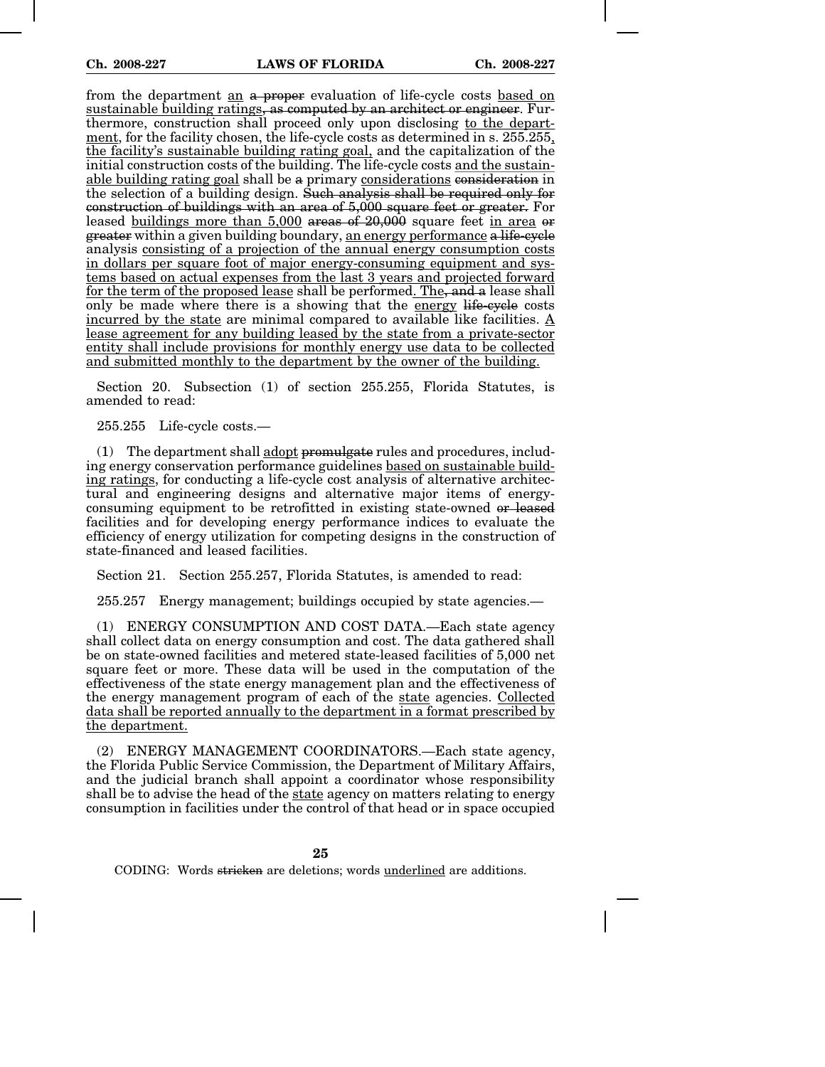from the department an a proper evaluation of life-cycle costs based on sustainable building ratings, as computed by an architect or engineer. Furthermore, construction shall proceed only upon disclosing to the department, for the facility chosen, the life-cycle costs as determined in s. 255.255, the facility's sustainable building rating goal, and the capitalization of the initial construction costs of the building. The life-cycle costs and the sustainable building rating goal shall be a primary considerations consideration in the selection of a building design. Such analysis shall be required only for construction of buildings with an area of 5,000 square feet or greater. For leased buildings more than 5,000 areas of 20,000 square feet in area or greater within a given building boundary, an energy performance a life-cycle analysis consisting of a projection of the annual energy consumption costs in dollars per square foot of major energy-consuming equipment and systems based on actual expenses from the last 3 years and projected forward for the term of the proposed lease shall be performed. The, and a lease shall only be made where there is a showing that the energy life-cycle costs incurred by the state are minimal compared to available like facilities. A lease agreement for any building leased by the state from a private-sector entity shall include provisions for monthly energy use data to be collected and submitted monthly to the department by the owner of the building.

Section 20. Subsection (1) of section 255.255, Florida Statutes, is amended to read:

255.255 Life-cycle costs.—

(1) The department shall adopt promulgate rules and procedures, including energy conservation performance guidelines based on sustainable building ratings, for conducting a life-cycle cost analysis of alternative architectural and engineering designs and alternative major items of energy-consuming equipment to be retrofitted in existing state-owned or leased facilities and for developing energy performance indices to evaluate the efficiency of energy utilization for competing designs in the construction of state-financed and leased facilities.

Section 21. Section 255.257, Florida Statutes, is amended to read:

255.257 Energy management; buildings occupied by state agencies.—

(1) ENERGY CONSUMPTION AND COST DATA.—Each state agency shall collect data on energy consumption and cost. The data gathered shall be on state-owned facilities and metered state-leased facilities of 5,000 net square feet or more. These data will be used in the computation of the effectiveness of the state energy management plan and the effectiveness of the energy management program of each of the state agencies. Collected data shall be reported annually to the department in a format prescribed by the department.

(2) ENERGY MANAGEMENT COORDINATORS.—Each state agency, the Florida Public Service Commission, the Department of Military Affairs, and the judicial branch shall appoint a coordinator whose responsibility shall be to advise the head of the state agency on matters relating to energy consumption in facilities under the control of that head or in space occupied

CODING: Words stricken are deletions; words underlined are additions.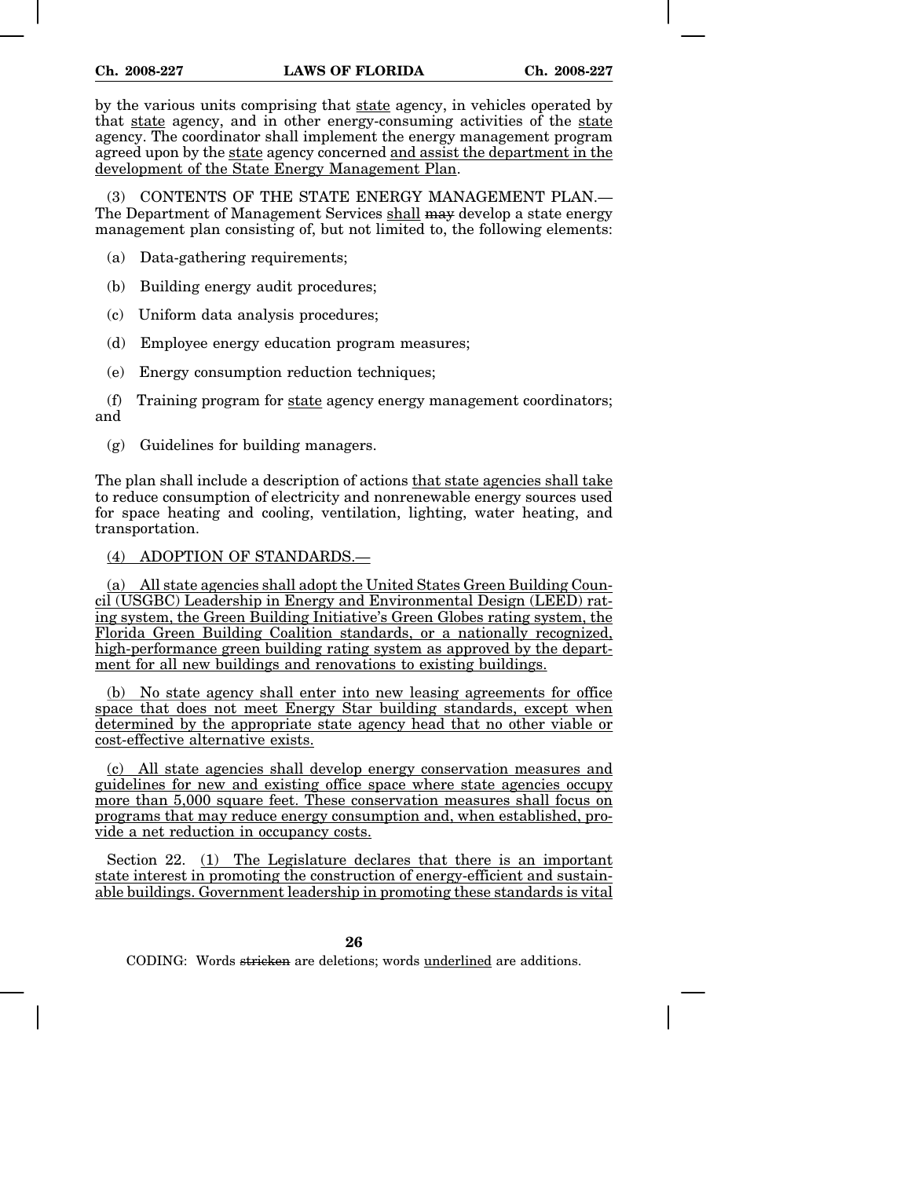by the various units comprising that state agency, in vehicles operated by that state agency, and in other energy-consuming activities of the state agency. The coordinator shall implement the energy management program agreed upon by the state agency concerned and assist the department in the development of the State Energy Management Plan.

(3) CONTENTS OF THE STATE ENERGY MANAGEMENT PLAN.—The Department of Management Services shall ~~may~~ develop a state energy management plan consisting of, but not limited to, the following elements:

(a) Data-gathering requirements;

(b) Building energy audit procedures;

(c) Uniform data analysis procedures;

(d) Employee energy education program measures;

(e) Energy consumption reduction techniques;

(f) Training program for state agency energy management coordinators; and

(g) Guidelines for building managers.

The plan shall include a description of actions that state agencies shall take to reduce consumption of electricity and nonrenewable energy sources used for space heating and cooling, ventilation, lighting, water heating, and transportation.

(4) ADOPTION OF STANDARDS.—

(a) All state agencies shall adopt the United States Green Building Council (USGBC) Leadership in Energy and Environmental Design (LEED) rating system, the Green Building Initiative's Green Globes rating system, the Florida Green Building Coalition standards, or a nationally recognized, high-performance green building rating system as approved by the department for all new buildings and renovations to existing buildings.

(b) No state agency shall enter into new leasing agreements for office space that does not meet Energy Star building standards, except when determined by the appropriate state agency head that no other viable or cost-effective alternative exists.

(c) All state agencies shall develop energy conservation measures and guidelines for new and existing office space where state agencies occupy more than 5,000 square feet. These conservation measures shall focus on programs that may reduce energy consumption and, when established, provide a net reduction in occupancy costs.

Section 22. (1) The Legislature declares that there is an important state interest in promoting the construction of energy-efficient and sustainable buildings. Government leadership in promoting these standards is vital

CODING: Words ~~stricken~~ are deletions; words underlined are additions.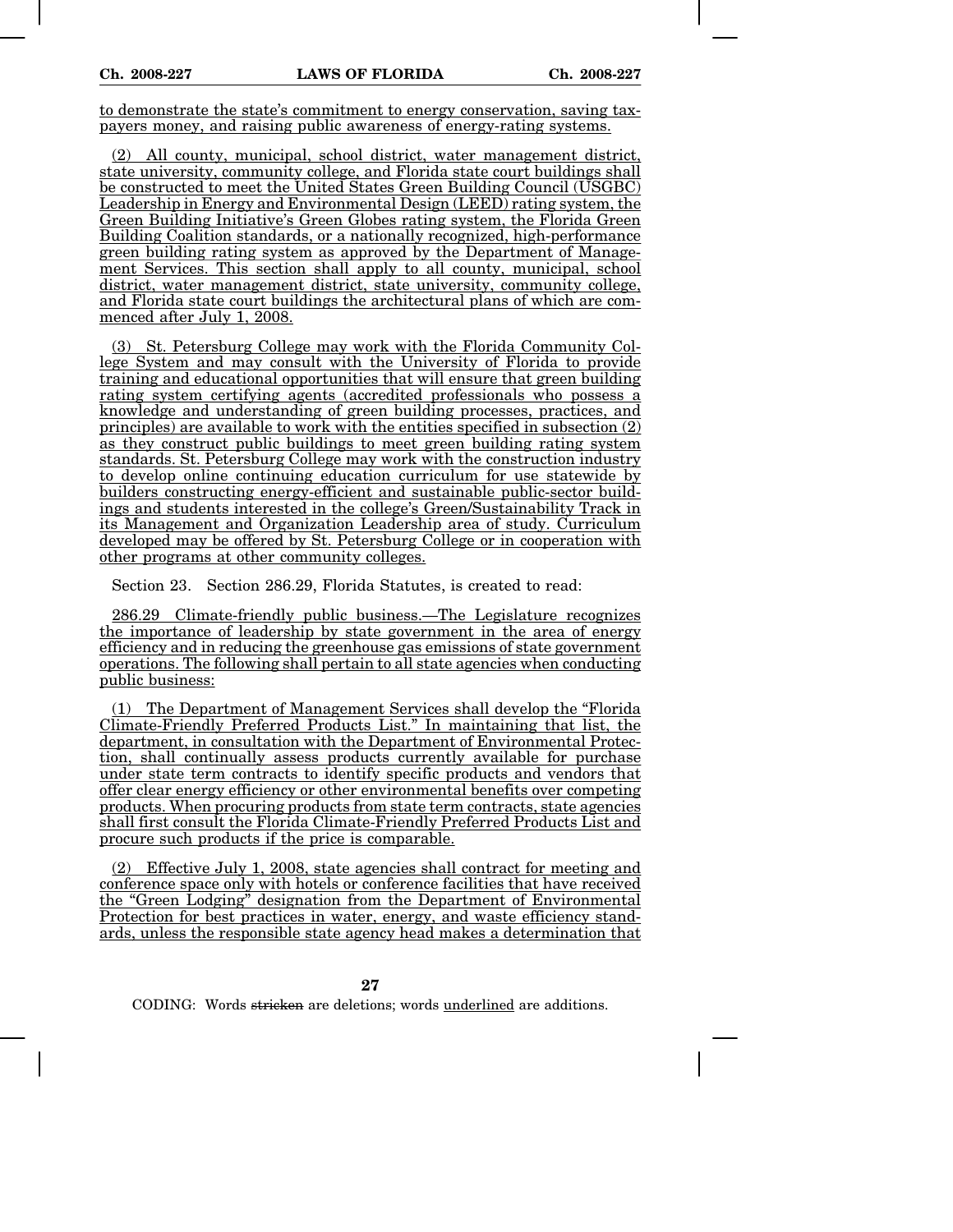to demonstrate the state's commitment to energy conservation, saving taxpayers money, and raising public awareness of energy-rating systems.

(2) All county, municipal, school district, water management district, state university, community college, and Florida state court buildings shall be constructed to meet the United States Green Building Council (USGBC) Leadership in Energy and Environmental Design (LEED) rating system, the Green Building Initiative's Green Globes rating system, the Florida Green Building Coalition standards, or a nationally recognized, high-performance green building rating system as approved by the Department of Management Services. This section shall apply to all county, municipal, school district, water management district, state university, community college, and Florida state court buildings the architectural plans of which are commenced after July 1, 2008.

(3) St. Petersburg College may work with the Florida Community College System and may consult with the University of Florida to provide training and educational opportunities that will ensure that green building rating system certifying agents (accredited professionals who possess a knowledge and understanding of green building processes, practices, and principles) are available to work with the entities specified in subsection (2) as they construct public buildings to meet green building rating system standards. St. Petersburg College may work with the construction industry to develop online continuing education curriculum for use statewide by builders constructing energy-efficient and sustainable public-sector buildings and students interested in the college's Green/Sustainability Track in its Management and Organization Leadership area of study. Curriculum developed may be offered by St. Petersburg College or in cooperation with other programs at other community colleges.

Section 23. Section 286.29, Florida Statutes, is created to read:

286.29 Climate-friendly public business.—The Legislature recognizes the importance of leadership by state government in the area of energy efficiency and in reducing the greenhouse gas emissions of state government operations. The following shall pertain to all state agencies when conducting public business:

(1) The Department of Management Services shall develop the "Florida Climate-Friendly Preferred Products List." In maintaining that list, the department, in consultation with the Department of Environmental Protection, shall continually assess products currently available for purchase under state term contracts to identify specific products and vendors that offer clear energy efficiency or other environmental benefits over competing products. When procuring products from state term contracts, state agencies shall first consult the Florida Climate-Friendly Preferred Products List and procure such products if the price is comparable.

(2) Effective July 1, 2008, state agencies shall contract for meeting and conference space only with hotels or conference facilities that have received the "Green Lodging" designation from the Department of Environmental Protection for best practices in water, energy, and waste efficiency standards, unless the responsible state agency head makes a determination that

CODING: Words ~~stricken~~ are deletions; words underlined are additions.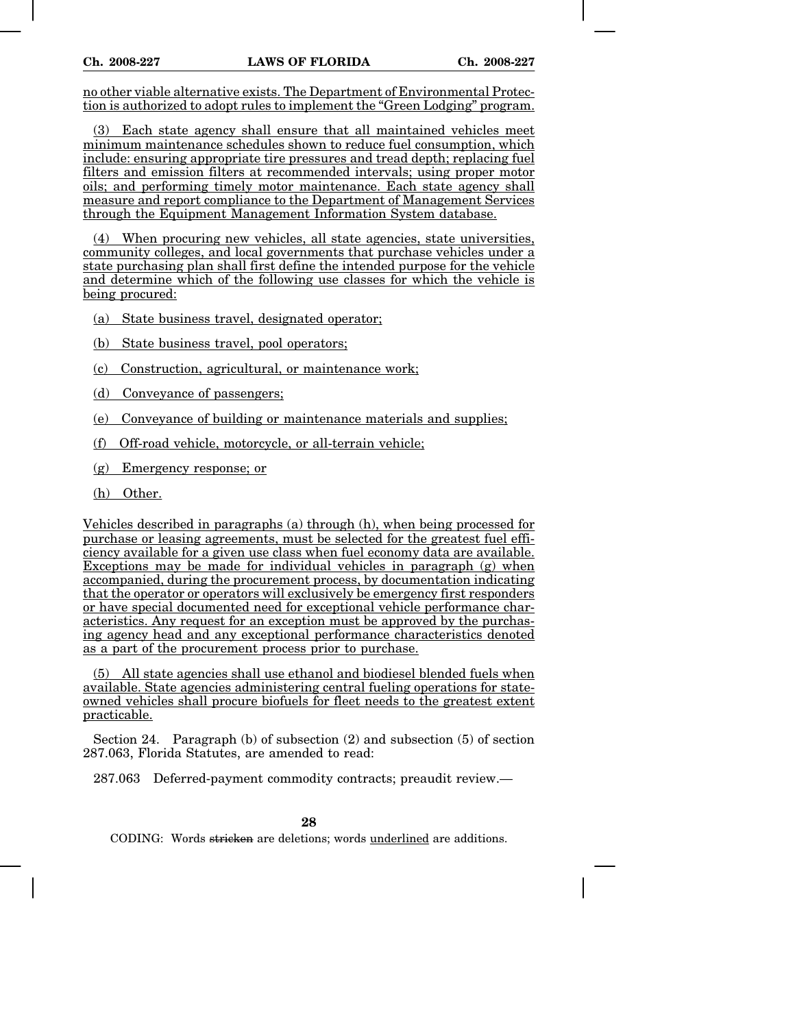no other viable alternative exists. The Department of Environmental Protection is authorized to adopt rules to implement the "Green Lodging" program.

(3) Each state agency shall ensure that all maintained vehicles meet minimum maintenance schedules shown to reduce fuel consumption, which include: ensuring appropriate tire pressures and tread depth; replacing fuel filters and emission filters at recommended intervals; using proper motor oils; and performing timely motor maintenance. Each state agency shall measure and report compliance to the Department of Management Services through the Equipment Management Information System database.

(4) When procuring new vehicles, all state agencies, state universities, community colleges, and local governments that purchase vehicles under a state purchasing plan shall first define the intended purpose for the vehicle and determine which of the following use classes for which the vehicle is being procured:

(a) State business travel, designated operator;

(b) State business travel, pool operators;

(c) Construction, agricultural, or maintenance work;

(d) Conveyance of passengers;

(e) Conveyance of building or maintenance materials and supplies;

(f) Off-road vehicle, motorcycle, or all-terrain vehicle;

(g) Emergency response; or

(h) Other.

Vehicles described in paragraphs (a) through (h), when being processed for purchase or leasing agreements, must be selected for the greatest fuel efficiency available for a given use class when fuel economy data are available. Exceptions may be made for individual vehicles in paragraph (g) when accompanied, during the procurement process, by documentation indicating that the operator or operators will exclusively be emergency first responders or have special documented need for exceptional vehicle performance characteristics. Any request for an exception must be approved by the purchasing agency head and any exceptional performance characteristics denoted as a part of the procurement process prior to purchase.

(5) All state agencies shall use ethanol and biodiesel blended fuels when available. State agencies administering central fueling operations for state-owned vehicles shall procure biofuels for fleet needs to the greatest extent practicable.

Section 24. Paragraph (b) of subsection (2) and subsection (5) of section 287.063, Florida Statutes, are amended to read:

287.063 Deferred-payment commodity contracts; preaudit review.—

CODING: Words stricken are deletions; words underlined are additions.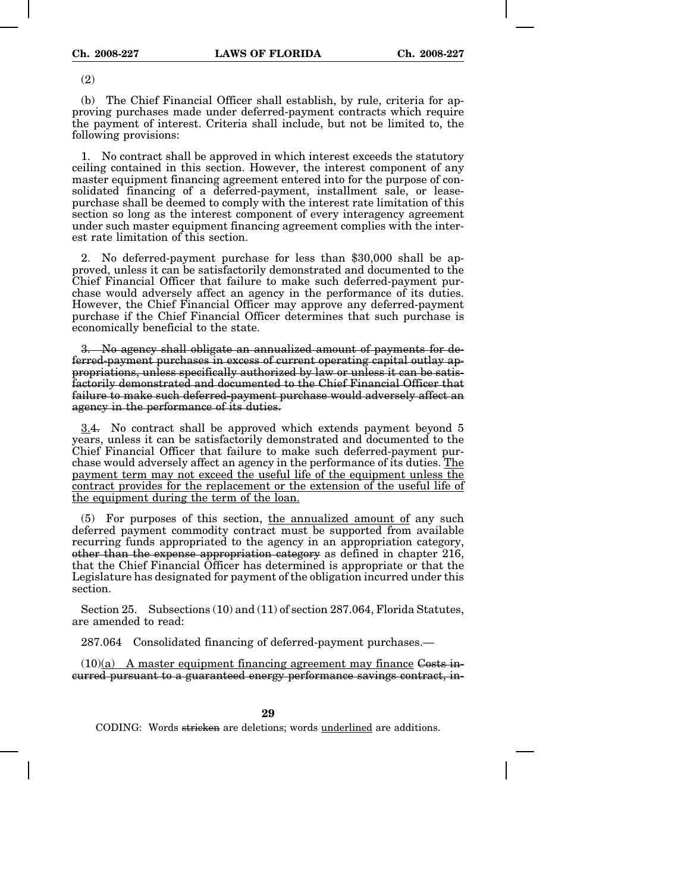(2)

(b) The Chief Financial Officer shall establish, by rule, criteria for approving purchases made under deferred-payment contracts which require the payment of interest. Criteria shall include, but not be limited to, the following provisions:

1. No contract shall be approved in which interest exceeds the statutory ceiling contained in this section. However, the interest component of any master equipment financing agreement entered into for the purpose of consolidated financing of a deferred-payment, installment sale, or lease-purchase shall be deemed to comply with the interest rate limitation of this section so long as the interest component of every interagency agreement under such master equipment financing agreement complies with the interest rate limitation of this section.

2. No deferred-payment purchase for less than $30,000 shall be approved, unless it can be satisfactorily demonstrated and documented to the Chief Financial Officer that failure to make such deferred-payment purchase would adversely affect an agency in the performance of its duties. However, the Chief Financial Officer may approve any deferred-payment purchase if the Chief Financial Officer determines that such purchase is economically beneficial to the state.

~~3. No agency shall obligate an annualized amount of payments for deferred-payment purchases in excess of current operating capital outlay appropriations, unless specifically authorized by law or unless it can be satisfactorily demonstrated and documented to the Chief Financial Officer that failure to make such deferred-payment purchase would adversely affect an agency in the performance of its duties.~~

<u>3.</u>~~4.~~ No contract shall be approved which extends payment beyond 5 years, unless it can be satisfactorily demonstrated and documented to the Chief Financial Officer that failure to make such deferred-payment purchase would adversely affect an agency in the performance of its duties. <u>The payment term may not exceed the useful life of the equipment unless the contract provides for the replacement or the extension of the useful life of the equipment during the term of the loan.</u>

(5) For purposes of this section, <u>the annualized amount of</u> any such deferred payment commodity contract must be supported from available recurring funds appropriated to the agency in an appropriation category, ~~other than the expense appropriation category~~ as defined in chapter 216, that the Chief Financial Officer has determined is appropriate or that the Legislature has designated for payment of the obligation incurred under this section.

Section 25. Subsections (10) and (11) of section 287.064, Florida Statutes, are amended to read:

287.064 Consolidated financing of deferred-payment purchases.—

(10)<u>(a) A master equipment financing agreement may finance</u> ~~Costs incurred pursuant to a guaranteed energy performance savings contract, in-~~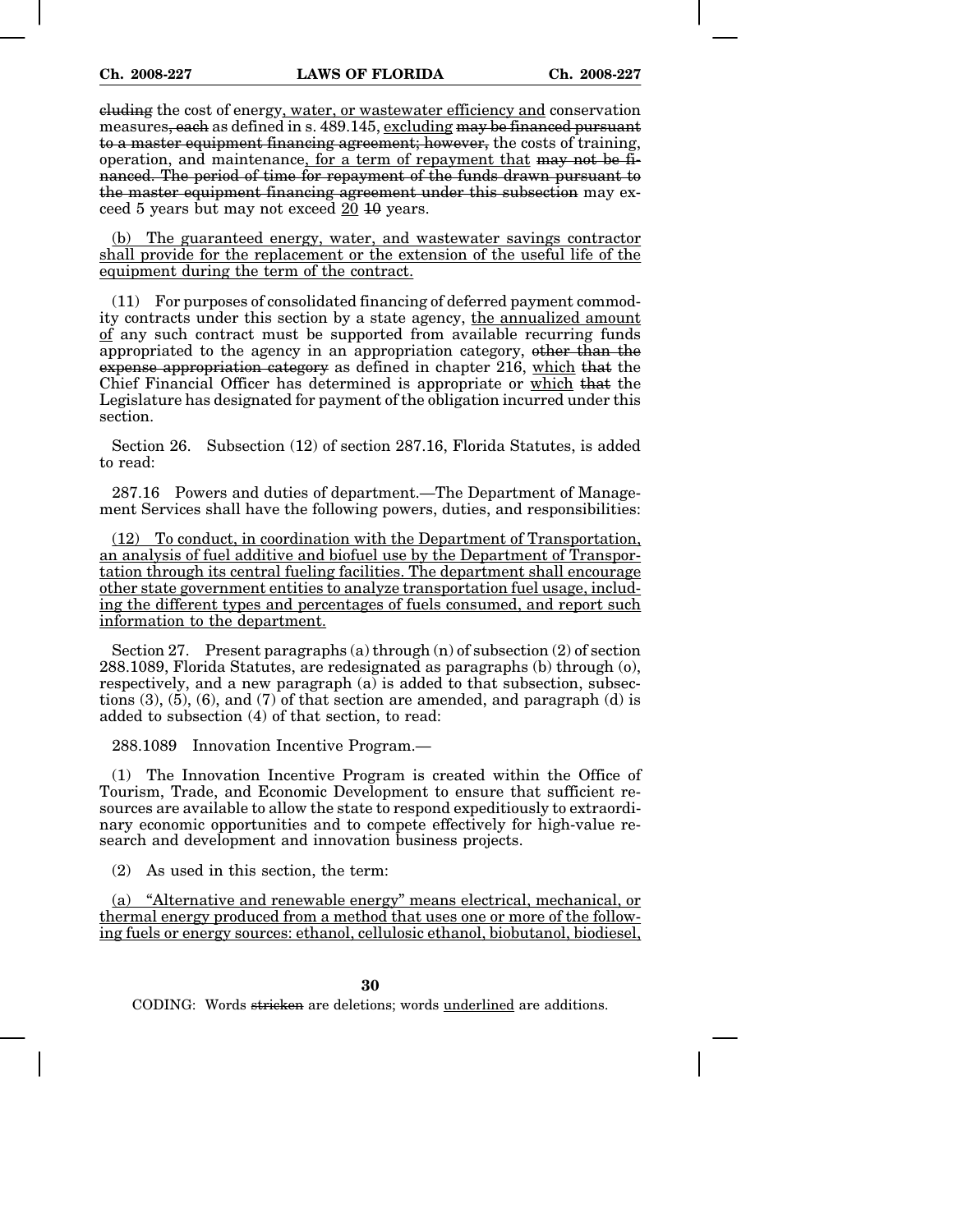~~cluding~~ the cost of energy, water, or wastewater efficiency and conservation measures~~, each~~ as defined in s. 489.145, excluding ~~may be financed pursuant to a master equipment financing agreement; however,~~ the costs of training, operation, and maintenance, for a term of repayment that ~~may not be financed. The period of time for repayment of the funds drawn pursuant to the master equipment financing agreement under this subsection~~ may exceed 5 years but may not exceed 20 ~~10~~ years.

(b) The guaranteed energy, water, and wastewater savings contractor shall provide for the replacement or the extension of the useful life of the equipment during the term of the contract.

(11) For purposes of consolidated financing of deferred payment commodity contracts under this section by a state agency, the annualized amount of any such contract must be supported from available recurring funds appropriated to the agency in an appropriation category, ~~other than the expense appropriation category~~ as defined in chapter 216, which ~~that~~ the Chief Financial Officer has determined is appropriate or which ~~that~~ the Legislature has designated for payment of the obligation incurred under this section.

Section 26. Subsection (12) of section 287.16, Florida Statutes, is added to read:

287.16 Powers and duties of department.—The Department of Management Services shall have the following powers, duties, and responsibilities:

(12) To conduct, in coordination with the Department of Transportation, an analysis of fuel additive and biofuel use by the Department of Transportation through its central fueling facilities. The department shall encourage other state government entities to analyze transportation fuel usage, including the different types and percentages of fuels consumed, and report such information to the department.

Section 27. Present paragraphs (a) through (n) of subsection (2) of section 288.1089, Florida Statutes, are redesignated as paragraphs (b) through (o), respectively, and a new paragraph (a) is added to that subsection, subsections (3), (5), (6), and (7) of that section are amended, and paragraph (d) is added to subsection (4) of that section, to read:

288.1089 Innovation Incentive Program.—

(1) The Innovation Incentive Program is created within the Office of Tourism, Trade, and Economic Development to ensure that sufficient resources are available to allow the state to respond expeditiously to extraordinary economic opportunities and to compete effectively for high-value research and development and innovation business projects.

(2) As used in this section, the term:

(a) "Alternative and renewable energy" means electrical, mechanical, or thermal energy produced from a method that uses one or more of the following fuels or energy sources: ethanol, cellulosic ethanol, biobutanol, biodiesel,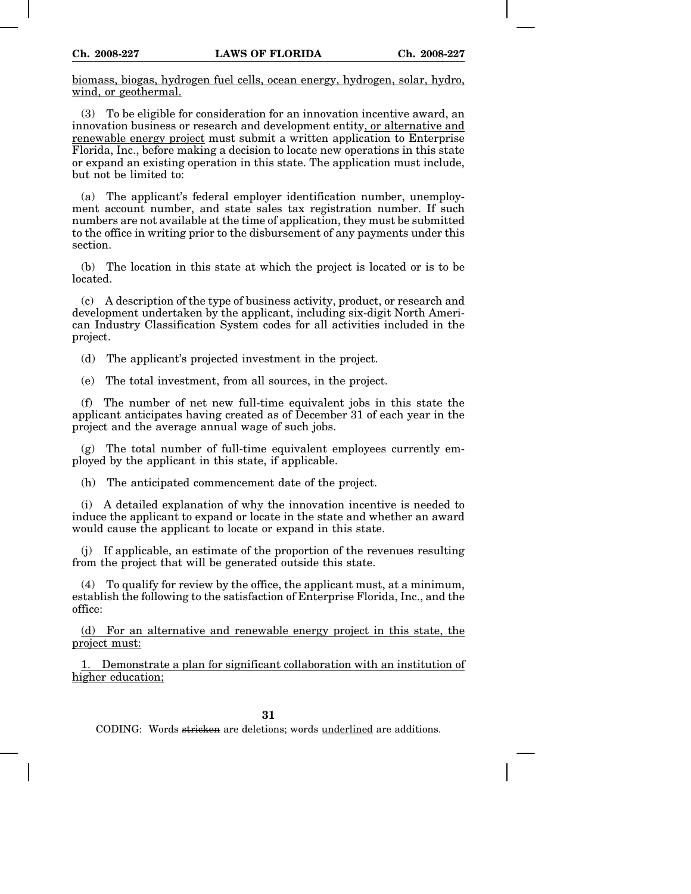biomass, biogas, hydrogen fuel cells, ocean energy, hydrogen, solar, hydro, wind, or geothermal.

(3) To be eligible for consideration for an innovation incentive award, an innovation business or research and development entity, or alternative and renewable energy project must submit a written application to Enterprise Florida, Inc., before making a decision to locate new operations in this state or expand an existing operation in this state. The application must include, but not be limited to:

(a) The applicant's federal employer identification number, unemployment account number, and state sales tax registration number. If such numbers are not available at the time of application, they must be submitted to the office in writing prior to the disbursement of any payments under this section.

(b) The location in this state at which the project is located or is to be located.

(c) A description of the type of business activity, product, or research and development undertaken by the applicant, including six-digit North American Industry Classification System codes for all activities included in the project.

(d) The applicant's projected investment in the project.

(e) The total investment, from all sources, in the project.

(f) The number of net new full-time equivalent jobs in this state the applicant anticipates having created as of December 31 of each year in the project and the average annual wage of such jobs.

(g) The total number of full-time equivalent employees currently employed by the applicant in this state, if applicable.

(h) The anticipated commencement date of the project.

(i) A detailed explanation of why the innovation incentive is needed to induce the applicant to expand or locate in the state and whether an award would cause the applicant to locate or expand in this state.

(j) If applicable, an estimate of the proportion of the revenues resulting from the project that will be generated outside this state.

(4) To qualify for review by the office, the applicant must, at a minimum, establish the following to the satisfaction of Enterprise Florida, Inc., and the office:

(d) For an alternative and renewable energy project in this state, the project must:

1. Demonstrate a plan for significant collaboration with an institution of higher education;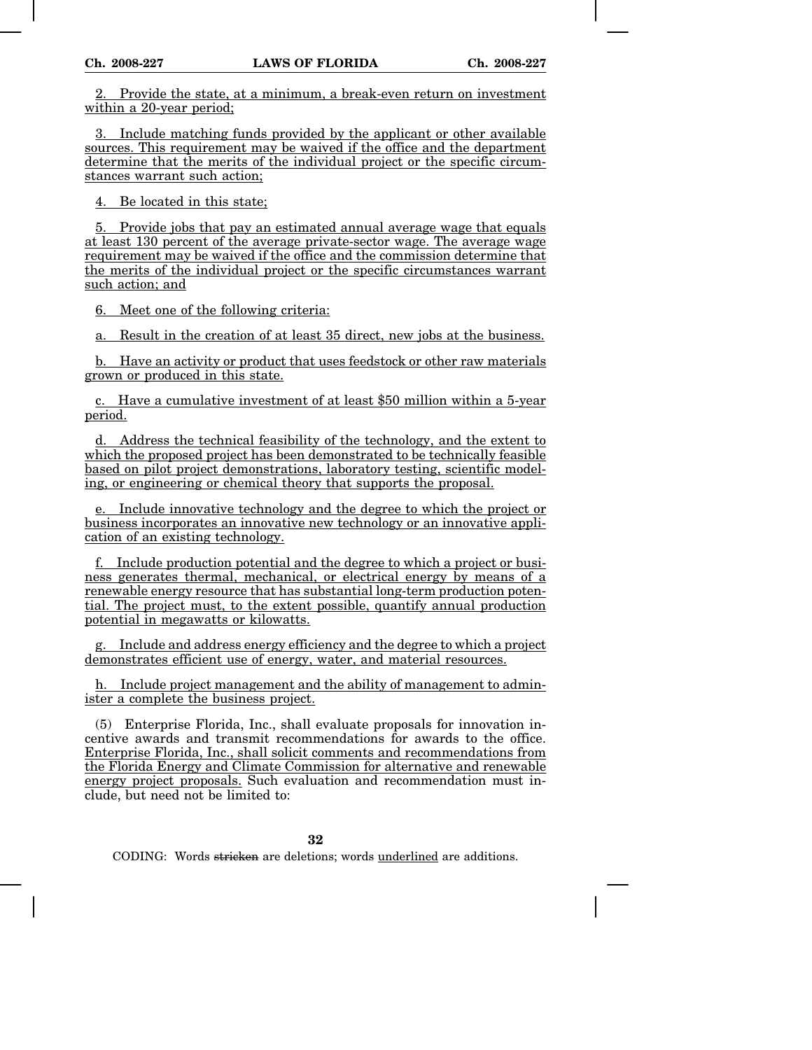2. Provide the state, at a minimum, a break-even return on investment within a 20-year period;

3. Include matching funds provided by the applicant or other available sources. This requirement may be waived if the office and the department determine that the merits of the individual project or the specific circumstances warrant such action;

4. Be located in this state;

5. Provide jobs that pay an estimated annual average wage that equals at least 130 percent of the average private-sector wage. The average wage requirement may be waived if the office and the commission determine that the merits of the individual project or the specific circumstances warrant such action; and

6. Meet one of the following criteria:

a. Result in the creation of at least 35 direct, new jobs at the business.

b. Have an activity or product that uses feedstock or other raw materials grown or produced in this state.

c. Have a cumulative investment of at least $50 million within a 5-year period.

d. Address the technical feasibility of the technology, and the extent to which the proposed project has been demonstrated to be technically feasible based on pilot project demonstrations, laboratory testing, scientific modeling, or engineering or chemical theory that supports the proposal.

e. Include innovative technology and the degree to which the project or business incorporates an innovative new technology or an innovative application of an existing technology.

f. Include production potential and the degree to which a project or business generates thermal, mechanical, or electrical energy by means of a renewable energy resource that has substantial long-term production potential. The project must, to the extent possible, quantify annual production potential in megawatts or kilowatts.

g. Include and address energy efficiency and the degree to which a project demonstrates efficient use of energy, water, and material resources.

h. Include project management and the ability of management to administer a complete the business project.

(5) Enterprise Florida, Inc., shall evaluate proposals for innovation incentive awards and transmit recommendations for awards to the office. Enterprise Florida, Inc., shall solicit comments and recommendations from the Florida Energy and Climate Commission for alternative and renewable energy project proposals. Such evaluation and recommendation must include, but need not be limited to: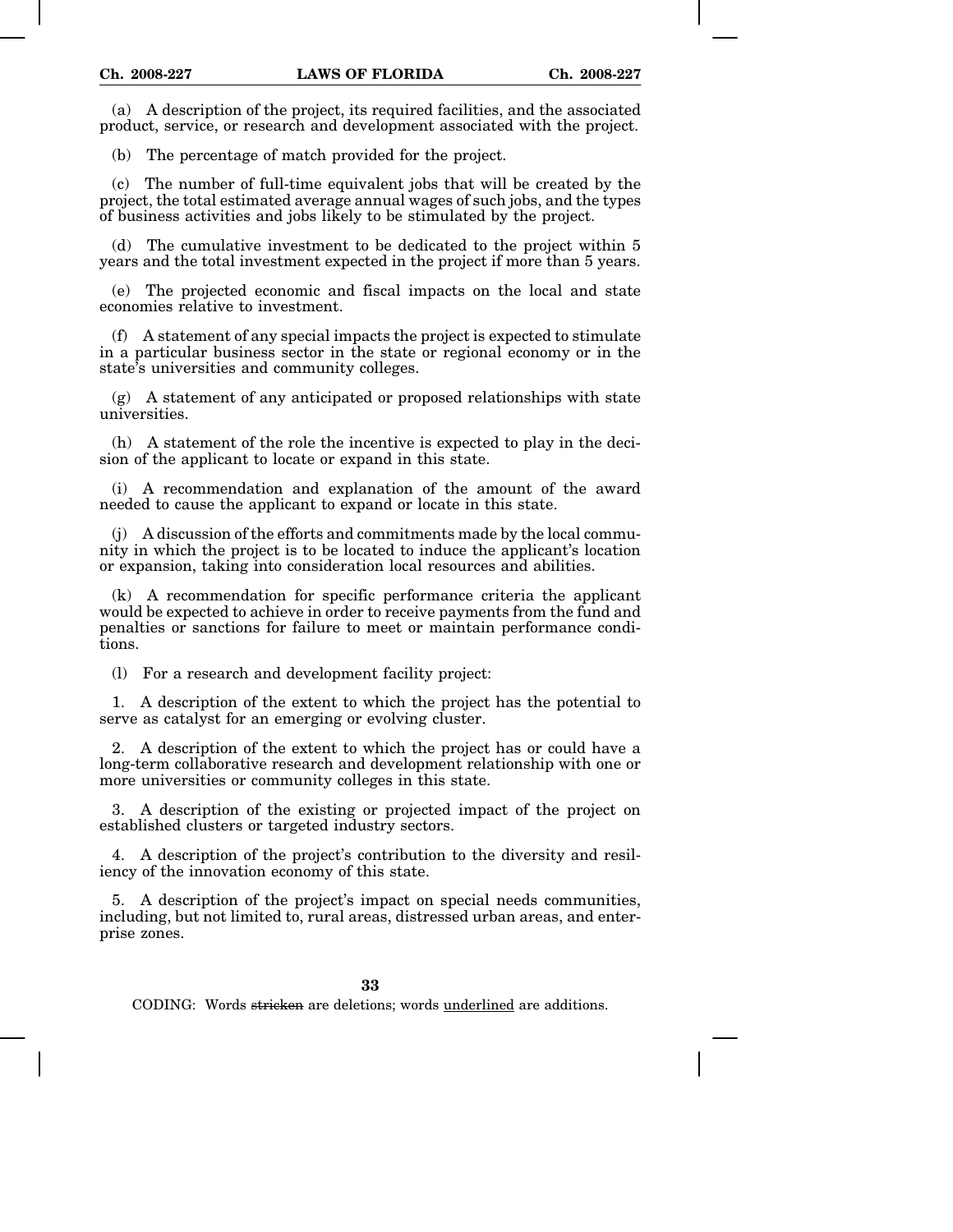(a) A description of the project, its required facilities, and the associated product, service, or research and development associated with the project.

(b) The percentage of match provided for the project.

(c) The number of full-time equivalent jobs that will be created by the project, the total estimated average annual wages of such jobs, and the types of business activities and jobs likely to be stimulated by the project.

(d) The cumulative investment to be dedicated to the project within 5 years and the total investment expected in the project if more than 5 years.

(e) The projected economic and fiscal impacts on the local and state economies relative to investment.

(f) A statement of any special impacts the project is expected to stimulate in a particular business sector in the state or regional economy or in the state's universities and community colleges.

(g) A statement of any anticipated or proposed relationships with state universities.

(h) A statement of the role the incentive is expected to play in the decision of the applicant to locate or expand in this state.

(i) A recommendation and explanation of the amount of the award needed to cause the applicant to expand or locate in this state.

(j) A discussion of the efforts and commitments made by the local community in which the project is to be located to induce the applicant's location or expansion, taking into consideration local resources and abilities.

(k) A recommendation for specific performance criteria the applicant would be expected to achieve in order to receive payments from the fund and penalties or sanctions for failure to meet or maintain performance conditions.

(l) For a research and development facility project:

1. A description of the extent to which the project has the potential to serve as catalyst for an emerging or evolving cluster.

2. A description of the extent to which the project has or could have a long-term collaborative research and development relationship with one or more universities or community colleges in this state.

3. A description of the existing or projected impact of the project on established clusters or targeted industry sectors.

4. A description of the project's contribution to the diversity and resiliency of the innovation economy of this state.

5. A description of the project's impact on special needs communities, including, but not limited to, rural areas, distressed urban areas, and enterprise zones.

CODING: Words stricken are deletions; words underlined are additions.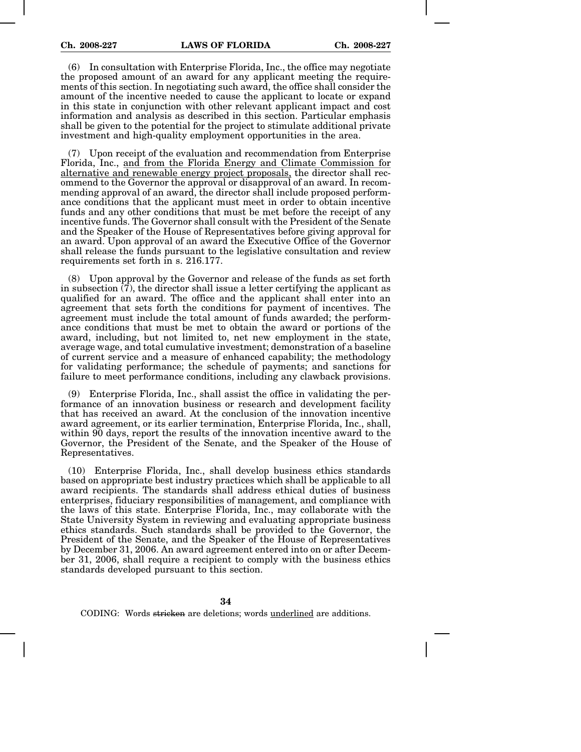(6) In consultation with Enterprise Florida, Inc., the office may negotiate the proposed amount of an award for any applicant meeting the requirements of this section. In negotiating such award, the office shall consider the amount of the incentive needed to cause the applicant to locate or expand in this state in conjunction with other relevant applicant impact and cost information and analysis as described in this section. Particular emphasis shall be given to the potential for the project to stimulate additional private investment and high-quality employment opportunities in the area.

(7) Upon receipt of the evaluation and recommendation from Enterprise Florida, Inc., <u>and from the Florida Energy and Climate Commission for alternative and renewable energy project proposals,</u> the director shall recommend to the Governor the approval or disapproval of an award. In recommending approval of an award, the director shall include proposed performance conditions that the applicant must meet in order to obtain incentive funds and any other conditions that must be met before the receipt of any incentive funds. The Governor shall consult with the President of the Senate and the Speaker of the House of Representatives before giving approval for an award. Upon approval of an award the Executive Office of the Governor shall release the funds pursuant to the legislative consultation and review requirements set forth in s. 216.177.

(8) Upon approval by the Governor and release of the funds as set forth in subsection (7), the director shall issue a letter certifying the applicant as qualified for an award. The office and the applicant shall enter into an agreement that sets forth the conditions for payment of incentives. The agreement must include the total amount of funds awarded; the performance conditions that must be met to obtain the award or portions of the award, including, but not limited to, net new employment in the state, average wage, and total cumulative investment; demonstration of a baseline of current service and a measure of enhanced capability; the methodology for validating performance; the schedule of payments; and sanctions for failure to meet performance conditions, including any clawback provisions.

(9) Enterprise Florida, Inc., shall assist the office in validating the performance of an innovation business or research and development facility that has received an award. At the conclusion of the innovation incentive award agreement, or its earlier termination, Enterprise Florida, Inc., shall, within 90 days, report the results of the innovation incentive award to the Governor, the President of the Senate, and the Speaker of the House of Representatives.

(10) Enterprise Florida, Inc., shall develop business ethics standards based on appropriate best industry practices which shall be applicable to all award recipients. The standards shall address ethical duties of business enterprises, fiduciary responsibilities of management, and compliance with the laws of this state. Enterprise Florida, Inc., may collaborate with the State University System in reviewing and evaluating appropriate business ethics standards. Such standards shall be provided to the Governor, the President of the Senate, and the Speaker of the House of Representatives by December 31, 2006. An award agreement entered into on or after December 31, 2006, shall require a recipient to comply with the business ethics standards developed pursuant to this section.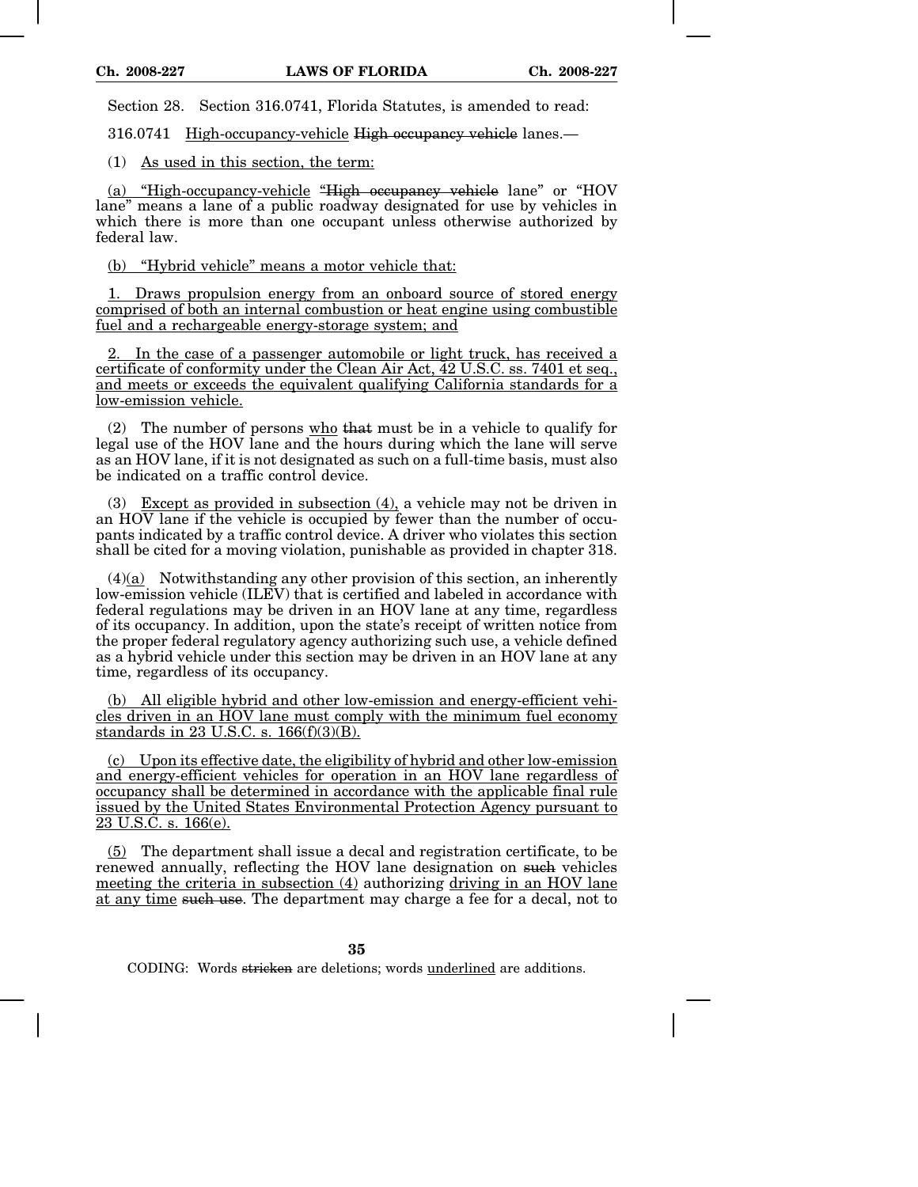Section 28. Section 316.0741, Florida Statutes, is amended to read:

316.0741 High-occupancy-vehicle ~~High occupancy vehicle~~ lanes.—

(1) As used in this section, the term:

(a) "High-occupancy-vehicle ~~"High occupancy vehicle~~ lane" or "HOV lane" means a lane of a public roadway designated for use by vehicles in which there is more than one occupant unless otherwise authorized by federal law.

(b) "Hybrid vehicle" means a motor vehicle that:

1. Draws propulsion energy from an onboard source of stored energy comprised of both an internal combustion or heat engine using combustible fuel and a rechargeable energy-storage system; and

2. In the case of a passenger automobile or light truck, has received a certificate of conformity under the Clean Air Act, 42 U.S.C. ss. 7401 et seq., and meets or exceeds the equivalent qualifying California standards for a low-emission vehicle.

(2) The number of persons who ~~that~~ must be in a vehicle to qualify for legal use of the HOV lane and the hours during which the lane will serve as an HOV lane, if it is not designated as such on a full-time basis, must also be indicated on a traffic control device.

(3) Except as provided in subsection (4), a vehicle may not be driven in an HOV lane if the vehicle is occupied by fewer than the number of occupants indicated by a traffic control device. A driver who violates this section shall be cited for a moving violation, punishable as provided in chapter 318.

(4)(a) Notwithstanding any other provision of this section, an inherently low-emission vehicle (ILEV) that is certified and labeled in accordance with federal regulations may be driven in an HOV lane at any time, regardless of its occupancy. In addition, upon the state's receipt of written notice from the proper federal regulatory agency authorizing such use, a vehicle defined as a hybrid vehicle under this section may be driven in an HOV lane at any time, regardless of its occupancy.

(b) All eligible hybrid and other low-emission and energy-efficient vehicles driven in an HOV lane must comply with the minimum fuel economy standards in 23 U.S.C. s. 166(f)(3)(B).

(c) Upon its effective date, the eligibility of hybrid and other low-emission and energy-efficient vehicles for operation in an HOV lane regardless of occupancy shall be determined in accordance with the applicable final rule issued by the United States Environmental Protection Agency pursuant to 23 U.S.C. s. 166(e).

(5) The department shall issue a decal and registration certificate, to be renewed annually, reflecting the HOV lane designation on ~~such~~ vehicles meeting the criteria in subsection (4) authorizing driving in an HOV lane at any time ~~such use~~. The department may charge a fee for a decal, not to

CODING: Words ~~stricken~~ are deletions; words underlined are additions.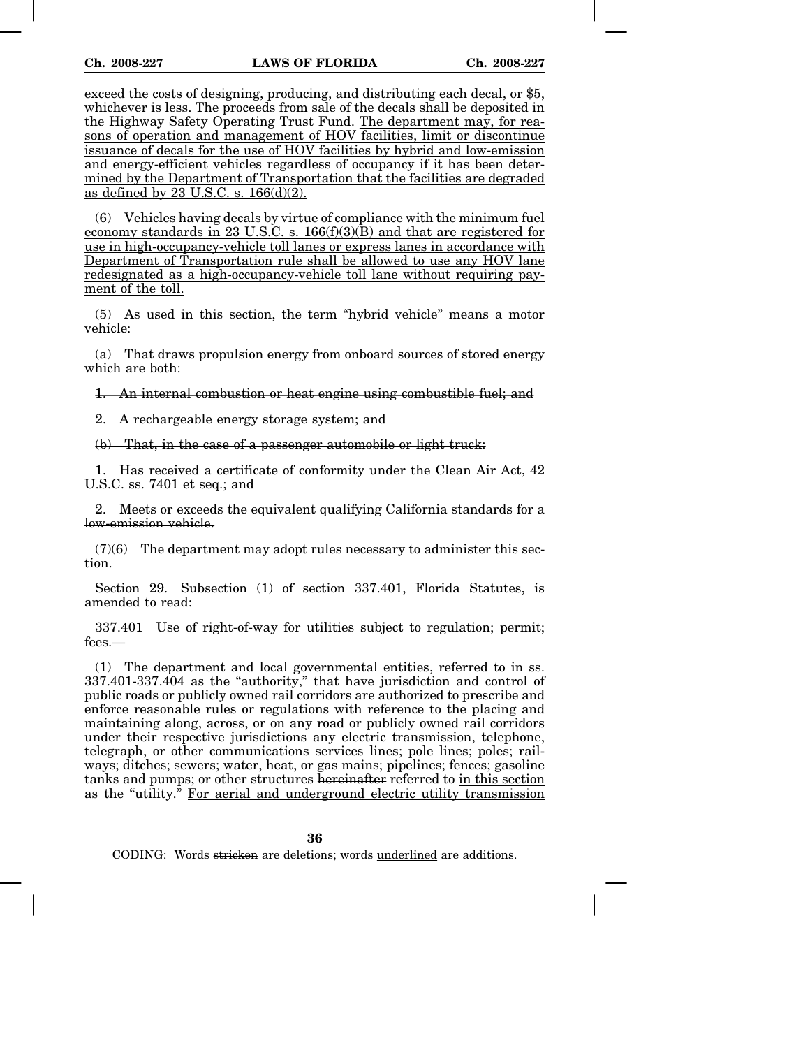exceed the costs of designing, producing, and distributing each decal, or $5, whichever is less. The proceeds from sale of the decals shall be deposited in the Highway Safety Operating Trust Fund. <u>The department may, for reasons of operation and management of HOV facilities, limit or discontinue issuance of decals for the use of HOV facilities by hybrid and low-emission and energy-efficient vehicles regardless of occupancy if it has been determined by the Department of Transportation that the facilities are degraded as defined by 23 U.S.C. s. 166(d)(2).</u>

<u>(6) Vehicles having decals by virtue of compliance with the minimum fuel economy standards in 23 U.S.C. s. 166(f)(3)(B) and that are registered for use in high-occupancy-vehicle toll lanes or express lanes in accordance with Department of Transportation rule shall be allowed to use any HOV lane redesignated as a high-occupancy-vehicle toll lane without requiring payment of the toll.</u>

~~(5) As used in this section, the term "hybrid vehicle" means a motor vehicle:~~

~~(a) That draws propulsion energy from onboard sources of stored energy which are both:~~

~~1. An internal combustion or heat engine using combustible fuel; and~~

~~2. A rechargeable energy storage system; and~~

~~(b) That, in the case of a passenger automobile or light truck:~~

~~1. Has received a certificate of conformity under the Clean Air Act, 42 U.S.C. ss. 7401 et seq.; and~~

~~2. Meets or exceeds the equivalent qualifying California standards for a low-emission vehicle.~~

<u>(7)</u>~~(6)~~ The department may adopt rules ~~necessary~~ to administer this section.

Section 29. Subsection (1) of section 337.401, Florida Statutes, is amended to read:

337.401 Use of right-of-way for utilities subject to regulation; permit; fees.—

(1) The department and local governmental entities, referred to in ss. 337.401-337.404 as the "authority," that have jurisdiction and control of public roads or publicly owned rail corridors are authorized to prescribe and enforce reasonable rules or regulations with reference to the placing and maintaining along, across, or on any road or publicly owned rail corridors under their respective jurisdictions any electric transmission, telephone, telegraph, or other communications services lines; pole lines; poles; railways; ditches; sewers; water, heat, or gas mains; pipelines; fences; gasoline tanks and pumps; or other structures ~~hereinafter~~ referred to <u>in this section</u> as the "utility." <u>For aerial and underground electric utility transmission</u>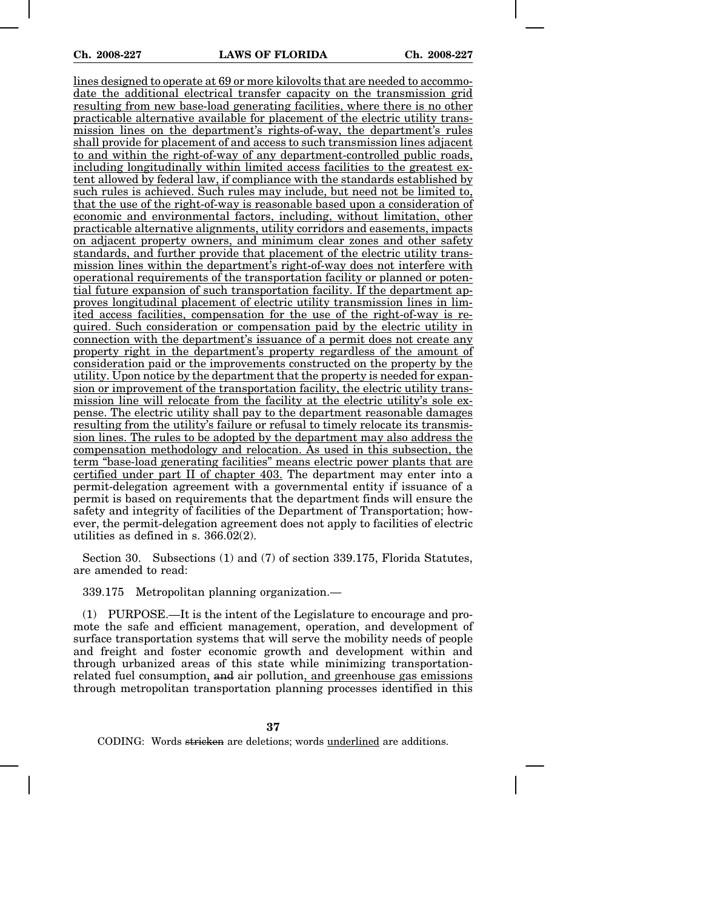lines designed to operate at 69 or more kilovolts that are needed to accommodate the additional electrical transfer capacity on the transmission grid resulting from new base-load generating facilities, where there is no other practicable alternative available for placement of the electric utility transmission lines on the department's rights-of-way, the department's rules shall provide for placement of and access to such transmission lines adjacent to and within the right-of-way of any department-controlled public roads, including longitudinally within limited access facilities to the greatest extent allowed by federal law, if compliance with the standards established by such rules is achieved. Such rules may include, but need not be limited to, that the use of the right-of-way is reasonable based upon a consideration of economic and environmental factors, including, without limitation, other practicable alternative alignments, utility corridors and easements, impacts on adjacent property owners, and minimum clear zones and other safety standards, and further provide that placement of the electric utility transmission lines within the department's right-of-way does not interfere with operational requirements of the transportation facility or planned or potential future expansion of such transportation facility. If the department approves longitudinal placement of electric utility transmission lines in limited access facilities, compensation for the use of the right-of-way is required. Such consideration or compensation paid by the electric utility in connection with the department's issuance of a permit does not create any property right in the department's property regardless of the amount of consideration paid or the improvements constructed on the property by the utility. Upon notice by the department that the property is needed for expansion or improvement of the transportation facility, the electric utility transmission line will relocate from the facility at the electric utility's sole expense. The electric utility shall pay to the department reasonable damages resulting from the utility's failure or refusal to timely relocate its transmission lines. The rules to be adopted by the department may also address the compensation methodology and relocation. As used in this subsection, the term "base-load generating facilities" means electric power plants that are certified under part II of chapter 403. The department may enter into a permit-delegation agreement with a governmental entity if issuance of a permit is based on requirements that the department finds will ensure the safety and integrity of facilities of the Department of Transportation; however, the permit-delegation agreement does not apply to facilities of electric utilities as defined in s. 366.02(2).

Section 30. Subsections (1) and (7) of section 339.175, Florida Statutes, are amended to read:

339.175 Metropolitan planning organization.—

(1) PURPOSE.—It is the intent of the Legislature to encourage and promote the safe and efficient management, operation, and development of surface transportation systems that will serve the mobility needs of people and freight and foster economic growth and development within and through urbanized areas of this state while minimizing transportation-related fuel consumption, ~~and~~ air pollution, and greenhouse gas emissions through metropolitan transportation planning processes identified in this

CODING: Words ~~stricken~~ are deletions; words underlined are additions.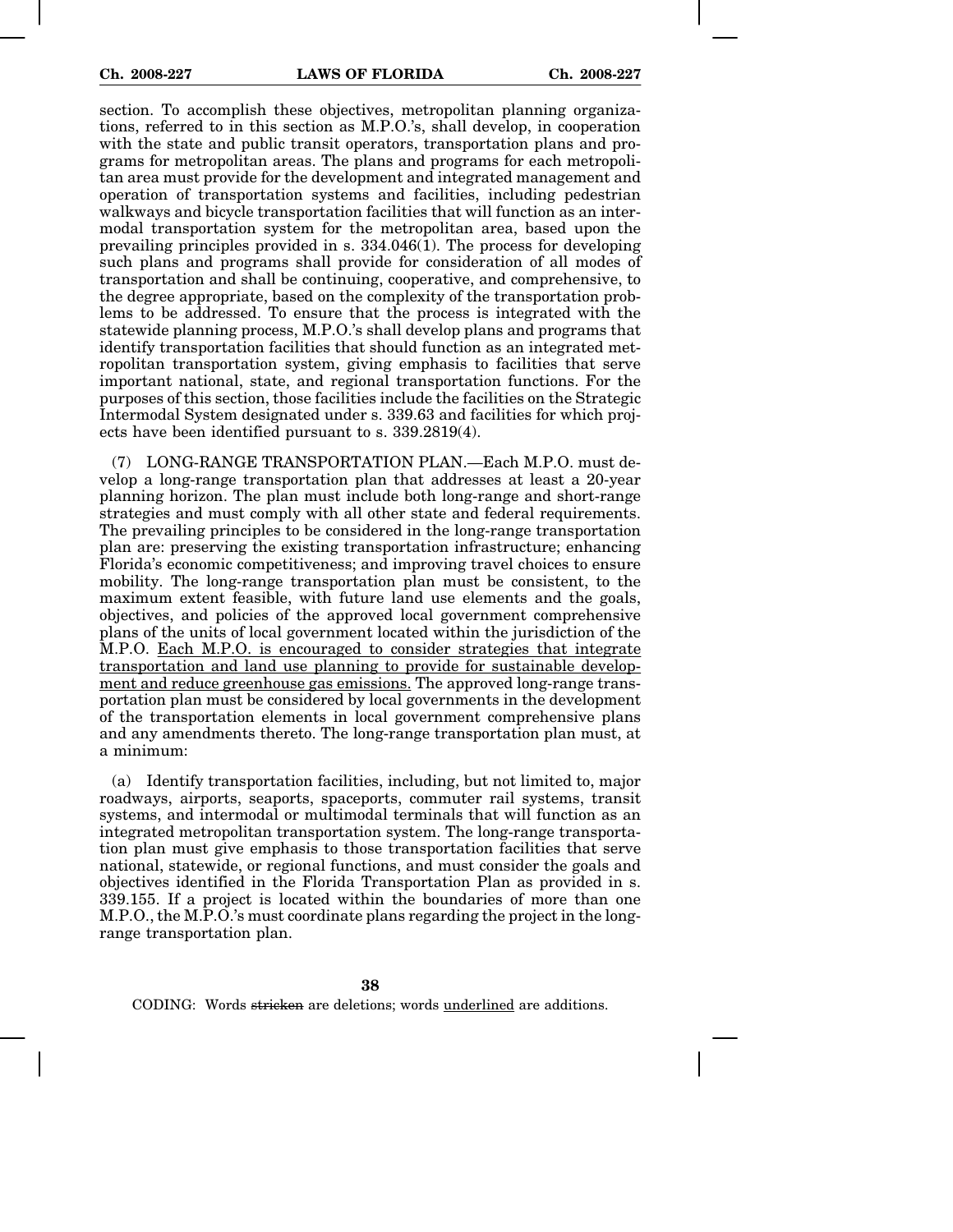section. To accomplish these objectives, metropolitan planning organizations, referred to in this section as M.P.O.'s, shall develop, in cooperation with the state and public transit operators, transportation plans and programs for metropolitan areas. The plans and programs for each metropolitan area must provide for the development and integrated management and operation of transportation systems and facilities, including pedestrian walkways and bicycle transportation facilities that will function as an intermodal transportation system for the metropolitan area, based upon the prevailing principles provided in s. 334.046(1). The process for developing such plans and programs shall provide for consideration of all modes of transportation and shall be continuing, cooperative, and comprehensive, to the degree appropriate, based on the complexity of the transportation problems to be addressed. To ensure that the process is integrated with the statewide planning process, M.P.O.'s shall develop plans and programs that identify transportation facilities that should function as an integrated metropolitan transportation system, giving emphasis to facilities that serve important national, state, and regional transportation functions. For the purposes of this section, those facilities include the facilities on the Strategic Intermodal System designated under s. 339.63 and facilities for which projects have been identified pursuant to s. 339.2819(4).

(7) LONG-RANGE TRANSPORTATION PLAN.—Each M.P.O. must develop a long-range transportation plan that addresses at least a 20-year planning horizon. The plan must include both long-range and short-range strategies and must comply with all other state and federal requirements. The prevailing principles to be considered in the long-range transportation plan are: preserving the existing transportation infrastructure; enhancing Florida's economic competitiveness; and improving travel choices to ensure mobility. The long-range transportation plan must be consistent, to the maximum extent feasible, with future land use elements and the goals, objectives, and policies of the approved local government comprehensive plans of the units of local government located within the jurisdiction of the M.P.O. <u>Each M.P.O. is encouraged to consider strategies that integrate transportation and land use planning to provide for sustainable development and reduce greenhouse gas emissions.</u> The approved long-range transportation plan must be considered by local governments in the development of the transportation elements in local government comprehensive plans and any amendments thereto. The long-range transportation plan must, at a minimum:

(a) Identify transportation facilities, including, but not limited to, major roadways, airports, seaports, spaceports, commuter rail systems, transit systems, and intermodal or multimodal terminals that will function as an integrated metropolitan transportation system. The long-range transportation plan must give emphasis to those transportation facilities that serve national, statewide, or regional functions, and must consider the goals and objectives identified in the Florida Transportation Plan as provided in s. 339.155. If a project is located within the boundaries of more than one M.P.O., the M.P.O.'s must coordinate plans regarding the project in the long-range transportation plan.

CODING: Words ~~stricken~~ are deletions; words <u>underlined</u> are additions.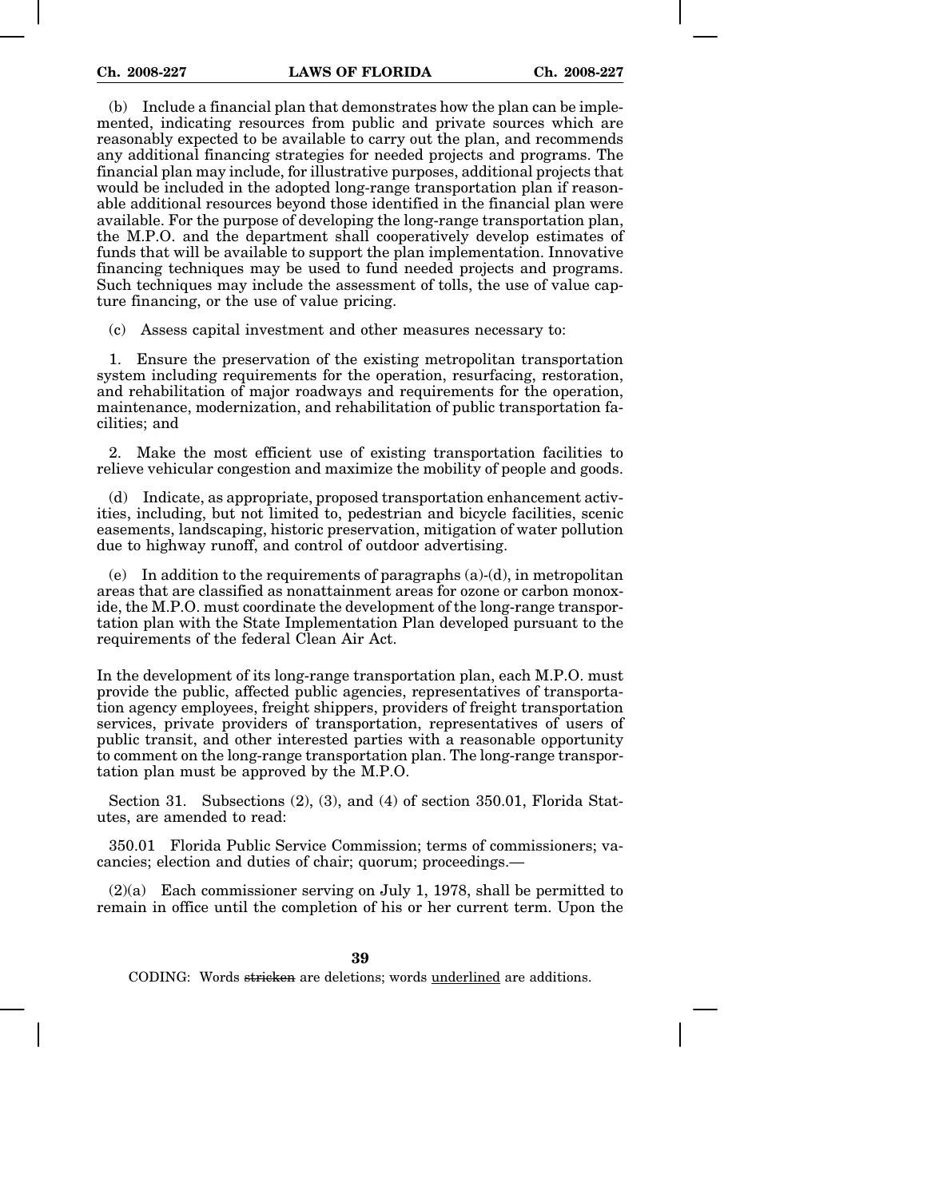(b) Include a financial plan that demonstrates how the plan can be implemented, indicating resources from public and private sources which are reasonably expected to be available to carry out the plan, and recommends any additional financing strategies for needed projects and programs. The financial plan may include, for illustrative purposes, additional projects that would be included in the adopted long-range transportation plan if reasonable additional resources beyond those identified in the financial plan were available. For the purpose of developing the long-range transportation plan, the M.P.O. and the department shall cooperatively develop estimates of funds that will be available to support the plan implementation. Innovative financing techniques may be used to fund needed projects and programs. Such techniques may include the assessment of tolls, the use of value capture financing, or the use of value pricing.

(c) Assess capital investment and other measures necessary to:

1. Ensure the preservation of the existing metropolitan transportation system including requirements for the operation, resurfacing, restoration, and rehabilitation of major roadways and requirements for the operation, maintenance, modernization, and rehabilitation of public transportation facilities; and

2. Make the most efficient use of existing transportation facilities to relieve vehicular congestion and maximize the mobility of people and goods.

(d) Indicate, as appropriate, proposed transportation enhancement activities, including, but not limited to, pedestrian and bicycle facilities, scenic easements, landscaping, historic preservation, mitigation of water pollution due to highway runoff, and control of outdoor advertising.

(e) In addition to the requirements of paragraphs (a)-(d), in metropolitan areas that are classified as nonattainment areas for ozone or carbon monoxide, the M.P.O. must coordinate the development of the long-range transportation plan with the State Implementation Plan developed pursuant to the requirements of the federal Clean Air Act.

In the development of its long-range transportation plan, each M.P.O. must provide the public, affected public agencies, representatives of transportation agency employees, freight shippers, providers of freight transportation services, private providers of transportation, representatives of users of public transit, and other interested parties with a reasonable opportunity to comment on the long-range transportation plan. The long-range transportation plan must be approved by the M.P.O.

Section 31. Subsections (2), (3), and (4) of section 350.01, Florida Statutes, are amended to read:

350.01 Florida Public Service Commission; terms of commissioners; vacancies; election and duties of chair; quorum; proceedings.—

(2)(a) Each commissioner serving on July 1, 1978, shall be permitted to remain in office until the completion of his or her current term. Upon the

CODING: Words ~~stricken~~ are deletions; words underlined are additions.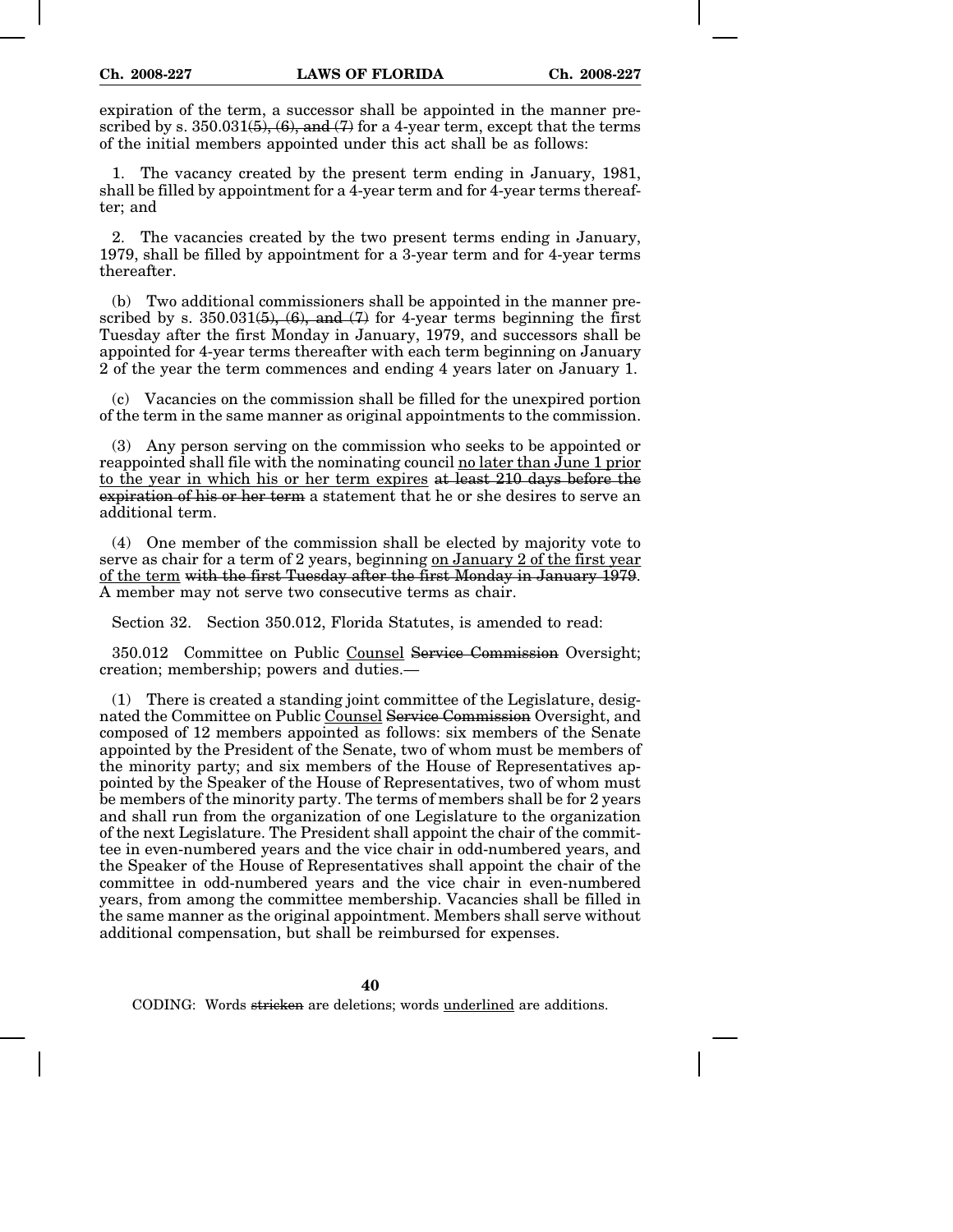expiration of the term, a successor shall be appointed in the manner prescribed by s. 350.031~~(5), (6), and (7)~~ for a 4-year term, except that the terms of the initial members appointed under this act shall be as follows:

1. The vacancy created by the present term ending in January, 1981, shall be filled by appointment for a 4-year term and for 4-year terms thereafter; and

2. The vacancies created by the two present terms ending in January, 1979, shall be filled by appointment for a 3-year term and for 4-year terms thereafter.

(b) Two additional commissioners shall be appointed in the manner prescribed by s. 350.031~~(5), (6), and (7)~~ for 4-year terms beginning the first Tuesday after the first Monday in January, 1979, and successors shall be appointed for 4-year terms thereafter with each term beginning on January 2 of the year the term commences and ending 4 years later on January 1.

(c) Vacancies on the commission shall be filled for the unexpired portion of the term in the same manner as original appointments to the commission.

(3) Any person serving on the commission who seeks to be appointed or reappointed shall file with the nominating council <u>no later than June 1 prior to the year in which his or her term expires</u> ~~at least 210 days before the expiration of his or her term~~ a statement that he or she desires to serve an additional term.

(4) One member of the commission shall be elected by majority vote to serve as chair for a term of 2 years, beginning <u>on January 2 of the first year of the term</u> ~~with the first Tuesday after the first Monday in January 1979~~. A member may not serve two consecutive terms as chair.

Section 32. Section 350.012, Florida Statutes, is amended to read:

350.012 Committee on Public <u>Counsel</u> ~~Service Commission~~ Oversight; creation; membership; powers and duties.—

(1) There is created a standing joint committee of the Legislature, designated the Committee on Public <u>Counsel</u> ~~Service Commission~~ Oversight, and composed of 12 members appointed as follows: six members of the Senate appointed by the President of the Senate, two of whom must be members of the minority party; and six members of the House of Representatives appointed by the Speaker of the House of Representatives, two of whom must be members of the minority party. The terms of members shall be for 2 years and shall run from the organization of one Legislature to the organization of the next Legislature. The President shall appoint the chair of the committee in even-numbered years and the vice chair in odd-numbered years, and the Speaker of the House of Representatives shall appoint the chair of the committee in odd-numbered years and the vice chair in even-numbered years, from among the committee membership. Vacancies shall be filled in the same manner as the original appointment. Members shall serve without additional compensation, but shall be reimbursed for expenses.

CODING: Words ~~stricken~~ are deletions; words <u>underlined</u> are additions.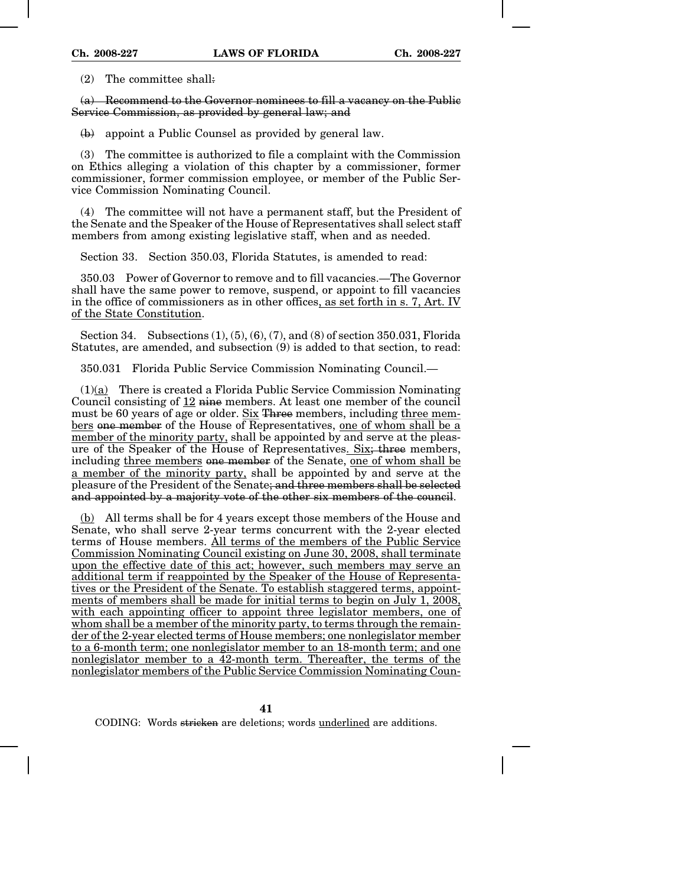(2) The committee shall~~:~~

~~(a) Recommend to the Governor nominees to fill a vacancy on the Public Service Commission, as provided by general law; and~~

~~(b)~~ appoint a Public Counsel as provided by general law.

(3) The committee is authorized to file a complaint with the Commission on Ethics alleging a violation of this chapter by a commissioner, former commissioner, former commission employee, or member of the Public Service Commission Nominating Council.

(4) The committee will not have a permanent staff, but the President of the Senate and the Speaker of the House of Representatives shall select staff members from among existing legislative staff, when and as needed.

Section 33. Section 350.03, Florida Statutes, is amended to read:

350.03 Power of Governor to remove and to fill vacancies.—The Governor shall have the same power to remove, suspend, or appoint to fill vacancies in the office of commissioners as in other offices<u>, as set forth in s. 7, Art. IV of the State Constitution</u>.

Section 34. Subsections (1), (5), (6), (7), and (8) of section 350.031, Florida Statutes, are amended, and subsection (9) is added to that section, to read:

350.031 Florida Public Service Commission Nominating Council.—

(1)<u>(a)</u> There is created a Florida Public Service Commission Nominating Council consisting of <u>12</u> ~~nine~~ members. At least one member of the council must be 60 years of age or older. <u>Six</u> ~~Three~~ members, including <u>three members</u> ~~one member~~ of the House of Representatives, <u>one of whom shall be a member of the minority party,</u> shall be appointed by and serve at the pleasure of the Speaker of the House of Representatives<u>. Six</u>~~; three~~ members, including <u>three members</u> ~~one member~~ of the Senate, <u>one of whom shall be a member of the minority party,</u> shall be appointed by and serve at the pleasure of the President of the Senate~~; and three members shall be selected and appointed by a majority vote of the other six members of the council~~.

<u>(b)</u> All terms shall be for 4 years except those members of the House and Senate, who shall serve 2-year terms concurrent with the 2-year elected terms of House members. <u>All terms of the members of the Public Service Commission Nominating Council existing on June 30, 2008, shall terminate upon the effective date of this act; however, such members may serve an additional term if reappointed by the Speaker of the House of Representatives or the President of the Senate. To establish staggered terms, appointments of members shall be made for initial terms to begin on July 1, 2008, with each appointing officer to appoint three legislator members, one of whom shall be a member of the minority party, to terms through the remainder of the 2-year elected terms of House members; one nonlegislator member to a 6-month term; one nonlegislator member to an 18-month term; and one nonlegislator member to a 42-month term. Thereafter, the terms of the nonlegislator members of the Public Service Commission Nominating Coun-</u>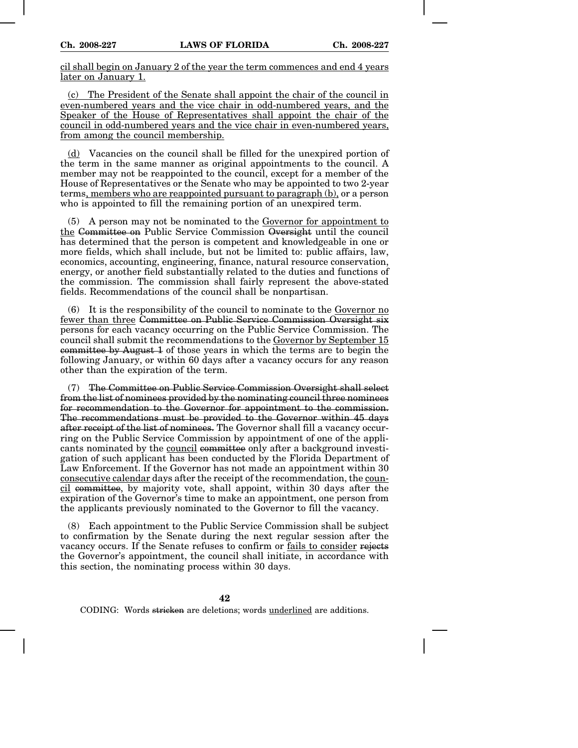cil shall begin on January 2 of the year the term commences and end 4 years later on January 1.

(c) The President of the Senate shall appoint the chair of the council in even-numbered years and the vice chair in odd-numbered years, and the Speaker of the House of Representatives shall appoint the chair of the council in odd-numbered years and the vice chair in even-numbered years, from among the council membership.

(d) Vacancies on the council shall be filled for the unexpired portion of the term in the same manner as original appointments to the council. A member may not be reappointed to the council, except for a member of the House of Representatives or the Senate who may be appointed to two 2-year terms, members who are reappointed pursuant to paragraph (b), or a person who is appointed to fill the remaining portion of an unexpired term.

(5) A person may not be nominated to the Governor for appointment to the ~~Committee on~~ Public Service Commission ~~Oversight~~ until the council has determined that the person is competent and knowledgeable in one or more fields, which shall include, but not be limited to: public affairs, law, economics, accounting, engineering, finance, natural resource conservation, energy, or another field substantially related to the duties and functions of the commission. The commission shall fairly represent the above-stated fields. Recommendations of the council shall be nonpartisan.

(6) It is the responsibility of the council to nominate to the Governor no fewer than three ~~Committee on Public Service Commission Oversight six~~ persons for each vacancy occurring on the Public Service Commission. The council shall submit the recommendations to the Governor by September 15 ~~committee by August 1~~ of those years in which the terms are to begin the following January, or within 60 days after a vacancy occurs for any reason other than the expiration of the term.

(7) ~~The Committee on Public Service Commission Oversight shall select from the list of nominees provided by the nominating council three nominees for recommendation to the Governor for appointment to the commission. The recommendations must be provided to the Governor within 45 days after receipt of the list of nominees.~~ The Governor shall fill a vacancy occurring on the Public Service Commission by appointment of one of the applicants nominated by the council ~~committee~~ only after a background investigation of such applicant has been conducted by the Florida Department of Law Enforcement. If the Governor has not made an appointment within 30 consecutive calendar days after the receipt of the recommendation, the council ~~committee~~, by majority vote, shall appoint, within 30 days after the expiration of the Governor's time to make an appointment, one person from the applicants previously nominated to the Governor to fill the vacancy.

(8) Each appointment to the Public Service Commission shall be subject to confirmation by the Senate during the next regular session after the vacancy occurs. If the Senate refuses to confirm or fails to consider ~~rejects~~ the Governor's appointment, the council shall initiate, in accordance with this section, the nominating process within 30 days.

CODING: Words ~~stricken~~ are deletions; words underlined are additions.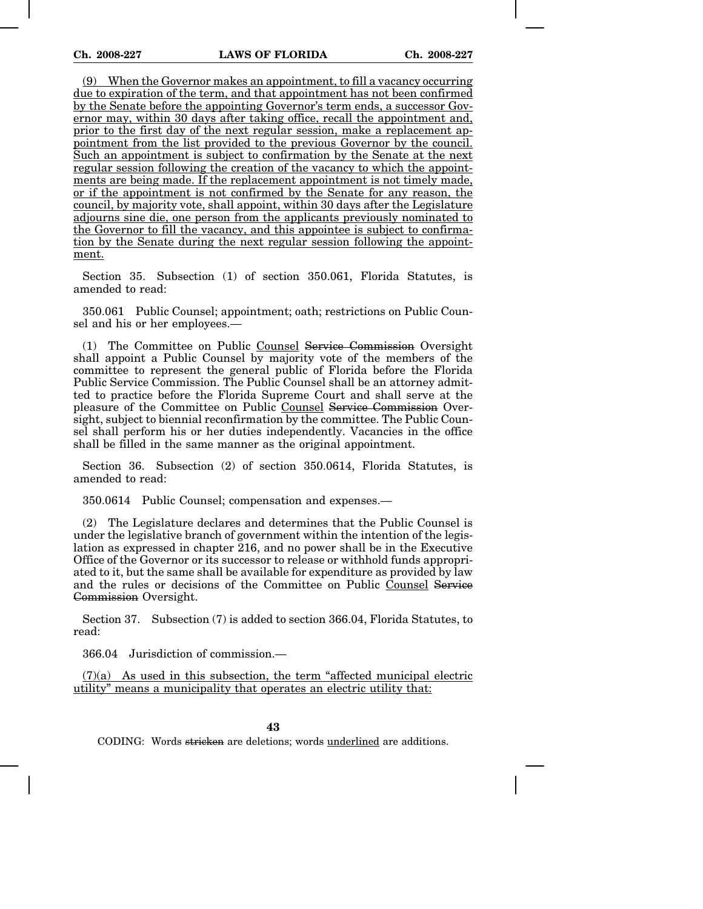(9) When the Governor makes an appointment, to fill a vacancy occurring due to expiration of the term, and that appointment has not been confirmed by the Senate before the appointing Governor's term ends, a successor Governor may, within 30 days after taking office, recall the appointment and, prior to the first day of the next regular session, make a replacement appointment from the list provided to the previous Governor by the council. Such an appointment is subject to confirmation by the Senate at the next regular session following the creation of the vacancy to which the appointments are being made. If the replacement appointment is not timely made, or if the appointment is not confirmed by the Senate for any reason, the council, by majority vote, shall appoint, within 30 days after the Legislature adjourns sine die, one person from the applicants previously nominated to the Governor to fill the vacancy, and this appointee is subject to confirmation by the Senate during the next regular session following the appointment.

Section 35. Subsection (1) of section 350.061, Florida Statutes, is amended to read:

350.061 Public Counsel; appointment; oath; restrictions on Public Counsel and his or her employees.—

(1) The Committee on Public Counsel ~~Service Commission~~ Oversight shall appoint a Public Counsel by majority vote of the members of the committee to represent the general public of Florida before the Florida Public Service Commission. The Public Counsel shall be an attorney admitted to practice before the Florida Supreme Court and shall serve at the pleasure of the Committee on Public Counsel ~~Service Commission~~ Oversight, subject to biennial reconfirmation by the committee. The Public Counsel shall perform his or her duties independently. Vacancies in the office shall be filled in the same manner as the original appointment.

Section 36. Subsection (2) of section 350.0614, Florida Statutes, is amended to read:

350.0614 Public Counsel; compensation and expenses.—

(2) The Legislature declares and determines that the Public Counsel is under the legislative branch of government within the intention of the legislation as expressed in chapter 216, and no power shall be in the Executive Office of the Governor or its successor to release or withhold funds appropriated to it, but the same shall be available for expenditure as provided by law and the rules or decisions of the Committee on Public Counsel ~~Service Commission~~ Oversight.

Section 37. Subsection (7) is added to section 366.04, Florida Statutes, to read:

366.04 Jurisdiction of commission.—

(7)(a) As used in this subsection, the term "affected municipal electric utility" means a municipality that operates an electric utility that: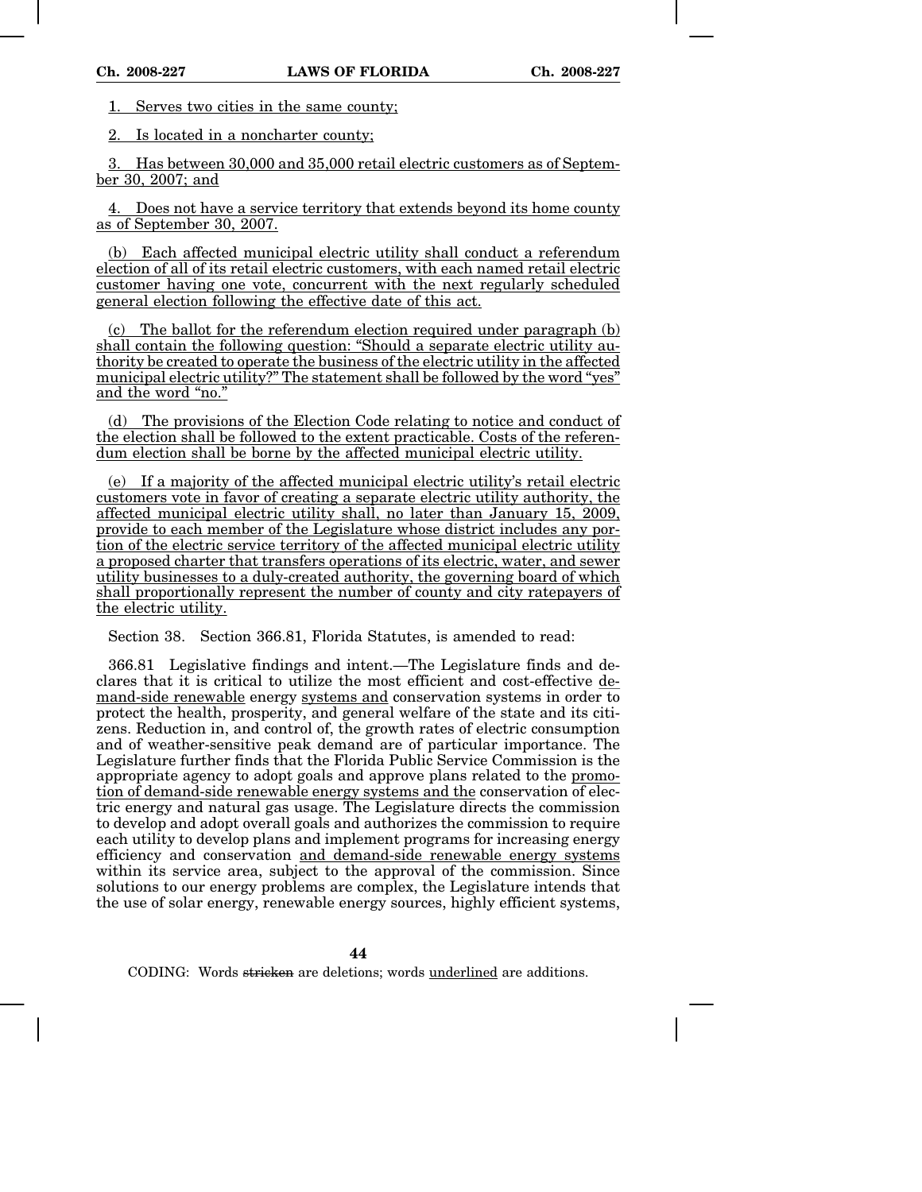1. Serves two cities in the same county;

2. Is located in a noncharter county;

3. Has between 30,000 and 35,000 retail electric customers as of September 30, 2007; and

4. Does not have a service territory that extends beyond its home county as of September 30, 2007.

(b) Each affected municipal electric utility shall conduct a referendum election of all of its retail electric customers, with each named retail electric customer having one vote, concurrent with the next regularly scheduled general election following the effective date of this act.

(c) The ballot for the referendum election required under paragraph (b) shall contain the following question: "Should a separate electric utility authority be created to operate the business of the electric utility in the affected municipal electric utility?" The statement shall be followed by the word "yes" and the word "no."

(d) The provisions of the Election Code relating to notice and conduct of the election shall be followed to the extent practicable. Costs of the referendum election shall be borne by the affected municipal electric utility.

(e) If a majority of the affected municipal electric utility's retail electric customers vote in favor of creating a separate electric utility authority, the affected municipal electric utility shall, no later than January 15, 2009, provide to each member of the Legislature whose district includes any portion of the electric service territory of the affected municipal electric utility a proposed charter that transfers operations of its electric, water, and sewer utility businesses to a duly-created authority, the governing board of which shall proportionally represent the number of county and city ratepayers of the electric utility.

Section 38. Section 366.81, Florida Statutes, is amended to read:

366.81 Legislative findings and intent.—The Legislature finds and declares that it is critical to utilize the most efficient and cost-effective demand-side renewable energy systems and conservation systems in order to protect the health, prosperity, and general welfare of the state and its citizens. Reduction in, and control of, the growth rates of electric consumption and of weather-sensitive peak demand are of particular importance. The Legislature further finds that the Florida Public Service Commission is the appropriate agency to adopt goals and approve plans related to the promotion of demand-side renewable energy systems and the conservation of electric energy and natural gas usage. The Legislature directs the commission to develop and adopt overall goals and authorizes the commission to require each utility to develop plans and implement programs for increasing energy efficiency and conservation and demand-side renewable energy systems within its service area, subject to the approval of the commission. Since solutions to our energy problems are complex, the Legislature intends that the use of solar energy, renewable energy sources, highly efficient systems,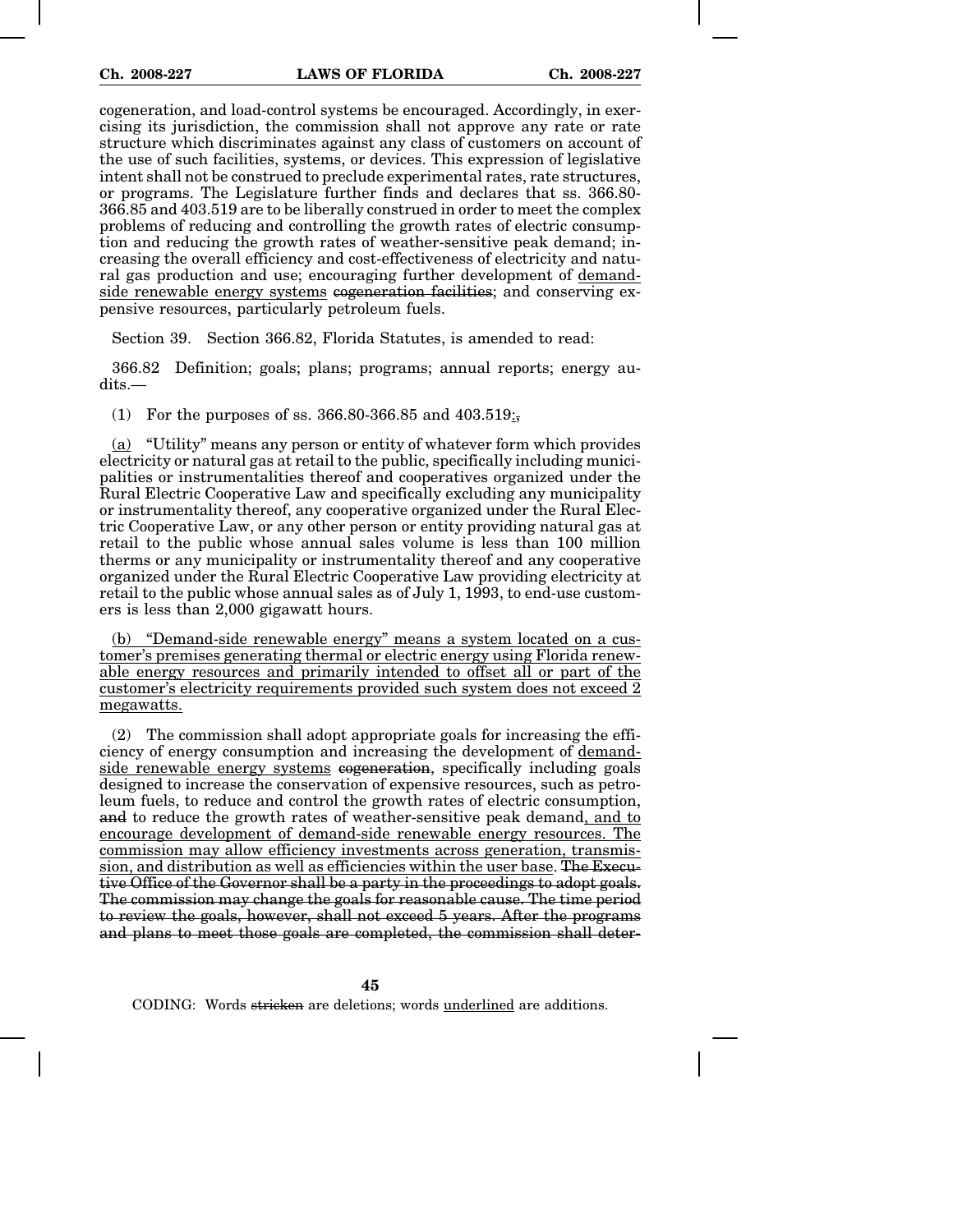cogeneration, and load-control systems be encouraged. Accordingly, in exercising its jurisdiction, the commission shall not approve any rate or rate structure which discriminates against any class of customers on account of the use of such facilities, systems, or devices. This expression of legislative intent shall not be construed to preclude experimental rates, rate structures, or programs. The Legislature further finds and declares that ss. 366.80-366.85 and 403.519 are to be liberally construed in order to meet the complex problems of reducing and controlling the growth rates of electric consumption and reducing the growth rates of weather-sensitive peak demand; increasing the overall efficiency and cost-effectiveness of electricity and natural gas production and use; encouraging further development of <u>demand-side renewable energy systems</u> ~~cogeneration facilities~~; and conserving expensive resources, particularly petroleum fuels.

Section 39. Section 366.82, Florida Statutes, is amended to read:

366.82 Definition; goals; plans; programs; annual reports; energy audits.—

(1) For the purposes of ss. 366.80-366.85 and 403.519<u>:</u>~~,~~

<u>(a)</u> "Utility" means any person or entity of whatever form which provides electricity or natural gas at retail to the public, specifically including municipalities or instrumentalities thereof and cooperatives organized under the Rural Electric Cooperative Law and specifically excluding any municipality or instrumentality thereof, any cooperative organized under the Rural Electric Cooperative Law, or any other person or entity providing natural gas at retail to the public whose annual sales volume is less than 100 million therms or any municipality or instrumentality thereof and any cooperative organized under the Rural Electric Cooperative Law providing electricity at retail to the public whose annual sales as of July 1, 1993, to end-use customers is less than 2,000 gigawatt hours.

<u>(b) "Demand-side renewable energy" means a system located on a customer's premises generating thermal or electric energy using Florida renewable energy resources and primarily intended to offset all or part of the customer's electricity requirements provided such system does not exceed 2 megawatts.</u>

(2) The commission shall adopt appropriate goals for increasing the efficiency of energy consumption and increasing the development of <u>demand-side renewable energy systems</u> ~~cogeneration~~, specifically including goals designed to increase the conservation of expensive resources, such as petroleum fuels, to reduce and control the growth rates of electric consumption, ~~and~~ to reduce the growth rates of weather-sensitive peak demand<u>, and to encourage development of demand-side renewable energy resources. The commission may allow efficiency investments across generation, transmission, and distribution as well as efficiencies within the user base</u>. ~~The Executive Office of the Governor shall be a party in the proceedings to adopt goals. The commission may change the goals for reasonable cause. The time period to review the goals, however, shall not exceed 5 years. After the programs and plans to meet those goals are completed, the commission shall deter-~~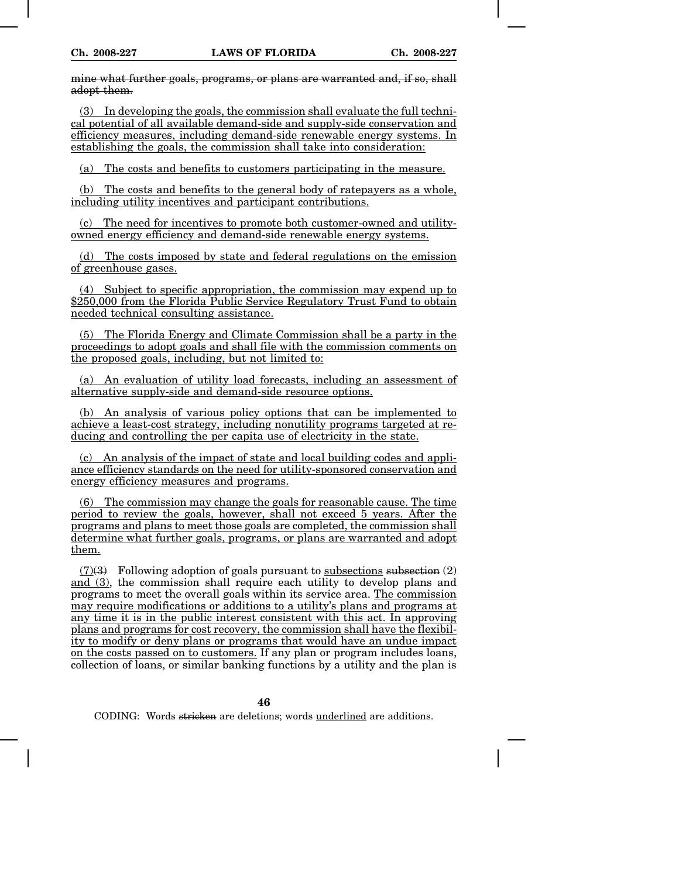~~mine what further goals, programs, or plans are warranted and, if so, shall adopt them.~~

(3) In developing the goals, the commission shall evaluate the full technical potential of all available demand-side and supply-side conservation and efficiency measures, including demand-side renewable energy systems. In establishing the goals, the commission shall take into consideration:

(a) The costs and benefits to customers participating in the measure.

(b) The costs and benefits to the general body of ratepayers as a whole, including utility incentives and participant contributions.

(c) The need for incentives to promote both customer-owned and utility-owned energy efficiency and demand-side renewable energy systems.

(d) The costs imposed by state and federal regulations on the emission of greenhouse gases.

(4) Subject to specific appropriation, the commission may expend up to $250,000 from the Florida Public Service Regulatory Trust Fund to obtain needed technical consulting assistance.

(5) The Florida Energy and Climate Commission shall be a party in the proceedings to adopt goals and shall file with the commission comments on the proposed goals, including, but not limited to:

(a) An evaluation of utility load forecasts, including an assessment of alternative supply-side and demand-side resource options.

(b) An analysis of various policy options that can be implemented to achieve a least-cost strategy, including nonutility programs targeted at reducing and controlling the per capita use of electricity in the state.

(c) An analysis of the impact of state and local building codes and appliance efficiency standards on the need for utility-sponsored conservation and energy efficiency measures and programs.

(6) The commission may change the goals for reasonable cause. The time period to review the goals, however, shall not exceed 5 years. After the programs and plans to meet those goals are completed, the commission shall determine what further goals, programs, or plans are warranted and adopt them.

(7)~~(3)~~ Following adoption of goals pursuant to subsections ~~subsection~~ (2) and (3), the commission shall require each utility to develop plans and programs to meet the overall goals within its service area. The commission may require modifications or additions to a utility's plans and programs at any time it is in the public interest consistent with this act. In approving plans and programs for cost recovery, the commission shall have the flexibility to modify or deny plans or programs that would have an undue impact on the costs passed on to customers. If any plan or program includes loans, collection of loans, or similar banking functions by a utility and the plan is

CODING: Words ~~stricken~~ are deletions; words underlined are additions.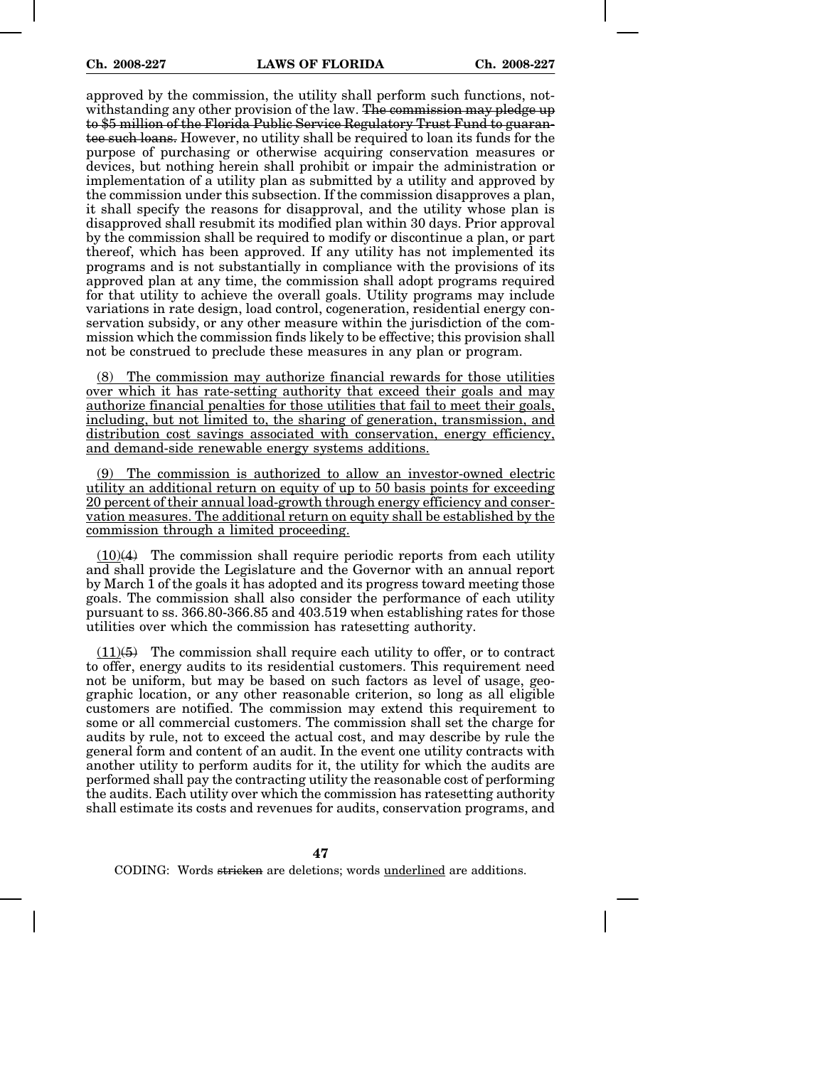approved by the commission, the utility shall perform such functions, notwithstanding any other provision of the law. ~~The commission may pledge up to $5 million of the Florida Public Service Regulatory Trust Fund to guarantee such loans.~~ However, no utility shall be required to loan its funds for the purpose of purchasing or otherwise acquiring conservation measures or devices, but nothing herein shall prohibit or impair the administration or implementation of a utility plan as submitted by a utility and approved by the commission under this subsection. If the commission disapproves a plan, it shall specify the reasons for disapproval, and the utility whose plan is disapproved shall resubmit its modified plan within 30 days. Prior approval by the commission shall be required to modify or discontinue a plan, or part thereof, which has been approved. If any utility has not implemented its programs and is not substantially in compliance with the provisions of its approved plan at any time, the commission shall adopt programs required for that utility to achieve the overall goals. Utility programs may include variations in rate design, load control, cogeneration, residential energy conservation subsidy, or any other measure within the jurisdiction of the commission which the commission finds likely to be effective; this provision shall not be construed to preclude these measures in any plan or program.

<u>(8) The commission may authorize financial rewards for those utilities over which it has rate-setting authority that exceed their goals and may authorize financial penalties for those utilities that fail to meet their goals, including, but not limited to, the sharing of generation, transmission, and distribution cost savings associated with conservation, energy efficiency, and demand-side renewable energy systems additions.</u>

<u>(9) The commission is authorized to allow an investor-owned electric utility an additional return on equity of up to 50 basis points for exceeding 20 percent of their annual load-growth through energy efficiency and conservation measures. The additional return on equity shall be established by the commission through a limited proceeding.</u>

<u>(10)</u>~~(4)~~ The commission shall require periodic reports from each utility and shall provide the Legislature and the Governor with an annual report by March 1 of the goals it has adopted and its progress toward meeting those goals. The commission shall also consider the performance of each utility pursuant to ss. 366.80-366.85 and 403.519 when establishing rates for those utilities over which the commission has ratesetting authority.

<u>(11)</u>~~(5)~~ The commission shall require each utility to offer, or to contract to offer, energy audits to its residential customers. This requirement need not be uniform, but may be based on such factors as level of usage, geographic location, or any other reasonable criterion, so long as all eligible customers are notified. The commission may extend this requirement to some or all commercial customers. The commission shall set the charge for audits by rule, not to exceed the actual cost, and may describe by rule the general form and content of an audit. In the event one utility contracts with another utility to perform audits for it, the utility for which the audits are performed shall pay the contracting utility the reasonable cost of performing the audits. Each utility over which the commission has ratesetting authority shall estimate its costs and revenues for audits, conservation programs, and

CODING: Words ~~stricken~~ are deletions; words <u>underlined</u> are additions.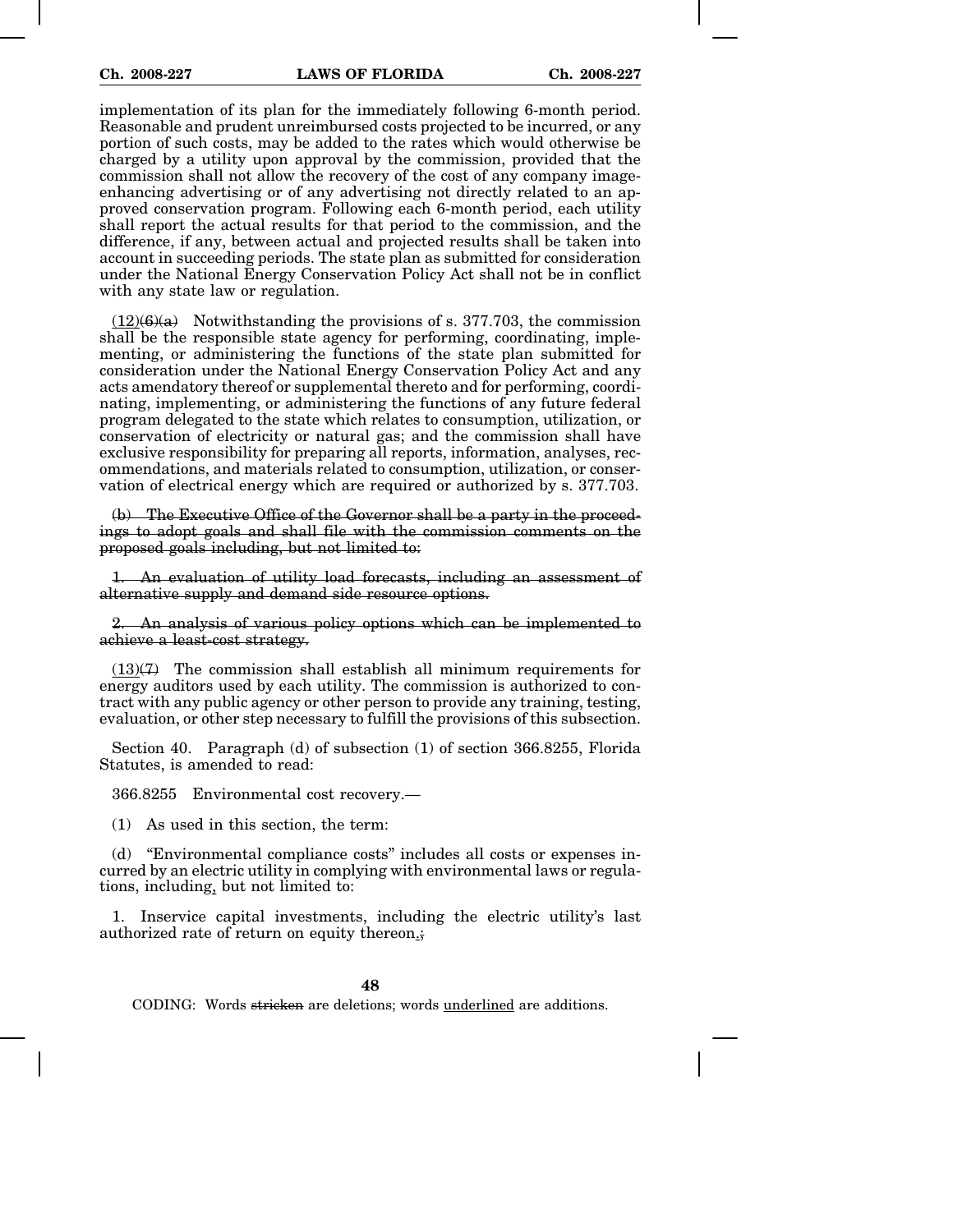implementation of its plan for the immediately following 6-month period. Reasonable and prudent unreimbursed costs projected to be incurred, or any portion of such costs, may be added to the rates which would otherwise be charged by a utility upon approval by the commission, provided that the commission shall not allow the recovery of the cost of any company image-enhancing advertising or of any advertising not directly related to an approved conservation program. Following each 6-month period, each utility shall report the actual results for that period to the commission, and the difference, if any, between actual and projected results shall be taken into account in succeeding periods. The state plan as submitted for consideration under the National Energy Conservation Policy Act shall not be in conflict with any state law or regulation.

<u>(12)</u>~~(6)(a)~~ Notwithstanding the provisions of s. 377.703, the commission shall be the responsible state agency for performing, coordinating, implementing, or administering the functions of the state plan submitted for consideration under the National Energy Conservation Policy Act and any acts amendatory thereof or supplemental thereto and for performing, coordinating, implementing, or administering the functions of any future federal program delegated to the state which relates to consumption, utilization, or conservation of electricity or natural gas; and the commission shall have exclusive responsibility for preparing all reports, information, analyses, recommendations, and materials related to consumption, utilization, or conservation of electrical energy which are required or authorized by s. 377.703.

~~(b) The Executive Office of the Governor shall be a party in the proceedings to adopt goals and shall file with the commission comments on the proposed goals including, but not limited to:~~

~~1. An evaluation of utility load forecasts, including an assessment of alternative supply and demand side resource options.~~

~~2. An analysis of various policy options which can be implemented to achieve a least-cost strategy.~~

<u>(13)</u>~~(7)~~ The commission shall establish all minimum requirements for energy auditors used by each utility. The commission is authorized to contract with any public agency or other person to provide any training, testing, evaluation, or other step necessary to fulfill the provisions of this subsection.

Section 40. Paragraph (d) of subsection (1) of section 366.8255, Florida Statutes, is amended to read:

366.8255 Environmental cost recovery.—

(1) As used in this section, the term:

(d) "Environmental compliance costs" includes all costs or expenses incurred by an electric utility in complying with environmental laws or regulations, including<u>,</u> but not limited to:

1. Inservice capital investments, including the electric utility's last authorized rate of return on equity thereon<u>.</u>~~;~~

CODING: Words ~~stricken~~ are deletions; words <u>underlined</u> are additions.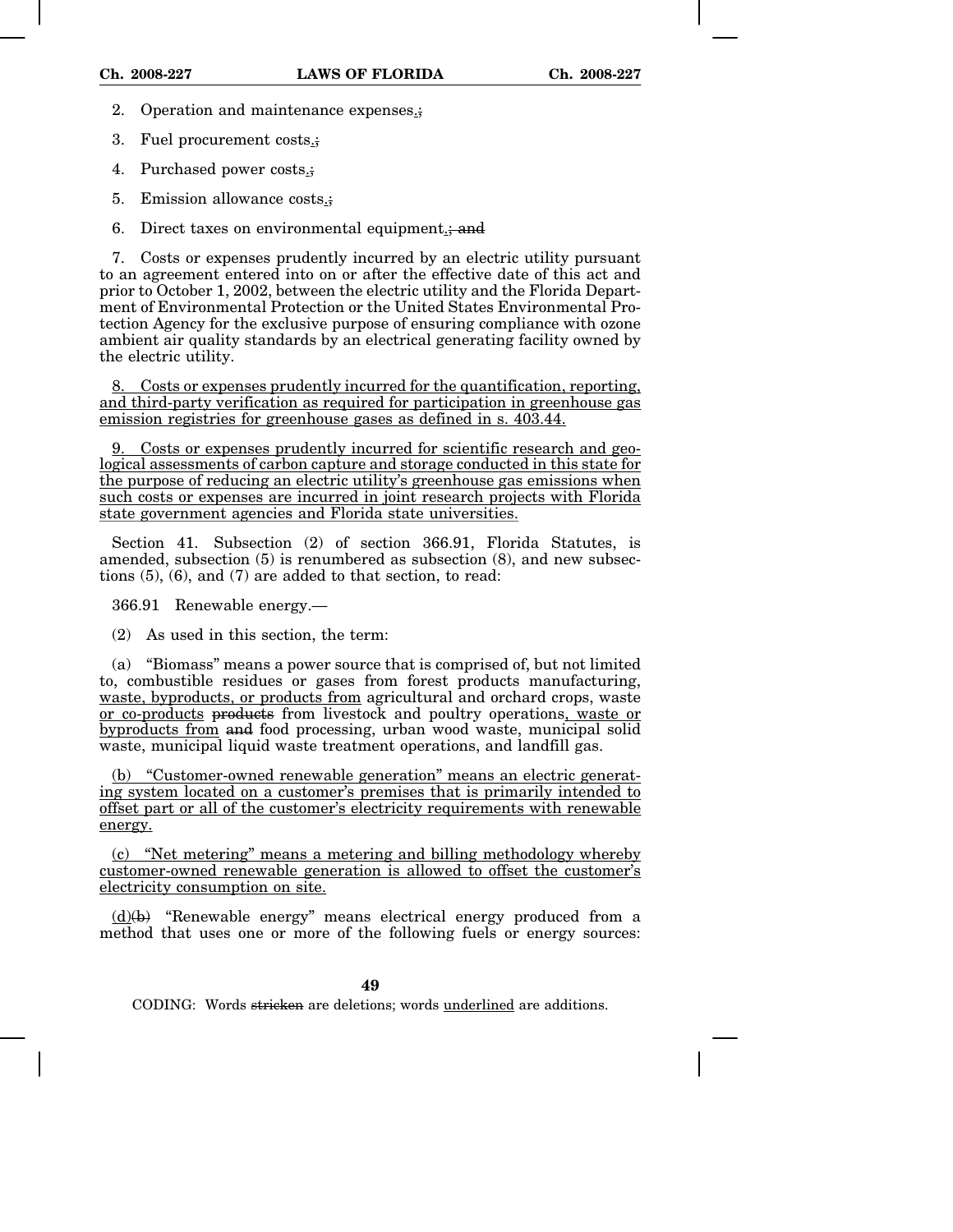2. Operation and maintenance expenses<u>.</u>~~;~~

3. Fuel procurement costs<u>.</u>~~;~~

4. Purchased power costs<u>.</u>~~;~~

5. Emission allowance costs<u>.</u>~~;~~

6. Direct taxes on environmental equipment<u>.</u>~~; and~~

7. Costs or expenses prudently incurred by an electric utility pursuant to an agreement entered into on or after the effective date of this act and prior to October 1, 2002, between the electric utility and the Florida Department of Environmental Protection or the United States Environmental Protection Agency for the exclusive purpose of ensuring compliance with ozone ambient air quality standards by an electrical generating facility owned by the electric utility.

<u>8. Costs or expenses prudently incurred for the quantification, reporting, and third-party verification as required for participation in greenhouse gas emission registries for greenhouse gases as defined in s. 403.44.</u>

<u>9. Costs or expenses prudently incurred for scientific research and geological assessments of carbon capture and storage conducted in this state for the purpose of reducing an electric utility's greenhouse gas emissions when such costs or expenses are incurred in joint research projects with Florida state government agencies and Florida state universities.</u>

Section 41. Subsection (2) of section 366.91, Florida Statutes, is amended, subsection (5) is renumbered as subsection (8), and new subsections (5), (6), and (7) are added to that section, to read:

366.91 Renewable energy.—

(2) As used in this section, the term:

(a) "Biomass" means a power source that is comprised of, but not limited to, combustible residues or gases from forest products manufacturing, <u>waste, byproducts, or products from</u> agricultural and orchard crops, <u>waste or co-products</u> ~~products~~ from livestock and poultry operations<u>, waste or byproducts from</u> ~~and~~ food processing, urban wood waste, municipal solid waste, municipal liquid waste treatment operations, and landfill gas.

<u>(b) "Customer-owned renewable generation" means an electric generating system located on a customer's premises that is primarily intended to offset part or all of the customer's electricity requirements with renewable energy.</u>

<u>(c) "Net metering" means a metering and billing methodology whereby customer-owned renewable generation is allowed to offset the customer's electricity consumption on site.</u>

<u>(d)</u>~~(b)~~ "Renewable energy" means electrical energy produced from a method that uses one or more of the following fuels or energy sources: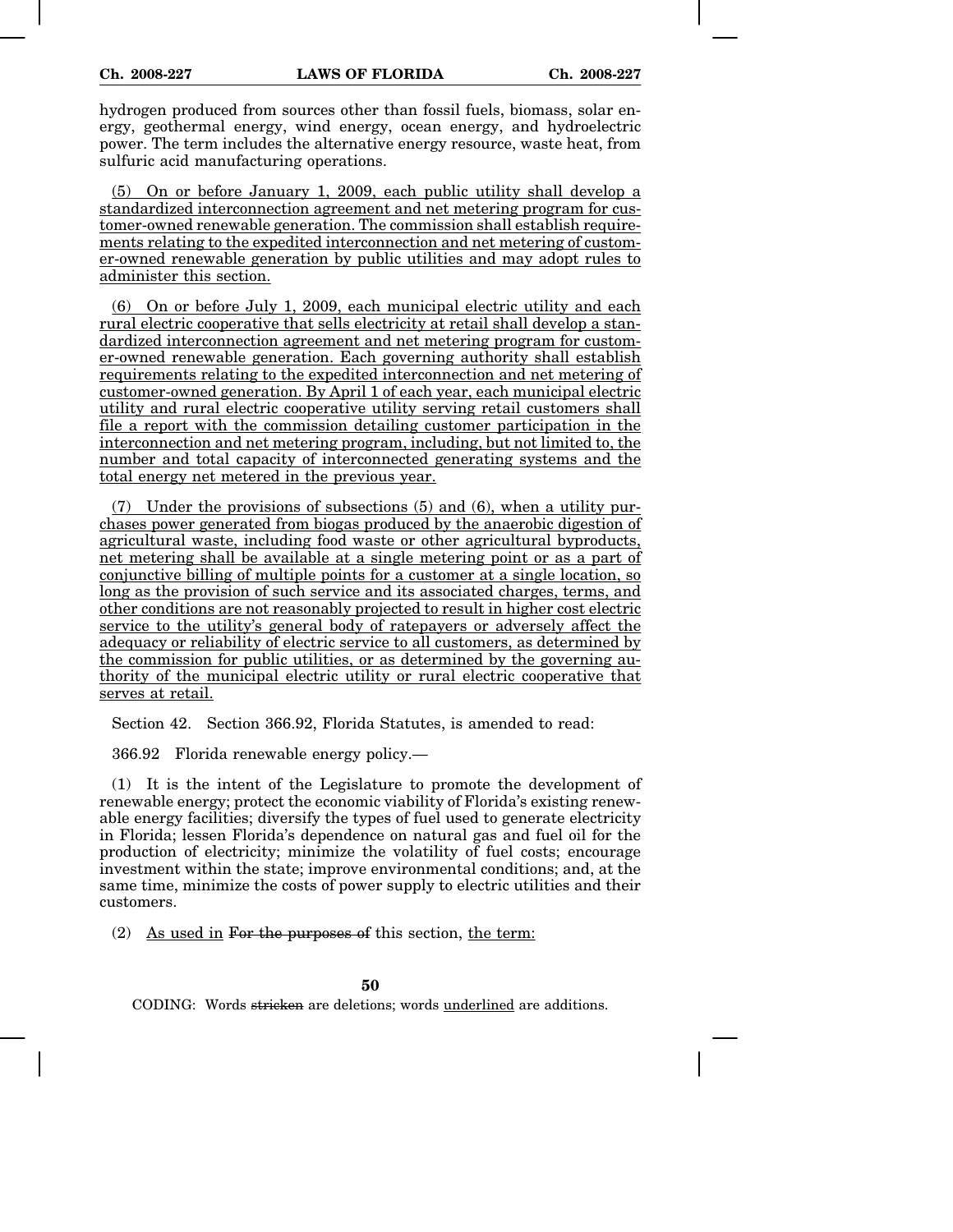hydrogen produced from sources other than fossil fuels, biomass, solar energy, geothermal energy, wind energy, ocean energy, and hydroelectric power. The term includes the alternative energy resource, waste heat, from sulfuric acid manufacturing operations.

<u>(5) On or before January 1, 2009, each public utility shall develop a standardized interconnection agreement and net metering program for customer-owned renewable generation. The commission shall establish requirements relating to the expedited interconnection and net metering of customer-owned renewable generation by public utilities and may adopt rules to administer this section.</u>

<u>(6) On or before July 1, 2009, each municipal electric utility and each rural electric cooperative that sells electricity at retail shall develop a standardized interconnection agreement and net metering program for customer-owned renewable generation. Each governing authority shall establish requirements relating to the expedited interconnection and net metering of customer-owned generation. By April 1 of each year, each municipal electric utility and rural electric cooperative utility serving retail customers shall file a report with the commission detailing customer participation in the interconnection and net metering program, including, but not limited to, the number and total capacity of interconnected generating systems and the total energy net metered in the previous year.</u>

<u>(7) Under the provisions of subsections (5) and (6), when a utility purchases power generated from biogas produced by the anaerobic digestion of agricultural waste, including food waste or other agricultural byproducts, net metering shall be available at a single metering point or as a part of conjunctive billing of multiple points for a customer at a single location, so long as the provision of such service and its associated charges, terms, and other conditions are not reasonably projected to result in higher cost electric service to the utility's general body of ratepayers or adversely affect the adequacy or reliability of electric service to all customers, as determined by the commission for public utilities, or as determined by the governing authority of the municipal electric utility or rural electric cooperative that serves at retail.</u>

Section 42. Section 366.92, Florida Statutes, is amended to read:

366.92 Florida renewable energy policy.—

(1) It is the intent of the Legislature to promote the development of renewable energy; protect the economic viability of Florida's existing renewable energy facilities; diversify the types of fuel used to generate electricity in Florida; lessen Florida's dependence on natural gas and fuel oil for the production of electricity; minimize the volatility of fuel costs; encourage investment within the state; improve environmental conditions; and, at the same time, minimize the costs of power supply to electric utilities and their customers.

(2) <u>As used in</u> ~~For the purposes of~~ this section, <u>the term:</u>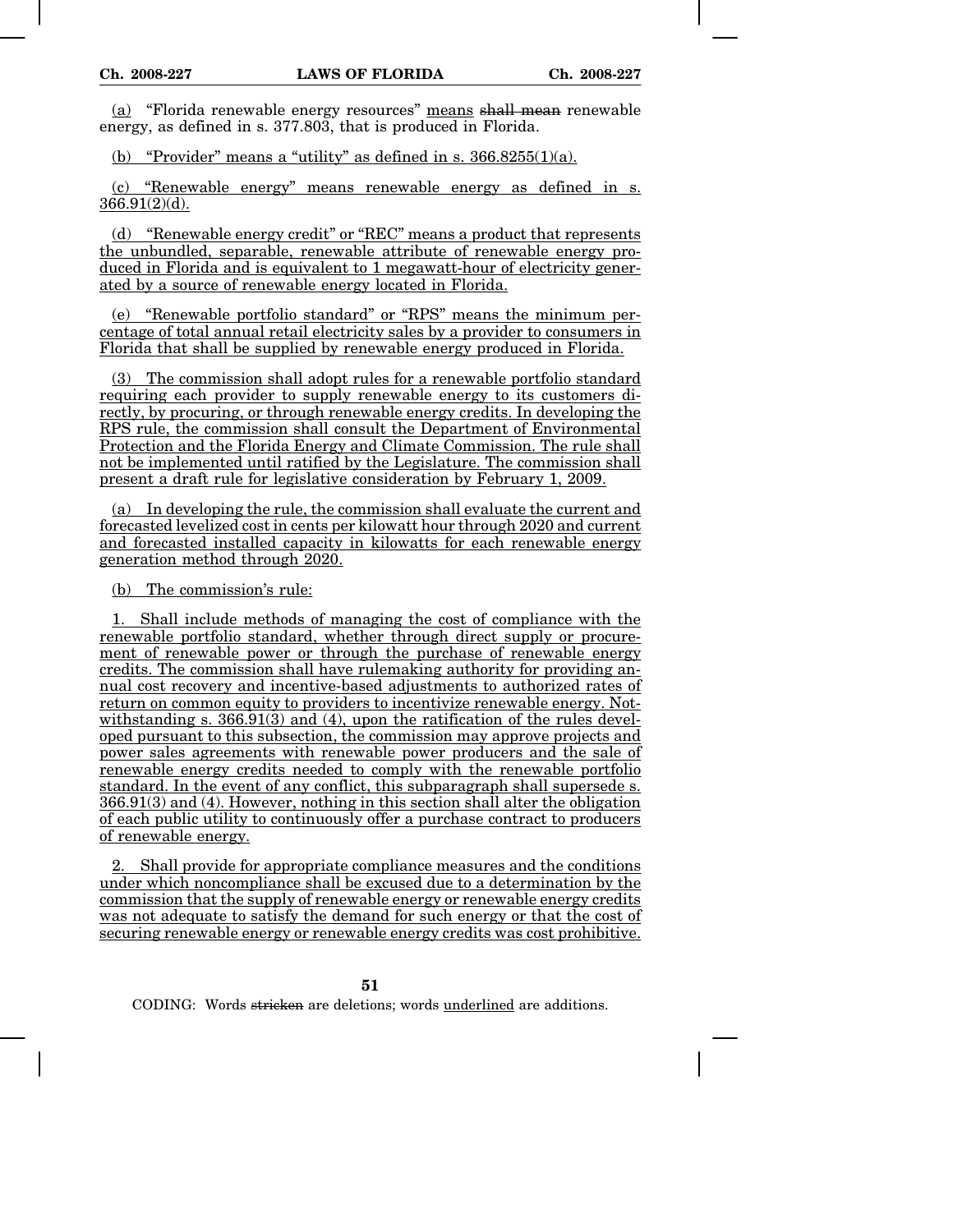(a) "Florida renewable energy resources" means ~~shall mean~~ renewable energy, as defined in s. 377.803, that is produced in Florida.

(b) "Provider" means a "utility" as defined in s. 366.8255(1)(a).

(c) "Renewable energy" means renewable energy as defined in s. 366.91(2)(d).

(d) "Renewable energy credit" or "REC" means a product that represents the unbundled, separable, renewable attribute of renewable energy produced in Florida and is equivalent to 1 megawatt-hour of electricity generated by a source of renewable energy located in Florida.

(e) "Renewable portfolio standard" or "RPS" means the minimum percentage of total annual retail electricity sales by a provider to consumers in Florida that shall be supplied by renewable energy produced in Florida.

(3) The commission shall adopt rules for a renewable portfolio standard requiring each provider to supply renewable energy to its customers directly, by procuring, or through renewable energy credits. In developing the RPS rule, the commission shall consult the Department of Environmental Protection and the Florida Energy and Climate Commission. The rule shall not be implemented until ratified by the Legislature. The commission shall present a draft rule for legislative consideration by February 1, 2009.

(a) In developing the rule, the commission shall evaluate the current and forecasted levelized cost in cents per kilowatt hour through 2020 and current and forecasted installed capacity in kilowatts for each renewable energy generation method through 2020.

(b) The commission's rule:

1. Shall include methods of managing the cost of compliance with the renewable portfolio standard, whether through direct supply or procurement of renewable power or through the purchase of renewable energy credits. The commission shall have rulemaking authority for providing annual cost recovery and incentive-based adjustments to authorized rates of return on common equity to providers to incentivize renewable energy. Notwithstanding s. 366.91(3) and (4), upon the ratification of the rules developed pursuant to this subsection, the commission may approve projects and power sales agreements with renewable power producers and the sale of renewable energy credits needed to comply with the renewable portfolio standard. In the event of any conflict, this subparagraph shall supersede s. 366.91(3) and (4). However, nothing in this section shall alter the obligation of each public utility to continuously offer a purchase contract to producers of renewable energy.

2. Shall provide for appropriate compliance measures and the conditions under which noncompliance shall be excused due to a determination by the commission that the supply of renewable energy or renewable energy credits was not adequate to satisfy the demand for such energy or that the cost of securing renewable energy or renewable energy credits was cost prohibitive.

CODING: Words ~~stricken~~ are deletions; words underlined are additions.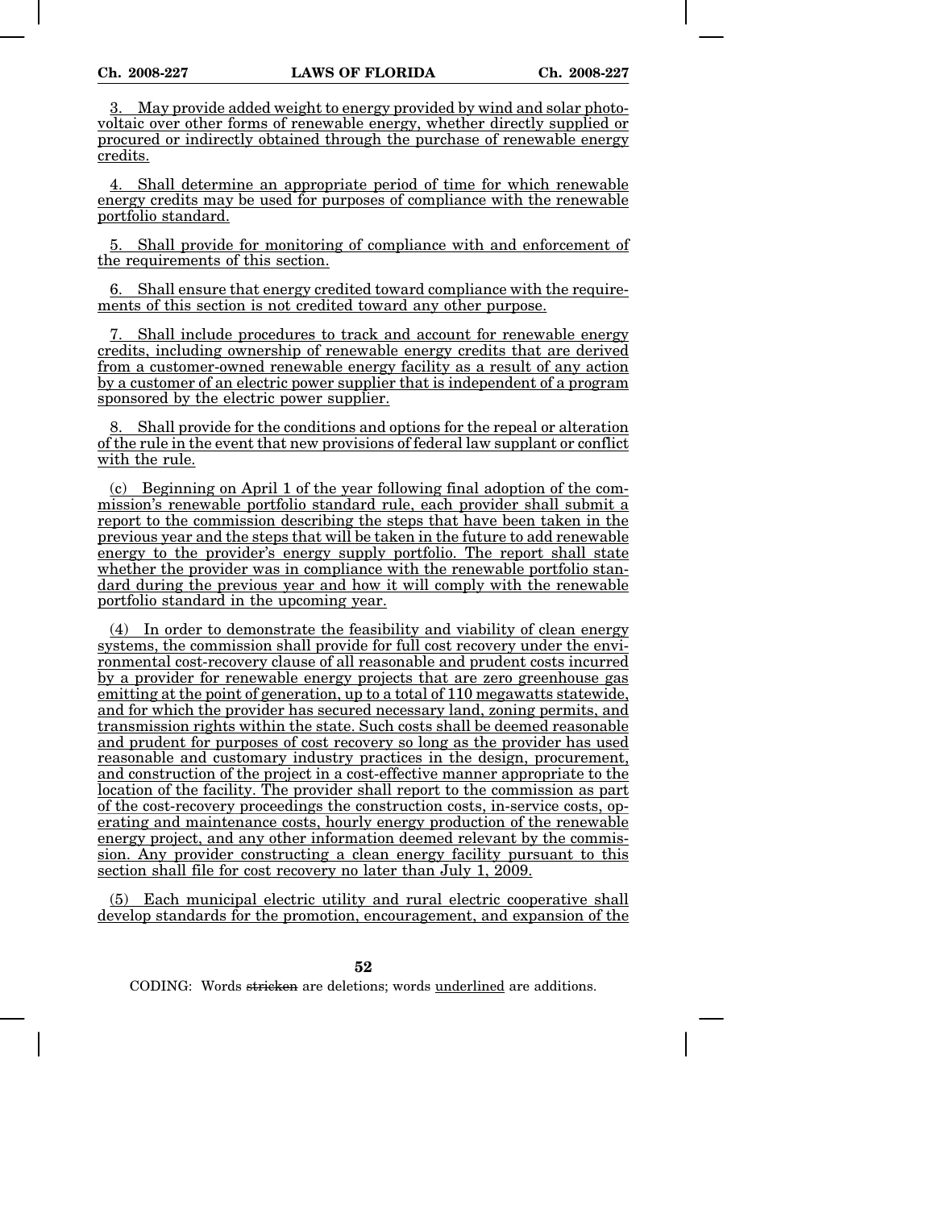3. May provide added weight to energy provided by wind and solar photovoltaic over other forms of renewable energy, whether directly supplied or procured or indirectly obtained through the purchase of renewable energy credits.

4. Shall determine an appropriate period of time for which renewable energy credits may be used for purposes of compliance with the renewable portfolio standard.

5. Shall provide for monitoring of compliance with and enforcement of the requirements of this section.

6. Shall ensure that energy credited toward compliance with the requirements of this section is not credited toward any other purpose.

7. Shall include procedures to track and account for renewable energy credits, including ownership of renewable energy credits that are derived from a customer-owned renewable energy facility as a result of any action by a customer of an electric power supplier that is independent of a program sponsored by the electric power supplier.

8. Shall provide for the conditions and options for the repeal or alteration of the rule in the event that new provisions of federal law supplant or conflict with the rule.

(c) Beginning on April 1 of the year following final adoption of the commission's renewable portfolio standard rule, each provider shall submit a report to the commission describing the steps that have been taken in the previous year and the steps that will be taken in the future to add renewable energy to the provider's energy supply portfolio. The report shall state whether the provider was in compliance with the renewable portfolio standard during the previous year and how it will comply with the renewable portfolio standard in the upcoming year.

(4) In order to demonstrate the feasibility and viability of clean energy systems, the commission shall provide for full cost recovery under the environmental cost-recovery clause of all reasonable and prudent costs incurred by a provider for renewable energy projects that are zero greenhouse gas emitting at the point of generation, up to a total of 110 megawatts statewide, and for which the provider has secured necessary land, zoning permits, and transmission rights within the state. Such costs shall be deemed reasonable and prudent for purposes of cost recovery so long as the provider has used reasonable and customary industry practices in the design, procurement, and construction of the project in a cost-effective manner appropriate to the location of the facility. The provider shall report to the commission as part of the cost-recovery proceedings the construction costs, in-service costs, operating and maintenance costs, hourly energy production of the renewable energy project, and any other information deemed relevant by the commission. Any provider constructing a clean energy facility pursuant to this section shall file for cost recovery no later than July 1, 2009.

(5) Each municipal electric utility and rural electric cooperative shall develop standards for the promotion, encouragement, and expansion of the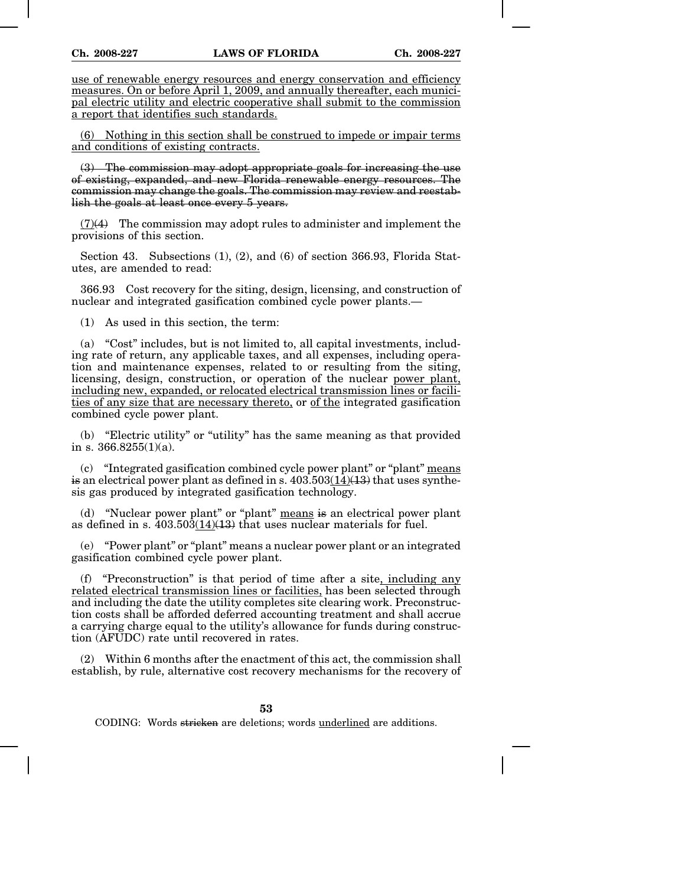use of renewable energy resources and energy conservation and efficiency measures. On or before April 1, 2009, and annually thereafter, each municipal electric utility and electric cooperative shall submit to the commission a report that identifies such standards.

(6) Nothing in this section shall be construed to impede or impair terms and conditions of existing contracts.

~~(3) The commission may adopt appropriate goals for increasing the use of existing, expanded, and new Florida renewable energy resources. The commission may change the goals. The commission may review and reestablish the goals at least once every 5 years.~~

(7)~~(4)~~ The commission may adopt rules to administer and implement the provisions of this section.

Section 43. Subsections (1), (2), and (6) of section 366.93, Florida Statutes, are amended to read:

366.93 Cost recovery for the siting, design, licensing, and construction of nuclear and integrated gasification combined cycle power plants.—

(1) As used in this section, the term:

(a) "Cost" includes, but is not limited to, all capital investments, including rate of return, any applicable taxes, and all expenses, including operation and maintenance expenses, related to or resulting from the siting, licensing, design, construction, or operation of the nuclear power plant, including new, expanded, or relocated electrical transmission lines or facilities of any size that are necessary thereto, or of the integrated gasification combined cycle power plant.

(b) "Electric utility" or "utility" has the same meaning as that provided in s. 366.8255(1)(a).

(c) "Integrated gasification combined cycle power plant" or "plant" means ~~is~~ an electrical power plant as defined in s. 403.503(14)~~(13)~~ that uses synthesis gas produced by integrated gasification technology.

(d) "Nuclear power plant" or "plant" means ~~is~~ an electrical power plant as defined in s. 403.503(14)~~(13)~~ that uses nuclear materials for fuel.

(e) "Power plant" or "plant" means a nuclear power plant or an integrated gasification combined cycle power plant.

(f) "Preconstruction" is that period of time after a site, including any related electrical transmission lines or facilities, has been selected through and including the date the utility completes site clearing work. Preconstruction costs shall be afforded deferred accounting treatment and shall accrue a carrying charge equal to the utility's allowance for funds during construction (AFUDC) rate until recovered in rates.

(2) Within 6 months after the enactment of this act, the commission shall establish, by rule, alternative cost recovery mechanisms for the recovery of

CODING: Words ~~stricken~~ are deletions; words underlined are additions.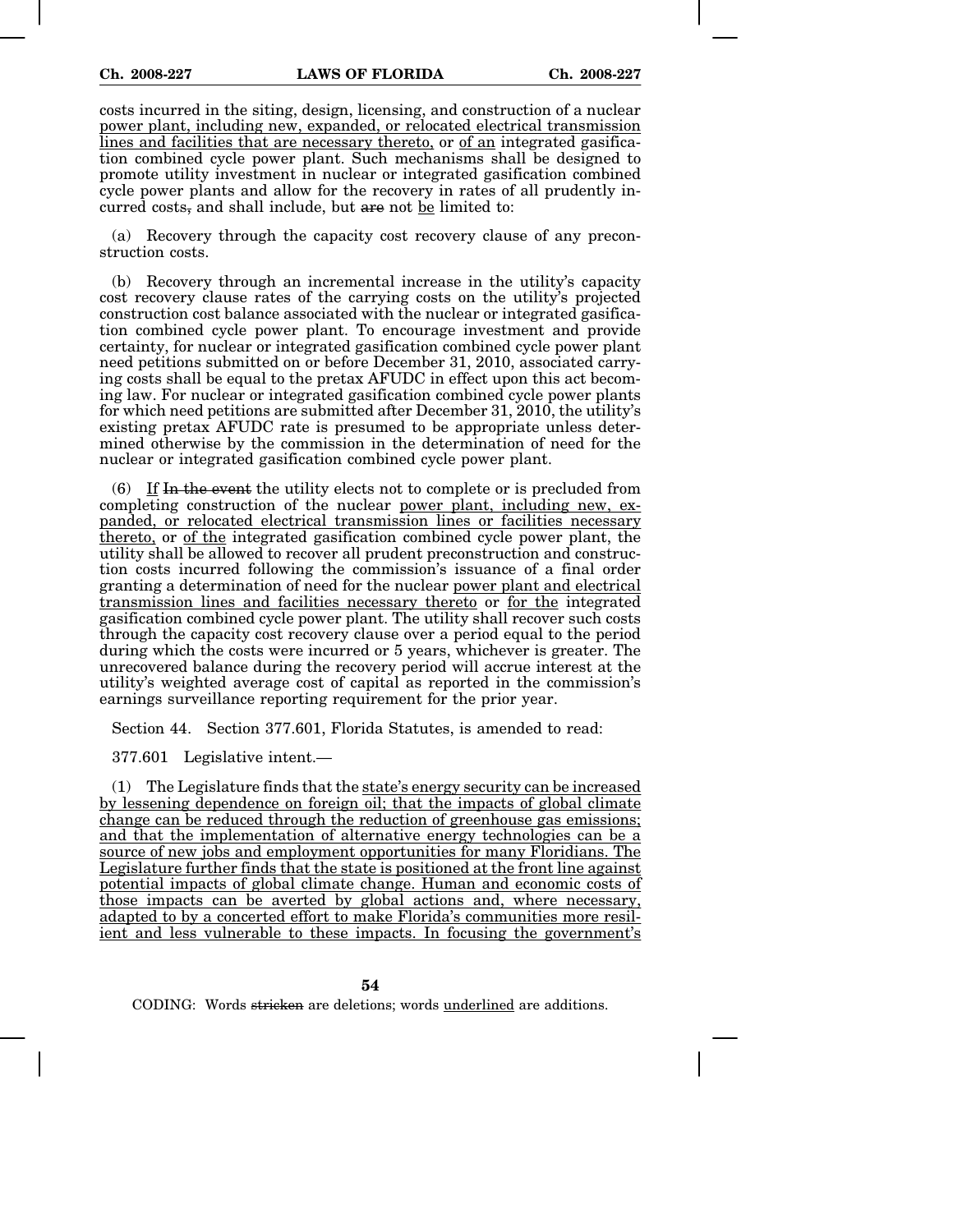costs incurred in the siting, design, licensing, and construction of a nuclear power plant, including new, expanded, or relocated electrical transmission lines and facilities that are necessary thereto, or of an integrated gasification combined cycle power plant. Such mechanisms shall be designed to promote utility investment in nuclear or integrated gasification combined cycle power plants and allow for the recovery in rates of all prudently incurred costs, and shall include, but are not be limited to:

(a) Recovery through the capacity cost recovery clause of any preconstruction costs.

(b) Recovery through an incremental increase in the utility's capacity cost recovery clause rates of the carrying costs on the utility's projected construction cost balance associated with the nuclear or integrated gasification combined cycle power plant. To encourage investment and provide certainty, for nuclear or integrated gasification combined cycle power plant need petitions submitted on or before December 31, 2010, associated carrying costs shall be equal to the pretax AFUDC in effect upon this act becoming law. For nuclear or integrated gasification combined cycle power plants for which need petitions are submitted after December 31, 2010, the utility's existing pretax AFUDC rate is presumed to be appropriate unless determined otherwise by the commission in the determination of need for the nuclear or integrated gasification combined cycle power plant.

(6) If In the event the utility elects not to complete or is precluded from completing construction of the nuclear power plant, including new, expanded, or relocated electrical transmission lines or facilities necessary thereto, or of the integrated gasification combined cycle power plant, the utility shall be allowed to recover all prudent preconstruction and construction costs incurred following the commission's issuance of a final order granting a determination of need for the nuclear power plant and electrical transmission lines and facilities necessary thereto or for the integrated gasification combined cycle power plant. The utility shall recover such costs through the capacity cost recovery clause over a period equal to the period during which the costs were incurred or 5 years, whichever is greater. The unrecovered balance during the recovery period will accrue interest at the utility's weighted average cost of capital as reported in the commission's earnings surveillance reporting requirement for the prior year.

Section 44. Section 377.601, Florida Statutes, is amended to read:

377.601 Legislative intent.—

(1) The Legislature finds that the state's energy security can be increased by lessening dependence on foreign oil; that the impacts of global climate change can be reduced through the reduction of greenhouse gas emissions; and that the implementation of alternative energy technologies can be a source of new jobs and employment opportunities for many Floridians. The Legislature further finds that the state is positioned at the front line against potential impacts of global climate change. Human and economic costs of those impacts can be averted by global actions and, where necessary, adapted to by a concerted effort to make Florida's communities more resilient and less vulnerable to these impacts. In focusing the government's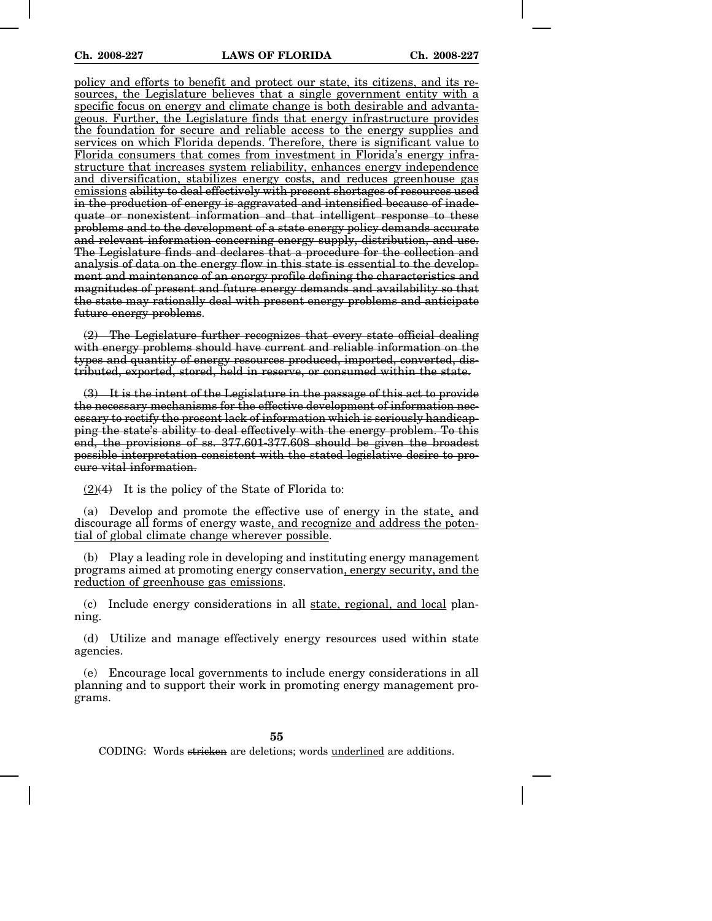<u>policy and efforts to benefit and protect our state, its citizens, and its resources, the Legislature believes that a single government entity with a specific focus on energy and climate change is both desirable and advantageous. Further, the Legislature finds that energy infrastructure provides the foundation for secure and reliable access to the energy supplies and services on which Florida depends. Therefore, there is significant value to Florida consumers that comes from investment in Florida's energy infrastructure that increases system reliability, enhances energy independence and diversification, stabilizes energy costs, and reduces greenhouse gas emissions</u> ~~ability to deal effectively with present shortages of resources used in the production of energy is aggravated and intensified because of inadequate or nonexistent information and that intelligent response to these problems and to the development of a state energy policy demands accurate and relevant information concerning energy supply, distribution, and use. The Legislature finds and declares that a procedure for the collection and analysis of data on the energy flow in this state is essential to the development and maintenance of an energy profile defining the characteristics and magnitudes of present and future energy demands and availability so that the state may rationally deal with present energy problems and anticipate future energy problems~~.

~~(2) The Legislature further recognizes that every state official dealing with energy problems should have current and reliable information on the types and quantity of energy resources produced, imported, converted, distributed, exported, stored, held in reserve, or consumed within the state.~~

~~(3) It is the intent of the Legislature in the passage of this act to provide the necessary mechanisms for the effective development of information necessary to rectify the present lack of information which is seriously handicapping the state's ability to deal effectively with the energy problem. To this end, the provisions of ss. 377.601-377.608 should be given the broadest possible interpretation consistent with the stated legislative desire to procure vital information.~~

<u>(2)</u>~~(4)~~ It is the policy of the State of Florida to:

(a) Develop and promote the effective use of energy in the state<u>,</u> ~~and~~ discourage all forms of energy waste<u>, and recognize and address the potential of global climate change wherever possible</u>.

(b) Play a leading role in developing and instituting energy management programs aimed at promoting energy conservation<u>, energy security, and the reduction of greenhouse gas emissions</u>.

(c) Include energy considerations in all <u>state, regional, and local</u> planning.

(d) Utilize and manage effectively energy resources used within state agencies.

(e) Encourage local governments to include energy considerations in all planning and to support their work in promoting energy management programs.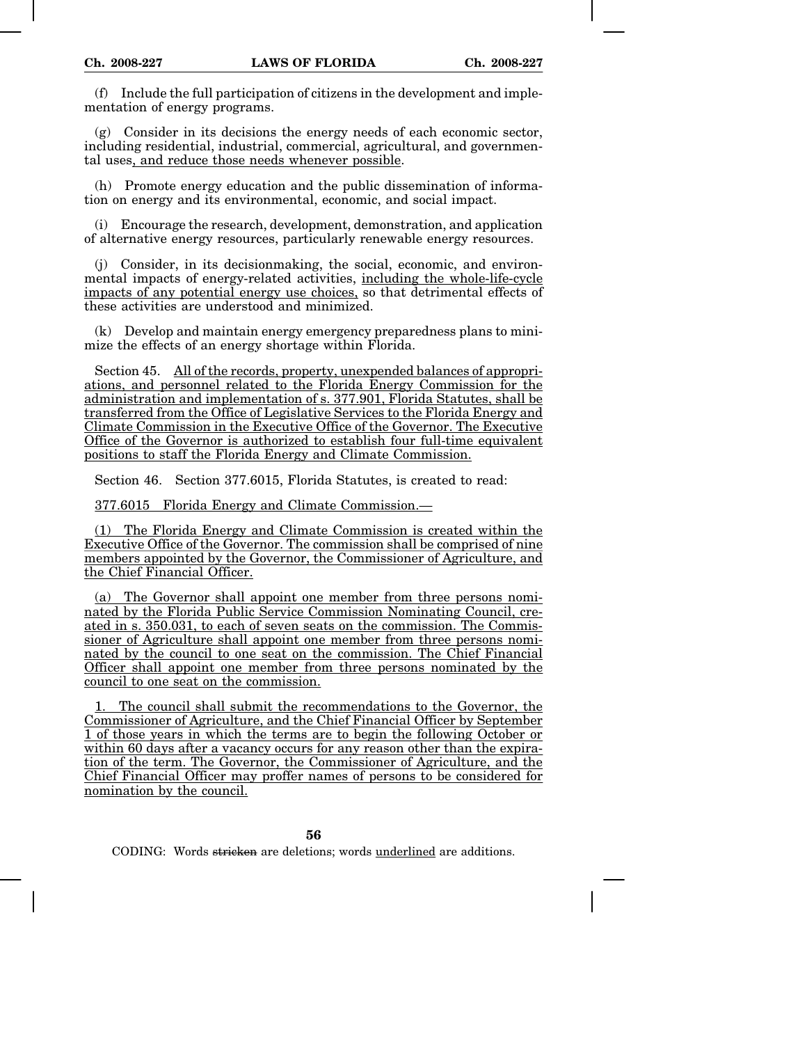(f) Include the full participation of citizens in the development and implementation of energy programs.

(g) Consider in its decisions the energy needs of each economic sector, including residential, industrial, commercial, agricultural, and governmental uses, and reduce those needs whenever possible.

(h) Promote energy education and the public dissemination of information on energy and its environmental, economic, and social impact.

(i) Encourage the research, development, demonstration, and application of alternative energy resources, particularly renewable energy resources.

(j) Consider, in its decisionmaking, the social, economic, and environmental impacts of energy-related activities, including the whole-life-cycle impacts of any potential energy use choices, so that detrimental effects of these activities are understood and minimized.

(k) Develop and maintain energy emergency preparedness plans to minimize the effects of an energy shortage within Florida.

Section 45. All of the records, property, unexpended balances of appropriations, and personnel related to the Florida Energy Commission for the administration and implementation of s. 377.901, Florida Statutes, shall be transferred from the Office of Legislative Services to the Florida Energy and Climate Commission in the Executive Office of the Governor. The Executive Office of the Governor is authorized to establish four full-time equivalent positions to staff the Florida Energy and Climate Commission.

Section 46. Section 377.6015, Florida Statutes, is created to read:

377.6015 Florida Energy and Climate Commission.—

(1) The Florida Energy and Climate Commission is created within the Executive Office of the Governor. The commission shall be comprised of nine members appointed by the Governor, the Commissioner of Agriculture, and the Chief Financial Officer.

(a) The Governor shall appoint one member from three persons nominated by the Florida Public Service Commission Nominating Council, created in s. 350.031, to each of seven seats on the commission. The Commissioner of Agriculture shall appoint one member from three persons nominated by the council to one seat on the commission. The Chief Financial Officer shall appoint one member from three persons nominated by the council to one seat on the commission.

1. The council shall submit the recommendations to the Governor, the Commissioner of Agriculture, and the Chief Financial Officer by September 1 of those years in which the terms are to begin the following October or within 60 days after a vacancy occurs for any reason other than the expiration of the term. The Governor, the Commissioner of Agriculture, and the Chief Financial Officer may proffer names of persons to be considered for nomination by the council.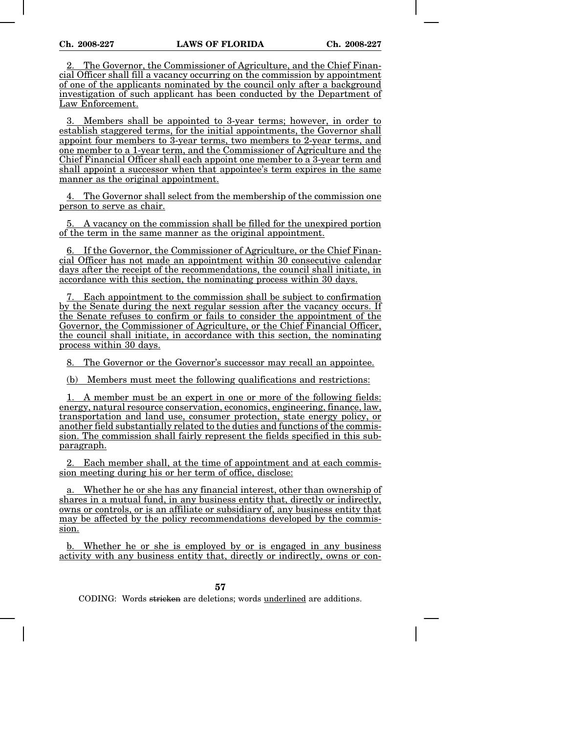2. The Governor, the Commissioner of Agriculture, and the Chief Financial Officer shall fill a vacancy occurring on the commission by appointment of one of the applicants nominated by the council only after a background investigation of such applicant has been conducted by the Department of Law Enforcement.

3. Members shall be appointed to 3-year terms; however, in order to establish staggered terms, for the initial appointments, the Governor shall appoint four members to 3-year terms, two members to 2-year terms, and one member to a 1-year term, and the Commissioner of Agriculture and the Chief Financial Officer shall each appoint one member to a 3-year term and shall appoint a successor when that appointee's term expires in the same manner as the original appointment.

4. The Governor shall select from the membership of the commission one person to serve as chair.

5. A vacancy on the commission shall be filled for the unexpired portion of the term in the same manner as the original appointment.

6. If the Governor, the Commissioner of Agriculture, or the Chief Financial Officer has not made an appointment within 30 consecutive calendar days after the receipt of the recommendations, the council shall initiate, in accordance with this section, the nominating process within 30 days.

7. Each appointment to the commission shall be subject to confirmation by the Senate during the next regular session after the vacancy occurs. If the Senate refuses to confirm or fails to consider the appointment of the Governor, the Commissioner of Agriculture, or the Chief Financial Officer, the council shall initiate, in accordance with this section, the nominating process within 30 days.

8. The Governor or the Governor's successor may recall an appointee.

(b) Members must meet the following qualifications and restrictions:

1. A member must be an expert in one or more of the following fields: energy, natural resource conservation, economics, engineering, finance, law, transportation and land use, consumer protection, state energy policy, or another field substantially related to the duties and functions of the commission. The commission shall fairly represent the fields specified in this subparagraph.

2. Each member shall, at the time of appointment and at each commission meeting during his or her term of office, disclose:

a. Whether he or she has any financial interest, other than ownership of shares in a mutual fund, in any business entity that, directly or indirectly, owns or controls, or is an affiliate or subsidiary of, any business entity that may be affected by the policy recommendations developed by the commission.

b. Whether he or she is employed by or is engaged in any business activity with any business entity that, directly or indirectly, owns or con-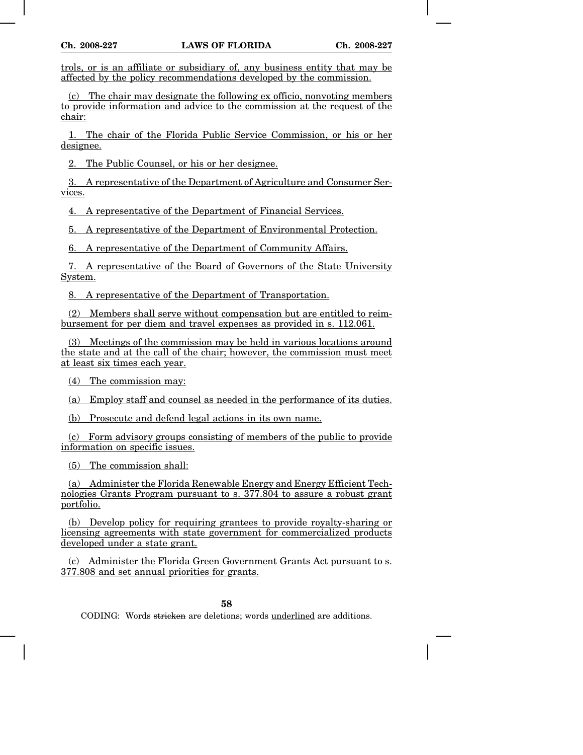trols, or is an affiliate or subsidiary of, any business entity that may be affected by the policy recommendations developed by the commission.

(c) The chair may designate the following ex officio, nonvoting members to provide information and advice to the commission at the request of the chair:

1. The chair of the Florida Public Service Commission, or his or her designee.

2. The Public Counsel, or his or her designee.

3. A representative of the Department of Agriculture and Consumer Services.

4. A representative of the Department of Financial Services.

5. A representative of the Department of Environmental Protection.

6. A representative of the Department of Community Affairs.

7. A representative of the Board of Governors of the State University System.

8. A representative of the Department of Transportation.

(2) Members shall serve without compensation but are entitled to reimbursement for per diem and travel expenses as provided in s. 112.061.

(3) Meetings of the commission may be held in various locations around the state and at the call of the chair; however, the commission must meet at least six times each year.

(4) The commission may:

(a) Employ staff and counsel as needed in the performance of its duties.

(b) Prosecute and defend legal actions in its own name.

(c) Form advisory groups consisting of members of the public to provide information on specific issues.

(5) The commission shall:

(a) Administer the Florida Renewable Energy and Energy Efficient Technologies Grants Program pursuant to s. 377.804 to assure a robust grant portfolio.

(b) Develop policy for requiring grantees to provide royalty-sharing or licensing agreements with state government for commercialized products developed under a state grant.

(c) Administer the Florida Green Government Grants Act pursuant to s. 377.808 and set annual priorities for grants.

CODING: Words ~~stricken~~ are deletions; words underlined are additions.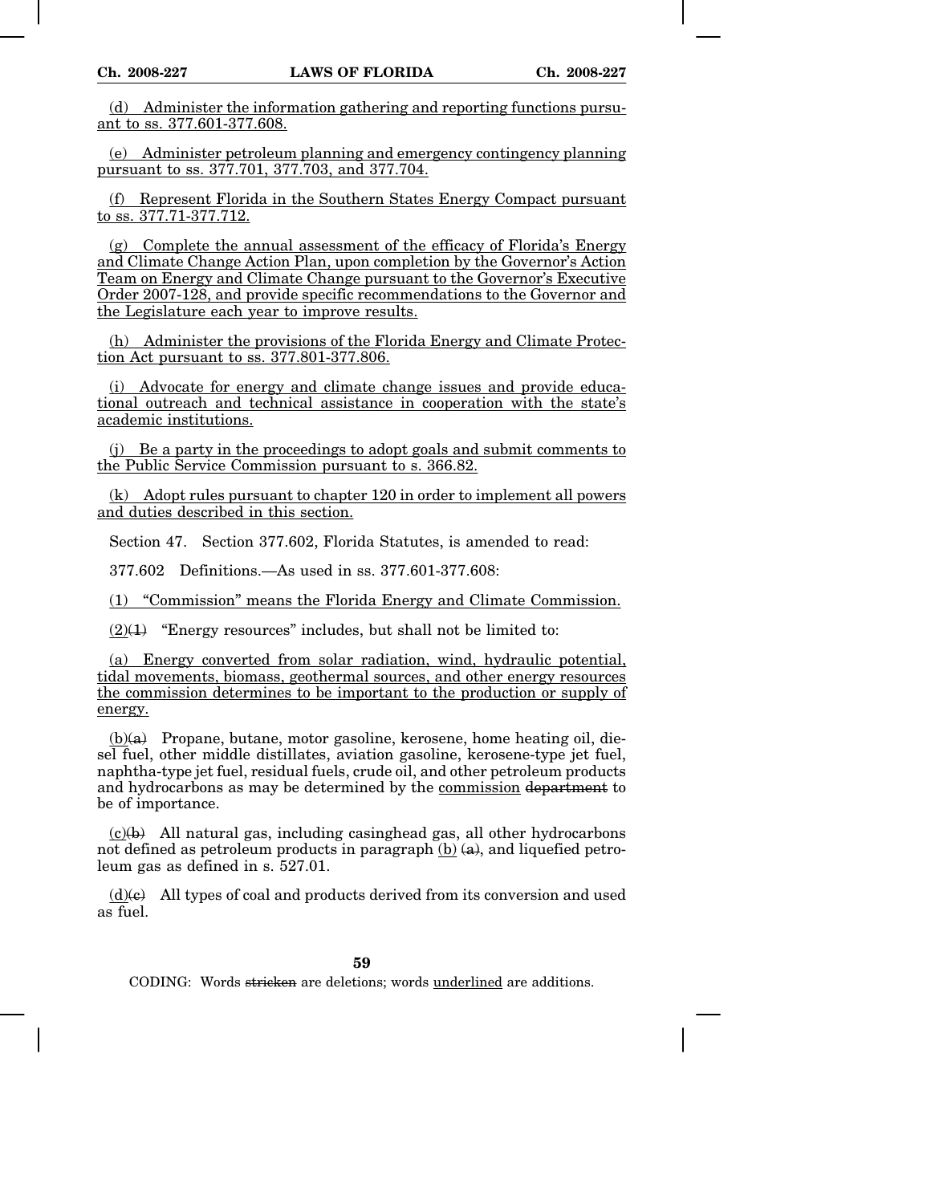<u>(d) Administer the information gathering and reporting functions pursuant to ss. 377.601-377.608.</u>

<u>(e) Administer petroleum planning and emergency contingency planning pursuant to ss. 377.701, 377.703, and 377.704.</u>

<u>(f) Represent Florida in the Southern States Energy Compact pursuant to ss. 377.71-377.712.</u>

<u>(g) Complete the annual assessment of the efficacy of Florida's Energy and Climate Change Action Plan, upon completion by the Governor's Action Team on Energy and Climate Change pursuant to the Governor's Executive Order 2007-128, and provide specific recommendations to the Governor and the Legislature each year to improve results.</u>

<u>(h) Administer the provisions of the Florida Energy and Climate Protection Act pursuant to ss. 377.801-377.806.</u>

<u>(i) Advocate for energy and climate change issues and provide educational outreach and technical assistance in cooperation with the state's academic institutions.</u>

<u>(j) Be a party in the proceedings to adopt goals and submit comments to the Public Service Commission pursuant to s. 366.82.</u>

<u>(k) Adopt rules pursuant to chapter 120 in order to implement all powers and duties described in this section.</u>

Section 47. Section 377.602, Florida Statutes, is amended to read:

377.602 Definitions.—As used in ss. 377.601-377.608:

<u>(1) "Commission" means the Florida Energy and Climate Commission.</u>

<u>(2)</u>~~(1)~~ "Energy resources" includes, but shall not be limited to:

<u>(a) Energy converted from solar radiation, wind, hydraulic potential, tidal movements, biomass, geothermal sources, and other energy resources the commission determines to be important to the production or supply of energy.</u>

<u>(b)</u>~~(a)~~ Propane, butane, motor gasoline, kerosene, home heating oil, diesel fuel, other middle distillates, aviation gasoline, kerosene-type jet fuel, naphtha-type jet fuel, residual fuels, crude oil, and other petroleum products and hydrocarbons as may be determined by the <u>commission</u> ~~department~~ to be of importance.

<u>(c)</u>~~(b)~~ All natural gas, including casinghead gas, all other hydrocarbons not defined as petroleum products in paragraph <u>(b)</u> ~~(a)~~, and liquefied petroleum gas as defined in s. 527.01.

<u>(d)</u>~~(c)~~ All types of coal and products derived from its conversion and used as fuel.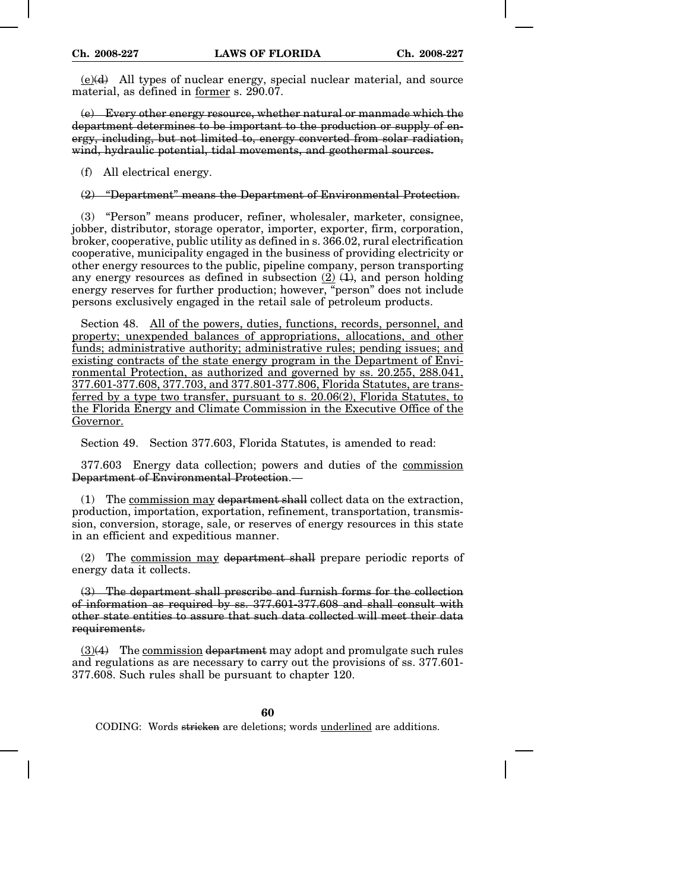<u>(e)</u>~~(d)~~ All types of nuclear energy, special nuclear material, and source material, as defined in <u>former</u> s. 290.07.

~~(e) Every other energy resource, whether natural or manmade which the department determines to be important to the production or supply of energy, including, but not limited to, energy converted from solar radiation, wind, hydraulic potential, tidal movements, and geothermal sources.~~

(f) All electrical energy.

~~(2) "Department" means the Department of Environmental Protection.~~

(3) "Person" means producer, refiner, wholesaler, marketer, consignee, jobber, distributor, storage operator, importer, exporter, firm, corporation, broker, cooperative, public utility as defined in s. 366.02, rural electrification cooperative, municipality engaged in the business of providing electricity or other energy resources to the public, pipeline company, person transporting any energy resources as defined in subsection <u>(2)</u> ~~(1)~~, and person holding energy reserves for further production; however, "person" does not include persons exclusively engaged in the retail sale of petroleum products.

Section 48. <u>All of the powers, duties, functions, records, personnel, and property; unexpended balances of appropriations, allocations, and other funds; administrative authority; administrative rules; pending issues; and existing contracts of the state energy program in the Department of Environmental Protection, as authorized and governed by ss. 20.255, 288.041, 377.601-377.608, 377.703, and 377.801-377.806, Florida Statutes, are transferred by a type two transfer, pursuant to s. 20.06(2), Florida Statutes, to the Florida Energy and Climate Commission in the Executive Office of the Governor.</u>

Section 49. Section 377.603, Florida Statutes, is amended to read:

377.603 Energy data collection; powers and duties of the <u>commission</u> ~~Department of Environmental Protection~~.—

(1) The <u>commission may</u> ~~department shall~~ collect data on the extraction, production, importation, exportation, refinement, transportation, transmission, conversion, storage, sale, or reserves of energy resources in this state in an efficient and expeditious manner.

(2) The <u>commission may</u> ~~department shall~~ prepare periodic reports of energy data it collects.

~~(3) The department shall prescribe and furnish forms for the collection of information as required by ss. 377.601-377.608 and shall consult with other state entities to assure that such data collected will meet their data requirements.~~

<u>(3)</u>~~(4)~~ The <u>commission</u> ~~department~~ may adopt and promulgate such rules and regulations as are necessary to carry out the provisions of ss. 377.601-377.608. Such rules shall be pursuant to chapter 120.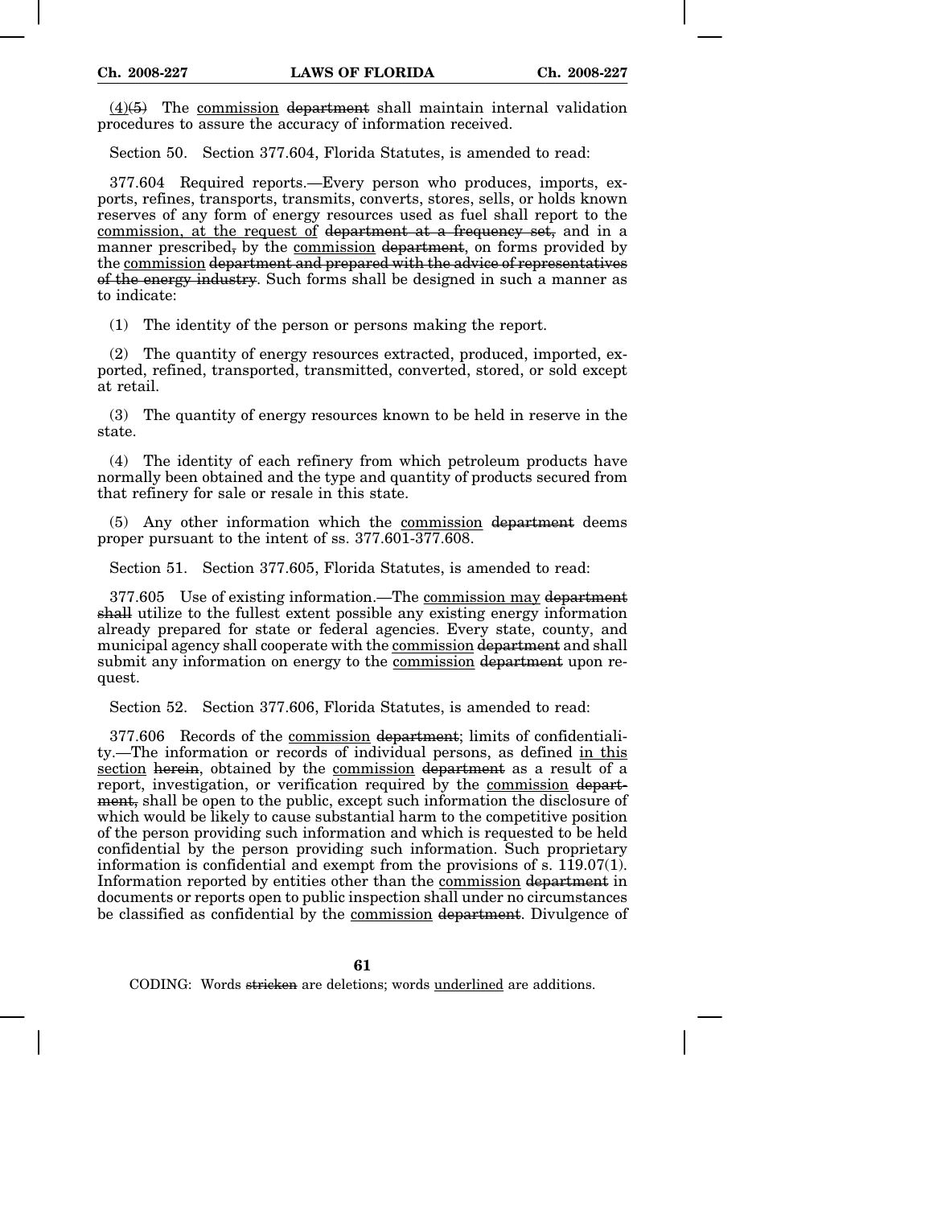<u>(4)</u>~~(5)~~ The <u>commission</u> ~~department~~ shall maintain internal validation procedures to assure the accuracy of information received.

Section 50. Section 377.604, Florida Statutes, is amended to read:

377.604 Required reports.—Every person who produces, imports, exports, refines, transports, transmits, converts, stores, sells, or holds known reserves of any form of energy resources used as fuel shall report to the <u>commission, at the request of</u> ~~department at a frequency set,~~ and in a manner prescribed~~,~~ by the <u>commission</u> ~~department~~, on forms provided by the <u>commission</u> ~~department and prepared with the advice of representatives of the energy industry~~. Such forms shall be designed in such a manner as to indicate:

(1) The identity of the person or persons making the report.

(2) The quantity of energy resources extracted, produced, imported, exported, refined, transported, transmitted, converted, stored, or sold except at retail.

(3) The quantity of energy resources known to be held in reserve in the state.

(4) The identity of each refinery from which petroleum products have normally been obtained and the type and quantity of products secured from that refinery for sale or resale in this state.

(5) Any other information which the <u>commission</u> ~~department~~ deems proper pursuant to the intent of ss. 377.601-377.608.

Section 51. Section 377.605, Florida Statutes, is amended to read:

377.605 Use of existing information.—The <u>commission may</u> ~~department shall~~ utilize to the fullest extent possible any existing energy information already prepared for state or federal agencies. Every state, county, and municipal agency shall cooperate with the <u>commission</u> ~~department~~ and shall submit any information on energy to the <u>commission</u> ~~department~~ upon request.

Section 52. Section 377.606, Florida Statutes, is amended to read:

377.606 Records of the <u>commission</u> ~~department~~; limits of confidentiality.—The information or records of individual persons, as defined <u>in this section</u> ~~herein~~, obtained by the <u>commission</u> ~~department~~ as a result of a report, investigation, or verification required by the <u>commission</u> ~~department,~~ shall be open to the public, except such information the disclosure of which would be likely to cause substantial harm to the competitive position of the person providing such information and which is requested to be held confidential by the person providing such information. Such proprietary information is confidential and exempt from the provisions of s. 119.07(1). Information reported by entities other than the <u>commission</u> ~~department~~ in documents or reports open to public inspection shall under no circumstances be classified as confidential by the <u>commission</u> ~~department~~. Divulgence of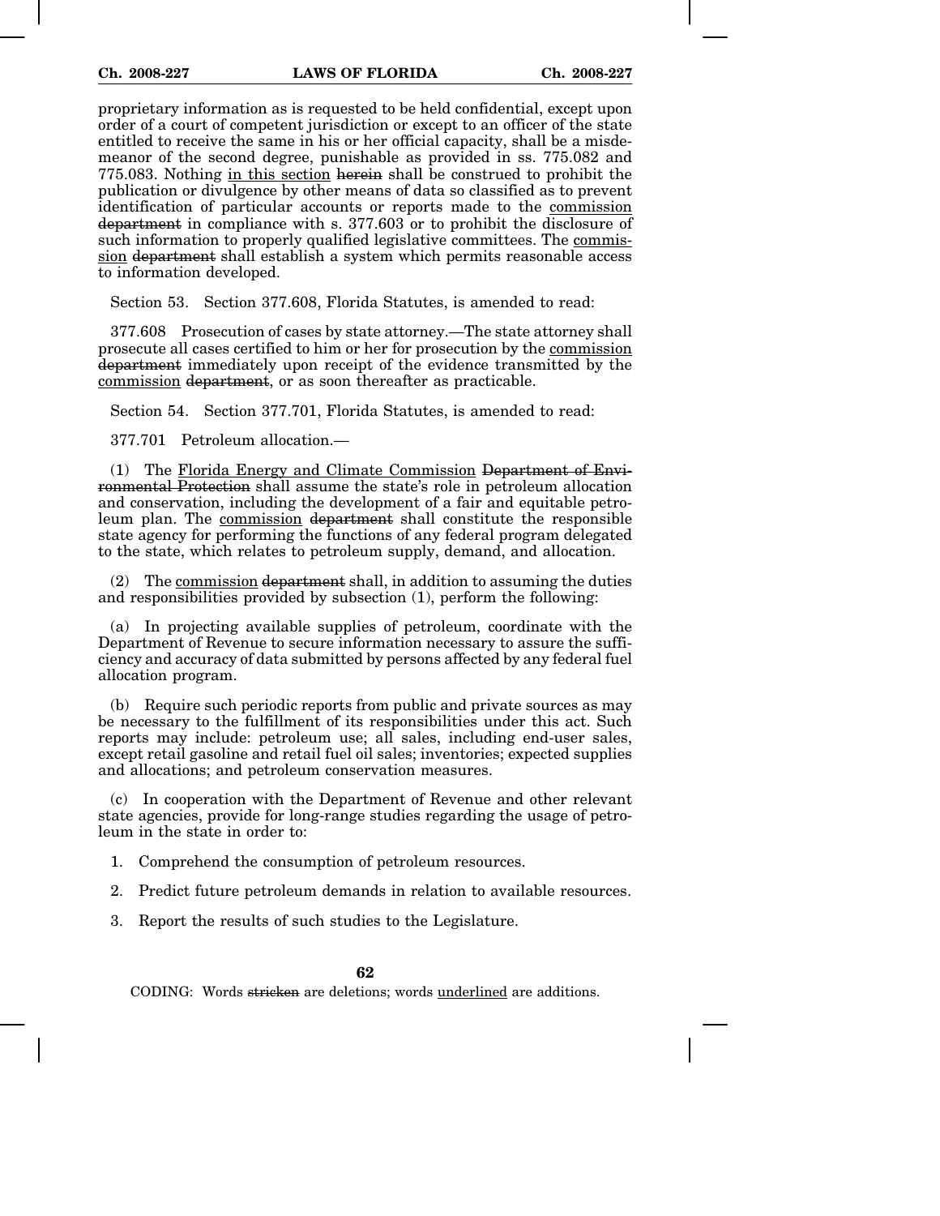proprietary information as is requested to be held confidential, except upon order of a court of competent jurisdiction or except to an officer of the state entitled to receive the same in his or her official capacity, shall be a misdemeanor of the second degree, punishable as provided in ss. 775.082 and 775.083. Nothing <u>in this section</u> ~~herein~~ shall be construed to prohibit the publication or divulgence by other means of data so classified as to prevent identification of particular accounts or reports made to the <u>commission</u> ~~department~~ in compliance with s. 377.603 or to prohibit the disclosure of such information to properly qualified legislative committees. The <u>commission</u> ~~department~~ shall establish a system which permits reasonable access to information developed.

Section 53. Section 377.608, Florida Statutes, is amended to read:

377.608 Prosecution of cases by state attorney.—The state attorney shall prosecute all cases certified to him or her for prosecution by the <u>commission</u> ~~department~~ immediately upon receipt of the evidence transmitted by the <u>commission</u> ~~department~~, or as soon thereafter as practicable.

Section 54. Section 377.701, Florida Statutes, is amended to read:

377.701 Petroleum allocation.—

(1) The <u>Florida Energy and Climate Commission</u> ~~Department of Environmental Protection~~ shall assume the state's role in petroleum allocation and conservation, including the development of a fair and equitable petroleum plan. The <u>commission</u> ~~department~~ shall constitute the responsible state agency for performing the functions of any federal program delegated to the state, which relates to petroleum supply, demand, and allocation.

(2) The <u>commission</u> ~~department~~ shall, in addition to assuming the duties and responsibilities provided by subsection (1), perform the following:

(a) In projecting available supplies of petroleum, coordinate with the Department of Revenue to secure information necessary to assure the sufficiency and accuracy of data submitted by persons affected by any federal fuel allocation program.

(b) Require such periodic reports from public and private sources as may be necessary to the fulfillment of its responsibilities under this act. Such reports may include: petroleum use; all sales, including end-user sales, except retail gasoline and retail fuel oil sales; inventories; expected supplies and allocations; and petroleum conservation measures.

(c) In cooperation with the Department of Revenue and other relevant state agencies, provide for long-range studies regarding the usage of petroleum in the state in order to:

1. Comprehend the consumption of petroleum resources.

2. Predict future petroleum demands in relation to available resources.

3. Report the results of such studies to the Legislature.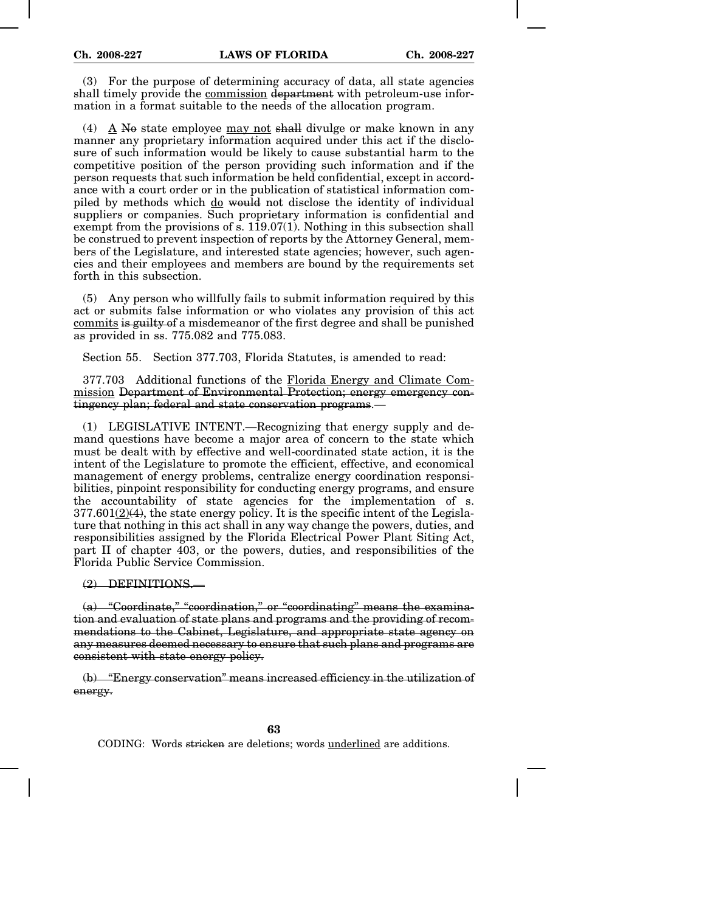(3) For the purpose of determining accuracy of data, all state agencies shall timely provide the <u>commission</u> ~~department~~ with petroleum-use information in a format suitable to the needs of the allocation program.

(4) <u>A</u> ~~No~~ state employee <u>may not</u> ~~shall~~ divulge or make known in any manner any proprietary information acquired under this act if the disclosure of such information would be likely to cause substantial harm to the competitive position of the person providing such information and if the person requests that such information be held confidential, except in accordance with a court order or in the publication of statistical information compiled by methods which <u>do</u> ~~would~~ not disclose the identity of individual suppliers or companies. Such proprietary information is confidential and exempt from the provisions of s. 119.07(1). Nothing in this subsection shall be construed to prevent inspection of reports by the Attorney General, members of the Legislature, and interested state agencies; however, such agencies and their employees and members are bound by the requirements set forth in this subsection.

(5) Any person who willfully fails to submit information required by this act or submits false information or who violates any provision of this act <u>commits</u> ~~is guilty of~~ a misdemeanor of the first degree and shall be punished as provided in ss. 775.082 and 775.083.

Section 55. Section 377.703, Florida Statutes, is amended to read:

377.703 Additional functions of the <u>Florida Energy and Climate Commission</u> ~~Department of Environmental Protection; energy emergency contingency plan; federal and state conservation programs~~.—

(1) LEGISLATIVE INTENT.—Recognizing that energy supply and demand questions have become a major area of concern to the state which must be dealt with by effective and well-coordinated state action, it is the intent of the Legislature to promote the efficient, effective, and economical management of energy problems, centralize energy coordination responsibilities, pinpoint responsibility for conducting energy programs, and ensure the accountability of state agencies for the implementation of s. 377.601<u>(2)</u>~~(4)~~, the state energy policy. It is the specific intent of the Legislature that nothing in this act shall in any way change the powers, duties, and responsibilities assigned by the Florida Electrical Power Plant Siting Act, part II of chapter 403, or the powers, duties, and responsibilities of the Florida Public Service Commission.

~~(2) DEFINITIONS.—~~

~~(a) "Coordinate," "coordination," or "coordinating" means the examination and evaluation of state plans and programs and the providing of recommendations to the Cabinet, Legislature, and appropriate state agency on any measures deemed necessary to ensure that such plans and programs are consistent with state energy policy.~~

~~(b) "Energy conservation" means increased efficiency in the utilization of energy.~~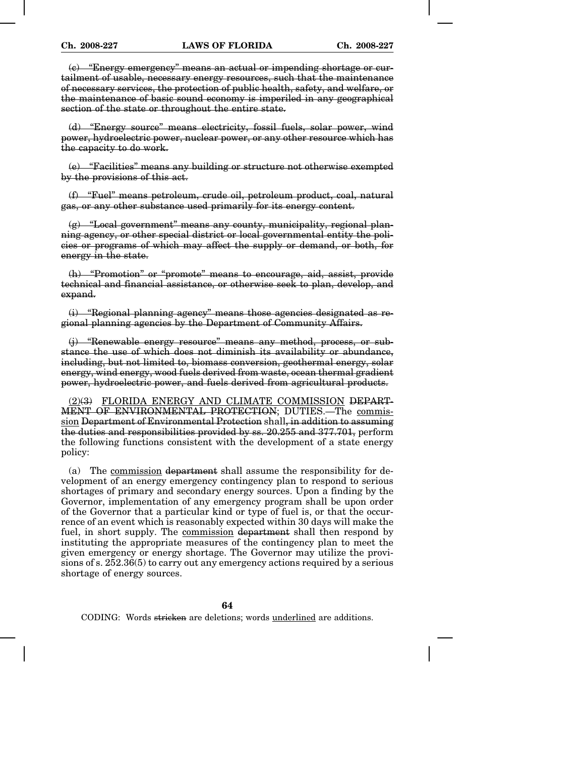~~(c) "Energy emergency" means an actual or impending shortage or curtailment of usable, necessary energy resources, such that the maintenance of necessary services, the protection of public health, safety, and welfare, or the maintenance of basic sound economy is imperiled in any geographical section of the state or throughout the entire state.~~

~~(d) "Energy source" means electricity, fossil fuels, solar power, wind power, hydroelectric power, nuclear power, or any other resource which has the capacity to do work.~~

~~(e) "Facilities" means any building or structure not otherwise exempted by the provisions of this act.~~

~~(f) "Fuel" means petroleum, crude oil, petroleum product, coal, natural gas, or any other substance used primarily for its energy content.~~

~~(g) "Local government" means any county, municipality, regional planning agency, or other special district or local governmental entity the policies or programs of which may affect the supply or demand, or both, for energy in the state.~~

~~(h) "Promotion" or "promote" means to encourage, aid, assist, provide technical and financial assistance, or otherwise seek to plan, develop, and expand.~~

~~(i) "Regional planning agency" means those agencies designated as regional planning agencies by the Department of Community Affairs.~~

~~(j) "Renewable energy resource" means any method, process, or substance the use of which does not diminish its availability or abundance, including, but not limited to, biomass conversion, geothermal energy, solar energy, wind energy, wood fuels derived from waste, ocean thermal gradient power, hydroelectric power, and fuels derived from agricultural products.~~

<u>(2)</u>~~(3)~~ <u>FLORIDA ENERGY AND CLIMATE COMMISSION</u> ~~DEPARTMENT OF ENVIRONMENTAL PROTECTION~~; DUTIES.—The <u>commission</u> ~~Department of Environmental Protection~~ shall~~, in addition to assuming the duties and responsibilities provided by ss. 20.255 and 377.701,~~ perform the following functions consistent with the development of a state energy policy:

(a) The <u>commission</u> ~~department~~ shall assume the responsibility for development of an energy emergency contingency plan to respond to serious shortages of primary and secondary energy sources. Upon a finding by the Governor, implementation of any emergency program shall be upon order of the Governor that a particular kind or type of fuel is, or that the occurrence of an event which is reasonably expected within 30 days will make the fuel, in short supply. The <u>commission</u> ~~department~~ shall then respond by instituting the appropriate measures of the contingency plan to meet the given emergency or energy shortage. The Governor may utilize the provisions of s. 252.36(5) to carry out any emergency actions required by a serious shortage of energy sources.

CODING: Words ~~stricken~~ are deletions; words <u>underlined</u> are additions.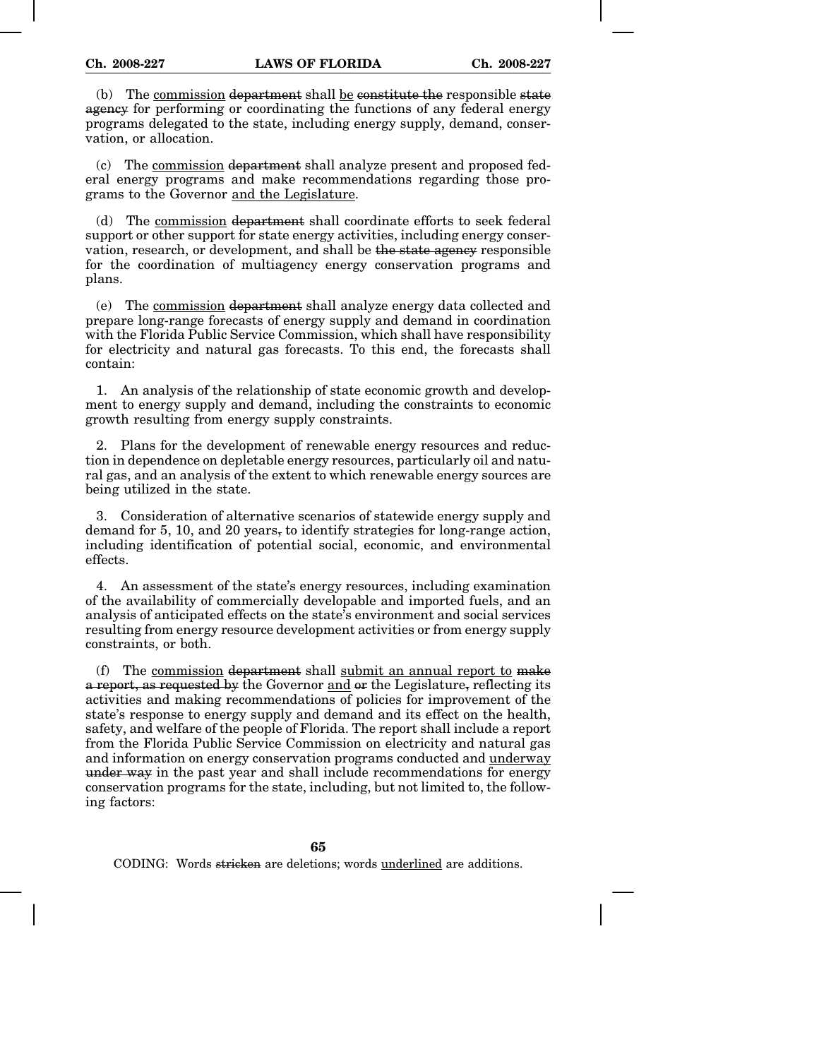(b) The <u>commission</u> ~~department~~ shall <u>be</u> ~~constitute the~~ responsible ~~state agency~~ for performing or coordinating the functions of any federal energy programs delegated to the state, including energy supply, demand, conservation, or allocation.

(c) The <u>commission</u> ~~department~~ shall analyze present and proposed federal energy programs and make recommendations regarding those programs to the Governor <u>and the Legislature</u>.

(d) The <u>commission</u> ~~department~~ shall coordinate efforts to seek federal support or other support for state energy activities, including energy conservation, research, or development, and shall be ~~the state agency~~ responsible for the coordination of multiagency energy conservation programs and plans.

(e) The <u>commission</u> ~~department~~ shall analyze energy data collected and prepare long-range forecasts of energy supply and demand in coordination with the Florida Public Service Commission, which shall have responsibility for electricity and natural gas forecasts. To this end, the forecasts shall contain:

1. An analysis of the relationship of state economic growth and development to energy supply and demand, including the constraints to economic growth resulting from energy supply constraints.

2. Plans for the development of renewable energy resources and reduction in dependence on depletable energy resources, particularly oil and natural gas, and an analysis of the extent to which renewable energy sources are being utilized in the state.

3. Consideration of alternative scenarios of statewide energy supply and demand for 5, 10, and 20 years~~,~~ to identify strategies for long-range action, including identification of potential social, economic, and environmental effects.

4. An assessment of the state's energy resources, including examination of the availability of commercially developable and imported fuels, and an analysis of anticipated effects on the state's environment and social services resulting from energy resource development activities or from energy supply constraints, or both.

(f) The <u>commission</u> ~~department~~ shall <u>submit an annual report to</u> ~~make a report, as requested by~~ the Governor <u>and</u> ~~or~~ the Legislature~~,~~ reflecting its activities and making recommendations of policies for improvement of the state's response to energy supply and demand and its effect on the health, safety, and welfare of the people of Florida. The report shall include a report from the Florida Public Service Commission on electricity and natural gas and information on energy conservation programs conducted and <u>underway</u> ~~under way~~ in the past year and shall include recommendations for energy conservation programs for the state, including, but not limited to, the following factors: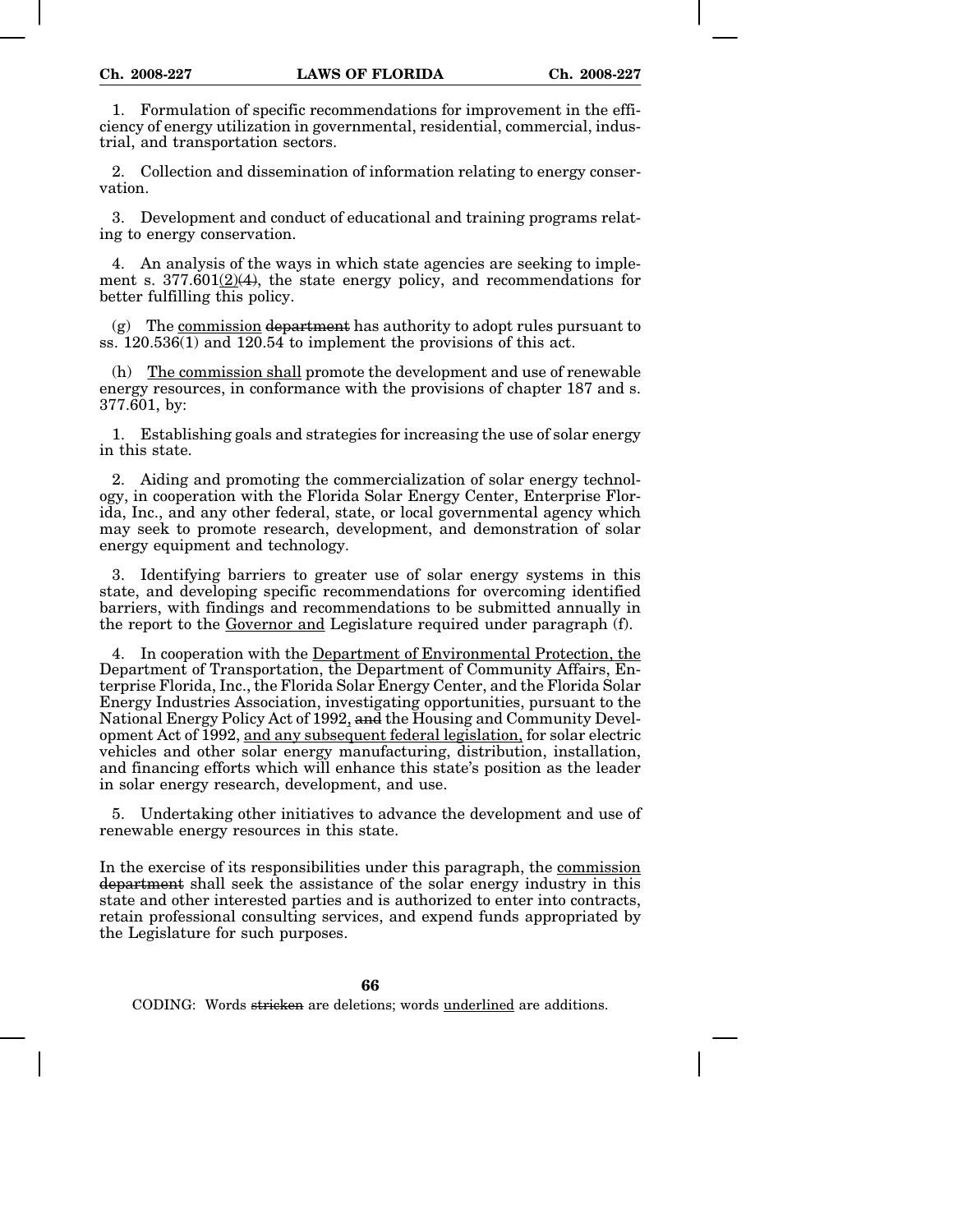1. Formulation of specific recommendations for improvement in the efficiency of energy utilization in governmental, residential, commercial, industrial, and transportation sectors.

2. Collection and dissemination of information relating to energy conservation.

3. Development and conduct of educational and training programs relating to energy conservation.

4. An analysis of the ways in which state agencies are seeking to implement s. 377.601<u>(2)</u>~~(4)~~, the state energy policy, and recommendations for better fulfilling this policy.

(g) The <u>commission</u> ~~department~~ has authority to adopt rules pursuant to ss. 120.536(1) and 120.54 to implement the provisions of this act.

(h) <u>The commission shall</u> promote the development and use of renewable energy resources, in conformance with the provisions of chapter 187 and s. 377.601, by:

1. Establishing goals and strategies for increasing the use of solar energy in this state.

2. Aiding and promoting the commercialization of solar energy technology, in cooperation with the Florida Solar Energy Center, Enterprise Florida, Inc., and any other federal, state, or local governmental agency which may seek to promote research, development, and demonstration of solar energy equipment and technology.

3. Identifying barriers to greater use of solar energy systems in this state, and developing specific recommendations for overcoming identified barriers, with findings and recommendations to be submitted annually in the report to the <u>Governor and</u> Legislature required under paragraph (f).

4. In cooperation with the <u>Department of Environmental Protection, the</u> Department of Transportation, the Department of Community Affairs, Enterprise Florida, Inc., the Florida Solar Energy Center, and the Florida Solar Energy Industries Association, investigating opportunities, pursuant to the National Energy Policy Act of 1992, ~~and~~ the Housing and Community Development Act of 1992, <u>and any subsequent federal legislation,</u> for solar electric vehicles and other solar energy manufacturing, distribution, installation, and financing efforts which will enhance this state's position as the leader in solar energy research, development, and use.

5. Undertaking other initiatives to advance the development and use of renewable energy resources in this state.

In the exercise of its responsibilities under this paragraph, the <u>commission</u> ~~department~~ shall seek the assistance of the solar energy industry in this state and other interested parties and is authorized to enter into contracts, retain professional consulting services, and expend funds appropriated by the Legislature for such purposes.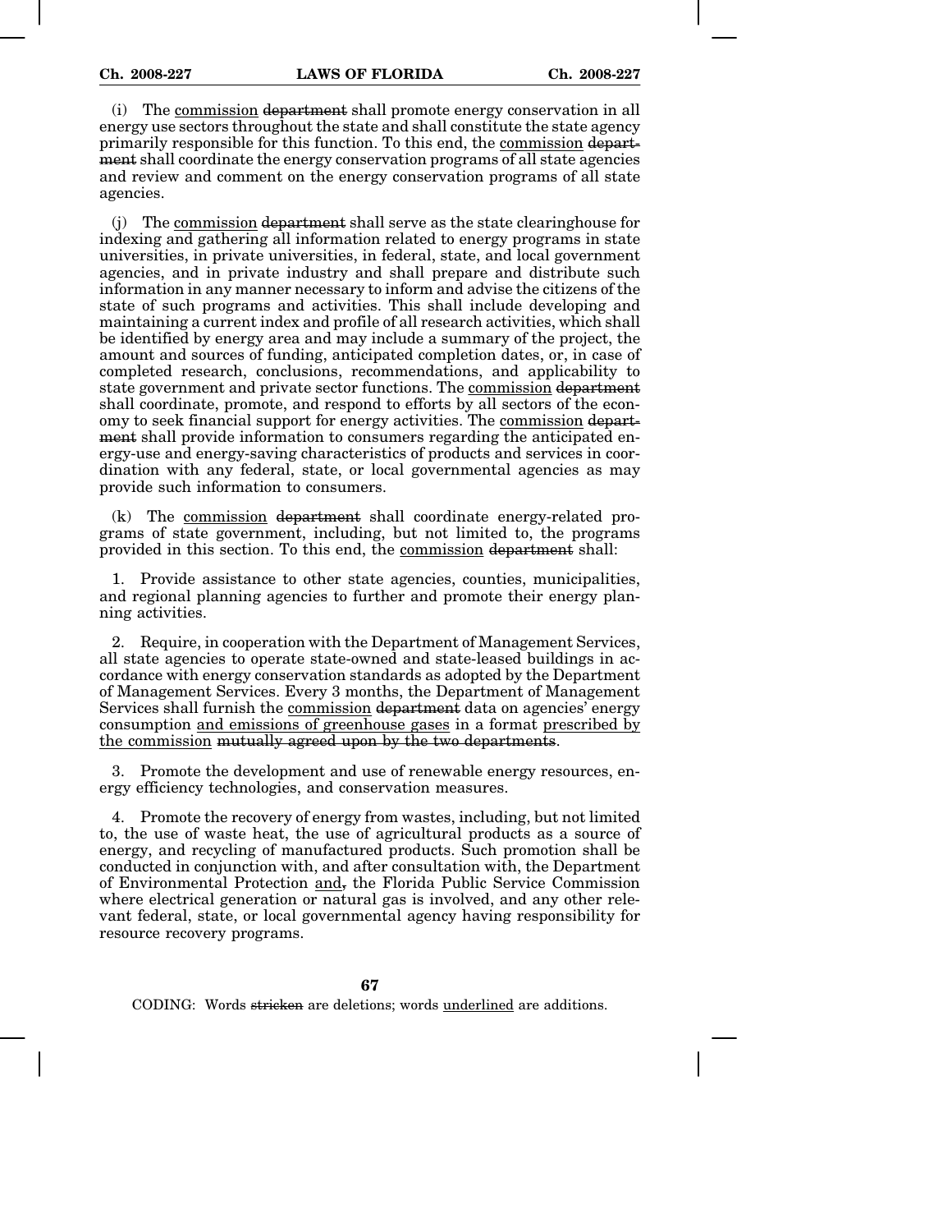(i) The <u>commission</u> ~~department~~ shall promote energy conservation in all energy use sectors throughout the state and shall constitute the state agency primarily responsible for this function. To this end, the <u>commission</u> ~~department~~ shall coordinate the energy conservation programs of all state agencies and review and comment on the energy conservation programs of all state agencies.

(j) The <u>commission</u> ~~department~~ shall serve as the state clearinghouse for indexing and gathering all information related to energy programs in state universities, in private universities, in federal, state, and local government agencies, and in private industry and shall prepare and distribute such information in any manner necessary to inform and advise the citizens of the state of such programs and activities. This shall include developing and maintaining a current index and profile of all research activities, which shall be identified by energy area and may include a summary of the project, the amount and sources of funding, anticipated completion dates, or, in case of completed research, conclusions, recommendations, and applicability to state government and private sector functions. The <u>commission</u> ~~department~~ shall coordinate, promote, and respond to efforts by all sectors of the economy to seek financial support for energy activities. The <u>commission</u> ~~department~~ shall provide information to consumers regarding the anticipated energy-use and energy-saving characteristics of products and services in coordination with any federal, state, or local governmental agencies as may provide such information to consumers.

(k) The <u>commission</u> ~~department~~ shall coordinate energy-related programs of state government, including, but not limited to, the programs provided in this section. To this end, the <u>commission</u> ~~department~~ shall:

1. Provide assistance to other state agencies, counties, municipalities, and regional planning agencies to further and promote their energy planning activities.

2. Require, in cooperation with the Department of Management Services, all state agencies to operate state-owned and state-leased buildings in accordance with energy conservation standards as adopted by the Department of Management Services. Every 3 months, the Department of Management Services shall furnish the <u>commission</u> ~~department~~ data on agencies' energy consumption <u>and emissions of greenhouse gases</u> in a format <u>prescribed by the commission</u> ~~mutually agreed upon by the two departments~~.

3. Promote the development and use of renewable energy resources, energy efficiency technologies, and conservation measures.

4. Promote the recovery of energy from wastes, including, but not limited to, the use of waste heat, the use of agricultural products as a source of energy, and recycling of manufactured products. Such promotion shall be conducted in conjunction with, and after consultation with, the Department of Environmental Protection <u>and</u>~~,~~ the Florida Public Service Commission where electrical generation or natural gas is involved, and any other relevant federal, state, or local governmental agency having responsibility for resource recovery programs.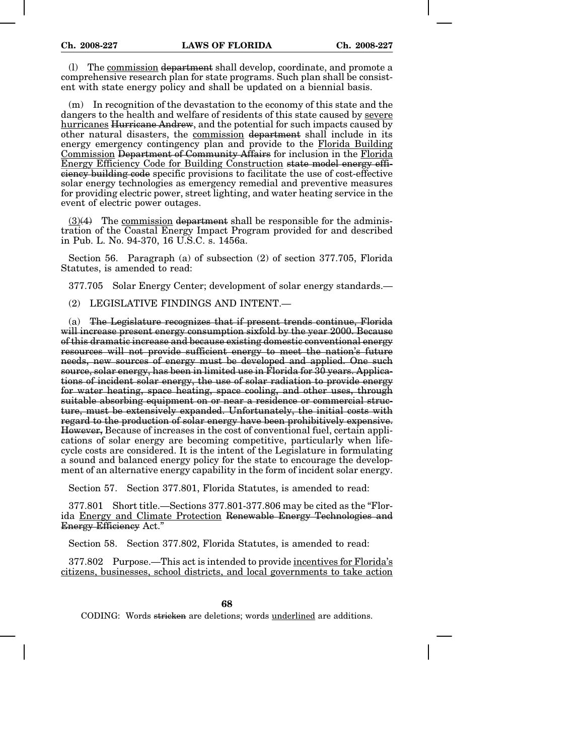(l) The <u>commission</u> ~~department~~ shall develop, coordinate, and promote a comprehensive research plan for state programs. Such plan shall be consistent with state energy policy and shall be updated on a biennial basis.

(m) In recognition of the devastation to the economy of this state and the dangers to the health and welfare of residents of this state caused by <u>severe hurricanes</u> ~~Hurricane Andrew~~, and the potential for such impacts caused by other natural disasters, the <u>commission</u> ~~department~~ shall include in its energy emergency contingency plan and provide to the <u>Florida Building Commission</u> ~~Department of Community Affairs~~ for inclusion in the <u>Florida Energy Efficiency Code for Building Construction</u> ~~state model energy efficiency building code~~ specific provisions to facilitate the use of cost-effective solar energy technologies as emergency remedial and preventive measures for providing electric power, street lighting, and water heating service in the event of electric power outages.

<u>(3)</u>~~(4)~~ The <u>commission</u> ~~department~~ shall be responsible for the administration of the Coastal Energy Impact Program provided for and described in Pub. L. No. 94-370, 16 U.S.C. s. 1456a.

Section 56. Paragraph (a) of subsection (2) of section 377.705, Florida Statutes, is amended to read:

377.705 Solar Energy Center; development of solar energy standards.—

(2) LEGISLATIVE FINDINGS AND INTENT.—

(a) ~~The Legislature recognizes that if present trends continue, Florida will increase present energy consumption sixfold by the year 2000. Because of this dramatic increase and because existing domestic conventional energy resources will not provide sufficient energy to meet the nation's future needs, new sources of energy must be developed and applied. One such source, solar energy, has been in limited use in Florida for 30 years. Applications of incident solar energy, the use of solar radiation to provide energy for water heating, space heating, space cooling, and other uses, through suitable absorbing equipment on or near a residence or commercial structure, must be extensively expanded. Unfortunately, the initial costs with regard to the production of solar energy have been prohibitively expensive. However,~~ Because of increases in the cost of conventional fuel, certain applications of solar energy are becoming competitive, particularly when lifecycle costs are considered. It is the intent of the Legislature in formulating a sound and balanced energy policy for the state to encourage the development of an alternative energy capability in the form of incident solar energy.

Section 57. Section 377.801, Florida Statutes, is amended to read:

377.801 Short title.—Sections 377.801-377.806 may be cited as the "Florida <u>Energy and Climate Protection</u> ~~Renewable Energy Technologies and Energy Efficiency~~ Act."

Section 58. Section 377.802, Florida Statutes, is amended to read:

377.802 Purpose.—This act is intended to provide <u>incentives for Florida's citizens, businesses, school districts, and local governments to take action</u>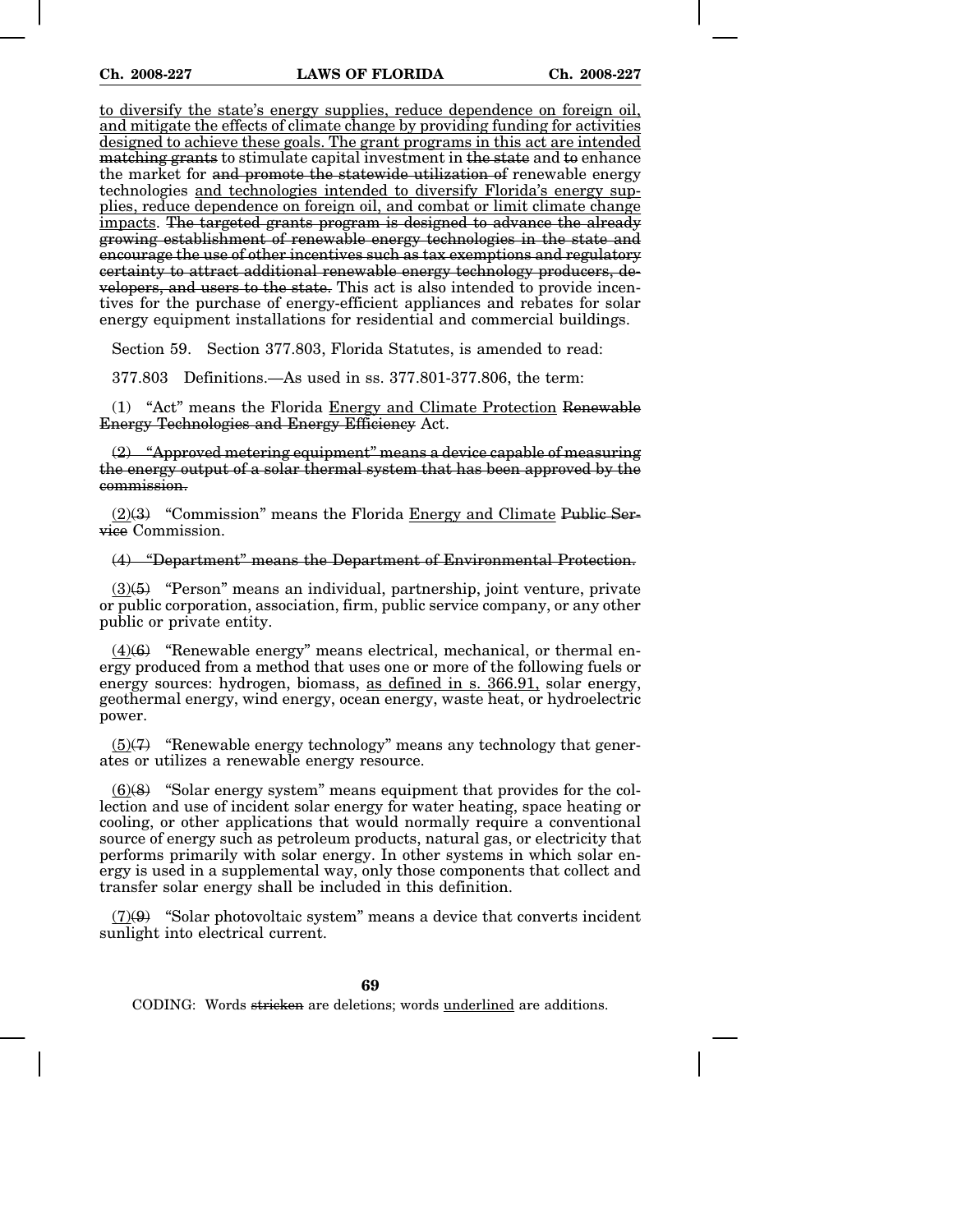<u>to diversify the state's energy supplies, reduce dependence on foreign oil, and mitigate the effects of climate change by providing funding for activities designed to achieve these goals. The grant programs in this act are intended</u> ~~matching grants~~ to stimulate capital investment in ~~the state~~ and ~~to~~ enhance the market for ~~and promote the statewide utilization of~~ renewable energy technologies <u>and technologies intended to diversify Florida's energy supplies, reduce dependence on foreign oil, and combat or limit climate change impacts</u>. ~~The targeted grants program is designed to advance the already growing establishment of renewable energy technologies in the state and encourage the use of other incentives such as tax exemptions and regulatory certainty to attract additional renewable energy technology producers, developers, and users to the state.~~ This act is also intended to provide incentives for the purchase of energy-efficient appliances and rebates for solar energy equipment installations for residential and commercial buildings.

Section 59. Section 377.803, Florida Statutes, is amended to read:

377.803 Definitions.—As used in ss. 377.801-377.806, the term:

(1) "Act" means the Florida <u>Energy and Climate Protection</u> ~~Renewable Energy Technologies and Energy Efficiency~~ Act.

~~(2) "Approved metering equipment" means a device capable of measuring the energy output of a solar thermal system that has been approved by the commission.~~

<u>(2)</u>~~(3)~~ "Commission" means the Florida <u>Energy and Climate</u> ~~Public Service~~ Commission.

~~(4) "Department" means the Department of Environmental Protection.~~

<u>(3)</u>~~(5)~~ "Person" means an individual, partnership, joint venture, private or public corporation, association, firm, public service company, or any other public or private entity.

<u>(4)</u>~~(6)~~ "Renewable energy" means electrical, mechanical, or thermal energy produced from a method that uses one or more of the following fuels or energy sources: hydrogen, biomass, <u>as defined in s. 366.91,</u> solar energy, geothermal energy, wind energy, ocean energy, waste heat, or hydroelectric power.

<u>(5)</u>~~(7)~~ "Renewable energy technology" means any technology that generates or utilizes a renewable energy resource.

<u>(6)</u>~~(8)~~ "Solar energy system" means equipment that provides for the collection and use of incident solar energy for water heating, space heating or cooling, or other applications that would normally require a conventional source of energy such as petroleum products, natural gas, or electricity that performs primarily with solar energy. In other systems in which solar energy is used in a supplemental way, only those components that collect and transfer solar energy shall be included in this definition.

<u>(7)</u>~~(9)~~ "Solar photovoltaic system" means a device that converts incident sunlight into electrical current.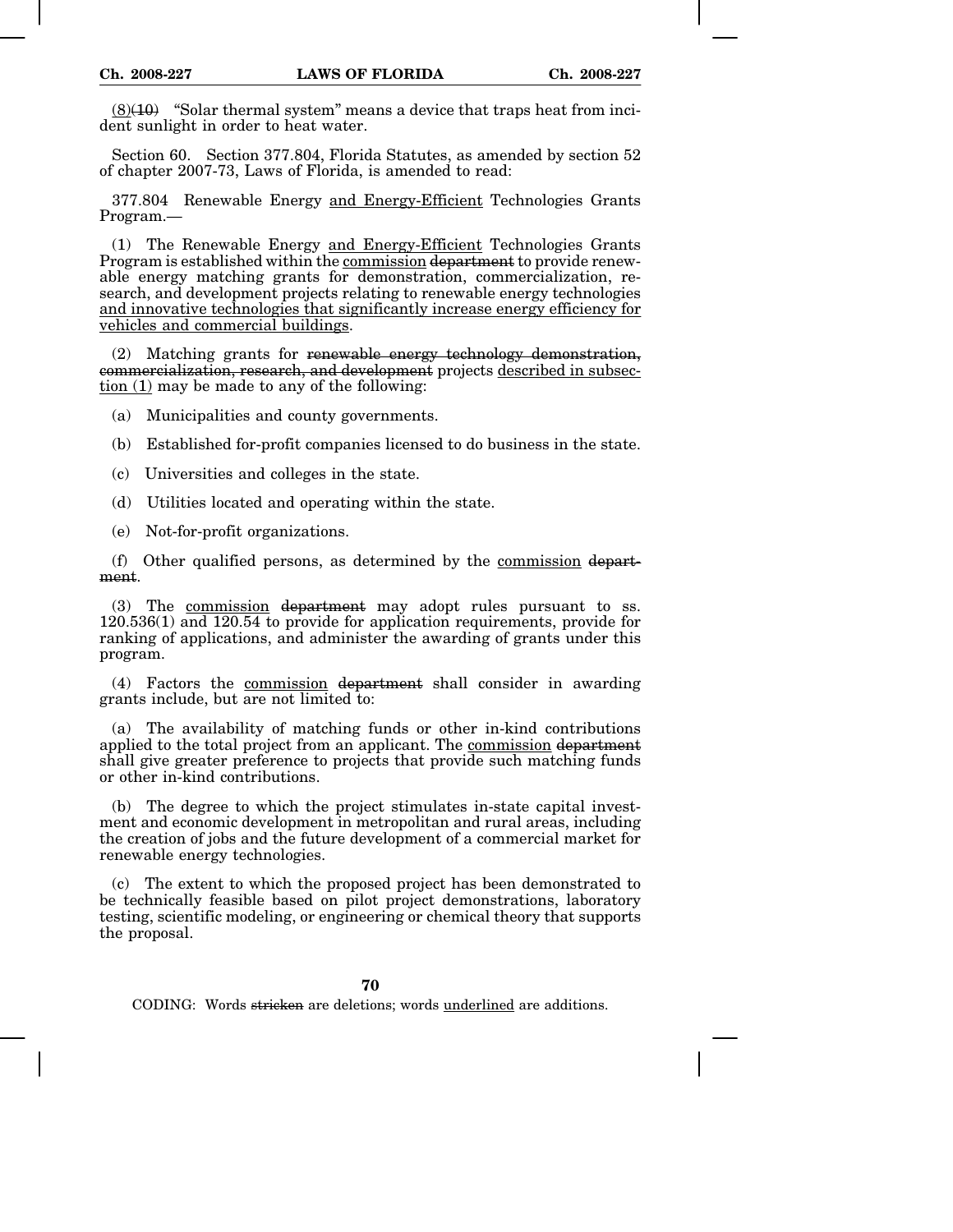(8)(10) "Solar thermal system" means a device that traps heat from incident sunlight in order to heat water.

Section 60. Section 377.804, Florida Statutes, as amended by section 52 of chapter 2007-73, Laws of Florida, is amended to read:

377.804 Renewable Energy and Energy-Efficient Technologies Grants Program.—

(1) The Renewable Energy and Energy-Efficient Technologies Grants Program is established within the commission department to provide renewable energy matching grants for demonstration, commercialization, research, and development projects relating to renewable energy technologies and innovative technologies that significantly increase energy efficiency for vehicles and commercial buildings.

(2) Matching grants for renewable energy technology demonstration, commercialization, research, and development projects described in subsection (1) may be made to any of the following:

(a) Municipalities and county governments.

(b) Established for-profit companies licensed to do business in the state.

(c) Universities and colleges in the state.

(d) Utilities located and operating within the state.

(e) Not-for-profit organizations.

(f) Other qualified persons, as determined by the commission department.

(3) The commission department may adopt rules pursuant to ss. 120.536(1) and 120.54 to provide for application requirements, provide for ranking of applications, and administer the awarding of grants under this program.

(4) Factors the commission department shall consider in awarding grants include, but are not limited to:

(a) The availability of matching funds or other in-kind contributions applied to the total project from an applicant. The commission department shall give greater preference to projects that provide such matching funds or other in-kind contributions.

(b) The degree to which the project stimulates in-state capital investment and economic development in metropolitan and rural areas, including the creation of jobs and the future development of a commercial market for renewable energy technologies.

(c) The extent to which the proposed project has been demonstrated to be technically feasible based on pilot project demonstrations, laboratory testing, scientific modeling, or engineering or chemical theory that supports the proposal.

CODING: Words stricken are deletions; words underlined are additions.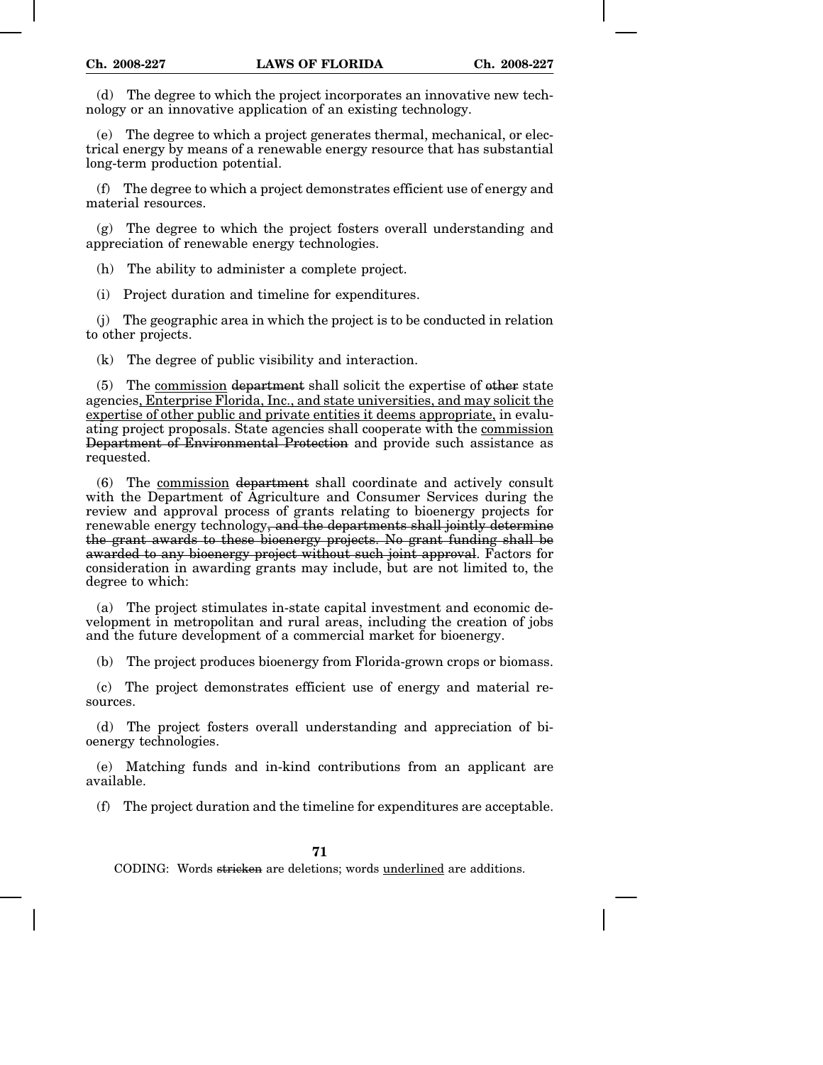(d) The degree to which the project incorporates an innovative new technology or an innovative application of an existing technology.

(e) The degree to which a project generates thermal, mechanical, or electrical energy by means of a renewable energy resource that has substantial long-term production potential.

(f) The degree to which a project demonstrates efficient use of energy and material resources.

(g) The degree to which the project fosters overall understanding and appreciation of renewable energy technologies.

(h) The ability to administer a complete project.

(i) Project duration and timeline for expenditures.

(j) The geographic area in which the project is to be conducted in relation to other projects.

(k) The degree of public visibility and interaction.

(5) The <u>commission</u> ~~department~~ shall solicit the expertise of ~~other~~ state agencies<u>, Enterprise Florida, Inc., and state universities, and may solicit the expertise of other public and private entities it deems appropriate,</u> in evaluating project proposals. State agencies shall cooperate with the <u>commission</u> ~~Department of Environmental Protection~~ and provide such assistance as requested.

(6) The <u>commission</u> ~~department~~ shall coordinate and actively consult with the Department of Agriculture and Consumer Services during the review and approval process of grants relating to bioenergy projects for renewable energy technology~~, and the departments shall jointly determine the grant awards to these bioenergy projects. No grant funding shall be awarded to any bioenergy project without such joint approval~~. Factors for consideration in awarding grants may include, but are not limited to, the degree to which:

(a) The project stimulates in-state capital investment and economic development in metropolitan and rural areas, including the creation of jobs and the future development of a commercial market for bioenergy.

(b) The project produces bioenergy from Florida-grown crops or biomass.

(c) The project demonstrates efficient use of energy and material resources.

(d) The project fosters overall understanding and appreciation of bioenergy technologies.

(e) Matching funds and in-kind contributions from an applicant are available.

(f) The project duration and the timeline for expenditures are acceptable.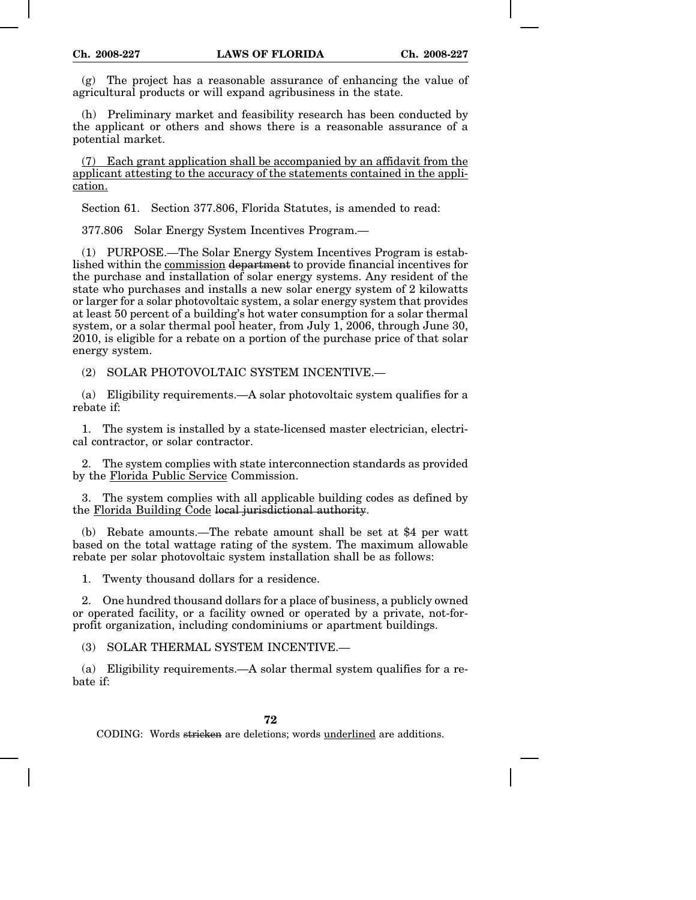(g) The project has a reasonable assurance of enhancing the value of agricultural products or will expand agribusiness in the state.

(h) Preliminary market and feasibility research has been conducted by the applicant or others and shows there is a reasonable assurance of a potential market.

<u>(7) Each grant application shall be accompanied by an affidavit from the applicant attesting to the accuracy of the statements contained in the application.</u>

Section 61. Section 377.806, Florida Statutes, is amended to read:

377.806 Solar Energy System Incentives Program.—

(1) PURPOSE.—The Solar Energy System Incentives Program is established within the <u>commission</u> ~~department~~ to provide financial incentives for the purchase and installation of solar energy systems. Any resident of the state who purchases and installs a new solar energy system of 2 kilowatts or larger for a solar photovoltaic system, a solar energy system that provides at least 50 percent of a building's hot water consumption for a solar thermal system, or a solar thermal pool heater, from July 1, 2006, through June 30, 2010, is eligible for a rebate on a portion of the purchase price of that solar energy system.

(2) SOLAR PHOTOVOLTAIC SYSTEM INCENTIVE.—

(a) Eligibility requirements.—A solar photovoltaic system qualifies for a rebate if:

1. The system is installed by a state-licensed master electrician, electrical contractor, or solar contractor.

2. The system complies with state interconnection standards as provided by the <u>Florida Public Service</u> Commission.

3. The system complies with all applicable building codes as defined by the <u>Florida Building Code</u> ~~local jurisdictional authority~~.

(b) Rebate amounts.—The rebate amount shall be set at $4 per watt based on the total wattage rating of the system. The maximum allowable rebate per solar photovoltaic system installation shall be as follows:

1. Twenty thousand dollars for a residence.

2. One hundred thousand dollars for a place of business, a publicly owned or operated facility, or a facility owned or operated by a private, not-for-profit organization, including condominiums or apartment buildings.

(3) SOLAR THERMAL SYSTEM INCENTIVE.—

(a) Eligibility requirements.—A solar thermal system qualifies for a rebate if: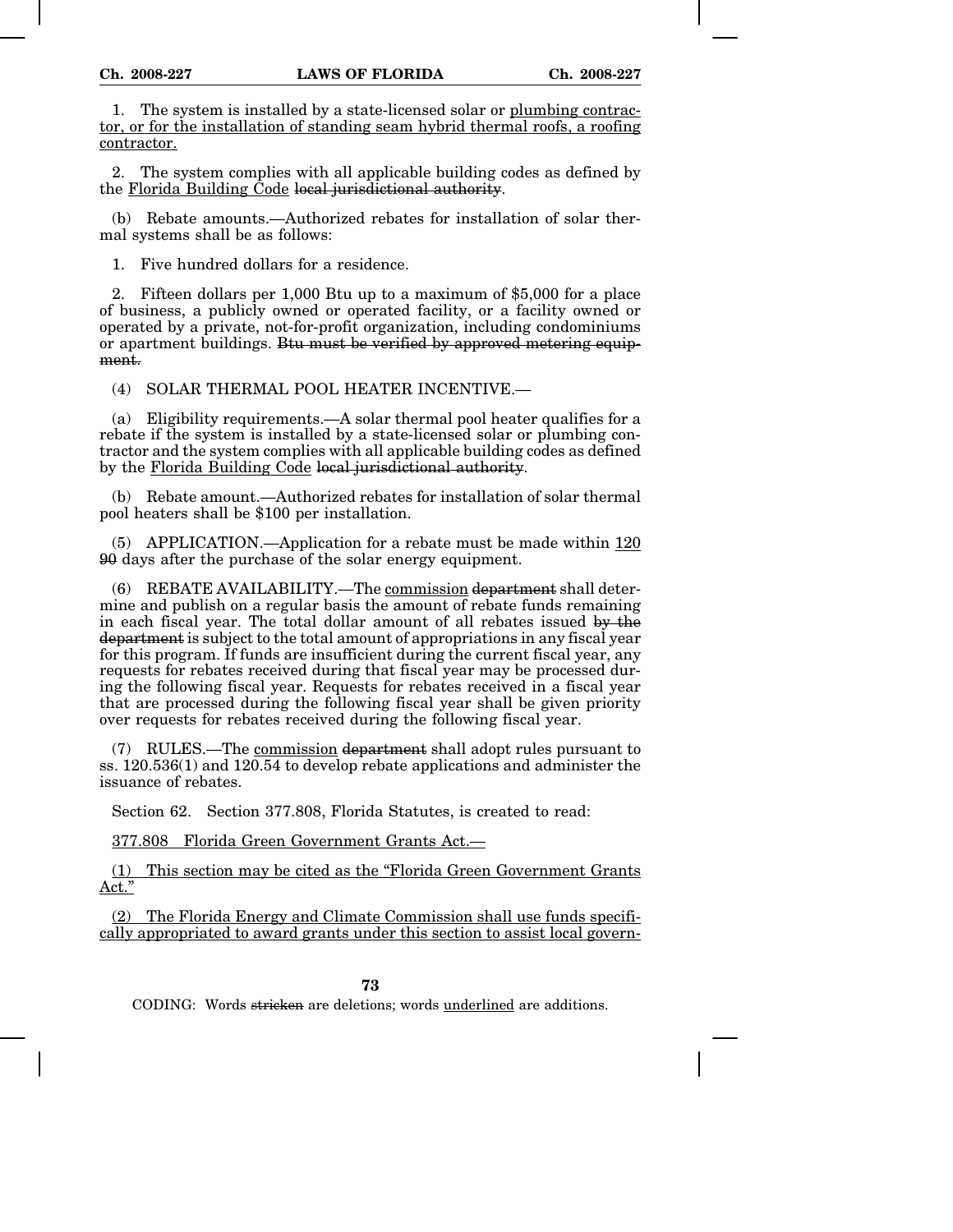1. The system is installed by a state-licensed solar or plumbing contractor, or for the installation of standing seam hybrid thermal roofs, a roofing contractor.

2. The system complies with all applicable building codes as defined by the Florida Building Code ~~local jurisdictional authority~~.

(b) Rebate amounts.—Authorized rebates for installation of solar thermal systems shall be as follows:

1. Five hundred dollars for a residence.

2. Fifteen dollars per 1,000 Btu up to a maximum of $5,000 for a place of business, a publicly owned or operated facility, or a facility owned or operated by a private, not-for-profit organization, including condominiums or apartment buildings. ~~Btu must be verified by approved metering equipment.~~

(4) SOLAR THERMAL POOL HEATER INCENTIVE.—

(a) Eligibility requirements.—A solar thermal pool heater qualifies for a rebate if the system is installed by a state-licensed solar or plumbing contractor and the system complies with all applicable building codes as defined by the Florida Building Code ~~local jurisdictional authority~~.

(b) Rebate amount.—Authorized rebates for installation of solar thermal pool heaters shall be $100 per installation.

(5) APPLICATION.—Application for a rebate must be made within 120 ~~90~~ days after the purchase of the solar energy equipment.

(6) REBATE AVAILABILITY.—The commission ~~department~~ shall determine and publish on a regular basis the amount of rebate funds remaining in each fiscal year. The total dollar amount of all rebates issued ~~by the department~~ is subject to the total amount of appropriations in any fiscal year for this program. If funds are insufficient during the current fiscal year, any requests for rebates received during that fiscal year may be processed during the following fiscal year. Requests for rebates received in a fiscal year that are processed during the following fiscal year shall be given priority over requests for rebates received during the following fiscal year.

(7) RULES.—The commission ~~department~~ shall adopt rules pursuant to ss. 120.536(1) and 120.54 to develop rebate applications and administer the issuance of rebates.

Section 62. Section 377.808, Florida Statutes, is created to read:

377.808 Florida Green Government Grants Act.—

(1) This section may be cited as the "Florida Green Government Grants Act."

(2) The Florida Energy and Climate Commission shall use funds specifically appropriated to award grants under this section to assist local govern-

CODING: Words ~~stricken~~ are deletions; words underlined are additions.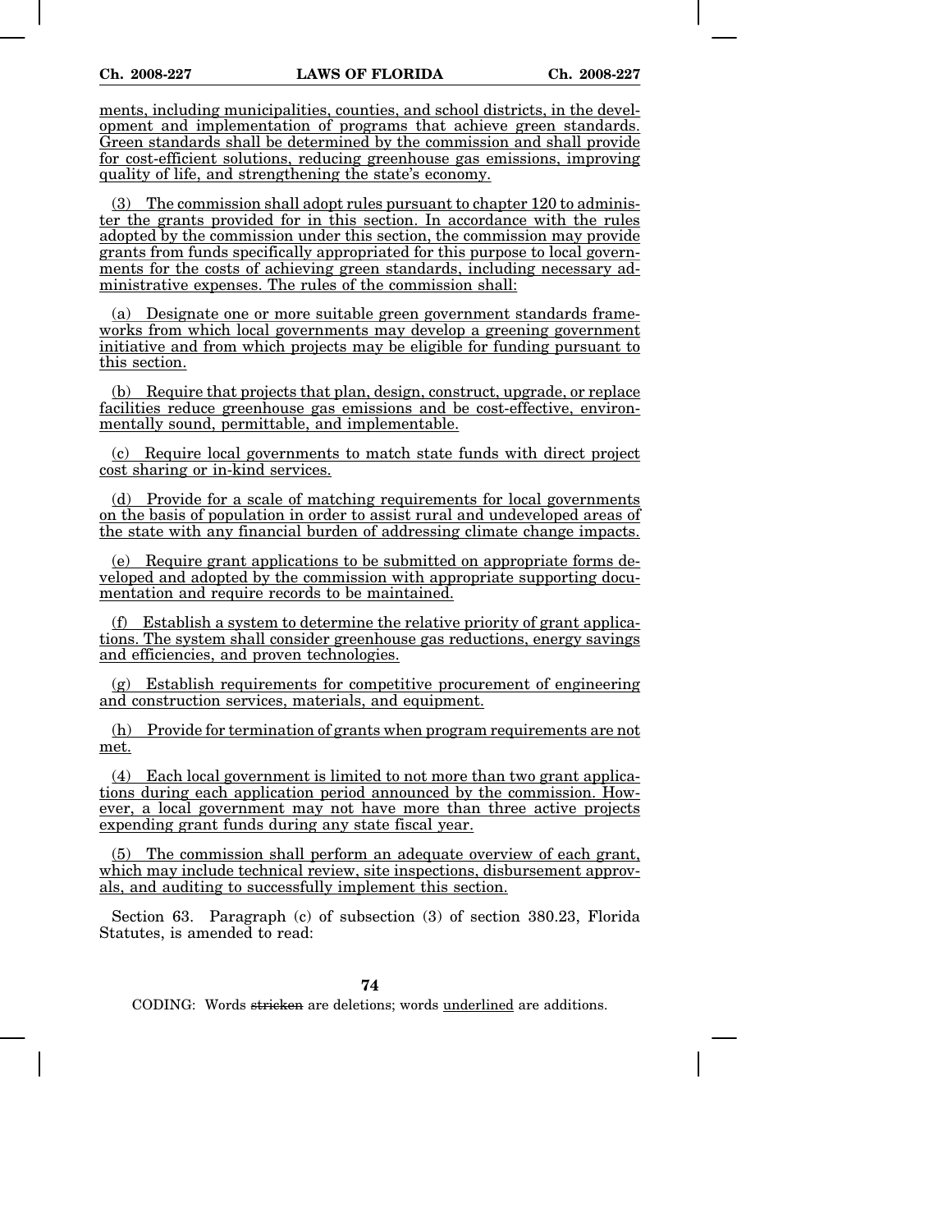ments, including municipalities, counties, and school districts, in the development and implementation of programs that achieve green standards. Green standards shall be determined by the commission and shall provide for cost-efficient solutions, reducing greenhouse gas emissions, improving quality of life, and strengthening the state's economy.

(3) The commission shall adopt rules pursuant to chapter 120 to administer the grants provided for in this section. In accordance with the rules adopted by the commission under this section, the commission may provide grants from funds specifically appropriated for this purpose to local governments for the costs of achieving green standards, including necessary administrative expenses. The rules of the commission shall:

(a) Designate one or more suitable green government standards frameworks from which local governments may develop a greening government initiative and from which projects may be eligible for funding pursuant to this section.

(b) Require that projects that plan, design, construct, upgrade, or replace facilities reduce greenhouse gas emissions and be cost-effective, environmentally sound, permittable, and implementable.

(c) Require local governments to match state funds with direct project cost sharing or in-kind services.

(d) Provide for a scale of matching requirements for local governments on the basis of population in order to assist rural and undeveloped areas of the state with any financial burden of addressing climate change impacts.

(e) Require grant applications to be submitted on appropriate forms developed and adopted by the commission with appropriate supporting documentation and require records to be maintained.

(f) Establish a system to determine the relative priority of grant applications. The system shall consider greenhouse gas reductions, energy savings and efficiencies, and proven technologies.

(g) Establish requirements for competitive procurement of engineering and construction services, materials, and equipment.

(h) Provide for termination of grants when program requirements are not met.

(4) Each local government is limited to not more than two grant applications during each application period announced by the commission. However, a local government may not have more than three active projects expending grant funds during any state fiscal year.

(5) The commission shall perform an adequate overview of each grant, which may include technical review, site inspections, disbursement approvals, and auditing to successfully implement this section.

Section 63. Paragraph (c) of subsection (3) of section 380.23, Florida Statutes, is amended to read:

CODING: Words stricken are deletions; words underlined are additions.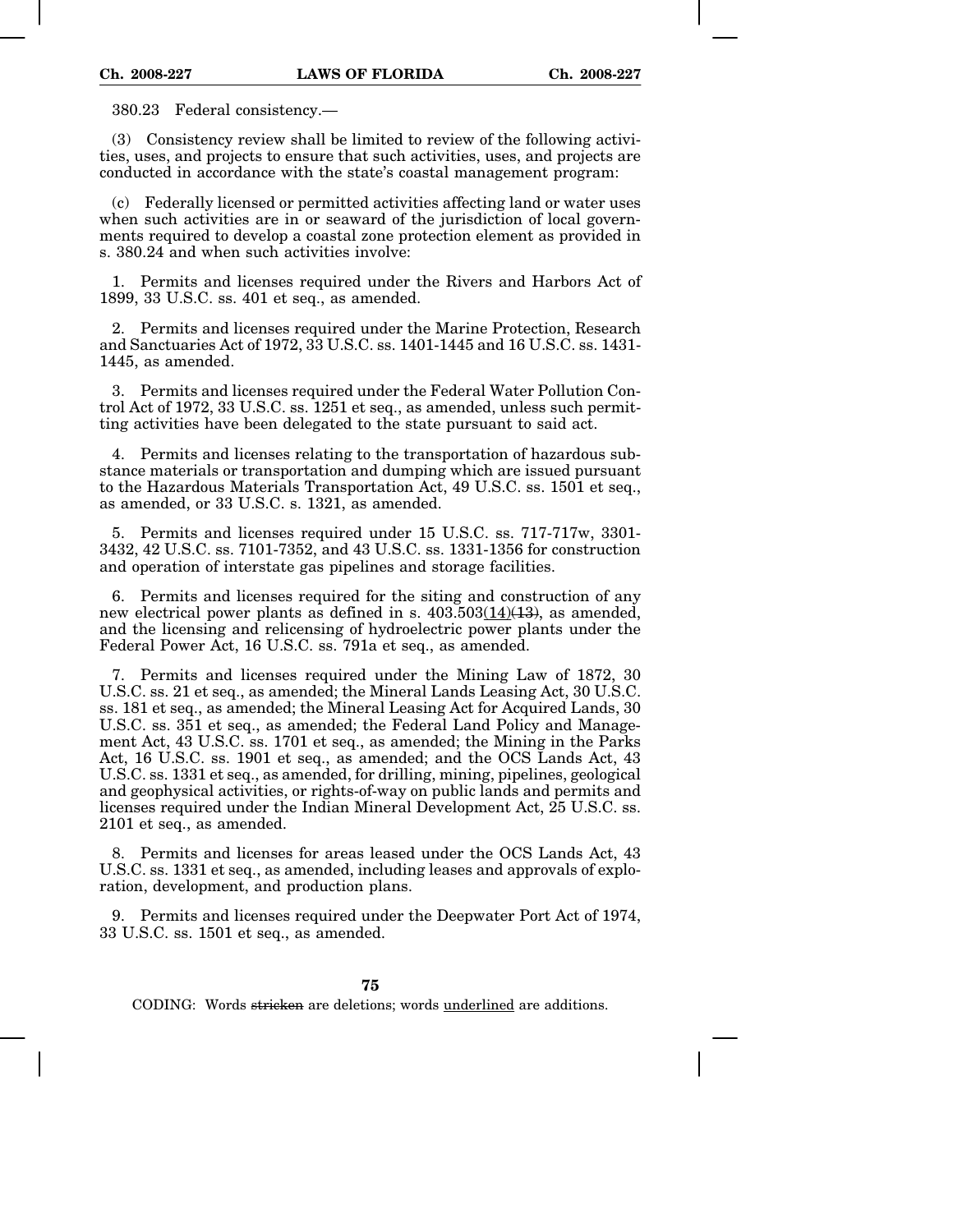380.23 Federal consistency.—

(3) Consistency review shall be limited to review of the following activities, uses, and projects to ensure that such activities, uses, and projects are conducted in accordance with the state's coastal management program:

(c) Federally licensed or permitted activities affecting land or water uses when such activities are in or seaward of the jurisdiction of local governments required to develop a coastal zone protection element as provided in s. 380.24 and when such activities involve:

1. Permits and licenses required under the Rivers and Harbors Act of 1899, 33 U.S.C. ss. 401 et seq., as amended.

2. Permits and licenses required under the Marine Protection, Research and Sanctuaries Act of 1972, 33 U.S.C. ss. 1401-1445 and 16 U.S.C. ss. 1431-1445, as amended.

3. Permits and licenses required under the Federal Water Pollution Control Act of 1972, 33 U.S.C. ss. 1251 et seq., as amended, unless such permitting activities have been delegated to the state pursuant to said act.

4. Permits and licenses relating to the transportation of hazardous substance materials or transportation and dumping which are issued pursuant to the Hazardous Materials Transportation Act, 49 U.S.C. ss. 1501 et seq., as amended, or 33 U.S.C. s. 1321, as amended.

5. Permits and licenses required under 15 U.S.C. ss. 717-717w, 3301-3432, 42 U.S.C. ss. 7101-7352, and 43 U.S.C. ss. 1331-1356 for construction and operation of interstate gas pipelines and storage facilities.

6. Permits and licenses required for the siting and construction of any new electrical power plants as defined in s. 403.503<u>(14)</u>~~(13)~~, as amended, and the licensing and relicensing of hydroelectric power plants under the Federal Power Act, 16 U.S.C. ss. 791a et seq., as amended.

7. Permits and licenses required under the Mining Law of 1872, 30 U.S.C. ss. 21 et seq., as amended; the Mineral Lands Leasing Act, 30 U.S.C. ss. 181 et seq., as amended; the Mineral Leasing Act for Acquired Lands, 30 U.S.C. ss. 351 et seq., as amended; the Federal Land Policy and Management Act, 43 U.S.C. ss. 1701 et seq., as amended; the Mining in the Parks Act, 16 U.S.C. ss. 1901 et seq., as amended; and the OCS Lands Act, 43 U.S.C. ss. 1331 et seq., as amended, for drilling, mining, pipelines, geological and geophysical activities, or rights-of-way on public lands and permits and licenses required under the Indian Mineral Development Act, 25 U.S.C. ss. 2101 et seq., as amended.

8. Permits and licenses for areas leased under the OCS Lands Act, 43 U.S.C. ss. 1331 et seq., as amended, including leases and approvals of exploration, development, and production plans.

9. Permits and licenses required under the Deepwater Port Act of 1974, 33 U.S.C. ss. 1501 et seq., as amended.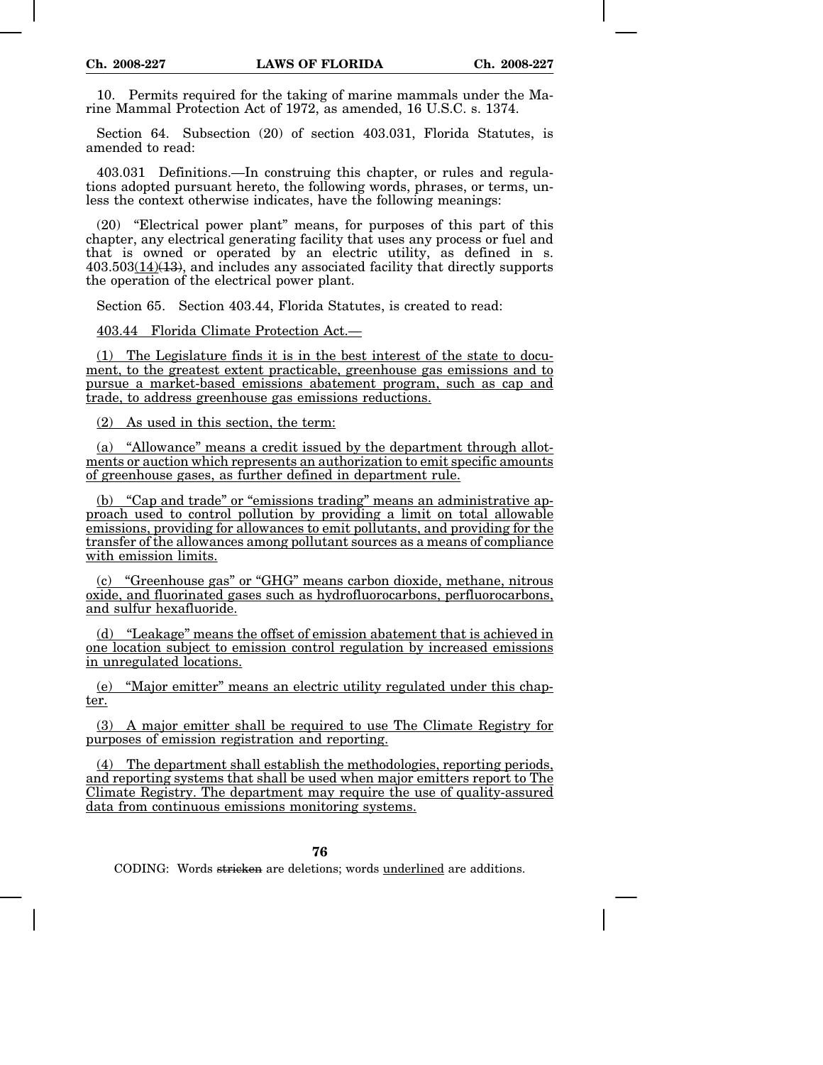10. Permits required for the taking of marine mammals under the Marine Mammal Protection Act of 1972, as amended, 16 U.S.C. s. 1374.

Section 64. Subsection (20) of section 403.031, Florida Statutes, is amended to read:

403.031 Definitions.—In construing this chapter, or rules and regulations adopted pursuant hereto, the following words, phrases, or terms, unless the context otherwise indicates, have the following meanings:

(20) "Electrical power plant" means, for purposes of this part of this chapter, any electrical generating facility that uses any process or fuel and that is owned or operated by an electric utility, as defined in s. 403.503(14)~~(13)~~, and includes any associated facility that directly supports the operation of the electrical power plant.

Section 65. Section 403.44, Florida Statutes, is created to read:

403.44 Florida Climate Protection Act.—

(1) The Legislature finds it is in the best interest of the state to document, to the greatest extent practicable, greenhouse gas emissions and to pursue a market-based emissions abatement program, such as cap and trade, to address greenhouse gas emissions reductions.

(2) As used in this section, the term:

(a) "Allowance" means a credit issued by the department through allotments or auction which represents an authorization to emit specific amounts of greenhouse gases, as further defined in department rule.

(b) "Cap and trade" or "emissions trading" means an administrative approach used to control pollution by providing a limit on total allowable emissions, providing for allowances to emit pollutants, and providing for the transfer of the allowances among pollutant sources as a means of compliance with emission limits.

(c) "Greenhouse gas" or "GHG" means carbon dioxide, methane, nitrous oxide, and fluorinated gases such as hydrofluorocarbons, perfluorocarbons, and sulfur hexafluoride.

(d) "Leakage" means the offset of emission abatement that is achieved in one location subject to emission control regulation by increased emissions in unregulated locations.

(e) "Major emitter" means an electric utility regulated under this chapter.

(3) A major emitter shall be required to use The Climate Registry for purposes of emission registration and reporting.

(4) The department shall establish the methodologies, reporting periods, and reporting systems that shall be used when major emitters report to The Climate Registry. The department may require the use of quality-assured data from continuous emissions monitoring systems.

CODING: Words ~~stricken~~ are deletions; words underlined are additions.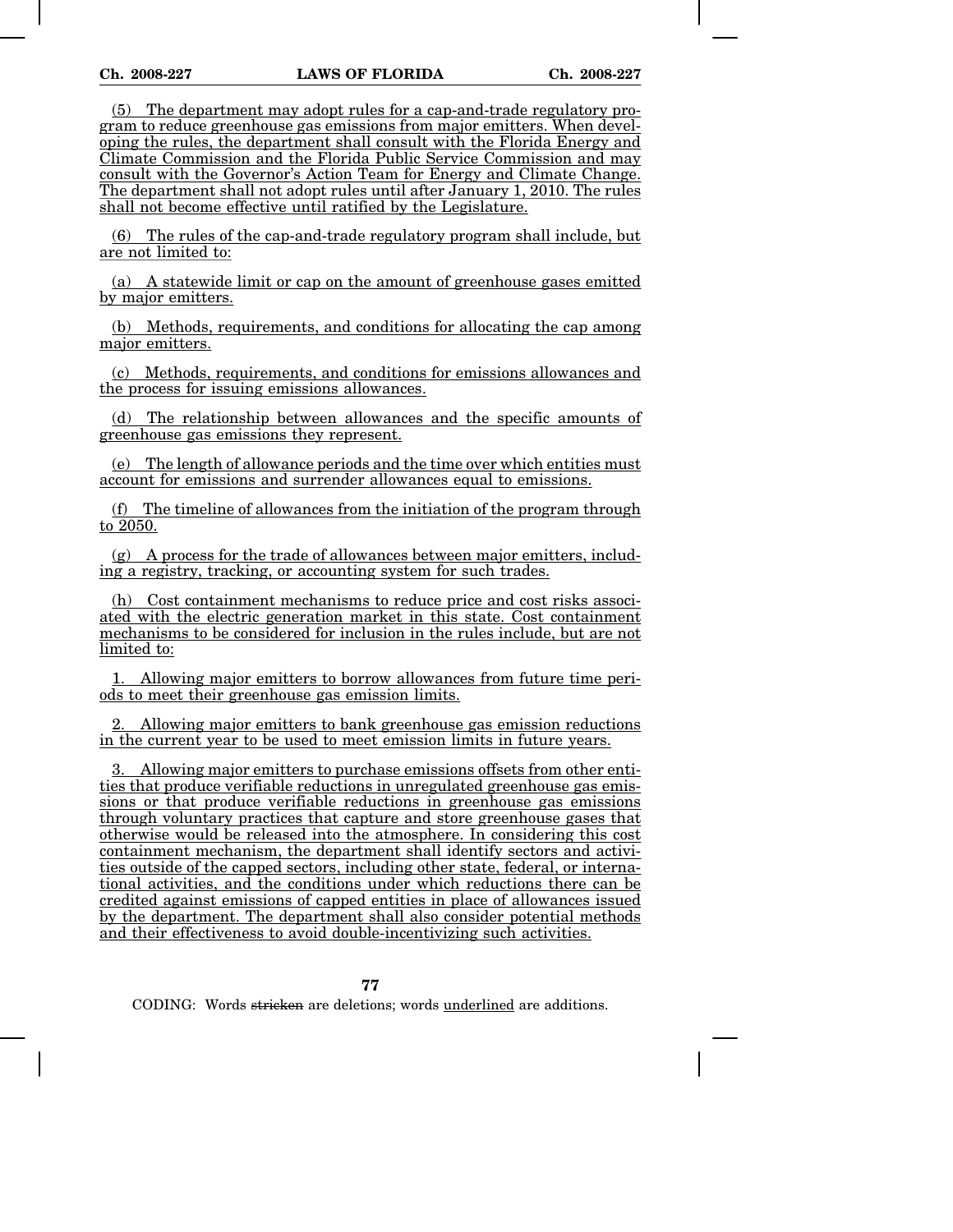(5) The department may adopt rules for a cap-and-trade regulatory program to reduce greenhouse gas emissions from major emitters. When developing the rules, the department shall consult with the Florida Energy and Climate Commission and the Florida Public Service Commission and may consult with the Governor's Action Team for Energy and Climate Change. The department shall not adopt rules until after January 1, 2010. The rules shall not become effective until ratified by the Legislature.

(6) The rules of the cap-and-trade regulatory program shall include, but are not limited to:

(a) A statewide limit or cap on the amount of greenhouse gases emitted by major emitters.

(b) Methods, requirements, and conditions for allocating the cap among major emitters.

(c) Methods, requirements, and conditions for emissions allowances and the process for issuing emissions allowances.

(d) The relationship between allowances and the specific amounts of greenhouse gas emissions they represent.

(e) The length of allowance periods and the time over which entities must account for emissions and surrender allowances equal to emissions.

(f) The timeline of allowances from the initiation of the program through to 2050.

(g) A process for the trade of allowances between major emitters, including a registry, tracking, or accounting system for such trades.

(h) Cost containment mechanisms to reduce price and cost risks associated with the electric generation market in this state. Cost containment mechanisms to be considered for inclusion in the rules include, but are not limited to:

1. Allowing major emitters to borrow allowances from future time periods to meet their greenhouse gas emission limits.

2. Allowing major emitters to bank greenhouse gas emission reductions in the current year to be used to meet emission limits in future years.

3. Allowing major emitters to purchase emissions offsets from other entities that produce verifiable reductions in unregulated greenhouse gas emissions or that produce verifiable reductions in greenhouse gas emissions through voluntary practices that capture and store greenhouse gases that otherwise would be released into the atmosphere. In considering this cost containment mechanism, the department shall identify sectors and activities outside of the capped sectors, including other state, federal, or international activities, and the conditions under which reductions there can be credited against emissions of capped entities in place of allowances issued by the department. The department shall also consider potential methods and their effectiveness to avoid double-incentivizing such activities.

CODING: Words stricken are deletions; words underlined are additions.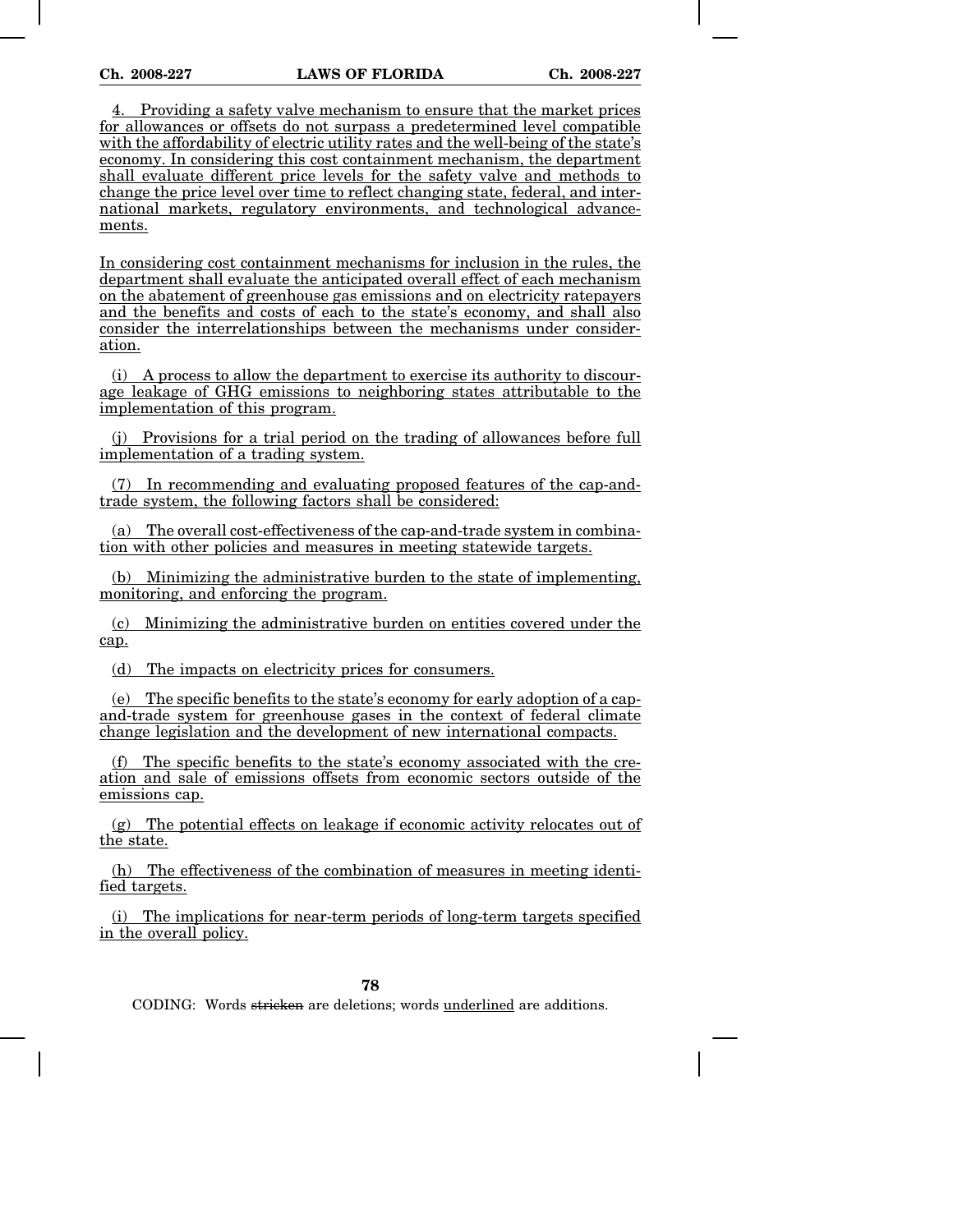4. Providing a safety valve mechanism to ensure that the market prices for allowances or offsets do not surpass a predetermined level compatible with the affordability of electric utility rates and the well-being of the state's economy. In considering this cost containment mechanism, the department shall evaluate different price levels for the safety valve and methods to change the price level over time to reflect changing state, federal, and international markets, regulatory environments, and technological advancements.

In considering cost containment mechanisms for inclusion in the rules, the department shall evaluate the anticipated overall effect of each mechanism on the abatement of greenhouse gas emissions and on electricity ratepayers and the benefits and costs of each to the state's economy, and shall also consider the interrelationships between the mechanisms under consideration.

(i) A process to allow the department to exercise its authority to discourage leakage of GHG emissions to neighboring states attributable to the implementation of this program.

(j) Provisions for a trial period on the trading of allowances before full implementation of a trading system.

(7) In recommending and evaluating proposed features of the cap-and-trade system, the following factors shall be considered:

(a) The overall cost-effectiveness of the cap-and-trade system in combination with other policies and measures in meeting statewide targets.

(b) Minimizing the administrative burden to the state of implementing, monitoring, and enforcing the program.

(c) Minimizing the administrative burden on entities covered under the cap.

(d) The impacts on electricity prices for consumers.

(e) The specific benefits to the state's economy for early adoption of a cap-and-trade system for greenhouse gases in the context of federal climate change legislation and the development of new international compacts.

(f) The specific benefits to the state's economy associated with the creation and sale of emissions offsets from economic sectors outside of the emissions cap.

(g) The potential effects on leakage if economic activity relocates out of the state.

(h) The effectiveness of the combination of measures in meeting identified targets.

(i) The implications for near-term periods of long-term targets specified in the overall policy.

CODING: Words stricken are deletions; words underlined are additions.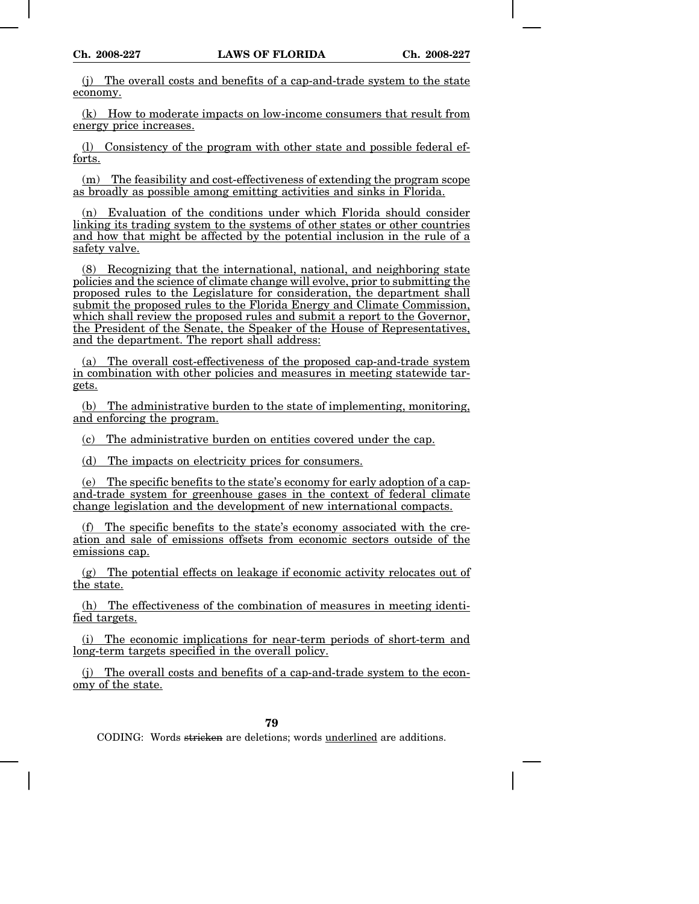(j) The overall costs and benefits of a cap-and-trade system to the state economy.

(k) How to moderate impacts on low-income consumers that result from energy price increases.

(l) Consistency of the program with other state and possible federal efforts.

(m) The feasibility and cost-effectiveness of extending the program scope as broadly as possible among emitting activities and sinks in Florida.

(n) Evaluation of the conditions under which Florida should consider linking its trading system to the systems of other states or other countries and how that might be affected by the potential inclusion in the rule of a safety valve.

(8) Recognizing that the international, national, and neighboring state policies and the science of climate change will evolve, prior to submitting the proposed rules to the Legislature for consideration, the department shall submit the proposed rules to the Florida Energy and Climate Commission, which shall review the proposed rules and submit a report to the Governor, the President of the Senate, the Speaker of the House of Representatives, and the department. The report shall address:

(a) The overall cost-effectiveness of the proposed cap-and-trade system in combination with other policies and measures in meeting statewide targets.

(b) The administrative burden to the state of implementing, monitoring, and enforcing the program.

(c) The administrative burden on entities covered under the cap.

(d) The impacts on electricity prices for consumers.

(e) The specific benefits to the state's economy for early adoption of a cap-and-trade system for greenhouse gases in the context of federal climate change legislation and the development of new international compacts.

(f) The specific benefits to the state's economy associated with the creation and sale of emissions offsets from economic sectors outside of the emissions cap.

(g) The potential effects on leakage if economic activity relocates out of the state.

(h) The effectiveness of the combination of measures in meeting identified targets.

(i) The economic implications for near-term periods of short-term and long-term targets specified in the overall policy.

(j) The overall costs and benefits of a cap-and-trade system to the economy of the state.

CODING: Words ~~stricken~~ are deletions; words underlined are additions.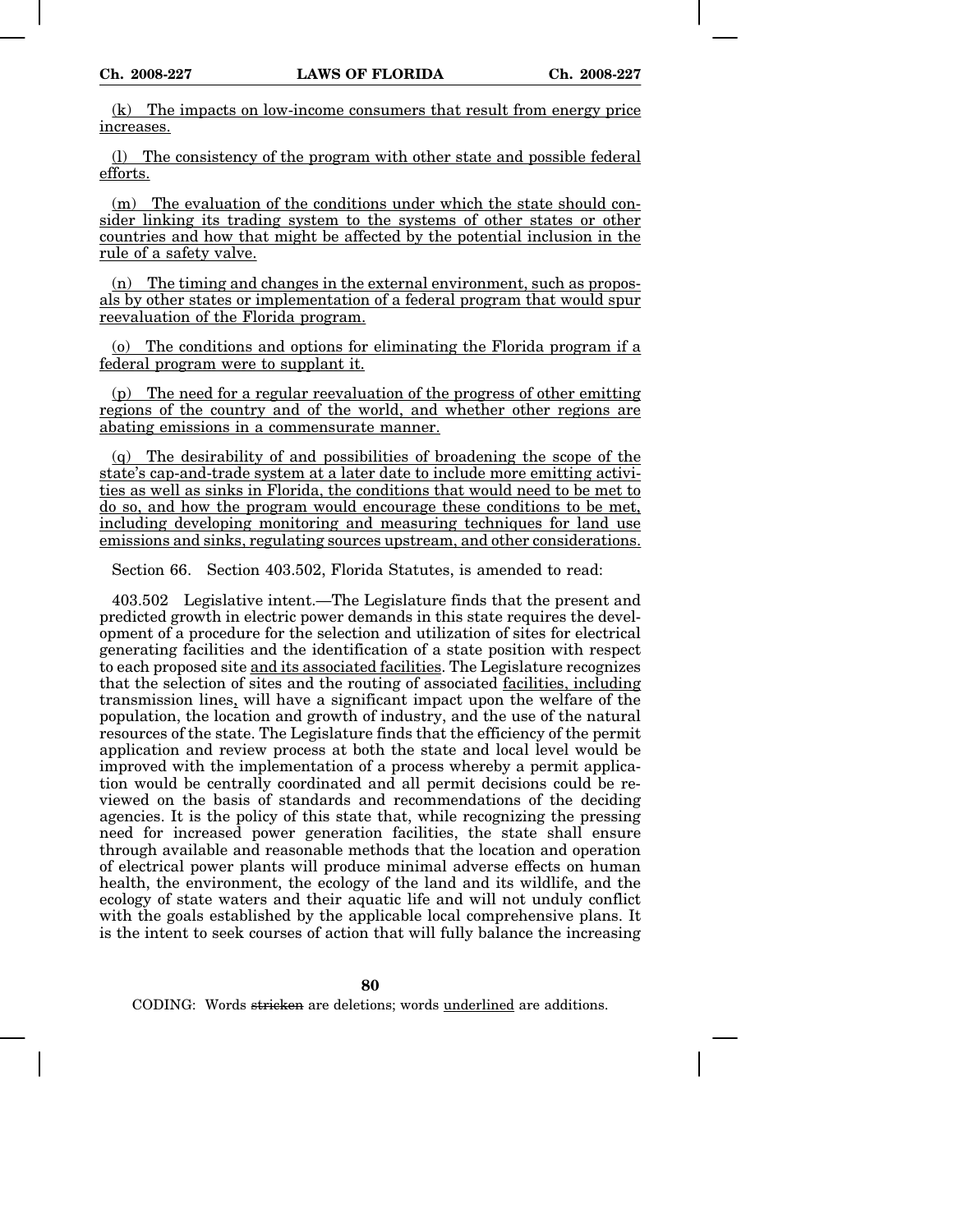(k) The impacts on low-income consumers that result from energy price increases.

(l) The consistency of the program with other state and possible federal efforts.

(m) The evaluation of the conditions under which the state should consider linking its trading system to the systems of other states or other countries and how that might be affected by the potential inclusion in the rule of a safety valve.

(n) The timing and changes in the external environment, such as proposals by other states or implementation of a federal program that would spur reevaluation of the Florida program.

(o) The conditions and options for eliminating the Florida program if a federal program were to supplant it.

(p) The need for a regular reevaluation of the progress of other emitting regions of the country and of the world, and whether other regions are abating emissions in a commensurate manner.

(q) The desirability of and possibilities of broadening the scope of the state's cap-and-trade system at a later date to include more emitting activities as well as sinks in Florida, the conditions that would need to be met to do so, and how the program would encourage these conditions to be met, including developing monitoring and measuring techniques for land use emissions and sinks, regulating sources upstream, and other considerations.

Section 66. Section 403.502, Florida Statutes, is amended to read:

403.502 Legislative intent.—The Legislature finds that the present and predicted growth in electric power demands in this state requires the development of a procedure for the selection and utilization of sites for electrical generating facilities and the identification of a state position with respect to each proposed site and its associated facilities. The Legislature recognizes that the selection of sites and the routing of associated facilities, including transmission lines, will have a significant impact upon the welfare of the population, the location and growth of industry, and the use of the natural resources of the state. The Legislature finds that the efficiency of the permit application and review process at both the state and local level would be improved with the implementation of a process whereby a permit application would be centrally coordinated and all permit decisions could be reviewed on the basis of standards and recommendations of the deciding agencies. It is the policy of this state that, while recognizing the pressing need for increased power generation facilities, the state shall ensure through available and reasonable methods that the location and operation of electrical power plants will produce minimal adverse effects on human health, the environment, the ecology of the land and its wildlife, and the ecology of state waters and their aquatic life and will not unduly conflict with the goals established by the applicable local comprehensive plans. It is the intent to seek courses of action that will fully balance the increasing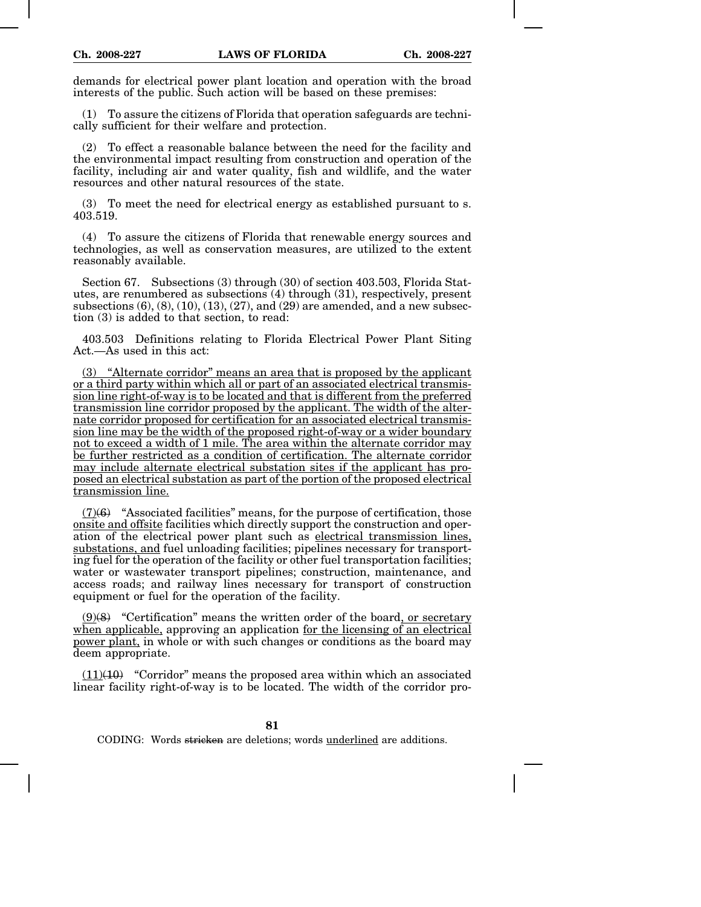demands for electrical power plant location and operation with the broad interests of the public. Such action will be based on these premises:

(1) To assure the citizens of Florida that operation safeguards are technically sufficient for their welfare and protection.

(2) To effect a reasonable balance between the need for the facility and the environmental impact resulting from construction and operation of the facility, including air and water quality, fish and wildlife, and the water resources and other natural resources of the state.

(3) To meet the need for electrical energy as established pursuant to s. 403.519.

(4) To assure the citizens of Florida that renewable energy sources and technologies, as well as conservation measures, are utilized to the extent reasonably available.

Section 67. Subsections (3) through (30) of section 403.503, Florida Statutes, are renumbered as subsections (4) through (31), respectively, present subsections (6), (8), (10), (13), (27), and (29) are amended, and a new subsection (3) is added to that section, to read:

403.503 Definitions relating to Florida Electrical Power Plant Siting Act.—As used in this act:

<u>(3) "Alternate corridor" means an area that is proposed by the applicant or a third party within which all or part of an associated electrical transmission line right-of-way is to be located and that is different from the preferred transmission line corridor proposed by the applicant. The width of the alternate corridor proposed for certification for an associated electrical transmission line may be the width of the proposed right-of-way or a wider boundary not to exceed a width of 1 mile. The area within the alternate corridor may be further restricted as a condition of certification. The alternate corridor may include alternate electrical substation sites if the applicant has proposed an electrical substation as part of the portion of the proposed electrical transmission line.</u>

<u>(7)</u>~~(6)~~ "Associated facilities" means, for the purpose of certification, those <u>onsite and offsite</u> facilities which directly support the construction and operation of the electrical power plant such as <u>electrical transmission lines, substations, and</u> fuel unloading facilities; pipelines necessary for transporting fuel for the operation of the facility or other fuel transportation facilities; water or wastewater transport pipelines; construction, maintenance, and access roads; and railway lines necessary for transport of construction equipment or fuel for the operation of the facility.

<u>(9)</u>~~(8)~~ "Certification" means the written order of the board<u>, or secretary when applicable,</u> approving an application <u>for the licensing of an electrical power plant,</u> in whole or with such changes or conditions as the board may deem appropriate.

<u>(11)</u>~~(10)~~ "Corridor" means the proposed area within which an associated linear facility right-of-way is to be located. The width of the corridor pro-

CODING: Words ~~stricken~~ are deletions; words <u>underlined</u> are additions.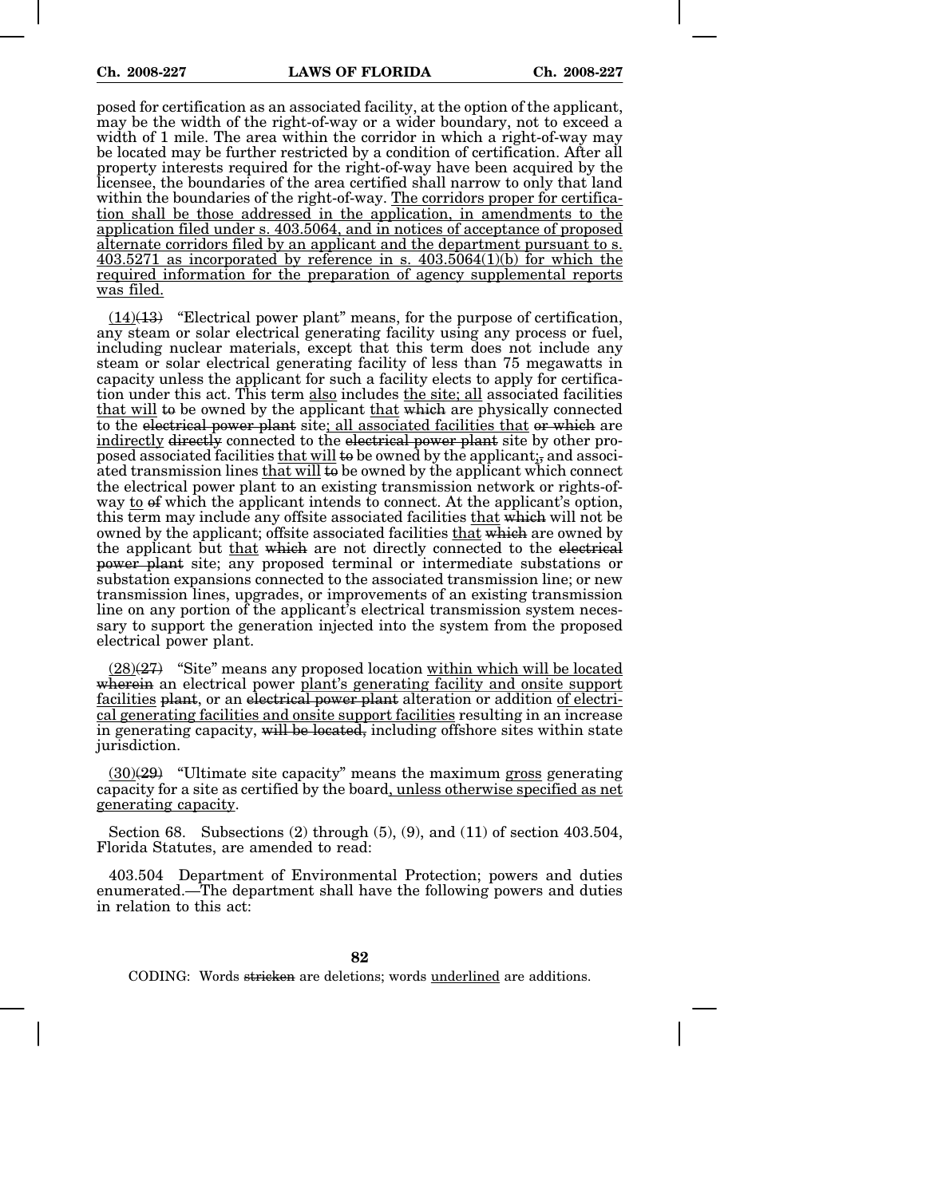posed for certification as an associated facility, at the option of the applicant, may be the width of the right-of-way or a wider boundary, not to exceed a width of 1 mile. The area within the corridor in which a right-of-way may be located may be further restricted by a condition of certification. After all property interests required for the right-of-way have been acquired by the licensee, the boundaries of the area certified shall narrow to only that land within the boundaries of the right-of-way. <u>The corridors proper for certification shall be those addressed in the application, in amendments to the application filed under s. 403.5064, and in notices of acceptance of proposed alternate corridors filed by an applicant and the department pursuant to s. 403.5271 as incorporated by reference in s. 403.5064(1)(b) for which the required information for the preparation of agency supplemental reports was filed.</u>

<u>(14)</u>~~(13)~~ "Electrical power plant" means, for the purpose of certification, any steam or solar electrical generating facility using any process or fuel, including nuclear materials, except that this term does not include any steam or solar electrical generating facility of less than 75 megawatts in capacity unless the applicant for such a facility elects to apply for certification under this act. This term <u>also</u> includes <u>the site; all</u> associated facilities <u>that will</u> ~~to~~ be owned by the applicant <u>that</u> ~~which~~ are physically connected to the ~~electrical power plant~~ site<u>; all associated facilities that</u> ~~or which~~ are <u>indirectly</u> ~~directly~~ connected to the ~~electrical power plant~~ site by other proposed associated facilities <u>that will</u> ~~to~~ be owned by the applicant<u>;</u>~~,~~ and associated transmission lines <u>that will</u> ~~to~~ be owned by the applicant which connect the electrical power plant to an existing transmission network or rights-of-way <u>to</u> ~~of~~ which the applicant intends to connect. At the applicant's option, this term may include any offsite associated facilities <u>that</u> ~~which~~ will not be owned by the applicant; offsite associated facilities <u>that</u> ~~which~~ are owned by the applicant but <u>that</u> ~~which~~ are not directly connected to the ~~electrical power plant~~ site; any proposed terminal or intermediate substations or substation expansions connected to the associated transmission line; or new transmission lines, upgrades, or improvements of an existing transmission line on any portion of the applicant's electrical transmission system necessary to support the generation injected into the system from the proposed electrical power plant.

<u>(28)</u>~~(27)~~ "Site" means any proposed location <u>within which will be located</u> ~~wherein~~ an electrical power <u>plant's generating facility and onsite support facilities</u> ~~plant~~, or an ~~electrical power plant~~ alteration or addition <u>of electrical generating facilities and onsite support facilities</u> resulting in an increase in generating capacity, ~~will be located,~~ including offshore sites within state jurisdiction.

<u>(30)</u>~~(29)~~ "Ultimate site capacity" means the maximum <u>gross</u> generating capacity for a site as certified by the board<u>, unless otherwise specified as net generating capacity</u>.

Section 68. Subsections (2) through (5), (9), and (11) of section 403.504, Florida Statutes, are amended to read:

403.504 Department of Environmental Protection; powers and duties enumerated.—The department shall have the following powers and duties in relation to this act: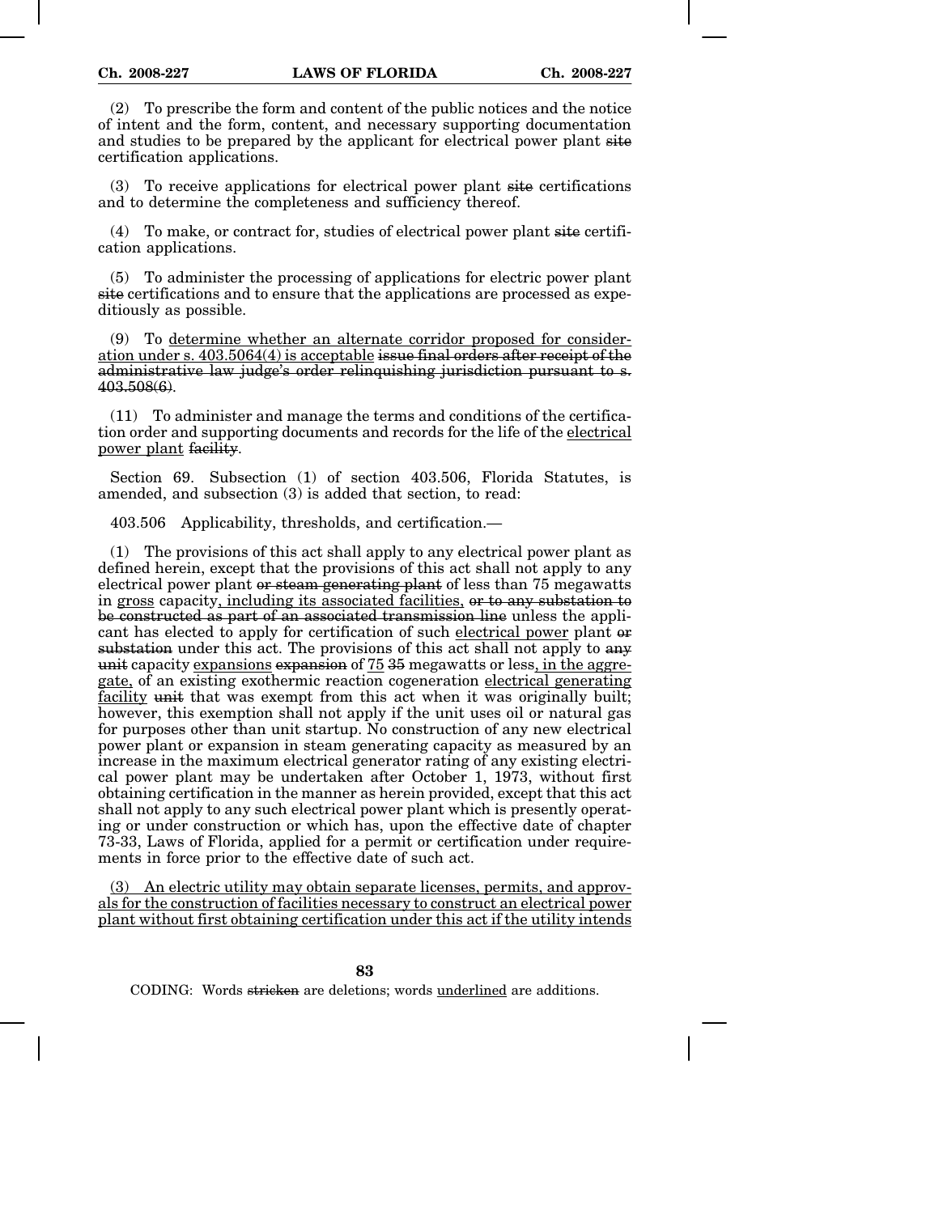(2) To prescribe the form and content of the public notices and the notice of intent and the form, content, and necessary supporting documentation and studies to be prepared by the applicant for electrical power plant ~~site~~ certification applications.

(3) To receive applications for electrical power plant ~~site~~ certifications and to determine the completeness and sufficiency thereof.

(4) To make, or contract for, studies of electrical power plant ~~site~~ certification applications.

(5) To administer the processing of applications for electric power plant ~~site~~ certifications and to ensure that the applications are processed as expeditiously as possible.

(9) To <u>determine whether an alternate corridor proposed for consideration under s. 403.5064(4) is acceptable</u> ~~issue final orders after receipt of the administrative law judge's order relinquishing jurisdiction pursuant to s. 403.508(6)~~.

(11) To administer and manage the terms and conditions of the certification order and supporting documents and records for the life of the <u>electrical power plant</u> ~~facility~~.

Section 69. Subsection (1) of section 403.506, Florida Statutes, is amended, and subsection (3) is added that section, to read:

403.506 Applicability, thresholds, and certification.—

(1) The provisions of this act shall apply to any electrical power plant as defined herein, except that the provisions of this act shall not apply to any electrical power plant ~~or steam generating plant~~ of less than 75 megawatts in <u>gross</u> capacity<u>, including its associated facilities,</u> ~~or to any substation to be constructed as part of an associated transmission line~~ unless the applicant has elected to apply for certification of such <u>electrical power</u> plant ~~or substation~~ under this act. The provisions of this act shall not apply to ~~any unit~~ capacity <u>expansions</u> ~~expansion~~ of <u>75</u> ~~35~~ megawatts or less<u>, in the aggregate,</u> of an existing exothermic reaction cogeneration <u>electrical generating facility</u> ~~unit~~ that was exempt from this act when it was originally built; however, this exemption shall not apply if the unit uses oil or natural gas for purposes other than unit startup. No construction of any new electrical power plant or expansion in steam generating capacity as measured by an increase in the maximum electrical generator rating of any existing electrical power plant may be undertaken after October 1, 1973, without first obtaining certification in the manner as herein provided, except that this act shall not apply to any such electrical power plant which is presently operating or under construction or which has, upon the effective date of chapter 73-33, Laws of Florida, applied for a permit or certification under requirements in force prior to the effective date of such act.

<u>(3) An electric utility may obtain separate licenses, permits, and approvals for the construction of facilities necessary to construct an electrical power plant without first obtaining certification under this act if the utility intends</u>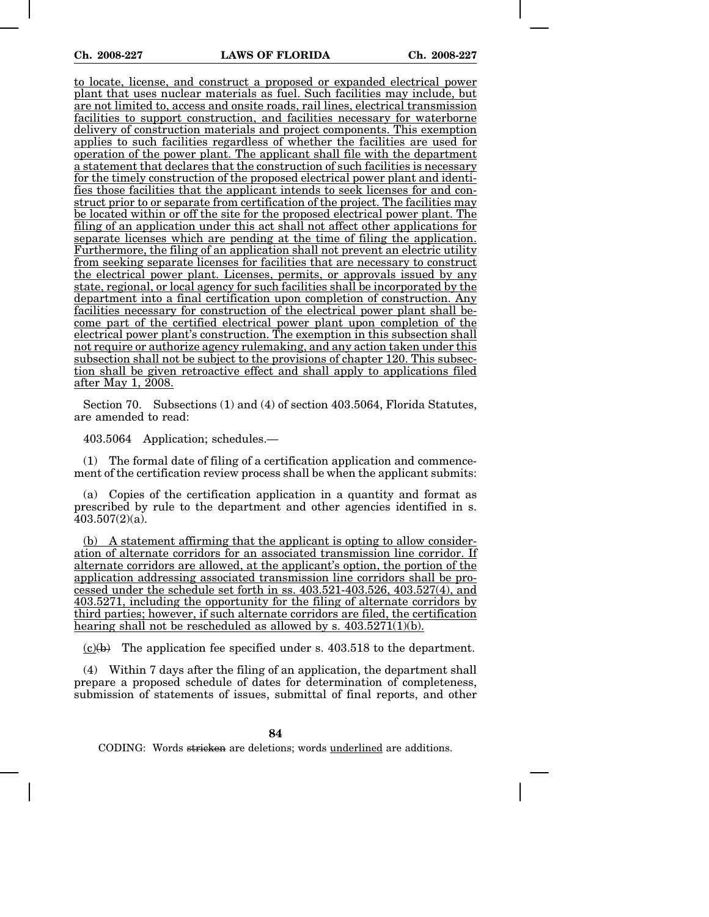<u>to locate, license, and construct a proposed or expanded electrical power plant that uses nuclear materials as fuel. Such facilities may include, but are not limited to, access and onsite roads, rail lines, electrical transmission facilities to support construction, and facilities necessary for waterborne delivery of construction materials and project components. This exemption applies to such facilities regardless of whether the facilities are used for operation of the power plant. The applicant shall file with the department a statement that declares that the construction of such facilities is necessary for the timely construction of the proposed electrical power plant and identifies those facilities that the applicant intends to seek licenses for and construct prior to or separate from certification of the project. The facilities may be located within or off the site for the proposed electrical power plant. The filing of an application under this act shall not affect other applications for separate licenses which are pending at the time of filing the application. Furthermore, the filing of an application shall not prevent an electric utility from seeking separate licenses for facilities that are necessary to construct the electrical power plant. Licenses, permits, or approvals issued by any state, regional, or local agency for such facilities shall be incorporated by the department into a final certification upon completion of construction. Any facilities necessary for construction of the electrical power plant shall become part of the certified electrical power plant upon completion of the electrical power plant's construction. The exemption in this subsection shall not require or authorize agency rulemaking, and any action taken under this subsection shall not be subject to the provisions of chapter 120. This subsection shall be given retroactive effect and shall apply to applications filed after May 1, 2008.</u>

Section 70. Subsections (1) and (4) of section 403.5064, Florida Statutes, are amended to read:

403.5064 Application; schedules.—

(1) The formal date of filing of a certification application and commencement of the certification review process shall be when the applicant submits:

(a) Copies of the certification application in a quantity and format as prescribed by rule to the department and other agencies identified in s. 403.507(2)(a).

<u>(b) A statement affirming that the applicant is opting to allow consideration of alternate corridors for an associated transmission line corridor. If alternate corridors are allowed, at the applicant's option, the portion of the application addressing associated transmission line corridors shall be processed under the schedule set forth in ss. 403.521-403.526, 403.527(4), and 403.5271, including the opportunity for the filing of alternate corridors by third parties; however, if such alternate corridors are filed, the certification hearing shall not be rescheduled as allowed by s. 403.5271(1)(b).</u>

<u>(c)</u>~~(b)~~ The application fee specified under s. 403.518 to the department.

(4) Within 7 days after the filing of an application, the department shall prepare a proposed schedule of dates for determination of completeness, submission of statements of issues, submittal of final reports, and other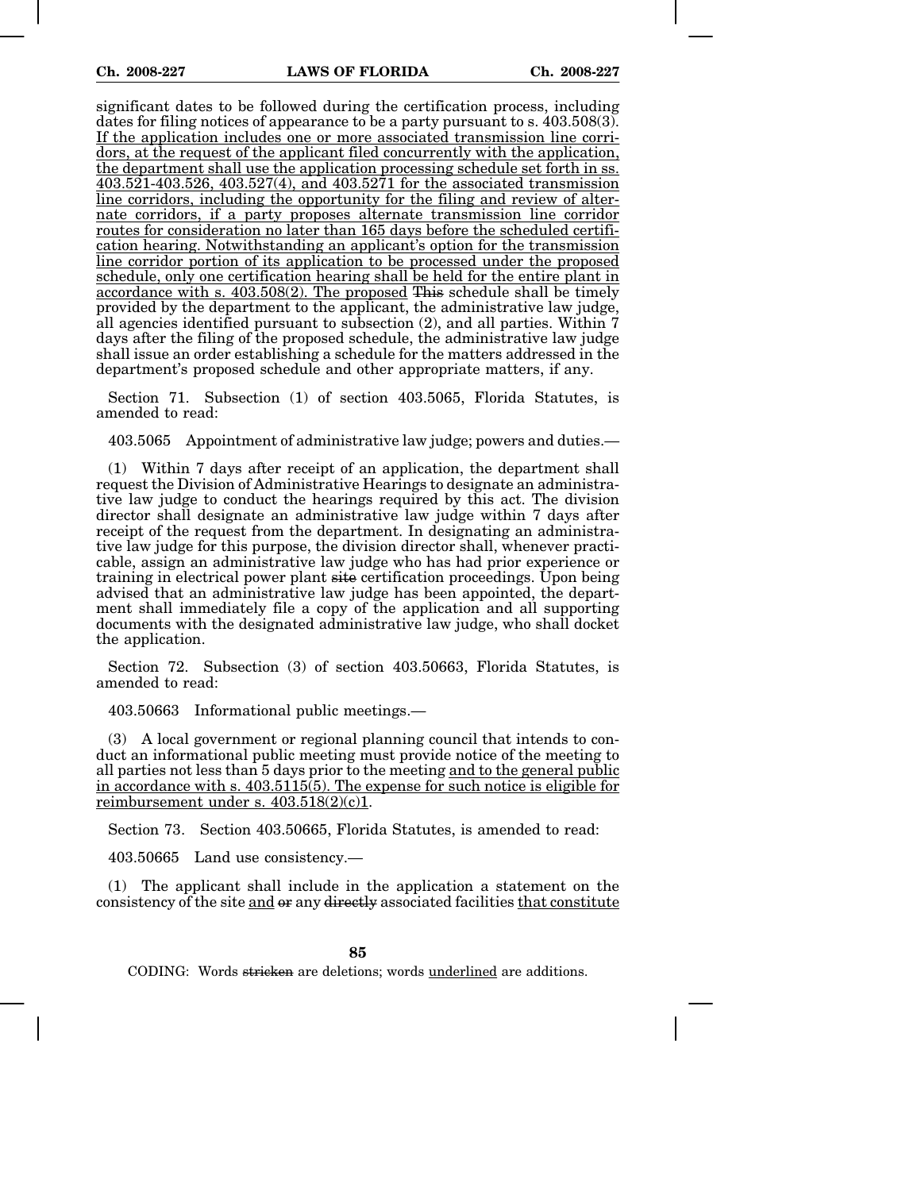significant dates to be followed during the certification process, including dates for filing notices of appearance to be a party pursuant to s. 403.508(3). <u>If the application includes one or more associated transmission line corridors, at the request of the applicant filed concurrently with the application, the department shall use the application processing schedule set forth in ss. 403.521-403.526, 403.527(4), and 403.5271 for the associated transmission line corridors, including the opportunity for the filing and review of alternate corridors, if a party proposes alternate transmission line corridor routes for consideration no later than 165 days before the scheduled certification hearing. Notwithstanding an applicant's option for the transmission line corridor portion of its application to be processed under the proposed schedule, only one certification hearing shall be held for the entire plant in accordance with s. 403.508(2). The proposed</u> ~~This~~ schedule shall be timely provided by the department to the applicant, the administrative law judge, all agencies identified pursuant to subsection (2), and all parties. Within 7 days after the filing of the proposed schedule, the administrative law judge shall issue an order establishing a schedule for the matters addressed in the department's proposed schedule and other appropriate matters, if any.

Section 71. Subsection (1) of section 403.5065, Florida Statutes, is amended to read:

403.5065 Appointment of administrative law judge; powers and duties.—

(1) Within 7 days after receipt of an application, the department shall request the Division of Administrative Hearings to designate an administrative law judge to conduct the hearings required by this act. The division director shall designate an administrative law judge within 7 days after receipt of the request from the department. In designating an administrative law judge for this purpose, the division director shall, whenever practicable, assign an administrative law judge who has had prior experience or training in electrical power plant ~~site~~ certification proceedings. Upon being advised that an administrative law judge has been appointed, the department shall immediately file a copy of the application and all supporting documents with the designated administrative law judge, who shall docket the application.

Section 72. Subsection (3) of section 403.50663, Florida Statutes, is amended to read:

403.50663 Informational public meetings.—

(3) A local government or regional planning council that intends to conduct an informational public meeting must provide notice of the meeting to all parties not less than 5 days prior to the meeting <u>and to the general public in accordance with s. 403.5115(5). The expense for such notice is eligible for reimbursement under s. 403.518(2)(c)1</u>.

Section 73. Section 403.50665, Florida Statutes, is amended to read:

403.50665 Land use consistency.—

(1) The applicant shall include in the application a statement on the consistency of the site <u>and</u> ~~or~~ any ~~directly~~ associated facilities <u>that constitute</u>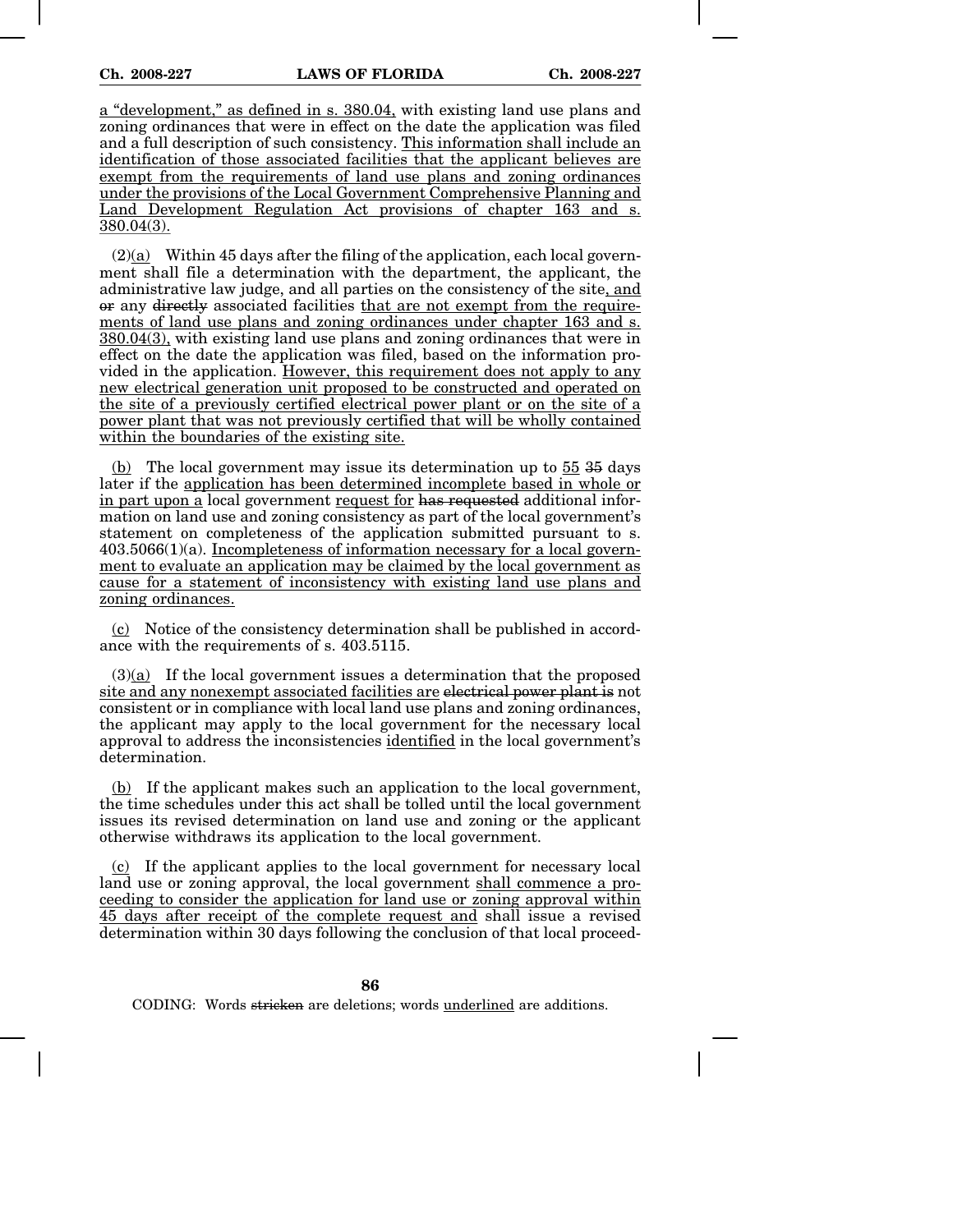a "development," as defined in s. 380.04, with existing land use plans and zoning ordinances that were in effect on the date the application was filed and a full description of such consistency. This information shall include an identification of those associated facilities that the applicant believes are exempt from the requirements of land use plans and zoning ordinances under the provisions of the Local Government Comprehensive Planning and Land Development Regulation Act provisions of chapter 163 and s. 380.04(3).

(2)(a) Within 45 days after the filing of the application, each local government shall file a determination with the department, the applicant, the administrative law judge, and all parties on the consistency of the site, and ~~or~~ any ~~directly~~ associated facilities that are not exempt from the requirements of land use plans and zoning ordinances under chapter 163 and s. 380.04(3), with existing land use plans and zoning ordinances that were in effect on the date the application was filed, based on the information provided in the application. However, this requirement does not apply to any new electrical generation unit proposed to be constructed and operated on the site of a previously certified electrical power plant or on the site of a power plant that was not previously certified that will be wholly contained within the boundaries of the existing site.

(b) The local government may issue its determination up to 55 ~~35~~ days later if the application has been determined incomplete based in whole or in part upon a local government request for ~~has requested~~ additional information on land use and zoning consistency as part of the local government's statement on completeness of the application submitted pursuant to s. 403.5066(1)(a). Incompleteness of information necessary for a local government to evaluate an application may be claimed by the local government as cause for a statement of inconsistency with existing land use plans and zoning ordinances.

(c) Notice of the consistency determination shall be published in accordance with the requirements of s. 403.5115.

(3)(a) If the local government issues a determination that the proposed site and any nonexempt associated facilities are ~~electrical power plant is~~ not consistent or in compliance with local land use plans and zoning ordinances, the applicant may apply to the local government for the necessary local approval to address the inconsistencies identified in the local government's determination.

(b) If the applicant makes such an application to the local government, the time schedules under this act shall be tolled until the local government issues its revised determination on land use and zoning or the applicant otherwise withdraws its application to the local government.

(c) If the applicant applies to the local government for necessary local land use or zoning approval, the local government shall commence a proceeding to consider the application for land use or zoning approval within 45 days after receipt of the complete request and shall issue a revised determination within 30 days following the conclusion of that local proceed-

CODING: Words ~~stricken~~ are deletions; words underlined are additions.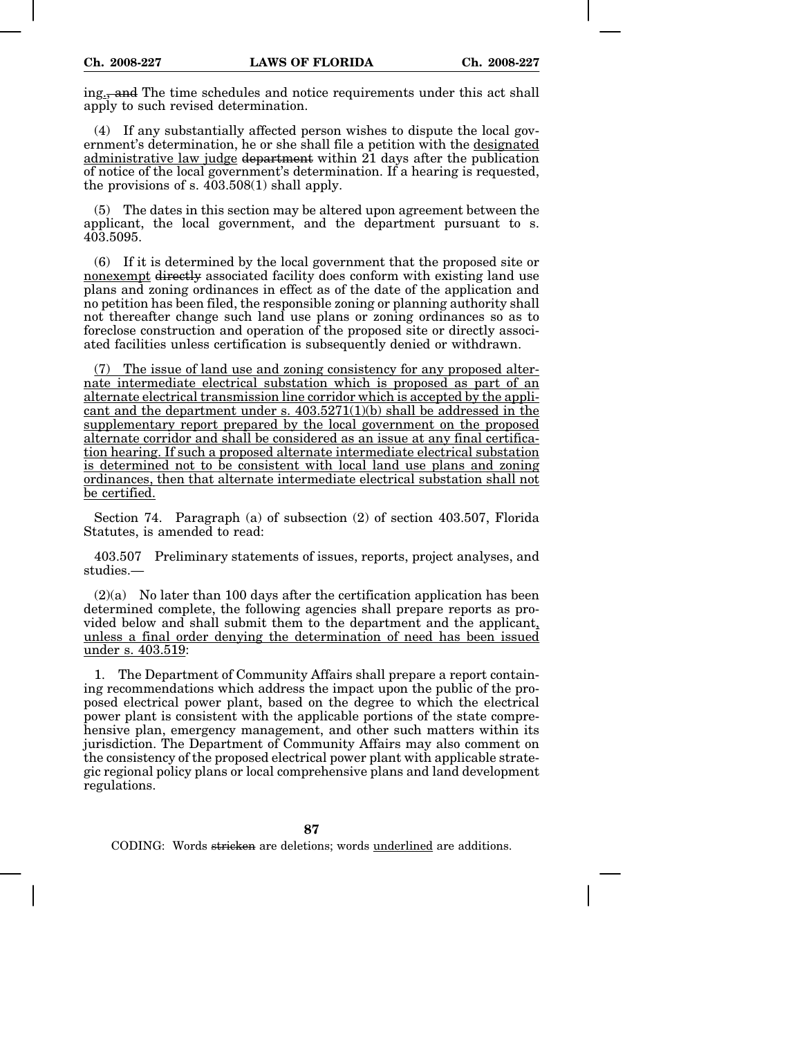ing., and The time schedules and notice requirements under this act shall apply to such revised determination.

(4) If any substantially affected person wishes to dispute the local government's determination, he or she shall file a petition with the designated administrative law judge department within 21 days after the publication of notice of the local government's determination. If a hearing is requested, the provisions of s. 403.508(1) shall apply.

(5) The dates in this section may be altered upon agreement between the applicant, the local government, and the department pursuant to s. 403.5095.

(6) If it is determined by the local government that the proposed site or nonexempt directly associated facility does conform with existing land use plans and zoning ordinances in effect as of the date of the application and no petition has been filed, the responsible zoning or planning authority shall not thereafter change such land use plans or zoning ordinances so as to foreclose construction and operation of the proposed site or directly associated facilities unless certification is subsequently denied or withdrawn.

(7) The issue of land use and zoning consistency for any proposed alternate intermediate electrical substation which is proposed as part of an alternate electrical transmission line corridor which is accepted by the applicant and the department under s. 403.5271(1)(b) shall be addressed in the supplementary report prepared by the local government on the proposed alternate corridor and shall be considered as an issue at any final certification hearing. If such a proposed alternate intermediate electrical substation is determined not to be consistent with local land use plans and zoning ordinances, then that alternate intermediate electrical substation shall not be certified.

Section 74. Paragraph (a) of subsection (2) of section 403.507, Florida Statutes, is amended to read:

403.507 Preliminary statements of issues, reports, project analyses, and studies.—

(2)(a) No later than 100 days after the certification application has been determined complete, the following agencies shall prepare reports as provided below and shall submit them to the department and the applicant, unless a final order denying the determination of need has been issued under s. 403.519:

1. The Department of Community Affairs shall prepare a report containing recommendations which address the impact upon the public of the proposed electrical power plant, based on the degree to which the electrical power plant is consistent with the applicable portions of the state comprehensive plan, emergency management, and other such matters within its jurisdiction. The Department of Community Affairs may also comment on the consistency of the proposed electrical power plant with applicable strategic regional policy plans or local comprehensive plans and land development regulations.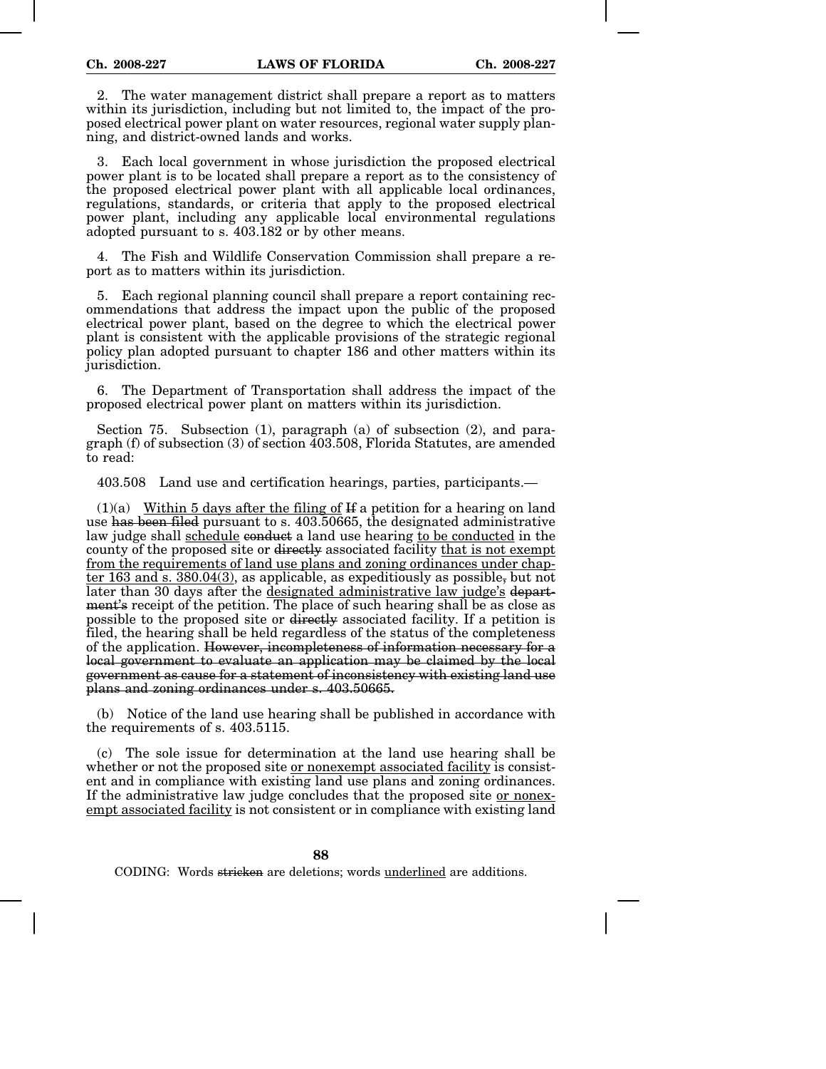2. The water management district shall prepare a report as to matters within its jurisdiction, including but not limited to, the impact of the proposed electrical power plant on water resources, regional water supply planning, and district-owned lands and works.

3. Each local government in whose jurisdiction the proposed electrical power plant is to be located shall prepare a report as to the consistency of the proposed electrical power plant with all applicable local ordinances, regulations, standards, or criteria that apply to the proposed electrical power plant, including any applicable local environmental regulations adopted pursuant to s. 403.182 or by other means.

4. The Fish and Wildlife Conservation Commission shall prepare a report as to matters within its jurisdiction.

5. Each regional planning council shall prepare a report containing recommendations that address the impact upon the public of the proposed electrical power plant, based on the degree to which the electrical power plant is consistent with the applicable provisions of the strategic regional policy plan adopted pursuant to chapter 186 and other matters within its jurisdiction.

6. The Department of Transportation shall address the impact of the proposed electrical power plant on matters within its jurisdiction.

Section 75. Subsection (1), paragraph (a) of subsection (2), and paragraph (f) of subsection (3) of section 403.508, Florida Statutes, are amended to read:

403.508 Land use and certification hearings, parties, participants.—

(1)(a) <u>Within 5 days after the filing of</u> ~~If~~ a petition for a hearing on land use ~~has been filed~~ pursuant to s. 403.50665, the designated administrative law judge shall <u>schedule</u> ~~conduct~~ a land use hearing <u>to be conducted</u> in the county of the proposed site or ~~directly~~ associated facility <u>that is not exempt from the requirements of land use plans and zoning ordinances under chapter 163 and s. 380.04(3)</u>, as applicable, as expeditiously as possible~~,~~ but not later than 30 days after the <u>designated administrative law judge's</u> ~~department's~~ receipt of the petition. The place of such hearing shall be as close as possible to the proposed site or ~~directly~~ associated facility. If a petition is filed, the hearing shall be held regardless of the status of the completeness of the application. ~~However, incompleteness of information necessary for a local government to evaluate an application may be claimed by the local government as cause for a statement of inconsistency with existing land use plans and zoning ordinances under s. 403.50665.~~

(b) Notice of the land use hearing shall be published in accordance with the requirements of s. 403.5115.

(c) The sole issue for determination at the land use hearing shall be whether or not the proposed site <u>or nonexempt associated facility</u> is consistent and in compliance with existing land use plans and zoning ordinances. If the administrative law judge concludes that the proposed site <u>or nonexempt associated facility</u> is not consistent or in compliance with existing land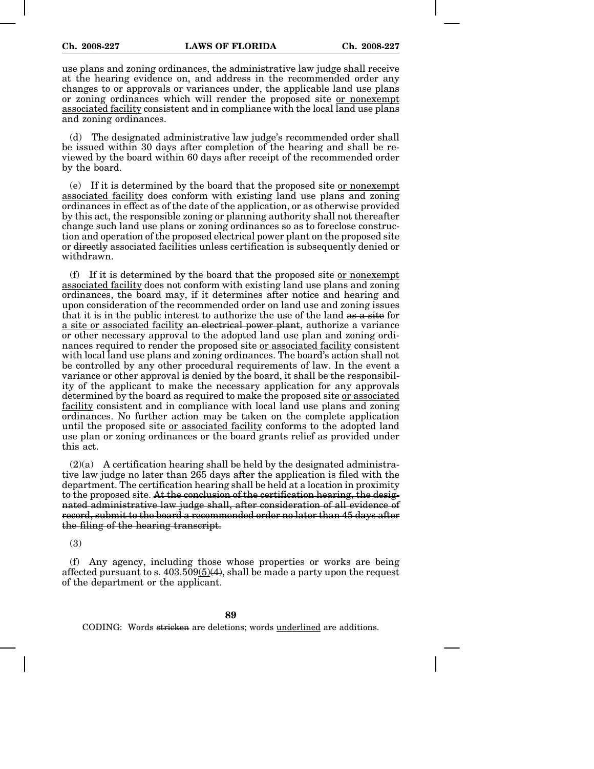use plans and zoning ordinances, the administrative law judge shall receive at the hearing evidence on, and address in the recommended order any changes to or approvals or variances under, the applicable land use plans or zoning ordinances which will render the proposed site <u>or nonexempt associated facility</u> consistent and in compliance with the local land use plans and zoning ordinances.

(d) The designated administrative law judge's recommended order shall be issued within 30 days after completion of the hearing and shall be reviewed by the board within 60 days after receipt of the recommended order by the board.

(e) If it is determined by the board that the proposed site <u>or nonexempt associated facility</u> does conform with existing land use plans and zoning ordinances in effect as of the date of the application, or as otherwise provided by this act, the responsible zoning or planning authority shall not thereafter change such land use plans or zoning ordinances so as to foreclose construction and operation of the proposed electrical power plant on the proposed site or ~~directly~~ associated facilities unless certification is subsequently denied or withdrawn.

(f) If it is determined by the board that the proposed site <u>or nonexempt associated facility</u> does not conform with existing land use plans and zoning ordinances, the board may, if it determines after notice and hearing and upon consideration of the recommended order on land use and zoning issues that it is in the public interest to authorize the use of the land ~~as a site~~ for <u>a site or associated facility</u> ~~an electrical power plant~~, authorize a variance or other necessary approval to the adopted land use plan and zoning ordinances required to render the proposed site <u>or associated facility</u> consistent with local land use plans and zoning ordinances. The board's action shall not be controlled by any other procedural requirements of law. In the event a variance or other approval is denied by the board, it shall be the responsibility of the applicant to make the necessary application for any approvals determined by the board as required to make the proposed site <u>or associated facility</u> consistent and in compliance with local land use plans and zoning ordinances. No further action may be taken on the complete application until the proposed site <u>or associated facility</u> conforms to the adopted land use plan or zoning ordinances or the board grants relief as provided under this act.

(2)(a) A certification hearing shall be held by the designated administrative law judge no later than 265 days after the application is filed with the department. The certification hearing shall be held at a location in proximity to the proposed site. ~~At the conclusion of the certification hearing, the designated administrative law judge shall, after consideration of all evidence of record, submit to the board a recommended order no later than 45 days after the filing of the hearing transcript.~~

(3)

(f) Any agency, including those whose properties or works are being affected pursuant to s. 403.509<u>(5)</u>~~(4)~~, shall be made a party upon the request of the department or the applicant.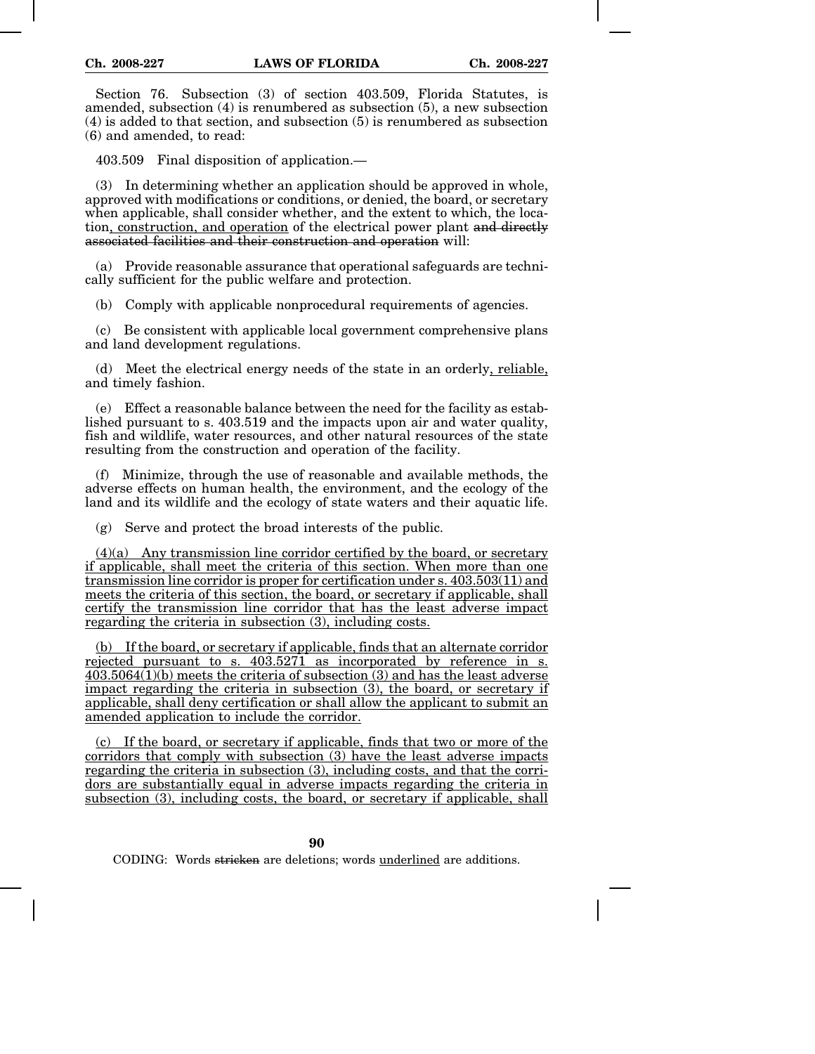Section 76. Subsection (3) of section 403.509, Florida Statutes, is amended, subsection (4) is renumbered as subsection (5), a new subsection (4) is added to that section, and subsection (5) is renumbered as subsection (6) and amended, to read:

403.509 Final disposition of application.—

(3) In determining whether an application should be approved in whole, approved with modifications or conditions, or denied, the board, or secretary when applicable, shall consider whether, and the extent to which, the location<u>, construction, and operation</u> of the electrical power plant ~~and directly associated facilities and their construction and operation~~ will:

(a) Provide reasonable assurance that operational safeguards are technically sufficient for the public welfare and protection.

(b) Comply with applicable nonprocedural requirements of agencies.

(c) Be consistent with applicable local government comprehensive plans and land development regulations.

(d) Meet the electrical energy needs of the state in an orderly<u>, reliable,</u> and timely fashion.

(e) Effect a reasonable balance between the need for the facility as established pursuant to s. 403.519 and the impacts upon air and water quality, fish and wildlife, water resources, and other natural resources of the state resulting from the construction and operation of the facility.

(f) Minimize, through the use of reasonable and available methods, the adverse effects on human health, the environment, and the ecology of the land and its wildlife and the ecology of state waters and their aquatic life.

(g) Serve and protect the broad interests of the public.

<u>(4)(a) Any transmission line corridor certified by the board, or secretary if applicable, shall meet the criteria of this section. When more than one transmission line corridor is proper for certification under s. 403.503(11) and meets the criteria of this section, the board, or secretary if applicable, shall certify the transmission line corridor that has the least adverse impact regarding the criteria in subsection (3), including costs.</u>

<u>(b) If the board, or secretary if applicable, finds that an alternate corridor rejected pursuant to s. 403.5271 as incorporated by reference in s. 403.5064(1)(b) meets the criteria of subsection (3) and has the least adverse impact regarding the criteria in subsection (3), the board, or secretary if applicable, shall deny certification or shall allow the applicant to submit an amended application to include the corridor.</u>

<u>(c) If the board, or secretary if applicable, finds that two or more of the corridors that comply with subsection (3) have the least adverse impacts regarding the criteria in subsection (3), including costs, and that the corridors are substantially equal in adverse impacts regarding the criteria in subsection (3), including costs, the board, or secretary if applicable, shall</u>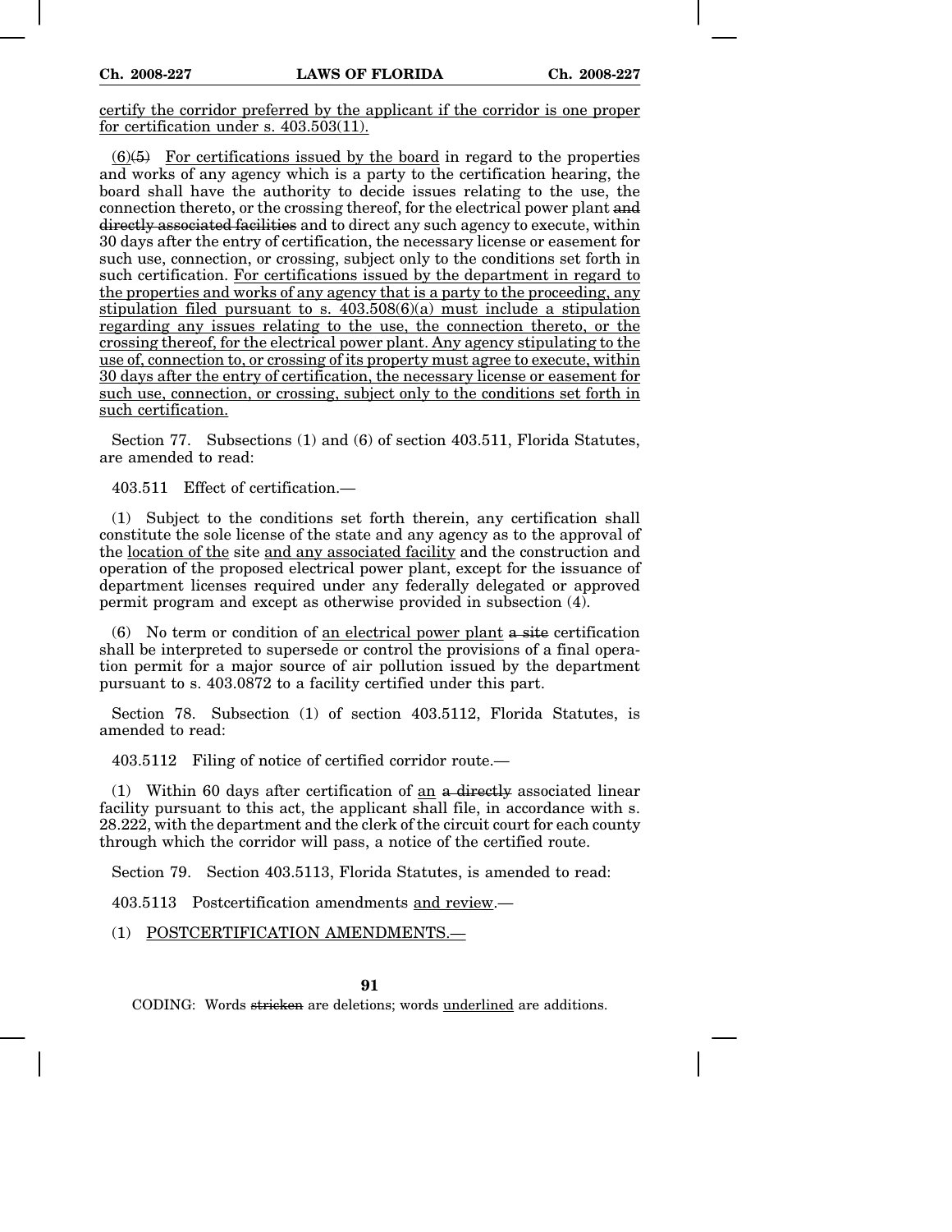certify the corridor preferred by the applicant if the corridor is one proper for certification under s. 403.503(11).

(6)~~(5)~~ For certifications issued by the board in regard to the properties and works of any agency which is a party to the certification hearing, the board shall have the authority to decide issues relating to the use, the connection thereto, or the crossing thereof, for the electrical power plant ~~and directly associated facilities~~ and to direct any such agency to execute, within 30 days after the entry of certification, the necessary license or easement for such use, connection, or crossing, subject only to the conditions set forth in such certification. For certifications issued by the department in regard to the properties and works of any agency that is a party to the proceeding, any stipulation filed pursuant to s. 403.508(6)(a) must include a stipulation regarding any issues relating to the use, the connection thereto, or the crossing thereof, for the electrical power plant. Any agency stipulating to the use of, connection to, or crossing of its property must agree to execute, within 30 days after the entry of certification, the necessary license or easement for such use, connection, or crossing, subject only to the conditions set forth in such certification.

Section 77. Subsections (1) and (6) of section 403.511, Florida Statutes, are amended to read:

403.511 Effect of certification.—

(1) Subject to the conditions set forth therein, any certification shall constitute the sole license of the state and any agency as to the approval of the location of the site and any associated facility and the construction and operation of the proposed electrical power plant, except for the issuance of department licenses required under any federally delegated or approved permit program and except as otherwise provided in subsection (4).

(6) No term or condition of an electrical power plant ~~a site~~ certification shall be interpreted to supersede or control the provisions of a final operation permit for a major source of air pollution issued by the department pursuant to s. 403.0872 to a facility certified under this part.

Section 78. Subsection (1) of section 403.5112, Florida Statutes, is amended to read:

403.5112 Filing of notice of certified corridor route.—

(1) Within 60 days after certification of an ~~a directly~~ associated linear facility pursuant to this act, the applicant shall file, in accordance with s. 28.222, with the department and the clerk of the circuit court for each county through which the corridor will pass, a notice of the certified route.

Section 79. Section 403.5113, Florida Statutes, is amended to read:

403.5113 Postcertification amendments and review.—

(1) POSTCERTIFICATION AMENDMENTS.—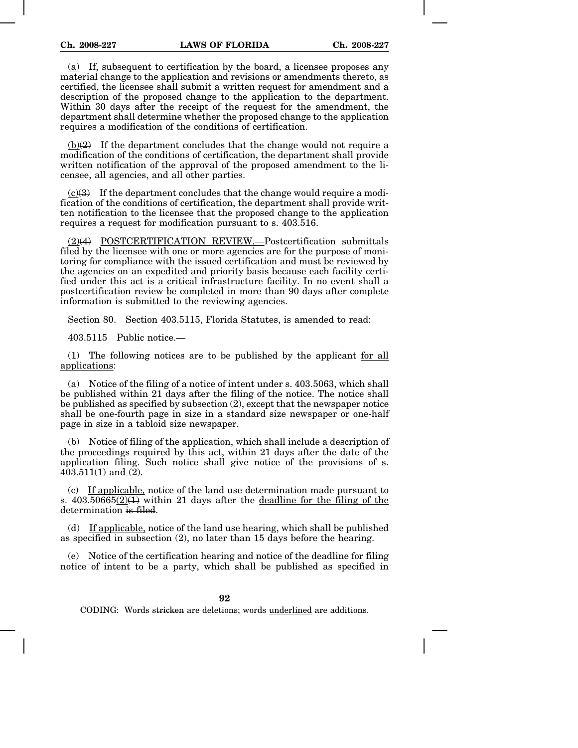(a) If, subsequent to certification by the board, a licensee proposes any material change to the application and revisions or amendments thereto, as certified, the licensee shall submit a written request for amendment and a description of the proposed change to the application to the department. Within 30 days after the receipt of the request for the amendment, the department shall determine whether the proposed change to the application requires a modification of the conditions of certification.

(b)(2) If the department concludes that the change would not require a modification of the conditions of certification, the department shall provide written notification of the approval of the proposed amendment to the licensee, all agencies, and all other parties.

(c)(3) If the department concludes that the change would require a modification of the conditions of certification, the department shall provide written notification to the licensee that the proposed change to the application requires a request for modification pursuant to s. 403.516.

(2)(4) POSTCERTIFICATION REVIEW.—Postcertification submittals filed by the licensee with one or more agencies are for the purpose of monitoring for compliance with the issued certification and must be reviewed by the agencies on an expedited and priority basis because each facility certified under this act is a critical infrastructure facility. In no event shall a postcertification review be completed in more than 90 days after complete information is submitted to the reviewing agencies.

Section 80. Section 403.5115, Florida Statutes, is amended to read:

403.5115 Public notice.—

(1) The following notices are to be published by the applicant for all applications:

(a) Notice of the filing of a notice of intent under s. 403.5063, which shall be published within 21 days after the filing of the notice. The notice shall be published as specified by subsection (2), except that the newspaper notice shall be one-fourth page in size in a standard size newspaper or one-half page in size in a tabloid size newspaper.

(b) Notice of filing of the application, which shall include a description of the proceedings required by this act, within 21 days after the date of the application filing. Such notice shall give notice of the provisions of s. 403.511(1) and (2).

(c) If applicable, notice of the land use determination made pursuant to s. 403.50665(2)(1) within 21 days after the deadline for the filing of the determination is filed.

(d) If applicable, notice of the land use hearing, which shall be published as specified in subsection (2), no later than 15 days before the hearing.

(e) Notice of the certification hearing and notice of the deadline for filing notice of intent to be a party, which shall be published as specified in

CODING: Words stricken are deletions; words underlined are additions.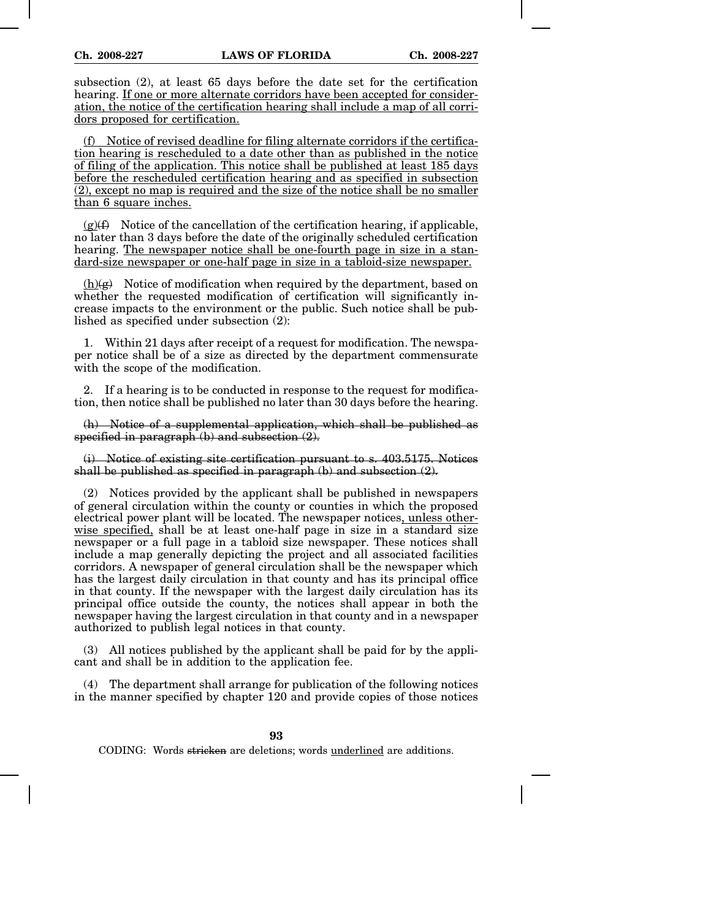subsection (2), at least 65 days before the date set for the certification hearing. <u>If one or more alternate corridors have been accepted for consideration, the notice of the certification hearing shall include a map of all corridors proposed for certification.</u>

<u>(f) Notice of revised deadline for filing alternate corridors if the certification hearing is rescheduled to a date other than as published in the notice of filing of the application. This notice shall be published at least 185 days before the rescheduled certification hearing and as specified in subsection (2), except no map is required and the size of the notice shall be no smaller than 6 square inches.</u>

<u>(g)</u>~~(f)~~ Notice of the cancellation of the certification hearing, if applicable, no later than 3 days before the date of the originally scheduled certification hearing. <u>The newspaper notice shall be one-fourth page in size in a standard-size newspaper or one-half page in size in a tabloid-size newspaper.</u>

<u>(h)</u>~~(g)~~ Notice of modification when required by the department, based on whether the requested modification of certification will significantly increase impacts to the environment or the public. Such notice shall be published as specified under subsection (2):

1. Within 21 days after receipt of a request for modification. The newspaper notice shall be of a size as directed by the department commensurate with the scope of the modification.

2. If a hearing is to be conducted in response to the request for modification, then notice shall be published no later than 30 days before the hearing.

~~(h) Notice of a supplemental application, which shall be published as specified in paragraph (b) and subsection (2).~~

~~(i) Notice of existing site certification pursuant to s. 403.5175. Notices shall be published as specified in paragraph (b) and subsection (2).~~

(2) Notices provided by the applicant shall be published in newspapers of general circulation within the county or counties in which the proposed electrical power plant will be located. The newspaper notices<u>, unless otherwise specified,</u> shall be at least one-half page in size in a standard size newspaper or a full page in a tabloid size newspaper. These notices shall include a map generally depicting the project and all associated facilities corridors. A newspaper of general circulation shall be the newspaper which has the largest daily circulation in that county and has its principal office in that county. If the newspaper with the largest daily circulation has its principal office outside the county, the notices shall appear in both the newspaper having the largest circulation in that county and in a newspaper authorized to publish legal notices in that county.

(3) All notices published by the applicant shall be paid for by the applicant and shall be in addition to the application fee.

(4) The department shall arrange for publication of the following notices in the manner specified by chapter 120 and provide copies of those notices

CODING: Words ~~stricken~~ are deletions; words <u>underlined</u> are additions.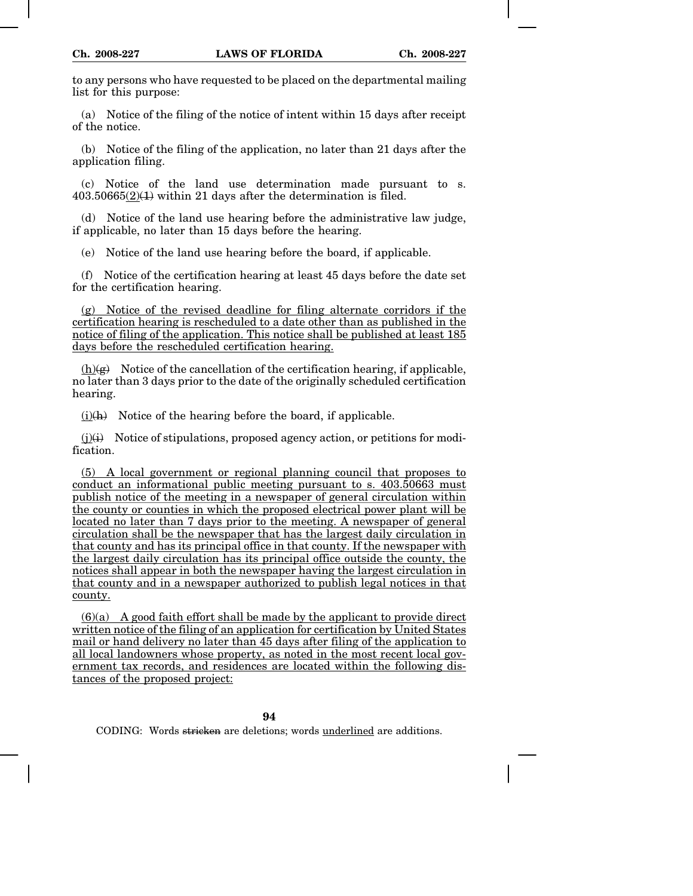to any persons who have requested to be placed on the departmental mailing list for this purpose:

(a) Notice of the filing of the notice of intent within 15 days after receipt of the notice.

(b) Notice of the filing of the application, no later than 21 days after the application filing.

(c) Notice of the land use determination made pursuant to s. 403.50665(2)(1) within 21 days after the determination is filed.

(d) Notice of the land use hearing before the administrative law judge, if applicable, no later than 15 days before the hearing.

(e) Notice of the land use hearing before the board, if applicable.

(f) Notice of the certification hearing at least 45 days before the date set for the certification hearing.

(g) Notice of the revised deadline for filing alternate corridors if the certification hearing is rescheduled to a date other than as published in the notice of filing of the application. This notice shall be published at least 185 days before the rescheduled certification hearing.

(h)(g) Notice of the cancellation of the certification hearing, if applicable, no later than 3 days prior to the date of the originally scheduled certification hearing.

(i)(h) Notice of the hearing before the board, if applicable.

(j)(i) Notice of stipulations, proposed agency action, or petitions for modification.

(5) A local government or regional planning council that proposes to conduct an informational public meeting pursuant to s. 403.50663 must publish notice of the meeting in a newspaper of general circulation within the county or counties in which the proposed electrical power plant will be located no later than 7 days prior to the meeting. A newspaper of general circulation shall be the newspaper that has the largest daily circulation in that county and has its principal office in that county. If the newspaper with the largest daily circulation has its principal office outside the county, the notices shall appear in both the newspaper having the largest circulation in that county and in a newspaper authorized to publish legal notices in that county.

(6)(a) A good faith effort shall be made by the applicant to provide direct written notice of the filing of an application for certification by United States mail or hand delivery no later than 45 days after filing of the application to all local landowners whose property, as noted in the most recent local government tax records, and residences are located within the following distances of the proposed project: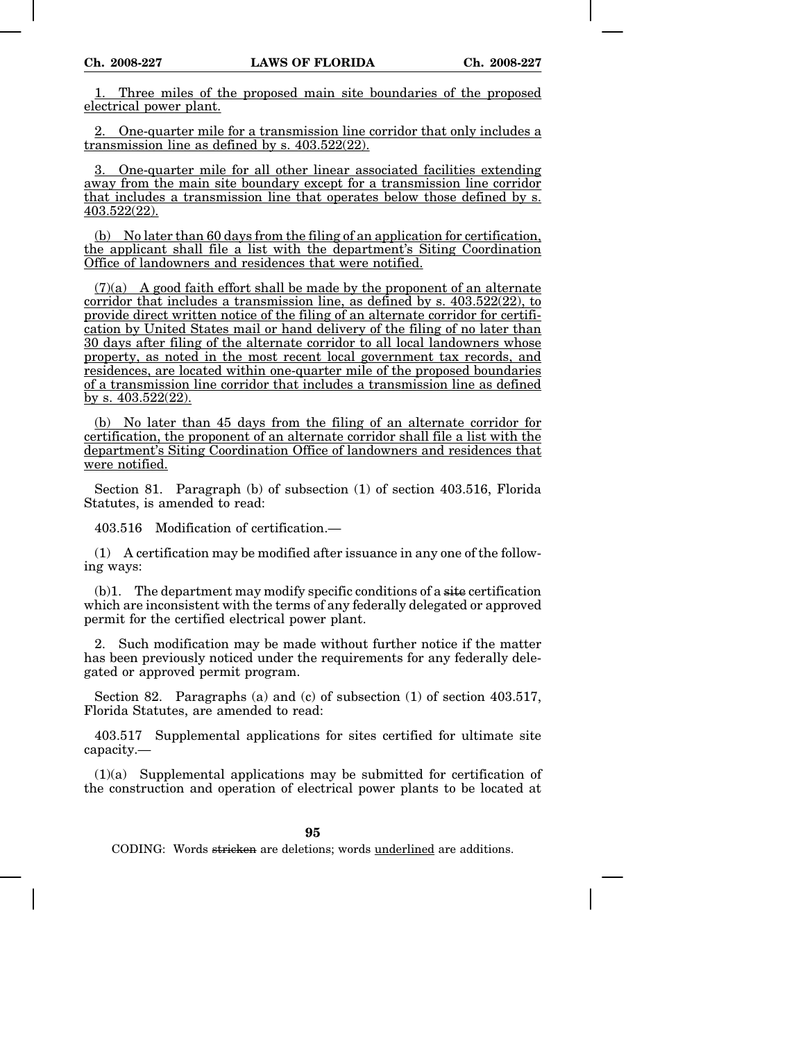1. Three miles of the proposed main site boundaries of the proposed electrical power plant.

2. One-quarter mile for a transmission line corridor that only includes a transmission line as defined by s. 403.522(22).

3. One-quarter mile for all other linear associated facilities extending away from the main site boundary except for a transmission line corridor that includes a transmission line that operates below those defined by s. 403.522(22).

(b) No later than 60 days from the filing of an application for certification, the applicant shall file a list with the department's Siting Coordination Office of landowners and residences that were notified.

(7)(a) A good faith effort shall be made by the proponent of an alternate corridor that includes a transmission line, as defined by s. 403.522(22), to provide direct written notice of the filing of an alternate corridor for certification by United States mail or hand delivery of the filing of no later than 30 days after filing of the alternate corridor to all local landowners whose property, as noted in the most recent local government tax records, and residences, are located within one-quarter mile of the proposed boundaries of a transmission line corridor that includes a transmission line as defined by s. 403.522(22).

(b) No later than 45 days from the filing of an alternate corridor for certification, the proponent of an alternate corridor shall file a list with the department's Siting Coordination Office of landowners and residences that were notified.

Section 81. Paragraph (b) of subsection (1) of section 403.516, Florida Statutes, is amended to read:

403.516 Modification of certification.—

(1) A certification may be modified after issuance in any one of the following ways:

(b)1. The department may modify specific conditions of a ~~site~~ certification which are inconsistent with the terms of any federally delegated or approved permit for the certified electrical power plant.

2. Such modification may be made without further notice if the matter has been previously noticed under the requirements for any federally delegated or approved permit program.

Section 82. Paragraphs (a) and (c) of subsection (1) of section 403.517, Florida Statutes, are amended to read:

403.517 Supplemental applications for sites certified for ultimate site capacity.—

(1)(a) Supplemental applications may be submitted for certification of the construction and operation of electrical power plants to be located at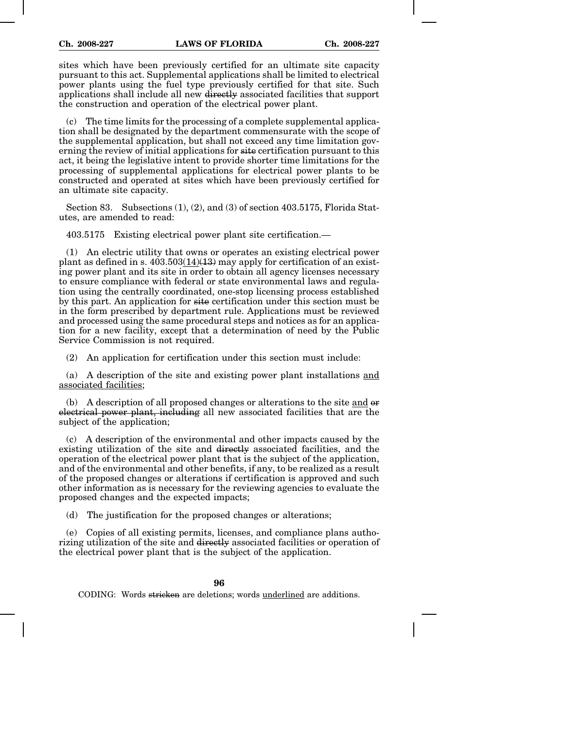sites which have been previously certified for an ultimate site capacity pursuant to this act. Supplemental applications shall be limited to electrical power plants using the fuel type previously certified for that site. Such applications shall include all new ~~directly~~ associated facilities that support the construction and operation of the electrical power plant.

(c) The time limits for the processing of a complete supplemental application shall be designated by the department commensurate with the scope of the supplemental application, but shall not exceed any time limitation governing the review of initial applications for ~~site~~ certification pursuant to this act, it being the legislative intent to provide shorter time limitations for the processing of supplemental applications for electrical power plants to be constructed and operated at sites which have been previously certified for an ultimate site capacity.

Section 83. Subsections (1), (2), and (3) of section 403.5175, Florida Statutes, are amended to read:

403.5175 Existing electrical power plant site certification.—

(1) An electric utility that owns or operates an existing electrical power plant as defined in s. 403.503<u>(14)</u>~~(13)~~ may apply for certification of an existing power plant and its site in order to obtain all agency licenses necessary to ensure compliance with federal or state environmental laws and regulation using the centrally coordinated, one-stop licensing process established by this part. An application for ~~site~~ certification under this section must be in the form prescribed by department rule. Applications must be reviewed and processed using the same procedural steps and notices as for an application for a new facility, except that a determination of need by the Public Service Commission is not required.

(2) An application for certification under this section must include:

(a) A description of the site and existing power plant installations <u>and associated facilities</u>;

(b) A description of all proposed changes or alterations to the site <u>and</u> ~~or electrical power plant, including~~ all new associated facilities that are the subject of the application;

(c) A description of the environmental and other impacts caused by the existing utilization of the site and ~~directly~~ associated facilities, and the operation of the electrical power plant that is the subject of the application, and of the environmental and other benefits, if any, to be realized as a result of the proposed changes or alterations if certification is approved and such other information as is necessary for the reviewing agencies to evaluate the proposed changes and the expected impacts;

(d) The justification for the proposed changes or alterations;

(e) Copies of all existing permits, licenses, and compliance plans authorizing utilization of the site and ~~directly~~ associated facilities or operation of the electrical power plant that is the subject of the application.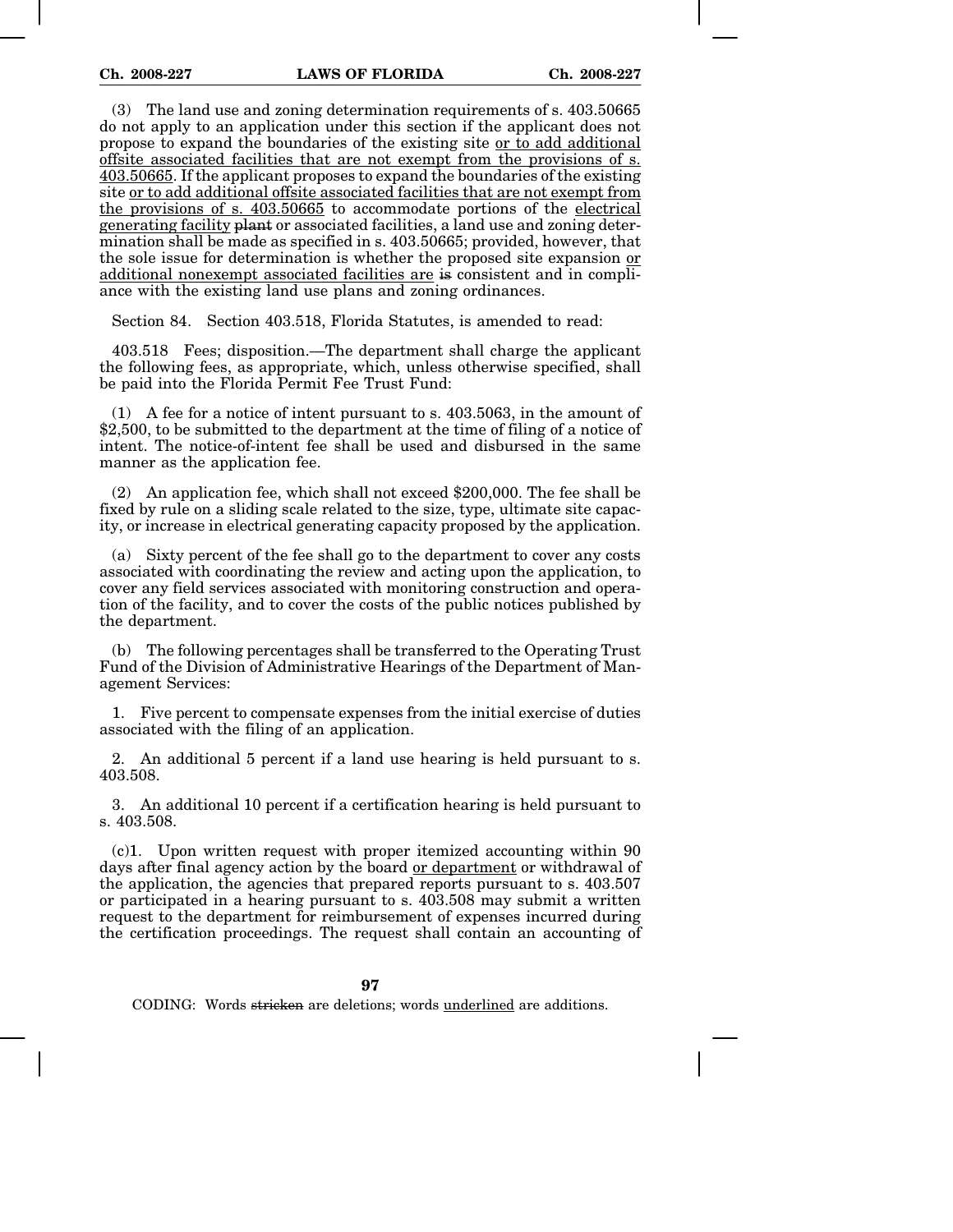(3) The land use and zoning determination requirements of s. 403.50665 do not apply to an application under this section if the applicant does not propose to expand the boundaries of the existing site or to add additional offsite associated facilities that are not exempt from the provisions of s. 403.50665. If the applicant proposes to expand the boundaries of the existing site or to add additional offsite associated facilities that are not exempt from the provisions of s. 403.50665 to accommodate portions of the electrical generating facility ~~plant~~ or associated facilities, a land use and zoning determination shall be made as specified in s. 403.50665; provided, however, that the sole issue for determination is whether the proposed site expansion or additional nonexempt associated facilities are ~~is~~ consistent and in compliance with the existing land use plans and zoning ordinances.

Section 84. Section 403.518, Florida Statutes, is amended to read:

403.518 Fees; disposition.—The department shall charge the applicant the following fees, as appropriate, which, unless otherwise specified, shall be paid into the Florida Permit Fee Trust Fund:

(1) A fee for a notice of intent pursuant to s. 403.5063, in the amount of $2,500, to be submitted to the department at the time of filing of a notice of intent. The notice-of-intent fee shall be used and disbursed in the same manner as the application fee.

(2) An application fee, which shall not exceed $200,000. The fee shall be fixed by rule on a sliding scale related to the size, type, ultimate site capacity, or increase in electrical generating capacity proposed by the application.

(a) Sixty percent of the fee shall go to the department to cover any costs associated with coordinating the review and acting upon the application, to cover any field services associated with monitoring construction and operation of the facility, and to cover the costs of the public notices published by the department.

(b) The following percentages shall be transferred to the Operating Trust Fund of the Division of Administrative Hearings of the Department of Management Services:

1. Five percent to compensate expenses from the initial exercise of duties associated with the filing of an application.

2. An additional 5 percent if a land use hearing is held pursuant to s. 403.508.

3. An additional 10 percent if a certification hearing is held pursuant to s. 403.508.

(c)1. Upon written request with proper itemized accounting within 90 days after final agency action by the board or department or withdrawal of the application, the agencies that prepared reports pursuant to s. 403.507 or participated in a hearing pursuant to s. 403.508 may submit a written request to the department for reimbursement of expenses incurred during the certification proceedings. The request shall contain an accounting of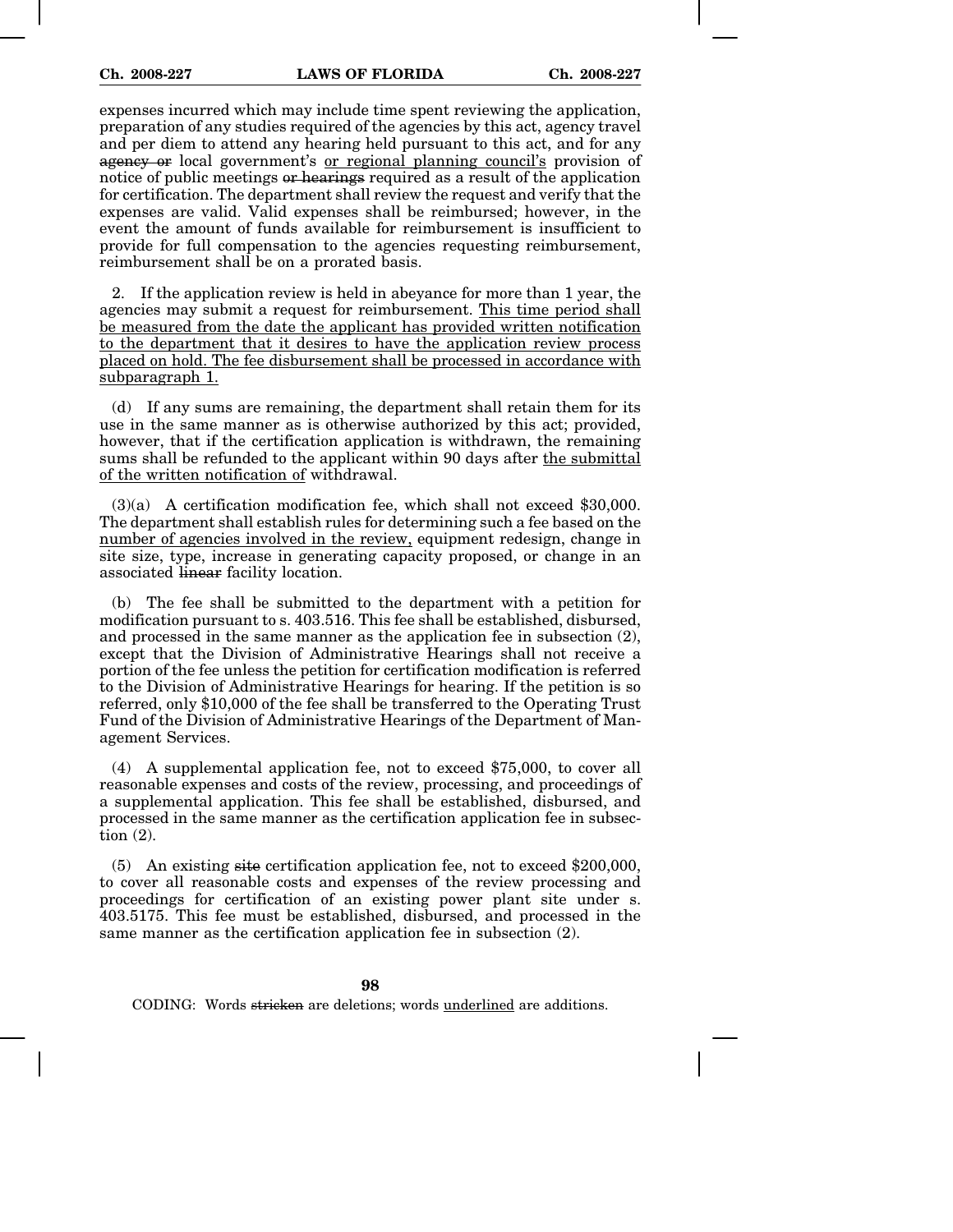expenses incurred which may include time spent reviewing the application, preparation of any studies required of the agencies by this act, agency travel and per diem to attend any hearing held pursuant to this act, and for any ~~agency or~~ local government's <u>or regional planning council's</u> provision of notice of public meetings ~~or hearings~~ required as a result of the application for certification. The department shall review the request and verify that the expenses are valid. Valid expenses shall be reimbursed; however, in the event the amount of funds available for reimbursement is insufficient to provide for full compensation to the agencies requesting reimbursement, reimbursement shall be on a prorated basis.

2. If the application review is held in abeyance for more than 1 year, the agencies may submit a request for reimbursement. <u>This time period shall be measured from the date the applicant has provided written notification to the department that it desires to have the application review process placed on hold. The fee disbursement shall be processed in accordance with subparagraph 1.</u>

(d) If any sums are remaining, the department shall retain them for its use in the same manner as is otherwise authorized by this act; provided, however, that if the certification application is withdrawn, the remaining sums shall be refunded to the applicant within 90 days after <u>the submittal of the written notification of</u> withdrawal.

(3)(a) A certification modification fee, which shall not exceed $30,000. The department shall establish rules for determining such a fee based on the <u>number of agencies involved in the review,</u> equipment redesign, change in site size, type, increase in generating capacity proposed, or change in an associated ~~linear~~ facility location.

(b) The fee shall be submitted to the department with a petition for modification pursuant to s. 403.516. This fee shall be established, disbursed, and processed in the same manner as the application fee in subsection (2), except that the Division of Administrative Hearings shall not receive a portion of the fee unless the petition for certification modification is referred to the Division of Administrative Hearings for hearing. If the petition is so referred, only $10,000 of the fee shall be transferred to the Operating Trust Fund of the Division of Administrative Hearings of the Department of Management Services.

(4) A supplemental application fee, not to exceed $75,000, to cover all reasonable expenses and costs of the review, processing, and proceedings of a supplemental application. This fee shall be established, disbursed, and processed in the same manner as the certification application fee in subsection (2).

(5) An existing ~~site~~ certification application fee, not to exceed $200,000, to cover all reasonable costs and expenses of the review processing and proceedings for certification of an existing power plant site under s. 403.5175. This fee must be established, disbursed, and processed in the same manner as the certification application fee in subsection (2).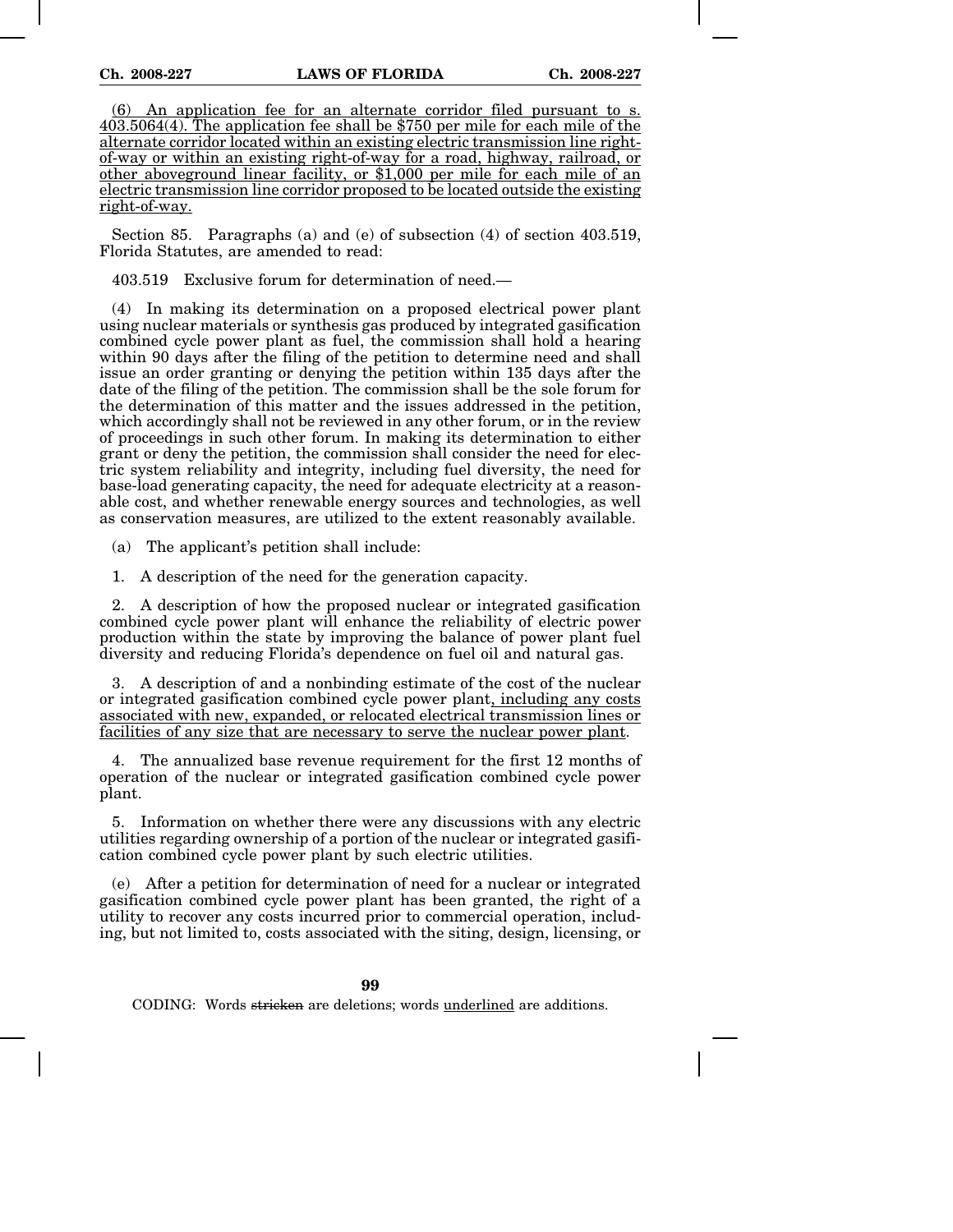(6) An application fee for an alternate corridor filed pursuant to s. 403.5064(4). The application fee shall be $750 per mile for each mile of the alternate corridor located within an existing electric transmission line right-of-way or within an existing right-of-way for a road, highway, railroad, or other aboveground linear facility, or $1,000 per mile for each mile of an electric transmission line corridor proposed to be located outside the existing right-of-way.

Section 85. Paragraphs (a) and (e) of subsection (4) of section 403.519, Florida Statutes, are amended to read:

403.519 Exclusive forum for determination of need.—

(4) In making its determination on a proposed electrical power plant using nuclear materials or synthesis gas produced by integrated gasification combined cycle power plant as fuel, the commission shall hold a hearing within 90 days after the filing of the petition to determine need and shall issue an order granting or denying the petition within 135 days after the date of the filing of the petition. The commission shall be the sole forum for the determination of this matter and the issues addressed in the petition, which accordingly shall not be reviewed in any other forum, or in the review of proceedings in such other forum. In making its determination to either grant or deny the petition, the commission shall consider the need for electric system reliability and integrity, including fuel diversity, the need for base-load generating capacity, the need for adequate electricity at a reasonable cost, and whether renewable energy sources and technologies, as well as conservation measures, are utilized to the extent reasonably available.

(a) The applicant's petition shall include:

1. A description of the need for the generation capacity.

2. A description of how the proposed nuclear or integrated gasification combined cycle power plant will enhance the reliability of electric power production within the state by improving the balance of power plant fuel diversity and reducing Florida's dependence on fuel oil and natural gas.

3. A description of and a nonbinding estimate of the cost of the nuclear or integrated gasification combined cycle power plant, including any costs associated with new, expanded, or relocated electrical transmission lines or facilities of any size that are necessary to serve the nuclear power plant.

4. The annualized base revenue requirement for the first 12 months of operation of the nuclear or integrated gasification combined cycle power plant.

5. Information on whether there were any discussions with any electric utilities regarding ownership of a portion of the nuclear or integrated gasification combined cycle power plant by such electric utilities.

(e) After a petition for determination of need for a nuclear or integrated gasification combined cycle power plant has been granted, the right of a utility to recover any costs incurred prior to commercial operation, including, but not limited to, costs associated with the siting, design, licensing, or

CODING: Words stricken are deletions; words underlined are additions.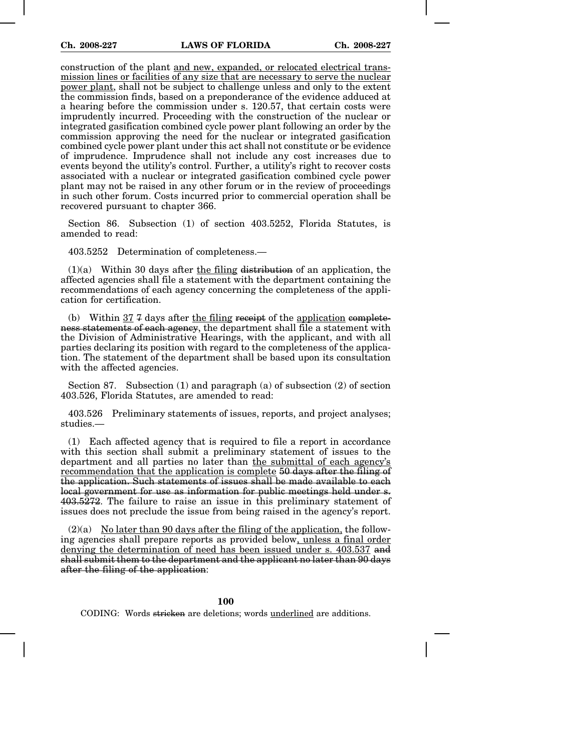construction of the plant <u>and new, expanded, or relocated electrical transmission lines or facilities of any size that are necessary to serve the nuclear power plant</u>, shall not be subject to challenge unless and only to the extent the commission finds, based on a preponderance of the evidence adduced at a hearing before the commission under s. 120.57, that certain costs were imprudently incurred. Proceeding with the construction of the nuclear or integrated gasification combined cycle power plant following an order by the commission approving the need for the nuclear or integrated gasification combined cycle power plant under this act shall not constitute or be evidence of imprudence. Imprudence shall not include any cost increases due to events beyond the utility's control. Further, a utility's right to recover costs associated with a nuclear or integrated gasification combined cycle power plant may not be raised in any other forum or in the review of proceedings in such other forum. Costs incurred prior to commercial operation shall be recovered pursuant to chapter 366.

Section 86. Subsection (1) of section 403.5252, Florida Statutes, is amended to read:

403.5252 Determination of completeness.—

(1)(a) Within 30 days after <u>the filing</u> ~~distribution~~ of an application, the affected agencies shall file a statement with the department containing the recommendations of each agency concerning the completeness of the application for certification.

(b) Within <u>37</u> ~~7~~ days after <u>the filing</u> ~~receipt~~ of the <u>application</u> ~~completeness statements of each agency~~, the department shall file a statement with the Division of Administrative Hearings, with the applicant, and with all parties declaring its position with regard to the completeness of the application. The statement of the department shall be based upon its consultation with the affected agencies.

Section 87. Subsection (1) and paragraph (a) of subsection (2) of section 403.526, Florida Statutes, are amended to read:

403.526 Preliminary statements of issues, reports, and project analyses; studies.—

(1) Each affected agency that is required to file a report in accordance with this section shall submit a preliminary statement of issues to the department and all parties no later than <u>the submittal of each agency's recommendation that the application is complete</u> ~~50 days after the filing of the application. Such statements of issues shall be made available to each local government for use as information for public meetings held under s. 403.5272~~. The failure to raise an issue in this preliminary statement of issues does not preclude the issue from being raised in the agency's report.

(2)(a) <u>No later than 90 days after the filing of the application,</u> the following agencies shall prepare reports as provided below<u>, unless a final order denying the determination of need has been issued under s. 403.537</u> ~~and shall submit them to the department and the applicant no later than 90 days after the filing of the application~~: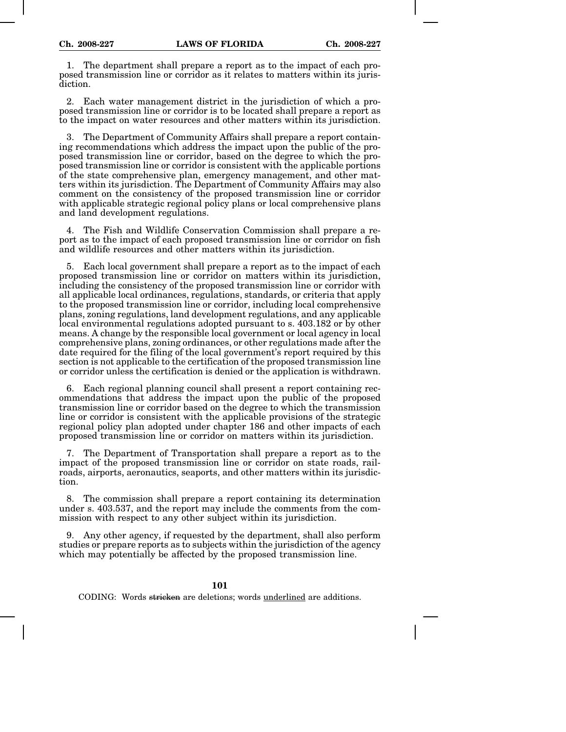1. The department shall prepare a report as to the impact of each proposed transmission line or corridor as it relates to matters within its jurisdiction.

2. Each water management district in the jurisdiction of which a proposed transmission line or corridor is to be located shall prepare a report as to the impact on water resources and other matters within its jurisdiction.

3. The Department of Community Affairs shall prepare a report containing recommendations which address the impact upon the public of the proposed transmission line or corridor, based on the degree to which the proposed transmission line or corridor is consistent with the applicable portions of the state comprehensive plan, emergency management, and other matters within its jurisdiction. The Department of Community Affairs may also comment on the consistency of the proposed transmission line or corridor with applicable strategic regional policy plans or local comprehensive plans and land development regulations.

4. The Fish and Wildlife Conservation Commission shall prepare a report as to the impact of each proposed transmission line or corridor on fish and wildlife resources and other matters within its jurisdiction.

5. Each local government shall prepare a report as to the impact of each proposed transmission line or corridor on matters within its jurisdiction, including the consistency of the proposed transmission line or corridor with all applicable local ordinances, regulations, standards, or criteria that apply to the proposed transmission line or corridor, including local comprehensive plans, zoning regulations, land development regulations, and any applicable local environmental regulations adopted pursuant to s. 403.182 or by other means. A change by the responsible local government or local agency in local comprehensive plans, zoning ordinances, or other regulations made after the date required for the filing of the local government's report required by this section is not applicable to the certification of the proposed transmission line or corridor unless the certification is denied or the application is withdrawn.

6. Each regional planning council shall present a report containing recommendations that address the impact upon the public of the proposed transmission line or corridor based on the degree to which the transmission line or corridor is consistent with the applicable provisions of the strategic regional policy plan adopted under chapter 186 and other impacts of each proposed transmission line or corridor on matters within its jurisdiction.

7. The Department of Transportation shall prepare a report as to the impact of the proposed transmission line or corridor on state roads, railroads, airports, aeronautics, seaports, and other matters within its jurisdiction.

8. The commission shall prepare a report containing its determination under s. 403.537, and the report may include the comments from the commission with respect to any other subject within its jurisdiction.

9. Any other agency, if requested by the department, shall also perform studies or prepare reports as to subjects within the jurisdiction of the agency which may potentially be affected by the proposed transmission line.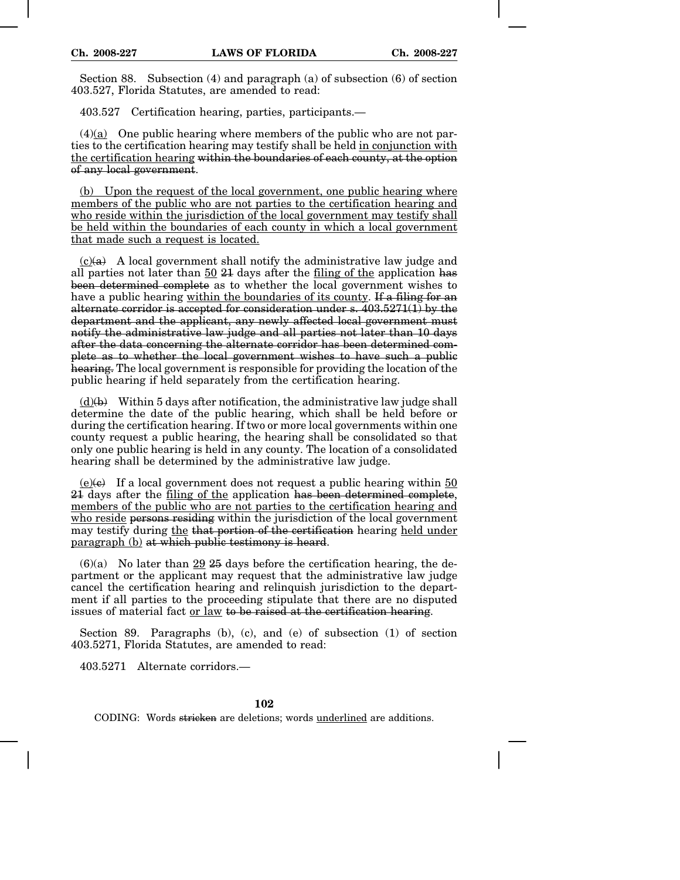Section 88. Subsection (4) and paragraph (a) of subsection (6) of section 403.527, Florida Statutes, are amended to read:

403.527 Certification hearing, parties, participants.—

(4)<u>(a)</u> One public hearing where members of the public who are not parties to the certification hearing may testify shall be held <u>in conjunction with the certification hearing</u> ~~within the boundaries of each county, at the option of any local government~~.

<u>(b) Upon the request of the local government, one public hearing where members of the public who are not parties to the certification hearing and who reside within the jurisdiction of the local government may testify shall be held within the boundaries of each county in which a local government that made such a request is located.</u>

<u>(c)</u>~~(a)~~ A local government shall notify the administrative law judge and all parties not later than <u>50</u> ~~21~~ days after the <u>filing of the</u> application ~~has been determined complete~~ as to whether the local government wishes to have a public hearing <u>within the boundaries of its county</u>. ~~If a filing for an alternate corridor is accepted for consideration under s. 403.5271(1) by the department and the applicant, any newly affected local government must notify the administrative law judge and all parties not later than 10 days after the data concerning the alternate corridor has been determined complete as to whether the local government wishes to have such a public hearing.~~ The local government is responsible for providing the location of the public hearing if held separately from the certification hearing.

<u>(d)</u>~~(b)~~ Within 5 days after notification, the administrative law judge shall determine the date of the public hearing, which shall be held before or during the certification hearing. If two or more local governments within one county request a public hearing, the hearing shall be consolidated so that only one public hearing is held in any county. The location of a consolidated hearing shall be determined by the administrative law judge.

<u>(e)</u>~~(c)~~ If a local government does not request a public hearing within <u>50</u> ~~21~~ days after the <u>filing of the</u> application ~~has been determined complete~~, <u>members of the public who are not parties to the certification hearing and who reside</u> ~~persons residing~~ within the jurisdiction of the local government may testify during <u>the</u> ~~that portion of the certification~~ hearing <u>held under paragraph (b)</u> ~~at which public testimony is heard~~.

(6)(a) No later than <u>29</u> ~~25~~ days before the certification hearing, the department or the applicant may request that the administrative law judge cancel the certification hearing and relinquish jurisdiction to the department if all parties to the proceeding stipulate that there are no disputed issues of material fact <u>or law</u> ~~to be raised at the certification hearing~~.

Section 89. Paragraphs (b), (c), and (e) of subsection (1) of section 403.5271, Florida Statutes, are amended to read:

403.5271 Alternate corridors.—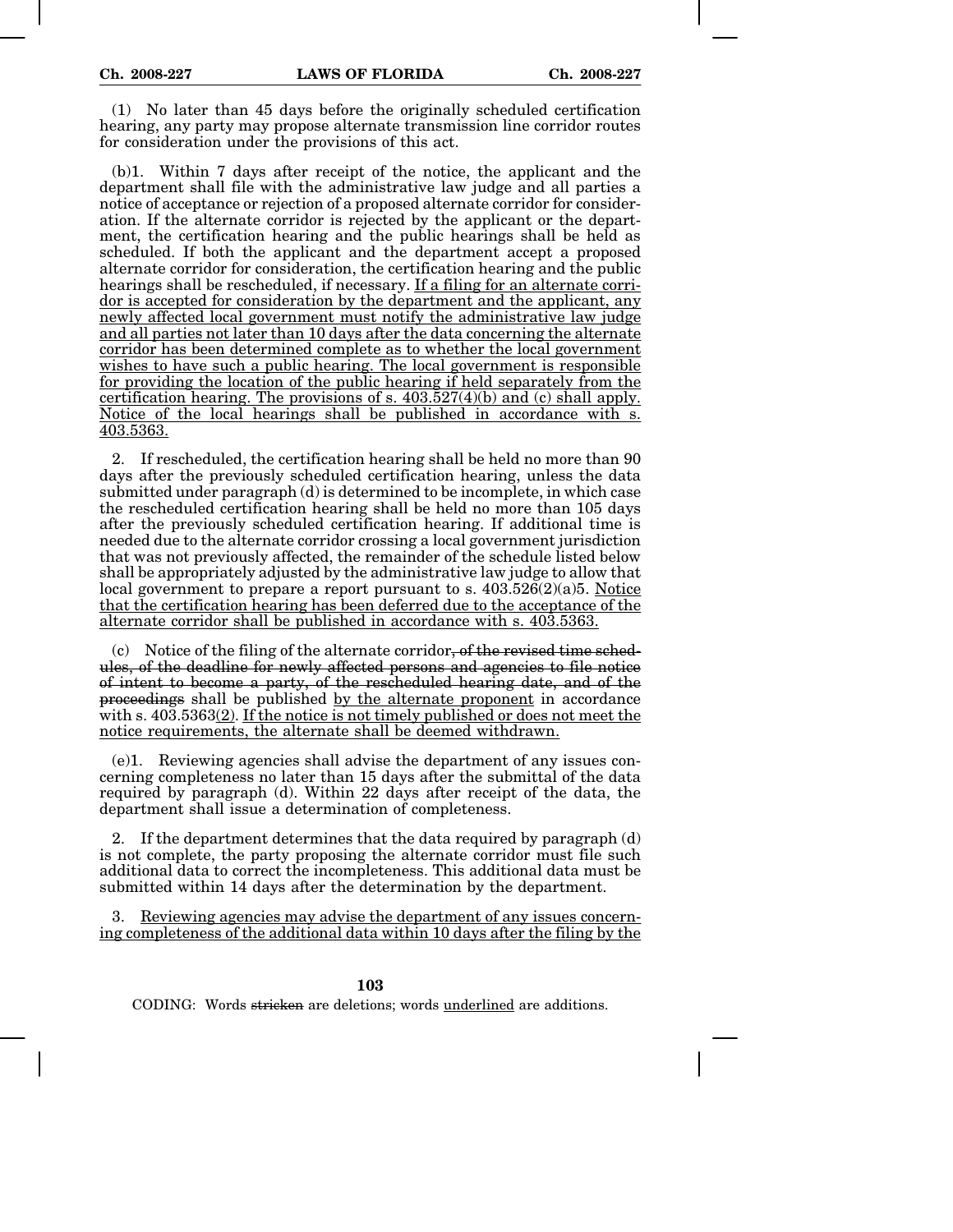(1) No later than 45 days before the originally scheduled certification hearing, any party may propose alternate transmission line corridor routes for consideration under the provisions of this act.

(b)1. Within 7 days after receipt of the notice, the applicant and the department shall file with the administrative law judge and all parties a notice of acceptance or rejection of a proposed alternate corridor for consideration. If the alternate corridor is rejected by the applicant or the department, the certification hearing and the public hearings shall be held as scheduled. If both the applicant and the department accept a proposed alternate corridor for consideration, the certification hearing and the public hearings shall be rescheduled, if necessary. <u>If a filing for an alternate corridor is accepted for consideration by the department and the applicant, any newly affected local government must notify the administrative law judge and all parties not later than 10 days after the data concerning the alternate corridor has been determined complete as to whether the local government wishes to have such a public hearing. The local government is responsible for providing the location of the public hearing if held separately from the certification hearing. The provisions of s. 403.527(4)(b) and (c) shall apply. Notice of the local hearings shall be published in accordance with s. 403.5363.</u>

2. If rescheduled, the certification hearing shall be held no more than 90 days after the previously scheduled certification hearing, unless the data submitted under paragraph (d) is determined to be incomplete, in which case the rescheduled certification hearing shall be held no more than 105 days after the previously scheduled certification hearing. If additional time is needed due to the alternate corridor crossing a local government jurisdiction that was not previously affected, the remainder of the schedule listed below shall be appropriately adjusted by the administrative law judge to allow that local government to prepare a report pursuant to s. 403.526(2)(a)5. <u>Notice that the certification hearing has been deferred due to the acceptance of the alternate corridor shall be published in accordance with s. 403.5363.</u>

(c) Notice of the filing of the alternate corridor~~, of the revised time schedules, of the deadline for newly affected persons and agencies to file notice of intent to become a party, of the rescheduled hearing date, and of the proceedings~~ shall be published <u>by the alternate proponent</u> in accordance with s. 403.5363<u>(2)</u>. <u>If the notice is not timely published or does not meet the notice requirements, the alternate shall be deemed withdrawn.</u>

(e)1. Reviewing agencies shall advise the department of any issues concerning completeness no later than 15 days after the submittal of the data required by paragraph (d). Within 22 days after receipt of the data, the department shall issue a determination of completeness.

2. If the department determines that the data required by paragraph (d) is not complete, the party proposing the alternate corridor must file such additional data to correct the incompleteness. This additional data must be submitted within 14 days after the determination by the department.

3. <u>Reviewing agencies may advise the department of any issues concerning completeness of the additional data within 10 days after the filing by the</u>

CODING: Words ~~stricken~~ are deletions; words <u>underlined</u> are additions.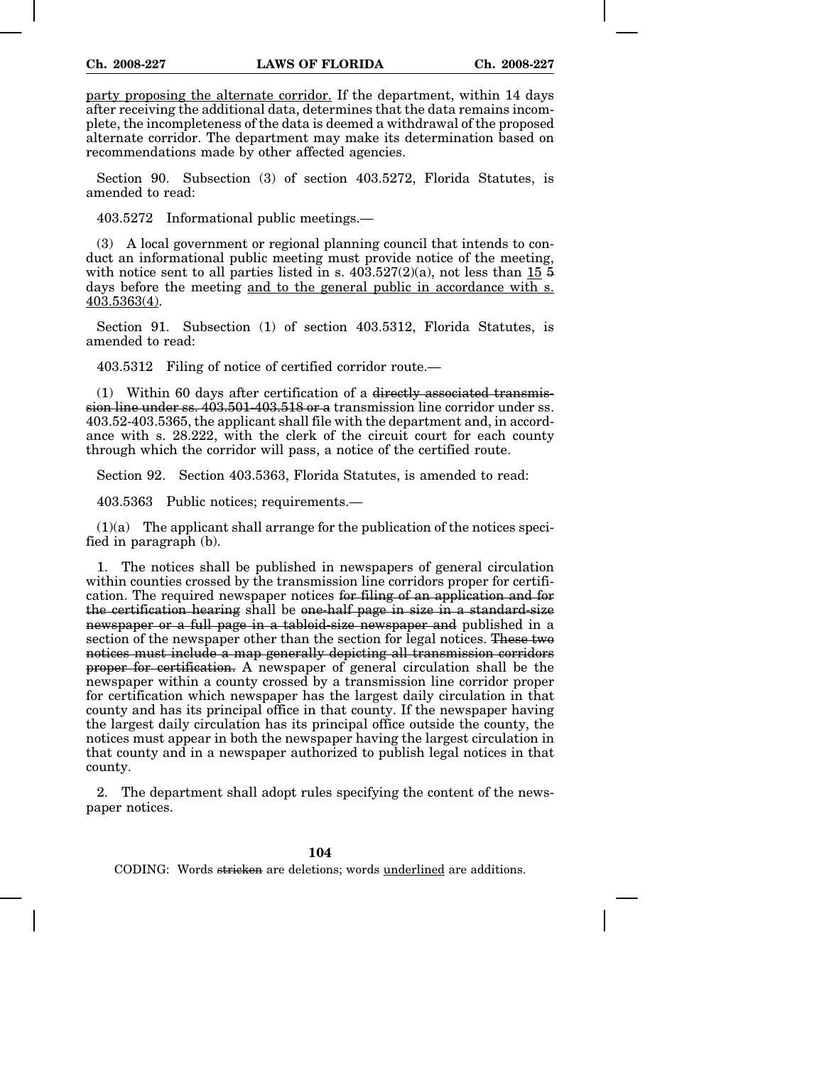party proposing the alternate corridor. If the department, within 14 days after receiving the additional data, determines that the data remains incomplete, the incompleteness of the data is deemed a withdrawal of the proposed alternate corridor. The department may make its determination based on recommendations made by other affected agencies.

Section 90. Subsection (3) of section 403.5272, Florida Statutes, is amended to read:

403.5272 Informational public meetings.—

(3) A local government or regional planning council that intends to conduct an informational public meeting must provide notice of the meeting, with notice sent to all parties listed in s. 403.527(2)(a), not less than 15 ~~5~~ days before the meeting and to the general public in accordance with s. 403.5363(4).

Section 91. Subsection (1) of section 403.5312, Florida Statutes, is amended to read:

403.5312 Filing of notice of certified corridor route.—

(1) Within 60 days after certification of a ~~directly associated transmission line under ss. 403.501-403.518 or a~~ transmission line corridor under ss. 403.52-403.5365, the applicant shall file with the department and, in accordance with s. 28.222, with the clerk of the circuit court for each county through which the corridor will pass, a notice of the certified route.

Section 92. Section 403.5363, Florida Statutes, is amended to read:

403.5363 Public notices; requirements.—

(1)(a) The applicant shall arrange for the publication of the notices specified in paragraph (b).

1. The notices shall be published in newspapers of general circulation within counties crossed by the transmission line corridors proper for certification. The required newspaper notices ~~for filing of an application and for the certification hearing~~ shall be ~~one-half page in size in a standard-size newspaper or a full page in a tabloid-size newspaper and~~ published in a section of the newspaper other than the section for legal notices. ~~These two notices must include a map generally depicting all transmission corridors proper for certification.~~ A newspaper of general circulation shall be the newspaper within a county crossed by a transmission line corridor proper for certification which newspaper has the largest daily circulation in that county and has its principal office in that county. If the newspaper having the largest daily circulation has its principal office outside the county, the notices must appear in both the newspaper having the largest circulation in that county and in a newspaper authorized to publish legal notices in that county.

2. The department shall adopt rules specifying the content of the newspaper notices.

CODING: Words ~~stricken~~ are deletions; words underlined are additions.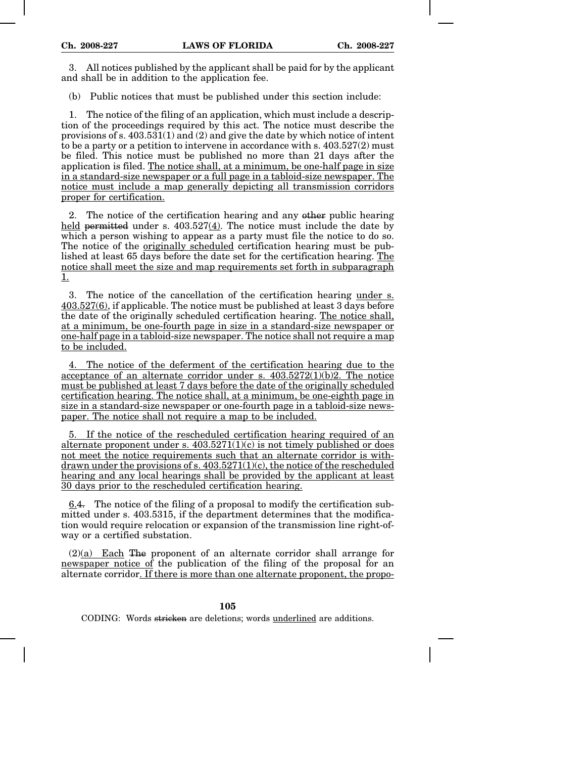3. All notices published by the applicant shall be paid for by the applicant and shall be in addition to the application fee.

(b) Public notices that must be published under this section include:

1. The notice of the filing of an application, which must include a description of the proceedings required by this act. The notice must describe the provisions of s. 403.531(1) and (2) and give the date by which notice of intent to be a party or a petition to intervene in accordance with s. 403.527(2) must be filed. This notice must be published no more than 21 days after the application is filed. The notice shall, at a minimum, be one-half page in size in a standard-size newspaper or a full page in a tabloid-size newspaper. The notice must include a map generally depicting all transmission corridors proper for certification.

2. The notice of the certification hearing and any ~~other~~ public hearing held ~~permitted~~ under s. 403.527(4). The notice must include the date by which a person wishing to appear as a party must file the notice to do so. The notice of the originally scheduled certification hearing must be published at least 65 days before the date set for the certification hearing. The notice shall meet the size and map requirements set forth in subparagraph 1.

3. The notice of the cancellation of the certification hearing under s. 403.527(6), if applicable. The notice must be published at least 3 days before the date of the originally scheduled certification hearing. The notice shall, at a minimum, be one-fourth page in size in a standard-size newspaper or one-half page in a tabloid-size newspaper. The notice shall not require a map to be included.

4. The notice of the deferment of the certification hearing due to the acceptance of an alternate corridor under s. 403.5272(1)(b)2. The notice must be published at least 7 days before the date of the originally scheduled certification hearing. The notice shall, at a minimum, be one-eighth page in size in a standard-size newspaper or one-fourth page in a tabloid-size newspaper. The notice shall not require a map to be included.

5. If the notice of the rescheduled certification hearing required of an alternate proponent under s. 403.5271(1)(c) is not timely published or does not meet the notice requirements such that an alternate corridor is withdrawn under the provisions of s. 403.5271(1)(c), the notice of the rescheduled hearing and any local hearings shall be provided by the applicant at least 30 days prior to the rescheduled certification hearing.

6.~~4.~~ The notice of the filing of a proposal to modify the certification submitted under s. 403.5315, if the department determines that the modification would require relocation or expansion of the transmission line right-of-way or a certified substation.

(2)(a) Each ~~The~~ proponent of an alternate corridor shall arrange for newspaper notice of the publication of the filing of the proposal for an alternate corridor. If there is more than one alternate proponent, the propo-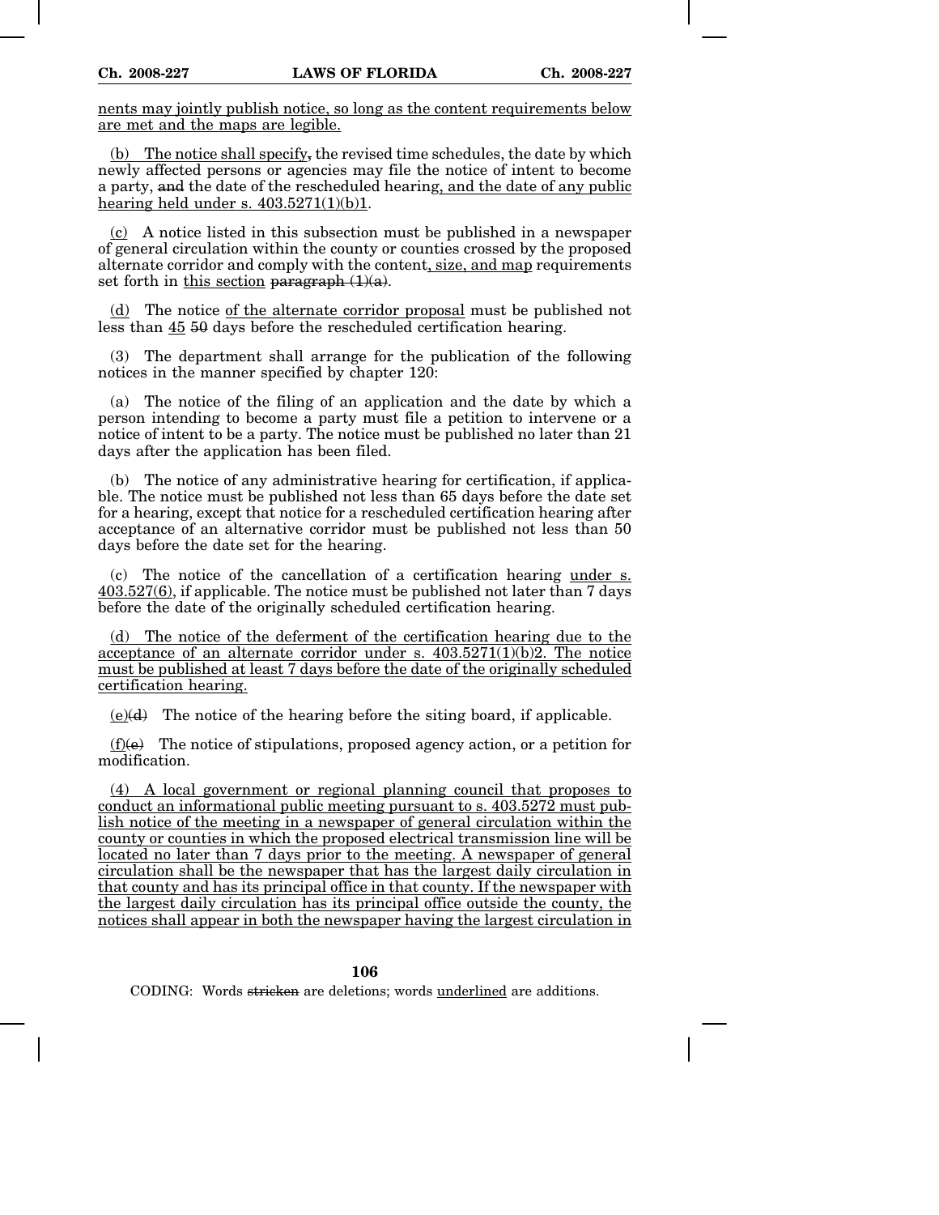<u>nents may jointly publish notice, so long as the content requirements below are met and the maps are legible.</u>

<u>(b) The notice shall specify</u>~~,~~ the revised time schedules, the date by which newly affected persons or agencies may file the notice of intent to become a party, ~~and~~ the date of the rescheduled hearing<u>, and the date of any public hearing held under s. 403.5271(1)(b)1</u>.

<u>(c)</u> A notice listed in this subsection must be published in a newspaper of general circulation within the county or counties crossed by the proposed alternate corridor and comply with the content<u>, size, and map</u> requirements set forth in <u>this section</u> ~~paragraph (1)(a)~~.

<u>(d)</u> The notice <u>of the alternate corridor proposal</u> must be published not less than <u>45</u> ~~50~~ days before the rescheduled certification hearing.

(3) The department shall arrange for the publication of the following notices in the manner specified by chapter 120:

(a) The notice of the filing of an application and the date by which a person intending to become a party must file a petition to intervene or a notice of intent to be a party. The notice must be published no later than 21 days after the application has been filed.

(b) The notice of any administrative hearing for certification, if applicable. The notice must be published not less than 65 days before the date set for a hearing, except that notice for a rescheduled certification hearing after acceptance of an alternative corridor must be published not less than 50 days before the date set for the hearing.

(c) The notice of the cancellation of a certification hearing <u>under s. 403.527(6)</u>, if applicable. The notice must be published not later than 7 days before the date of the originally scheduled certification hearing.

<u>(d) The notice of the deferment of the certification hearing due to the acceptance of an alternate corridor under s. 403.5271(1)(b)2. The notice must be published at least 7 days before the date of the originally scheduled certification hearing.</u>

<u>(e)</u>~~(d)~~ The notice of the hearing before the siting board, if applicable.

<u>(f)</u>~~(e)~~ The notice of stipulations, proposed agency action, or a petition for modification.

<u>(4) A local government or regional planning council that proposes to conduct an informational public meeting pursuant to s. 403.5272 must publish notice of the meeting in a newspaper of general circulation within the county or counties in which the proposed electrical transmission line will be located no later than 7 days prior to the meeting. A newspaper of general circulation shall be the newspaper that has the largest daily circulation in that county and has its principal office in that county. If the newspaper with the largest daily circulation has its principal office outside the county, the notices shall appear in both the newspaper having the largest circulation in</u>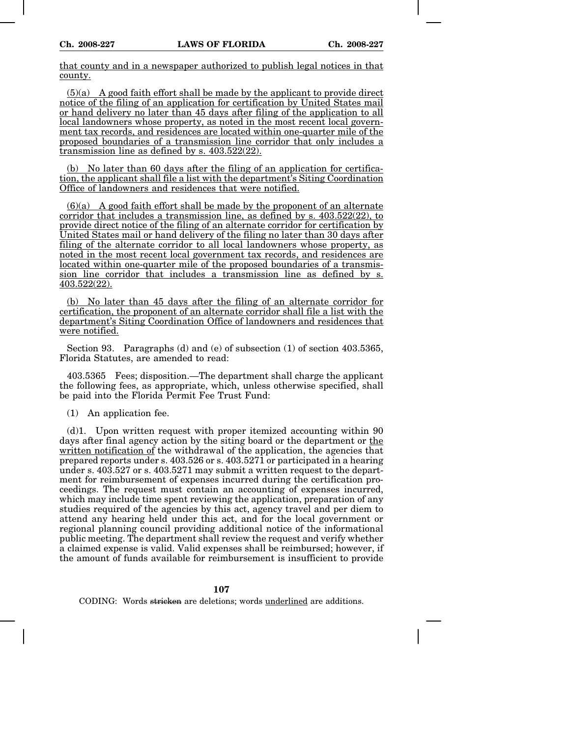that county and in a newspaper authorized to publish legal notices in that county.

(5)(a) A good faith effort shall be made by the applicant to provide direct notice of the filing of an application for certification by United States mail or hand delivery no later than 45 days after filing of the application to all local landowners whose property, as noted in the most recent local government tax records, and residences are located within one-quarter mile of the proposed boundaries of a transmission line corridor that only includes a transmission line as defined by s. 403.522(22).

(b) No later than 60 days after the filing of an application for certification, the applicant shall file a list with the department's Siting Coordination Office of landowners and residences that were notified.

(6)(a) A good faith effort shall be made by the proponent of an alternate corridor that includes a transmission line, as defined by s. 403.522(22), to provide direct notice of the filing of an alternate corridor for certification by United States mail or hand delivery of the filing no later than 30 days after filing of the alternate corridor to all local landowners whose property, as noted in the most recent local government tax records, and residences are located within one-quarter mile of the proposed boundaries of a transmission line corridor that includes a transmission line as defined by s. 403.522(22).

(b) No later than 45 days after the filing of an alternate corridor for certification, the proponent of an alternate corridor shall file a list with the department's Siting Coordination Office of landowners and residences that were notified.

Section 93. Paragraphs (d) and (e) of subsection (1) of section 403.5365, Florida Statutes, are amended to read:

403.5365 Fees; disposition.—The department shall charge the applicant the following fees, as appropriate, which, unless otherwise specified, shall be paid into the Florida Permit Fee Trust Fund:

(1) An application fee.

(d)1. Upon written request with proper itemized accounting within 90 days after final agency action by the siting board or the department or the written notification of the withdrawal of the application, the agencies that prepared reports under s. 403.526 or s. 403.5271 or participated in a hearing under s. 403.527 or s. 403.5271 may submit a written request to the department for reimbursement of expenses incurred during the certification proceedings. The request must contain an accounting of expenses incurred, which may include time spent reviewing the application, preparation of any studies required of the agencies by this act, agency travel and per diem to attend any hearing held under this act, and for the local government or regional planning council providing additional notice of the informational public meeting. The department shall review the request and verify whether a claimed expense is valid. Valid expenses shall be reimbursed; however, if the amount of funds available for reimbursement is insufficient to provide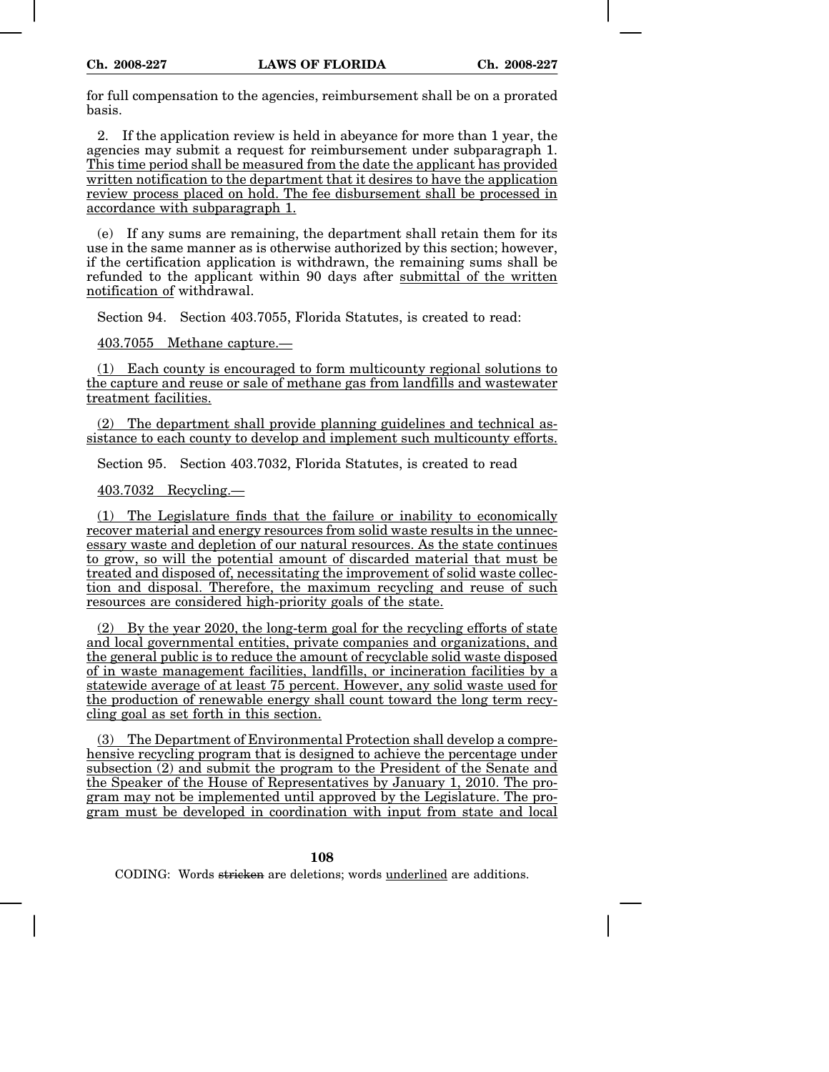for full compensation to the agencies, reimbursement shall be on a prorated basis.

2. If the application review is held in abeyance for more than 1 year, the agencies may submit a request for reimbursement under subparagraph 1. This time period shall be measured from the date the applicant has provided written notification to the department that it desires to have the application review process placed on hold. The fee disbursement shall be processed in accordance with subparagraph 1.

(e) If any sums are remaining, the department shall retain them for its use in the same manner as is otherwise authorized by this section; however, if the certification application is withdrawn, the remaining sums shall be refunded to the applicant within 90 days after submittal of the written notification of withdrawal.

Section 94. Section 403.7055, Florida Statutes, is created to read:

403.7055 Methane capture.—

(1) Each county is encouraged to form multicounty regional solutions to the capture and reuse or sale of methane gas from landfills and wastewater treatment facilities.

(2) The department shall provide planning guidelines and technical assistance to each county to develop and implement such multicounty efforts.

Section 95. Section 403.7032, Florida Statutes, is created to read

403.7032 Recycling.—

(1) The Legislature finds that the failure or inability to economically recover material and energy resources from solid waste results in the unnecessary waste and depletion of our natural resources. As the state continues to grow, so will the potential amount of discarded material that must be treated and disposed of, necessitating the improvement of solid waste collection and disposal. Therefore, the maximum recycling and reuse of such resources are considered high-priority goals of the state.

(2) By the year 2020, the long-term goal for the recycling efforts of state and local governmental entities, private companies and organizations, and the general public is to reduce the amount of recyclable solid waste disposed of in waste management facilities, landfills, or incineration facilities by a statewide average of at least 75 percent. However, any solid waste used for the production of renewable energy shall count toward the long term recycling goal as set forth in this section.

(3) The Department of Environmental Protection shall develop a comprehensive recycling program that is designed to achieve the percentage under subsection (2) and submit the program to the President of the Senate and the Speaker of the House of Representatives by January 1, 2010. The program may not be implemented until approved by the Legislature. The program must be developed in coordination with input from state and local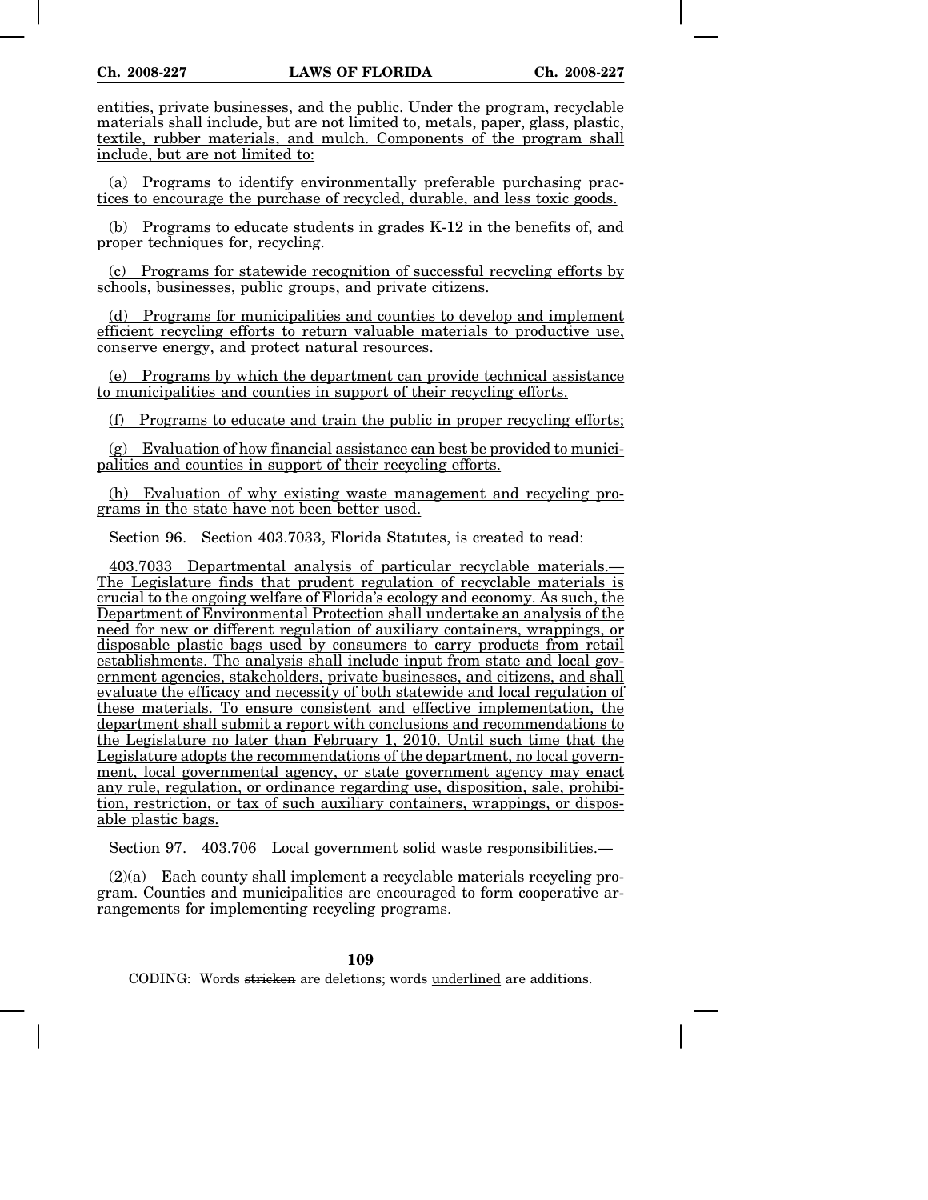entities, private businesses, and the public. Under the program, recyclable materials shall include, but are not limited to, metals, paper, glass, plastic, textile, rubber materials, and mulch. Components of the program shall include, but are not limited to:

(a) Programs to identify environmentally preferable purchasing practices to encourage the purchase of recycled, durable, and less toxic goods.

(b) Programs to educate students in grades K-12 in the benefits of, and proper techniques for, recycling.

(c) Programs for statewide recognition of successful recycling efforts by schools, businesses, public groups, and private citizens.

(d) Programs for municipalities and counties to develop and implement efficient recycling efforts to return valuable materials to productive use, conserve energy, and protect natural resources.

(e) Programs by which the department can provide technical assistance to municipalities and counties in support of their recycling efforts.

(f) Programs to educate and train the public in proper recycling efforts;

(g) Evaluation of how financial assistance can best be provided to municipalities and counties in support of their recycling efforts.

(h) Evaluation of why existing waste management and recycling programs in the state have not been better used.

Section 96. Section 403.7033, Florida Statutes, is created to read:

403.7033 Departmental analysis of particular recyclable materials.—The Legislature finds that prudent regulation of recyclable materials is crucial to the ongoing welfare of Florida's ecology and economy. As such, the Department of Environmental Protection shall undertake an analysis of the need for new or different regulation of auxiliary containers, wrappings, or disposable plastic bags used by consumers to carry products from retail establishments. The analysis shall include input from state and local government agencies, stakeholders, private businesses, and citizens, and shall evaluate the efficacy and necessity of both statewide and local regulation of these materials. To ensure consistent and effective implementation, the department shall submit a report with conclusions and recommendations to the Legislature no later than February 1, 2010. Until such time that the Legislature adopts the recommendations of the department, no local government, local governmental agency, or state government agency may enact any rule, regulation, or ordinance regarding use, disposition, sale, prohibition, restriction, or tax of such auxiliary containers, wrappings, or disposable plastic bags.

Section 97. 403.706 Local government solid waste responsibilities.—

(2)(a) Each county shall implement a recyclable materials recycling program. Counties and municipalities are encouraged to form cooperative arrangements for implementing recycling programs.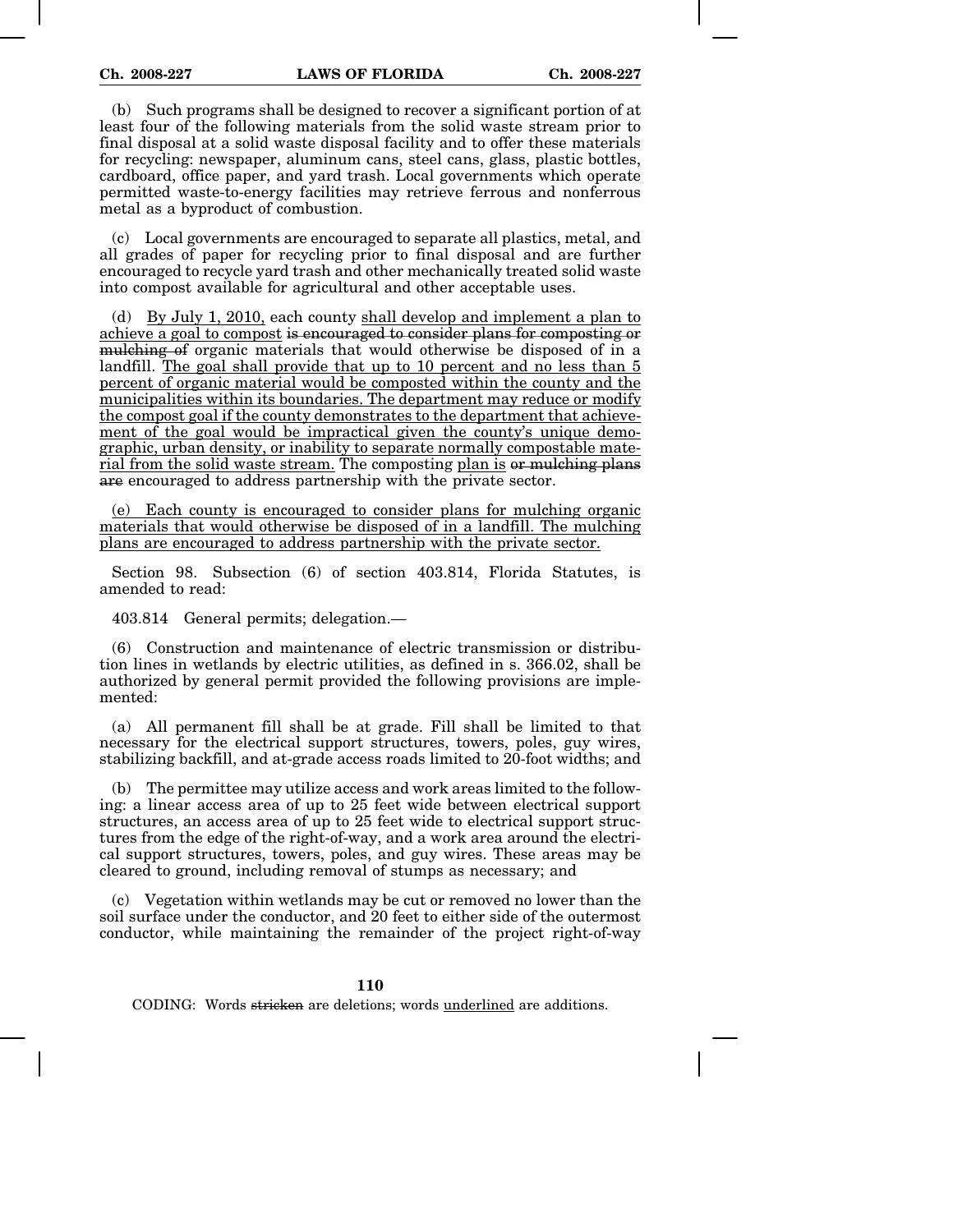(b) Such programs shall be designed to recover a significant portion of at least four of the following materials from the solid waste stream prior to final disposal at a solid waste disposal facility and to offer these materials for recycling: newspaper, aluminum cans, steel cans, glass, plastic bottles, cardboard, office paper, and yard trash. Local governments which operate permitted waste-to-energy facilities may retrieve ferrous and nonferrous metal as a byproduct of combustion.

(c) Local governments are encouraged to separate all plastics, metal, and all grades of paper for recycling prior to final disposal and are further encouraged to recycle yard trash and other mechanically treated solid waste into compost available for agricultural and other acceptable uses.

(d) <u>By July 1, 2010,</u> each county <u>shall develop and implement a plan to achieve a goal to compost</u> ~~is encouraged to consider plans for composting or mulching of~~ organic materials that would otherwise be disposed of in a landfill. <u>The goal shall provide that up to 10 percent and no less than 5 percent of organic material would be composted within the county and the municipalities within its boundaries. The department may reduce or modify the compost goal if the county demonstrates to the department that achievement of the goal would be impractical given the county's unique demographic, urban density, or inability to separate normally compostable material from the solid waste stream.</u> The composting <u>plan is</u> ~~or mulching plans are~~ encouraged to address partnership with the private sector.

<u>(e) Each county is encouraged to consider plans for mulching organic materials that would otherwise be disposed of in a landfill. The mulching plans are encouraged to address partnership with the private sector.</u>

Section 98. Subsection (6) of section 403.814, Florida Statutes, is amended to read:

403.814 General permits; delegation.—

(6) Construction and maintenance of electric transmission or distribution lines in wetlands by electric utilities, as defined in s. 366.02, shall be authorized by general permit provided the following provisions are implemented:

(a) All permanent fill shall be at grade. Fill shall be limited to that necessary for the electrical support structures, towers, poles, guy wires, stabilizing backfill, and at-grade access roads limited to 20-foot widths; and

(b) The permittee may utilize access and work areas limited to the following: a linear access area of up to 25 feet wide between electrical support structures, an access area of up to 25 feet wide to electrical support structures from the edge of the right-of-way, and a work area around the electrical support structures, towers, poles, and guy wires. These areas may be cleared to ground, including removal of stumps as necessary; and

(c) Vegetation within wetlands may be cut or removed no lower than the soil surface under the conductor, and 20 feet to either side of the outermost conductor, while maintaining the remainder of the project right-of-way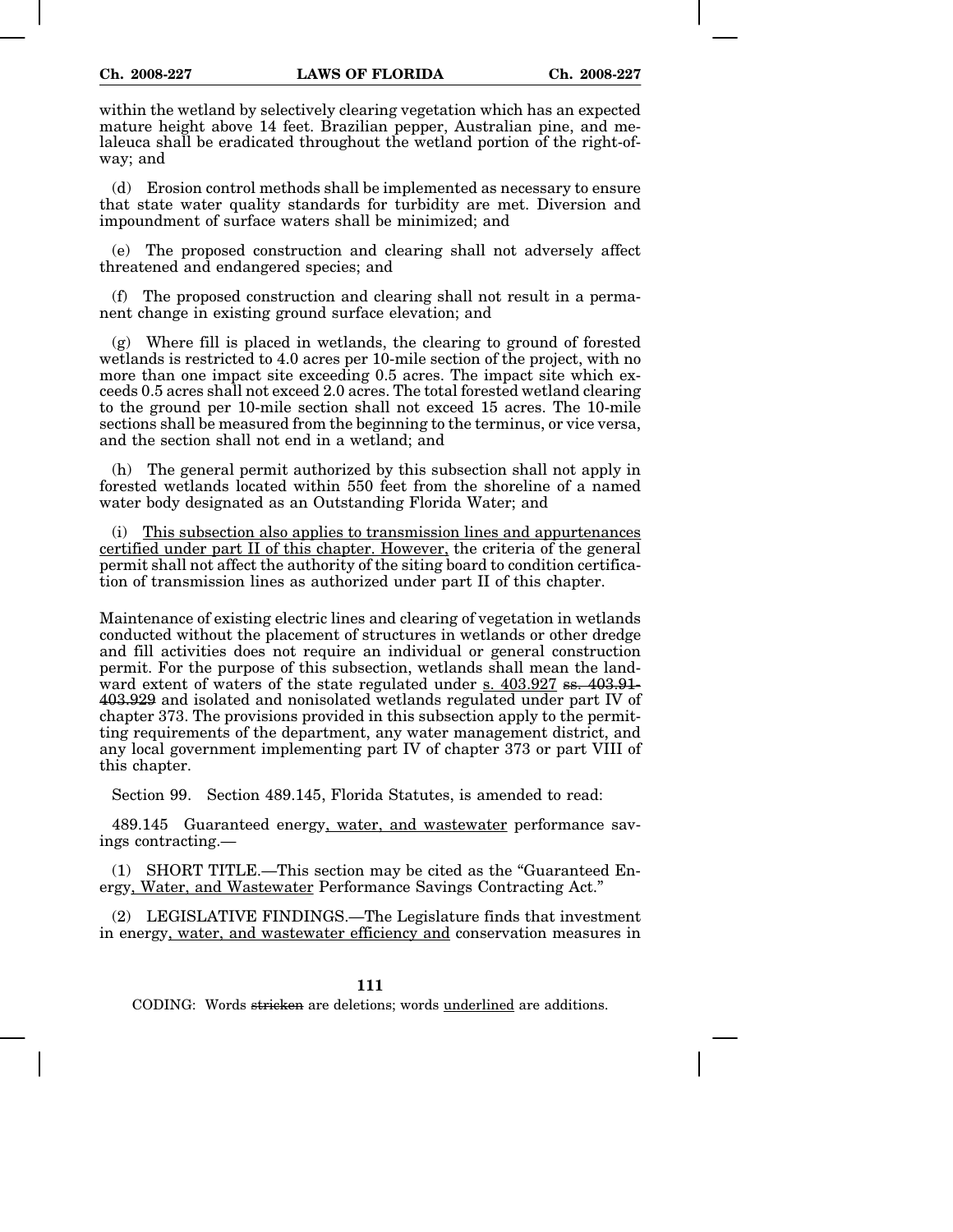within the wetland by selectively clearing vegetation which has an expected mature height above 14 feet. Brazilian pepper, Australian pine, and melaleuca shall be eradicated throughout the wetland portion of the right-of-way; and

(d) Erosion control methods shall be implemented as necessary to ensure that state water quality standards for turbidity are met. Diversion and impoundment of surface waters shall be minimized; and

(e) The proposed construction and clearing shall not adversely affect threatened and endangered species; and

(f) The proposed construction and clearing shall not result in a permanent change in existing ground surface elevation; and

(g) Where fill is placed in wetlands, the clearing to ground of forested wetlands is restricted to 4.0 acres per 10-mile section of the project, with no more than one impact site exceeding 0.5 acres. The impact site which exceeds 0.5 acres shall not exceed 2.0 acres. The total forested wetland clearing to the ground per 10-mile section shall not exceed 15 acres. The 10-mile sections shall be measured from the beginning to the terminus, or vice versa, and the section shall not end in a wetland; and

(h) The general permit authorized by this subsection shall not apply in forested wetlands located within 550 feet from the shoreline of a named water body designated as an Outstanding Florida Water; and

(i) <u>This subsection also applies to transmission lines and appurtenances certified under part II of this chapter. However,</u> the criteria of the general permit shall not affect the authority of the siting board to condition certification of transmission lines as authorized under part II of this chapter.

Maintenance of existing electric lines and clearing of vegetation in wetlands conducted without the placement of structures in wetlands or other dredge and fill activities does not require an individual or general construction permit. For the purpose of this subsection, wetlands shall mean the landward extent of waters of the state regulated under <u>s. 403.927</u> ~~ss. 403.91-403.929~~ and isolated and nonisolated wetlands regulated under part IV of chapter 373. The provisions provided in this subsection apply to the permitting requirements of the department, any water management district, and any local government implementing part IV of chapter 373 or part VIII of this chapter.

Section 99. Section 489.145, Florida Statutes, is amended to read:

489.145 Guaranteed energy<u>, water, and wastewater</u> performance savings contracting.—

(1) SHORT TITLE.—This section may be cited as the "Guaranteed Energy<u>, Water, and Wastewater</u> Performance Savings Contracting Act."

(2) LEGISLATIVE FINDINGS.—The Legislature finds that investment in energy<u>, water, and wastewater efficiency and</u> conservation measures in

CODING: Words ~~stricken~~ are deletions; words <u>underlined</u> are additions.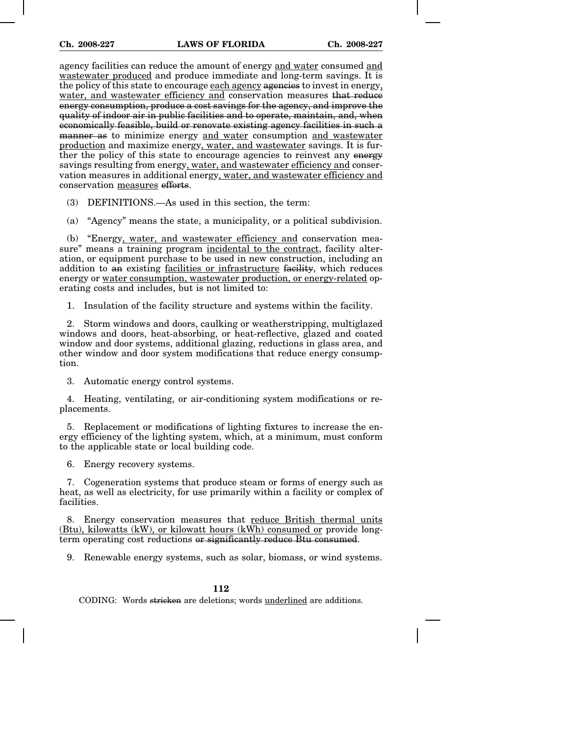agency facilities can reduce the amount of energy <u>and water</u> consumed <u>and wastewater produced</u> and produce immediate and long-term savings. It is the policy of this state to encourage <u>each agency</u> ~~agencies~~ to invest in energy<u>, water, and wastewater efficiency and</u> conservation measures ~~that reduce energy consumption, produce a cost savings for the agency, and improve the quality of indoor air in public facilities and to operate, maintain, and, when economically feasible, build or renovate existing agency facilities in such a manner as~~ to minimize energy <u>and water</u> consumption <u>and wastewater production</u> and maximize energy<u>, water, and wastewater</u> savings. It is further the policy of this state to encourage agencies to reinvest any ~~energy~~ savings resulting from energy<u>, water, and wastewater efficiency and</u> conservation measures in additional energy<u>, water, and wastewater efficiency and</u> conservation <u>measures</u> ~~efforts~~.

(3) DEFINITIONS.—As used in this section, the term:

(a) "Agency" means the state, a municipality, or a political subdivision.

(b) "Energy<u>, water, and wastewater efficiency and</u> conservation measure" means a training program <u>incidental to the contract</u>, facility alteration, or equipment purchase to be used in new construction, including an addition to ~~an~~ existing <u>facilities or infrastructure</u> ~~facility~~, which reduces energy or <u>water consumption, wastewater production, or energy-related</u> operating costs and includes, but is not limited to:

1. Insulation of the facility structure and systems within the facility.

2. Storm windows and doors, caulking or weatherstripping, multiglazed windows and doors, heat-absorbing, or heat-reflective, glazed and coated window and door systems, additional glazing, reductions in glass area, and other window and door system modifications that reduce energy consumption.

3. Automatic energy control systems.

4. Heating, ventilating, or air-conditioning system modifications or replacements.

5. Replacement or modifications of lighting fixtures to increase the energy efficiency of the lighting system, which, at a minimum, must conform to the applicable state or local building code.

6. Energy recovery systems.

7. Cogeneration systems that produce steam or forms of energy such as heat, as well as electricity, for use primarily within a facility or complex of facilities.

8. Energy conservation measures that <u>reduce British thermal units (Btu), kilowatts (kW), or kilowatt hours (kWh) consumed or</u> provide long-term operating cost reductions ~~or significantly reduce Btu consumed~~.

9. Renewable energy systems, such as solar, biomass, or wind systems.

CODING: Words ~~stricken~~ are deletions; words <u>underlined</u> are additions.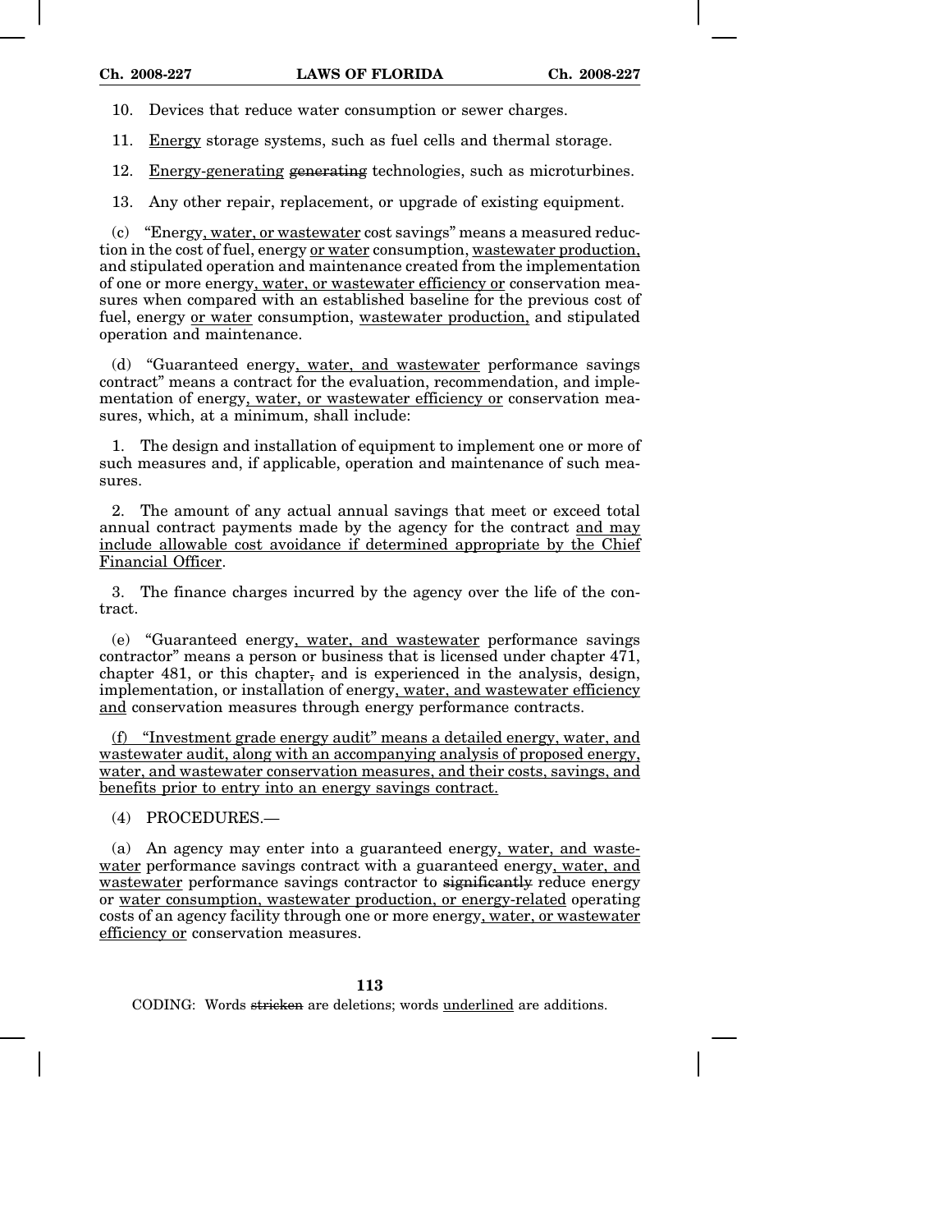10. Devices that reduce water consumption or sewer charges.

11. Energy storage systems, such as fuel cells and thermal storage.

12. Energy-generating generating technologies, such as microturbines.

13. Any other repair, replacement, or upgrade of existing equipment.

(c) "Energy, water, or wastewater cost savings" means a measured reduction in the cost of fuel, energy or water consumption, wastewater production, and stipulated operation and maintenance created from the implementation of one or more energy, water, or wastewater efficiency or conservation measures when compared with an established baseline for the previous cost of fuel, energy or water consumption, wastewater production, and stipulated operation and maintenance.

(d) "Guaranteed energy, water, and wastewater performance savings contract" means a contract for the evaluation, recommendation, and implementation of energy, water, or wastewater efficiency or conservation measures, which, at a minimum, shall include:

1. The design and installation of equipment to implement one or more of such measures and, if applicable, operation and maintenance of such measures.

2. The amount of any actual annual savings that meet or exceed total annual contract payments made by the agency for the contract and may include allowable cost avoidance if determined appropriate by the Chief Financial Officer.

3. The finance charges incurred by the agency over the life of the contract.

(e) "Guaranteed energy, water, and wastewater performance savings contractor" means a person or business that is licensed under chapter 471, chapter 481, or this chapter, and is experienced in the analysis, design, implementation, or installation of energy, water, and wastewater efficiency and conservation measures through energy performance contracts.

(f) "Investment grade energy audit" means a detailed energy, water, and wastewater audit, along with an accompanying analysis of proposed energy, water, and wastewater conservation measures, and their costs, savings, and benefits prior to entry into an energy savings contract.

(4) PROCEDURES.—

(a) An agency may enter into a guaranteed energy, water, and wastewater performance savings contract with a guaranteed energy, water, and wastewater performance savings contractor to significantly reduce energy or water consumption, wastewater production, or energy-related operating costs of an agency facility through one or more energy, water, or wastewater efficiency or conservation measures.

CODING: Words stricken are deletions; words underlined are additions.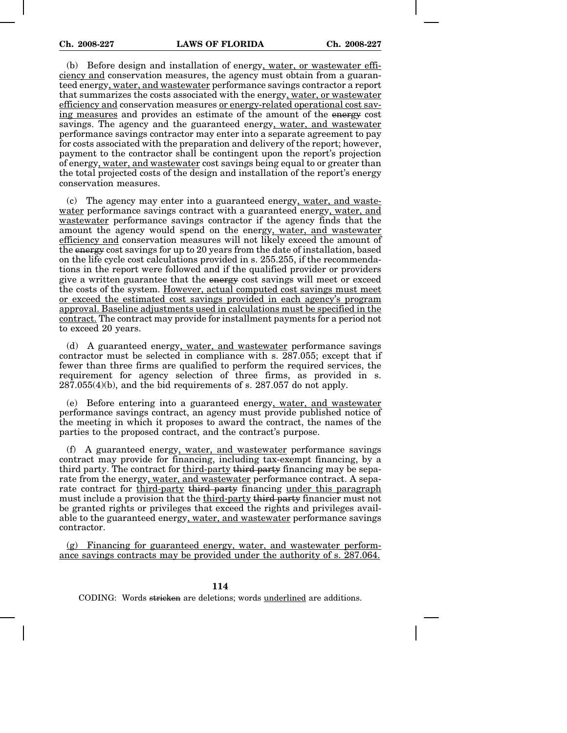(b) Before design and installation of energy, water, or wastewater efficiency and conservation measures, the agency must obtain from a guaranteed energy, water, and wastewater performance savings contractor a report that summarizes the costs associated with the energy, water, or wastewater efficiency and conservation measures or energy-related operational cost saving measures and provides an estimate of the amount of the ~~energy~~ cost savings. The agency and the guaranteed energy, water, and wastewater performance savings contractor may enter into a separate agreement to pay for costs associated with the preparation and delivery of the report; however, payment to the contractor shall be contingent upon the report's projection of energy, water, and wastewater cost savings being equal to or greater than the total projected costs of the design and installation of the report's energy conservation measures.

(c) The agency may enter into a guaranteed energy, water, and wastewater performance savings contract with a guaranteed energy, water, and wastewater performance savings contractor if the agency finds that the amount the agency would spend on the energy, water, and wastewater efficiency and conservation measures will not likely exceed the amount of the ~~energy~~ cost savings for up to 20 years from the date of installation, based on the life cycle cost calculations provided in s. 255.255, if the recommendations in the report were followed and if the qualified provider or providers give a written guarantee that the ~~energy~~ cost savings will meet or exceed the costs of the system. However, actual computed cost savings must meet or exceed the estimated cost savings provided in each agency's program approval. Baseline adjustments used in calculations must be specified in the contract. The contract may provide for installment payments for a period not to exceed 20 years.

(d) A guaranteed energy, water, and wastewater performance savings contractor must be selected in compliance with s. 287.055; except that if fewer than three firms are qualified to perform the required services, the requirement for agency selection of three firms, as provided in s. 287.055(4)(b), and the bid requirements of s. 287.057 do not apply.

(e) Before entering into a guaranteed energy, water, and wastewater performance savings contract, an agency must provide published notice of the meeting in which it proposes to award the contract, the names of the parties to the proposed contract, and the contract's purpose.

(f) A guaranteed energy, water, and wastewater performance savings contract may provide for financing, including tax-exempt financing, by a third party. The contract for third-party ~~third party~~ financing may be separate from the energy, water, and wastewater performance contract. A separate contract for third-party ~~third party~~ financing under this paragraph must include a provision that the third-party ~~third party~~ financier must not be granted rights or privileges that exceed the rights and privileges available to the guaranteed energy, water, and wastewater performance savings contractor.

(g) Financing for guaranteed energy, water, and wastewater performance savings contracts may be provided under the authority of s. 287.064.

CODING: Words ~~stricken~~ are deletions; words underlined are additions.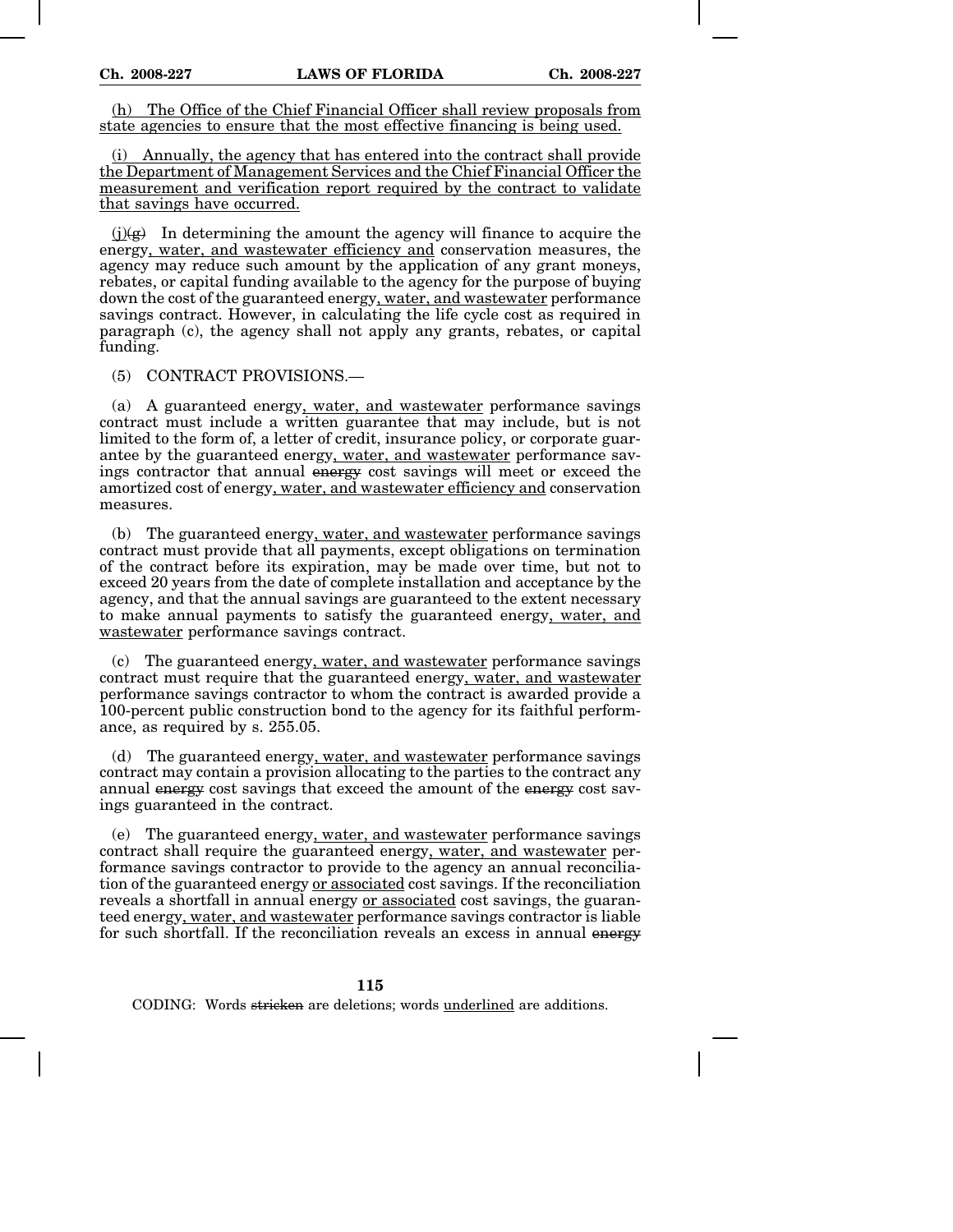(h) The Office of the Chief Financial Officer shall review proposals from state agencies to ensure that the most effective financing is being used.

(i) Annually, the agency that has entered into the contract shall provide the Department of Management Services and the Chief Financial Officer the measurement and verification report required by the contract to validate that savings have occurred.

(j)~~(g)~~ In determining the amount the agency will finance to acquire the energy, water, and wastewater efficiency and conservation measures, the agency may reduce such amount by the application of any grant moneys, rebates, or capital funding available to the agency for the purpose of buying down the cost of the guaranteed energy, water, and wastewater performance savings contract. However, in calculating the life cycle cost as required in paragraph (c), the agency shall not apply any grants, rebates, or capital funding.

(5) CONTRACT PROVISIONS.—

(a) A guaranteed energy, water, and wastewater performance savings contract must include a written guarantee that may include, but is not limited to the form of, a letter of credit, insurance policy, or corporate guarantee by the guaranteed energy, water, and wastewater performance savings contractor that annual ~~energy~~ cost savings will meet or exceed the amortized cost of energy, water, and wastewater efficiency and conservation measures.

(b) The guaranteed energy, water, and wastewater performance savings contract must provide that all payments, except obligations on termination of the contract before its expiration, may be made over time, but not to exceed 20 years from the date of complete installation and acceptance by the agency, and that the annual savings are guaranteed to the extent necessary to make annual payments to satisfy the guaranteed energy, water, and wastewater performance savings contract.

(c) The guaranteed energy, water, and wastewater performance savings contract must require that the guaranteed energy, water, and wastewater performance savings contractor to whom the contract is awarded provide a 100-percent public construction bond to the agency for its faithful performance, as required by s. 255.05.

(d) The guaranteed energy, water, and wastewater performance savings contract may contain a provision allocating to the parties to the contract any annual ~~energy~~ cost savings that exceed the amount of the ~~energy~~ cost savings guaranteed in the contract.

(e) The guaranteed energy, water, and wastewater performance savings contract shall require the guaranteed energy, water, and wastewater performance savings contractor to provide to the agency an annual reconciliation of the guaranteed energy or associated cost savings. If the reconciliation reveals a shortfall in annual energy or associated cost savings, the guaranteed energy, water, and wastewater performance savings contractor is liable for such shortfall. If the reconciliation reveals an excess in annual ~~energy~~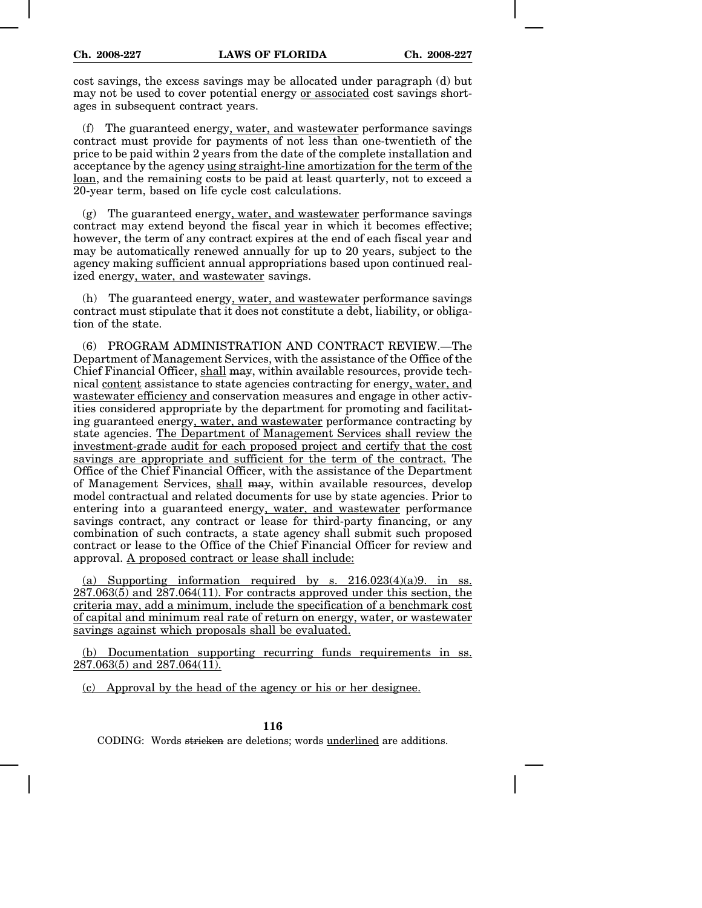cost savings, the excess savings may be allocated under paragraph (d) but may not be used to cover potential energy or associated cost savings shortages in subsequent contract years.

(f) The guaranteed energy, water, and wastewater performance savings contract must provide for payments of not less than one-twentieth of the price to be paid within 2 years from the date of the complete installation and acceptance by the agency using straight-line amortization for the term of the loan, and the remaining costs to be paid at least quarterly, not to exceed a 20-year term, based on life cycle cost calculations.

(g) The guaranteed energy, water, and wastewater performance savings contract may extend beyond the fiscal year in which it becomes effective; however, the term of any contract expires at the end of each fiscal year and may be automatically renewed annually for up to 20 years, subject to the agency making sufficient annual appropriations based upon continued realized energy, water, and wastewater savings.

(h) The guaranteed energy, water, and wastewater performance savings contract must stipulate that it does not constitute a debt, liability, or obligation of the state.

(6) PROGRAM ADMINISTRATION AND CONTRACT REVIEW.—The Department of Management Services, with the assistance of the Office of the Chief Financial Officer, shall ~~may~~, within available resources, provide technical content assistance to state agencies contracting for energy, water, and wastewater efficiency and conservation measures and engage in other activities considered appropriate by the department for promoting and facilitating guaranteed energy, water, and wastewater performance contracting by state agencies. The Department of Management Services shall review the investment-grade audit for each proposed project and certify that the cost savings are appropriate and sufficient for the term of the contract. The Office of the Chief Financial Officer, with the assistance of the Department of Management Services, shall ~~may~~, within available resources, develop model contractual and related documents for use by state agencies. Prior to entering into a guaranteed energy, water, and wastewater performance savings contract, any contract or lease for third-party financing, or any combination of such contracts, a state agency shall submit such proposed contract or lease to the Office of the Chief Financial Officer for review and approval. A proposed contract or lease shall include:

(a) Supporting information required by s. 216.023(4)(a)9. in ss. 287.063(5) and 287.064(11). For contracts approved under this section, the criteria may, add a minimum, include the specification of a benchmark cost of capital and minimum real rate of return on energy, water, or wastewater savings against which proposals shall be evaluated.

(b) Documentation supporting recurring funds requirements in ss. 287.063(5) and 287.064(11).

(c) Approval by the head of the agency or his or her designee.

CODING: Words ~~stricken~~ are deletions; words underlined are additions.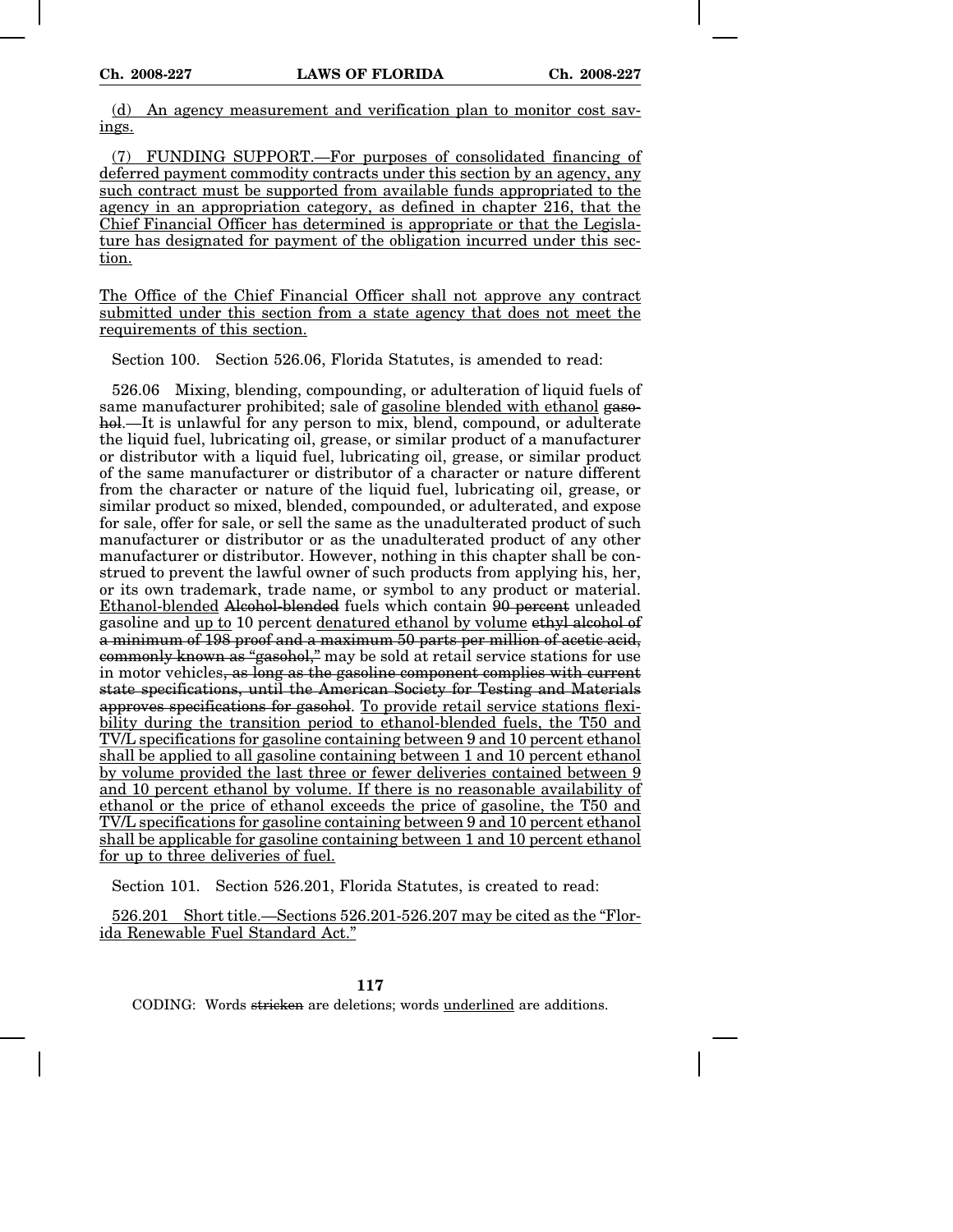<u>(d) An agency measurement and verification plan to monitor cost savings.</u>

<u>(7) FUNDING SUPPORT.—For purposes of consolidated financing of deferred payment commodity contracts under this section by an agency, any such contract must be supported from available funds appropriated to the agency in an appropriation category, as defined in chapter 216, that the Chief Financial Officer has determined is appropriate or that the Legislature has designated for payment of the obligation incurred under this section.</u>

<u>The Office of the Chief Financial Officer shall not approve any contract submitted under this section from a state agency that does not meet the requirements of this section.</u>

Section 100. Section 526.06, Florida Statutes, is amended to read:

526.06 Mixing, blending, compounding, or adulteration of liquid fuels of same manufacturer prohibited; sale of <u>gasoline blended with ethanol</u> ~~gasohol~~.—It is unlawful for any person to mix, blend, compound, or adulterate the liquid fuel, lubricating oil, grease, or similar product of a manufacturer or distributor with a liquid fuel, lubricating oil, grease, or similar product of the same manufacturer or distributor of a character or nature different from the character or nature of the liquid fuel, lubricating oil, grease, or similar product so mixed, blended, compounded, or adulterated, and expose for sale, offer for sale, or sell the same as the unadulterated product of such manufacturer or distributor or as the unadulterated product of any other manufacturer or distributor. However, nothing in this chapter shall be construed to prevent the lawful owner of such products from applying his, her, or its own trademark, trade name, or symbol to any product or material. <u>Ethanol-blended</u> ~~Alcohol-blended~~ fuels which contain ~~90 percent~~ unleaded gasoline and <u>up to</u> 10 percent <u>denatured ethanol by volume</u> ~~ethyl alcohol of a minimum of 198 proof and a maximum 50 parts per million of acetic acid, commonly known as "gasohol,"~~ may be sold at retail service stations for use in motor vehicles~~, as long as the gasoline component complies with current state specifications, until the American Society for Testing and Materials approves specifications for gasohol~~. <u>To provide retail service stations flexibility during the transition period to ethanol-blended fuels, the T50 and TV/L specifications for gasoline containing between 9 and 10 percent ethanol shall be applied to all gasoline containing between 1 and 10 percent ethanol by volume provided the last three or fewer deliveries contained between 9 and 10 percent ethanol by volume. If there is no reasonable availability of ethanol or the price of ethanol exceeds the price of gasoline, the T50 and TV/L specifications for gasoline containing between 9 and 10 percent ethanol shall be applicable for gasoline containing between 1 and 10 percent ethanol for up to three deliveries of fuel.</u>

Section 101. Section 526.201, Florida Statutes, is created to read:

<u>526.201 Short title.—Sections 526.201-526.207 may be cited as the "Florida Renewable Fuel Standard Act."</u>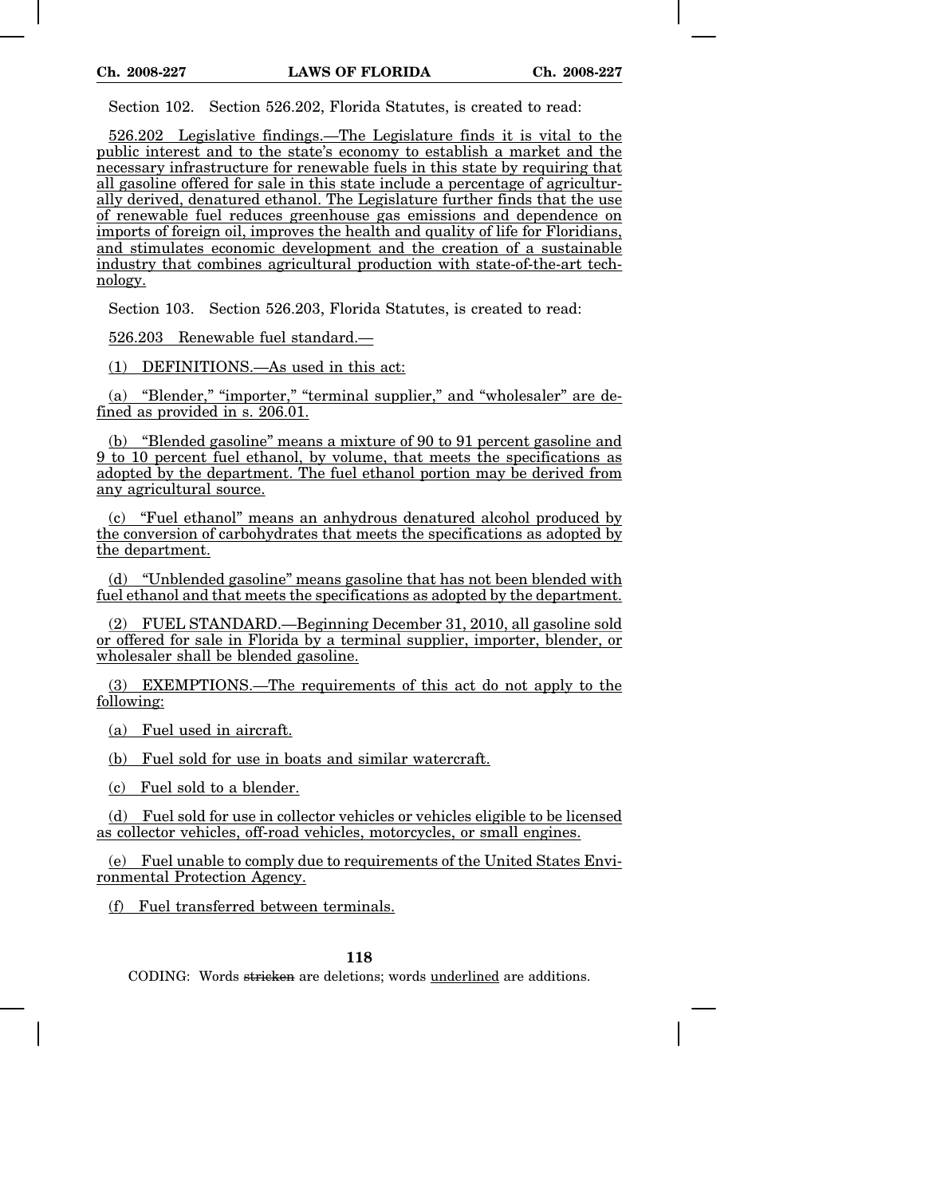Section 102. Section 526.202, Florida Statutes, is created to read:

526.202 Legislative findings.—The Legislature finds it is vital to the public interest and to the state's economy to establish a market and the necessary infrastructure for renewable fuels in this state by requiring that all gasoline offered for sale in this state include a percentage of agriculturally derived, denatured ethanol. The Legislature further finds that the use of renewable fuel reduces greenhouse gas emissions and dependence on imports of foreign oil, improves the health and quality of life for Floridians, and stimulates economic development and the creation of a sustainable industry that combines agricultural production with state-of-the-art technology.

Section 103. Section 526.203, Florida Statutes, is created to read:

526.203 Renewable fuel standard.—

(1) DEFINITIONS.—As used in this act:

(a) "Blender," "importer," "terminal supplier," and "wholesaler" are defined as provided in s. 206.01.

(b) "Blended gasoline" means a mixture of 90 to 91 percent gasoline and 9 to 10 percent fuel ethanol, by volume, that meets the specifications as adopted by the department. The fuel ethanol portion may be derived from any agricultural source.

(c) "Fuel ethanol" means an anhydrous denatured alcohol produced by the conversion of carbohydrates that meets the specifications as adopted by the department.

(d) "Unblended gasoline" means gasoline that has not been blended with fuel ethanol and that meets the specifications as adopted by the department.

(2) FUEL STANDARD.—Beginning December 31, 2010, all gasoline sold or offered for sale in Florida by a terminal supplier, importer, blender, or wholesaler shall be blended gasoline.

(3) EXEMPTIONS.—The requirements of this act do not apply to the following:

(a) Fuel used in aircraft.

(b) Fuel sold for use in boats and similar watercraft.

(c) Fuel sold to a blender.

(d) Fuel sold for use in collector vehicles or vehicles eligible to be licensed as collector vehicles, off-road vehicles, motorcycles, or small engines.

(e) Fuel unable to comply due to requirements of the United States Environmental Protection Agency.

(f) Fuel transferred between terminals.

CODING: Words ~~stricken~~ are deletions; words underlined are additions.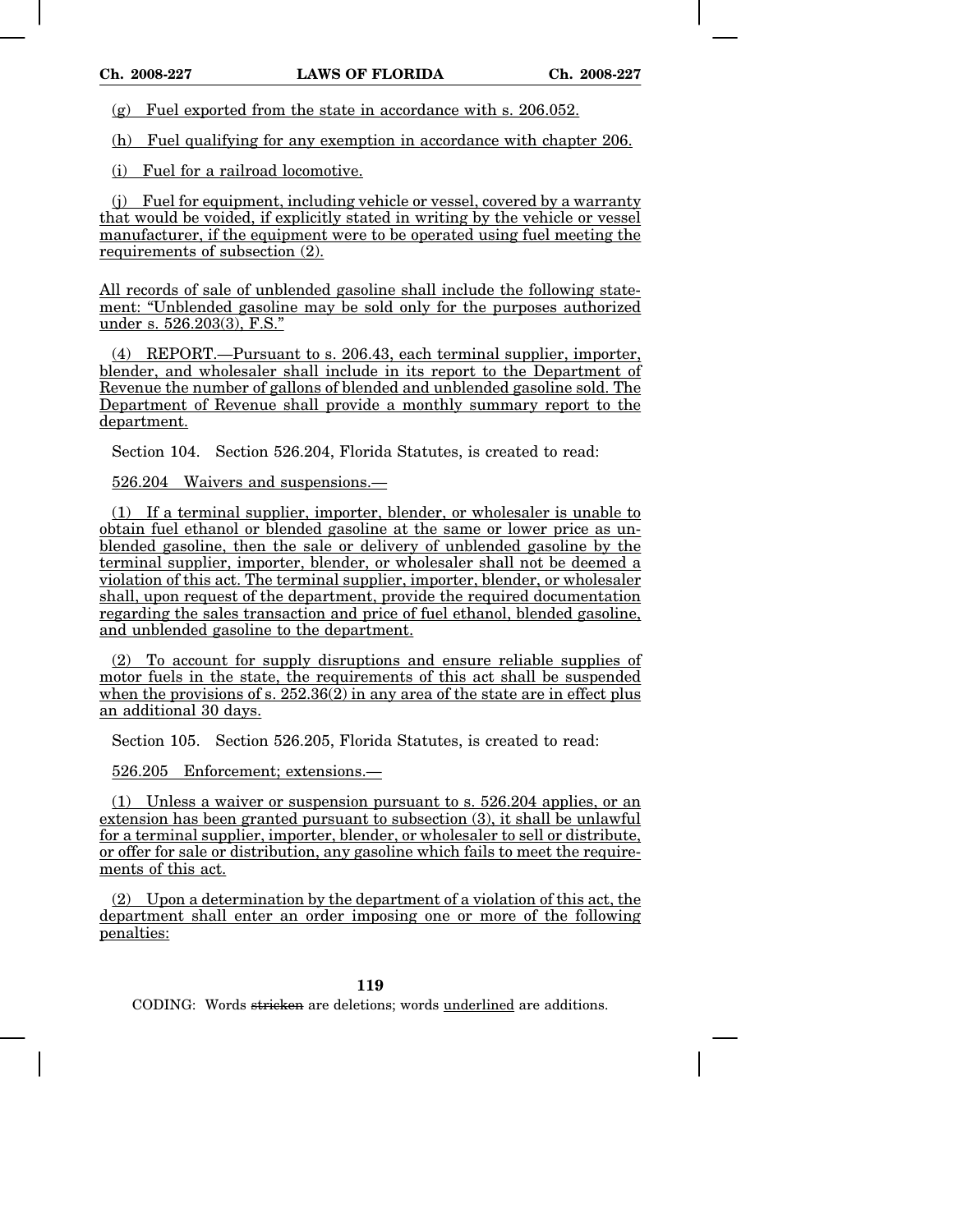(g) Fuel exported from the state in accordance with s. 206.052.

(h) Fuel qualifying for any exemption in accordance with chapter 206.

(i) Fuel for a railroad locomotive.

(j) Fuel for equipment, including vehicle or vessel, covered by a warranty that would be voided, if explicitly stated in writing by the vehicle or vessel manufacturer, if the equipment were to be operated using fuel meeting the requirements of subsection (2).

All records of sale of unblended gasoline shall include the following statement: "Unblended gasoline may be sold only for the purposes authorized under s. 526.203(3), F.S."

(4) REPORT.—Pursuant to s. 206.43, each terminal supplier, importer, blender, and wholesaler shall include in its report to the Department of Revenue the number of gallons of blended and unblended gasoline sold. The Department of Revenue shall provide a monthly summary report to the department.

Section 104. Section 526.204, Florida Statutes, is created to read:

526.204 Waivers and suspensions.—

(1) If a terminal supplier, importer, blender, or wholesaler is unable to obtain fuel ethanol or blended gasoline at the same or lower price as unblended gasoline, then the sale or delivery of unblended gasoline by the terminal supplier, importer, blender, or wholesaler shall not be deemed a violation of this act. The terminal supplier, importer, blender, or wholesaler shall, upon request of the department, provide the required documentation regarding the sales transaction and price of fuel ethanol, blended gasoline, and unblended gasoline to the department.

(2) To account for supply disruptions and ensure reliable supplies of motor fuels in the state, the requirements of this act shall be suspended when the provisions of s. 252.36(2) in any area of the state are in effect plus an additional 30 days.

Section 105. Section 526.205, Florida Statutes, is created to read:

526.205 Enforcement; extensions.—

(1) Unless a waiver or suspension pursuant to s. 526.204 applies, or an extension has been granted pursuant to subsection (3), it shall be unlawful for a terminal supplier, importer, blender, or wholesaler to sell or distribute, or offer for sale or distribution, any gasoline which fails to meet the requirements of this act.

(2) Upon a determination by the department of a violation of this act, the department shall enter an order imposing one or more of the following penalties: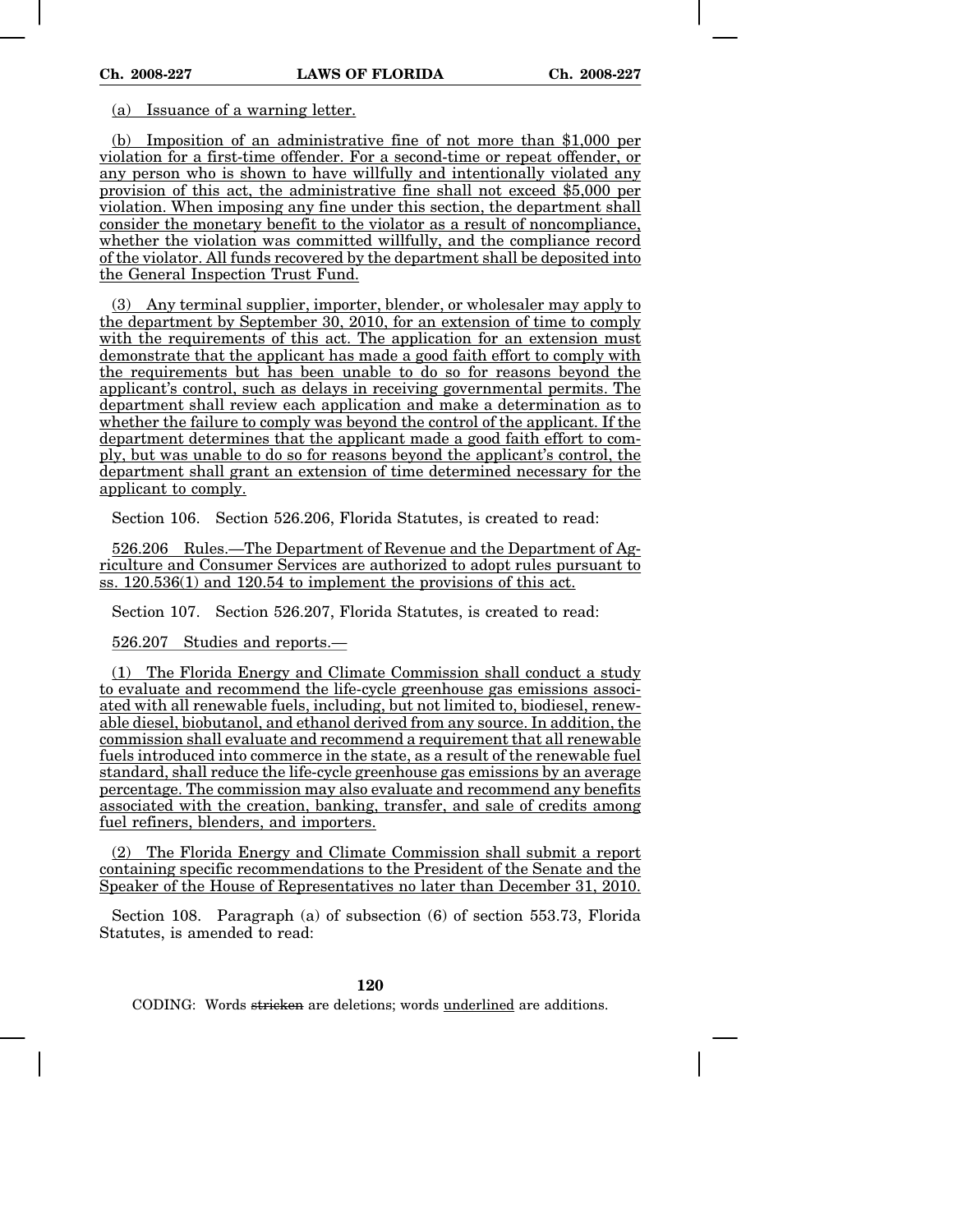(a) Issuance of a warning letter.

(b) Imposition of an administrative fine of not more than $1,000 per violation for a first-time offender. For a second-time or repeat offender, or any person who is shown to have willfully and intentionally violated any provision of this act, the administrative fine shall not exceed $5,000 per violation. When imposing any fine under this section, the department shall consider the monetary benefit to the violator as a result of noncompliance, whether the violation was committed willfully, and the compliance record of the violator. All funds recovered by the department shall be deposited into the General Inspection Trust Fund.

(3) Any terminal supplier, importer, blender, or wholesaler may apply to the department by September 30, 2010, for an extension of time to comply with the requirements of this act. The application for an extension must demonstrate that the applicant has made a good faith effort to comply with the requirements but has been unable to do so for reasons beyond the applicant's control, such as delays in receiving governmental permits. The department shall review each application and make a determination as to whether the failure to comply was beyond the control of the applicant. If the department determines that the applicant made a good faith effort to comply, but was unable to do so for reasons beyond the applicant's control, the department shall grant an extension of time determined necessary for the applicant to comply.

Section 106. Section 526.206, Florida Statutes, is created to read:

526.206 Rules.—The Department of Revenue and the Department of Agriculture and Consumer Services are authorized to adopt rules pursuant to ss. 120.536(1) and 120.54 to implement the provisions of this act.

Section 107. Section 526.207, Florida Statutes, is created to read:

526.207 Studies and reports.—

(1) The Florida Energy and Climate Commission shall conduct a study to evaluate and recommend the life-cycle greenhouse gas emissions associated with all renewable fuels, including, but not limited to, biodiesel, renewable diesel, biobutanol, and ethanol derived from any source. In addition, the commission shall evaluate and recommend a requirement that all renewable fuels introduced into commerce in the state, as a result of the renewable fuel standard, shall reduce the life-cycle greenhouse gas emissions by an average percentage. The commission may also evaluate and recommend any benefits associated with the creation, banking, transfer, and sale of credits among fuel refiners, blenders, and importers.

(2) The Florida Energy and Climate Commission shall submit a report containing specific recommendations to the President of the Senate and the Speaker of the House of Representatives no later than December 31, 2010.

Section 108. Paragraph (a) of subsection (6) of section 553.73, Florida Statutes, is amended to read:

CODING: Words ~~stricken~~ are deletions; words underlined are additions.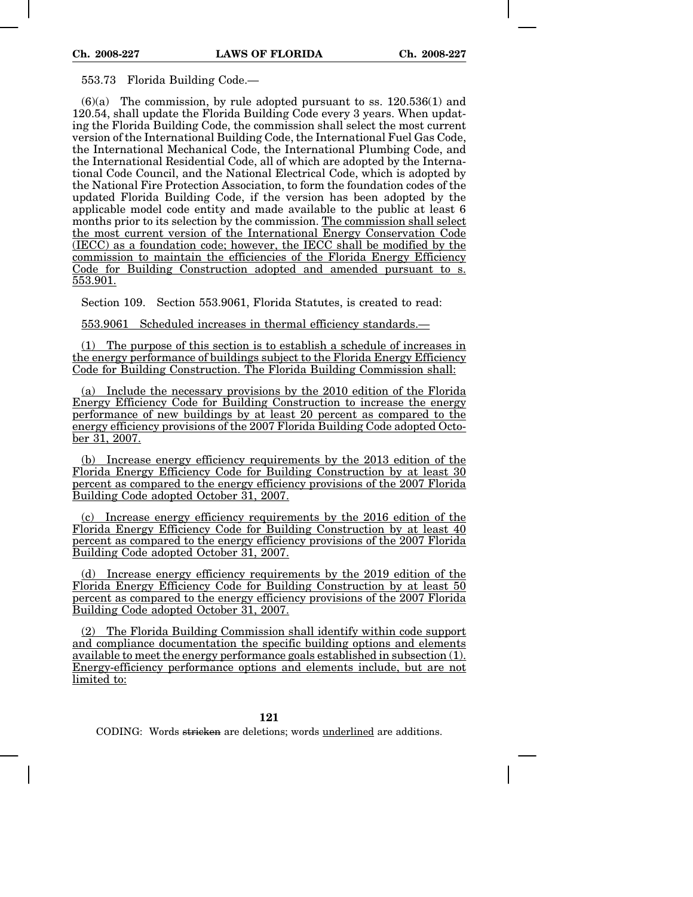553.73 Florida Building Code.—

(6)(a) The commission, by rule adopted pursuant to ss. 120.536(1) and 120.54, shall update the Florida Building Code every 3 years. When updating the Florida Building Code, the commission shall select the most current version of the International Building Code, the International Fuel Gas Code, the International Mechanical Code, the International Plumbing Code, and the International Residential Code, all of which are adopted by the International Code Council, and the National Electrical Code, which is adopted by the National Fire Protection Association, to form the foundation codes of the updated Florida Building Code, if the version has been adopted by the applicable model code entity and made available to the public at least 6 months prior to its selection by the commission. The commission shall select the most current version of the International Energy Conservation Code (IECC) as a foundation code; however, the IECC shall be modified by the commission to maintain the efficiencies of the Florida Energy Efficiency Code for Building Construction adopted and amended pursuant to s. 553.901.

Section 109. Section 553.9061, Florida Statutes, is created to read:

553.9061 Scheduled increases in thermal efficiency standards.—

(1) The purpose of this section is to establish a schedule of increases in the energy performance of buildings subject to the Florida Energy Efficiency Code for Building Construction. The Florida Building Commission shall:

(a) Include the necessary provisions by the 2010 edition of the Florida Energy Efficiency Code for Building Construction to increase the energy performance of new buildings by at least 20 percent as compared to the energy efficiency provisions of the 2007 Florida Building Code adopted October 31, 2007.

(b) Increase energy efficiency requirements by the 2013 edition of the Florida Energy Efficiency Code for Building Construction by at least 30 percent as compared to the energy efficiency provisions of the 2007 Florida Building Code adopted October 31, 2007.

(c) Increase energy efficiency requirements by the 2016 edition of the Florida Energy Efficiency Code for Building Construction by at least 40 percent as compared to the energy efficiency provisions of the 2007 Florida Building Code adopted October 31, 2007.

(d) Increase energy efficiency requirements by the 2019 edition of the Florida Energy Efficiency Code for Building Construction by at least 50 percent as compared to the energy efficiency provisions of the 2007 Florida Building Code adopted October 31, 2007.

(2) The Florida Building Commission shall identify within code support and compliance documentation the specific building options and elements available to meet the energy performance goals established in subsection (1). Energy-efficiency performance options and elements include, but are not limited to: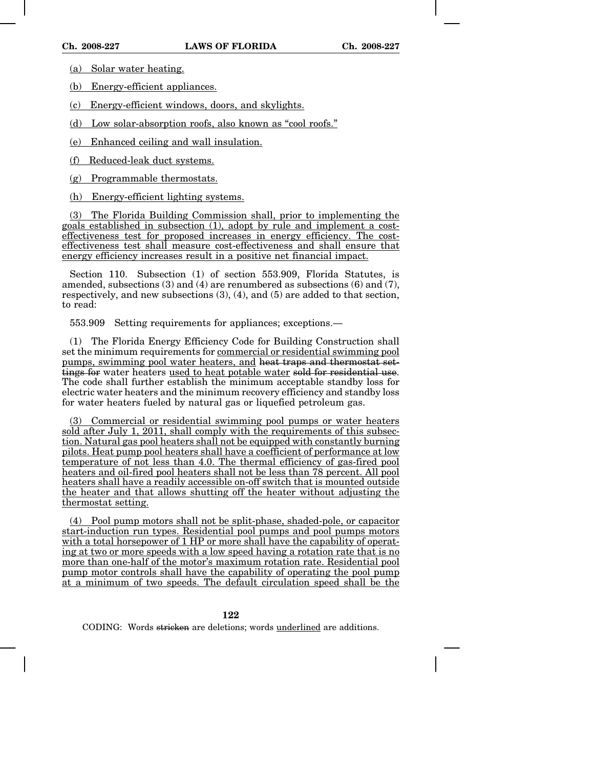(a) Solar water heating.

(b) Energy-efficient appliances.

(c) Energy-efficient windows, doors, and skylights.

(d) Low solar-absorption roofs, also known as "cool roofs."

(e) Enhanced ceiling and wall insulation.

(f) Reduced-leak duct systems.

(g) Programmable thermostats.

(h) Energy-efficient lighting systems.

(3) The Florida Building Commission shall, prior to implementing the goals established in subsection (1), adopt by rule and implement a cost-effectiveness test for proposed increases in energy efficiency. The cost-effectiveness test shall measure cost-effectiveness and shall ensure that energy efficiency increases result in a positive net financial impact.

Section 110. Subsection (1) of section 553.909, Florida Statutes, is amended, subsections (3) and (4) are renumbered as subsections (6) and (7), respectively, and new subsections (3), (4), and (5) are added to that section, to read:

553.909 Setting requirements for appliances; exceptions.—

(1) The Florida Energy Efficiency Code for Building Construction shall set the minimum requirements for commercial or residential swimming pool pumps, swimming pool water heaters, and ~~heat traps and thermostat settings for~~ water heaters used to heat potable water ~~sold for residential use~~. The code shall further establish the minimum acceptable standby loss for electric water heaters and the minimum recovery efficiency and standby loss for water heaters fueled by natural gas or liquefied petroleum gas.

(3) Commercial or residential swimming pool pumps or water heaters sold after July 1, 2011, shall comply with the requirements of this subsection. Natural gas pool heaters shall not be equipped with constantly burning pilots. Heat pump pool heaters shall have a coefficient of performance at low temperature of not less than 4.0. The thermal efficiency of gas-fired pool heaters and oil-fired pool heaters shall not be less than 78 percent. All pool heaters shall have a readily accessible on-off switch that is mounted outside the heater and that allows shutting off the heater without adjusting the thermostat setting.

(4) Pool pump motors shall not be split-phase, shaded-pole, or capacitor start-induction run types. Residential pool pumps and pool pumps motors with a total horsepower of 1 HP or more shall have the capability of operating at two or more speeds with a low speed having a rotation rate that is no more than one-half of the motor's maximum rotation rate. Residential pool pump motor controls shall have the capability of operating the pool pump at a minimum of two speeds. The default circulation speed shall be the

CODING: Words ~~stricken~~ are deletions; words underlined are additions.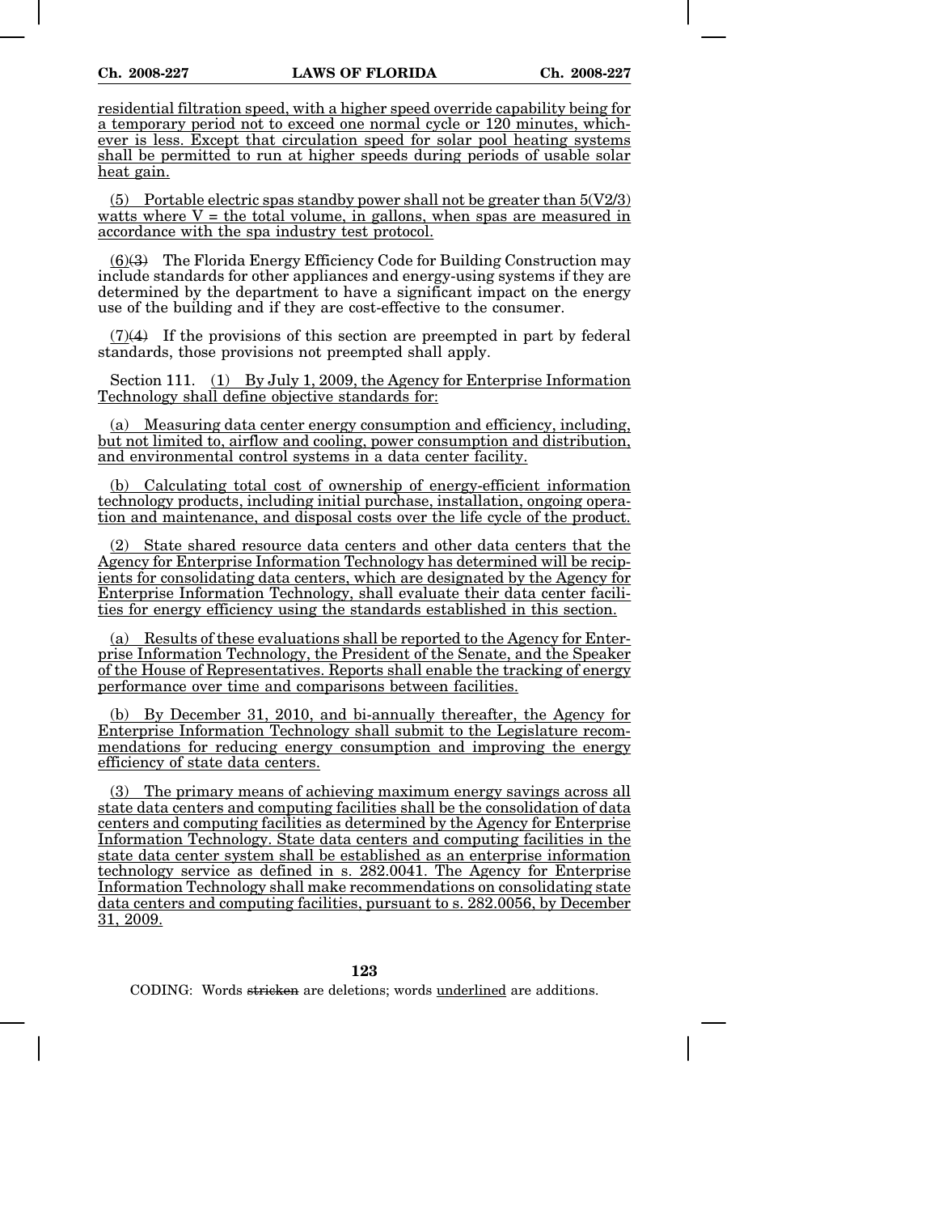residential filtration speed, with a higher speed override capability being for a temporary period not to exceed one normal cycle or 120 minutes, whichever is less. Except that circulation speed for solar pool heating systems shall be permitted to run at higher speeds during periods of usable solar heat gain.

(5) Portable electric spas standby power shall not be greater than 5(V2/3) watts where V = the total volume, in gallons, when spas are measured in accordance with the spa industry test protocol.

(6)~~(3)~~ The Florida Energy Efficiency Code for Building Construction may include standards for other appliances and energy-using systems if they are determined by the department to have a significant impact on the energy use of the building and if they are cost-effective to the consumer.

(7)~~(4)~~ If the provisions of this section are preempted in part by federal standards, those provisions not preempted shall apply.

Section 111. (1) By July 1, 2009, the Agency for Enterprise Information Technology shall define objective standards for:

(a) Measuring data center energy consumption and efficiency, including, but not limited to, airflow and cooling, power consumption and distribution, and environmental control systems in a data center facility.

(b) Calculating total cost of ownership of energy-efficient information technology products, including initial purchase, installation, ongoing operation and maintenance, and disposal costs over the life cycle of the product.

(2) State shared resource data centers and other data centers that the Agency for Enterprise Information Technology has determined will be recipients for consolidating data centers, which are designated by the Agency for Enterprise Information Technology, shall evaluate their data center facilities for energy efficiency using the standards established in this section.

(a) Results of these evaluations shall be reported to the Agency for Enterprise Information Technology, the President of the Senate, and the Speaker of the House of Representatives. Reports shall enable the tracking of energy performance over time and comparisons between facilities.

(b) By December 31, 2010, and bi-annually thereafter, the Agency for Enterprise Information Technology shall submit to the Legislature recommendations for reducing energy consumption and improving the energy efficiency of state data centers.

(3) The primary means of achieving maximum energy savings across all state data centers and computing facilities shall be the consolidation of data centers and computing facilities as determined by the Agency for Enterprise Information Technology. State data centers and computing facilities in the state data center system shall be established as an enterprise information technology service as defined in s. 282.0041. The Agency for Enterprise Information Technology shall make recommendations on consolidating state data centers and computing facilities, pursuant to s. 282.0056, by December 31, 2009.

CODING: Words ~~stricken~~ are deletions; words underlined are additions.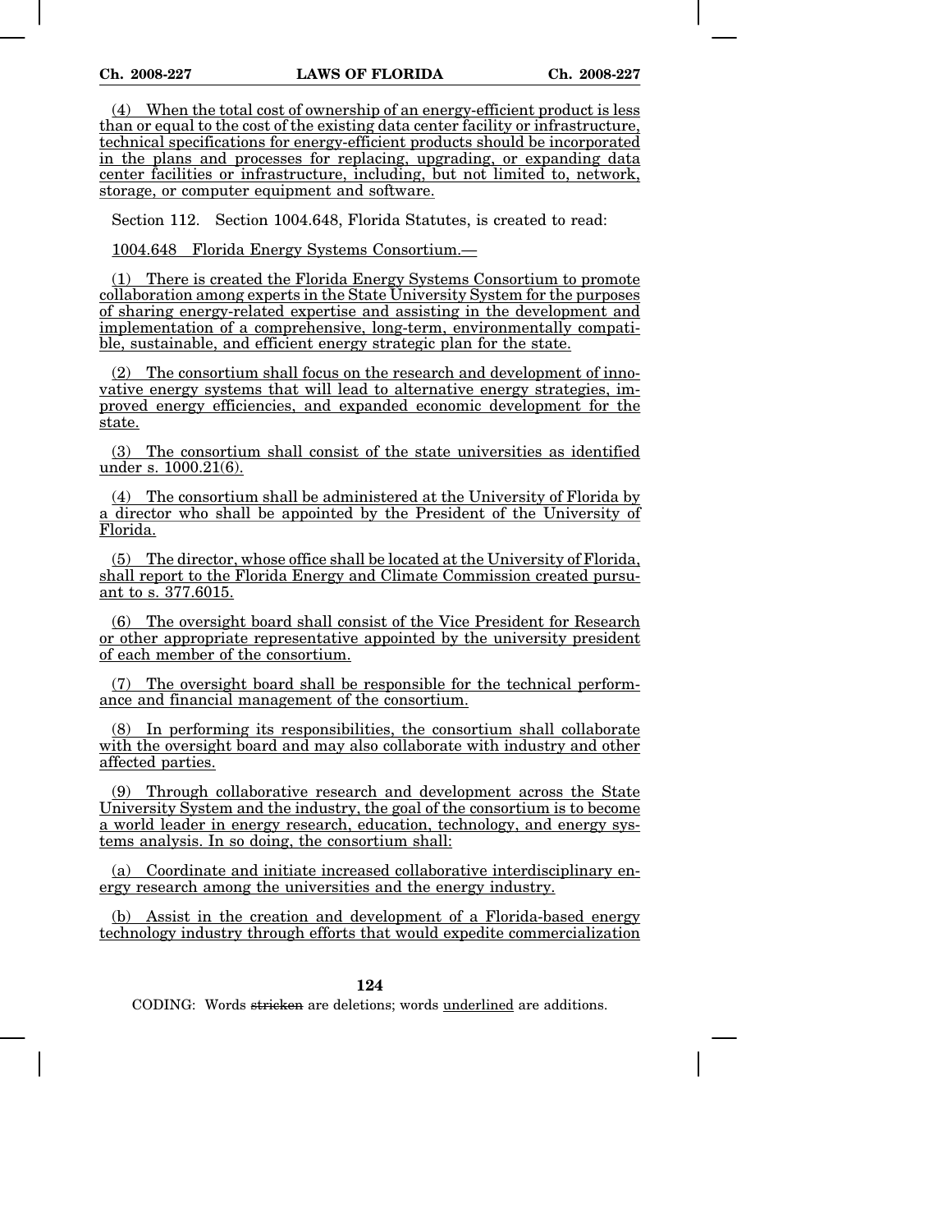(4) When the total cost of ownership of an energy-efficient product is less than or equal to the cost of the existing data center facility or infrastructure, technical specifications for energy-efficient products should be incorporated in the plans and processes for replacing, upgrading, or expanding data center facilities or infrastructure, including, but not limited to, network, storage, or computer equipment and software.

Section 112. Section 1004.648, Florida Statutes, is created to read:

1004.648 Florida Energy Systems Consortium.—

(1) There is created the Florida Energy Systems Consortium to promote collaboration among experts in the State University System for the purposes of sharing energy-related expertise and assisting in the development and implementation of a comprehensive, long-term, environmentally compatible, sustainable, and efficient energy strategic plan for the state.

(2) The consortium shall focus on the research and development of innovative energy systems that will lead to alternative energy strategies, improved energy efficiencies, and expanded economic development for the state.

(3) The consortium shall consist of the state universities as identified under s. 1000.21(6).

(4) The consortium shall be administered at the University of Florida by a director who shall be appointed by the President of the University of Florida.

(5) The director, whose office shall be located at the University of Florida, shall report to the Florida Energy and Climate Commission created pursuant to s. 377.6015.

(6) The oversight board shall consist of the Vice President for Research or other appropriate representative appointed by the university president of each member of the consortium.

(7) The oversight board shall be responsible for the technical performance and financial management of the consortium.

(8) In performing its responsibilities, the consortium shall collaborate with the oversight board and may also collaborate with industry and other affected parties.

(9) Through collaborative research and development across the State University System and the industry, the goal of the consortium is to become a world leader in energy research, education, technology, and energy systems analysis. In so doing, the consortium shall:

(a) Coordinate and initiate increased collaborative interdisciplinary energy research among the universities and the energy industry.

(b) Assist in the creation and development of a Florida-based energy technology industry through efforts that would expedite commercialization

CODING: Words stricken are deletions; words underlined are additions.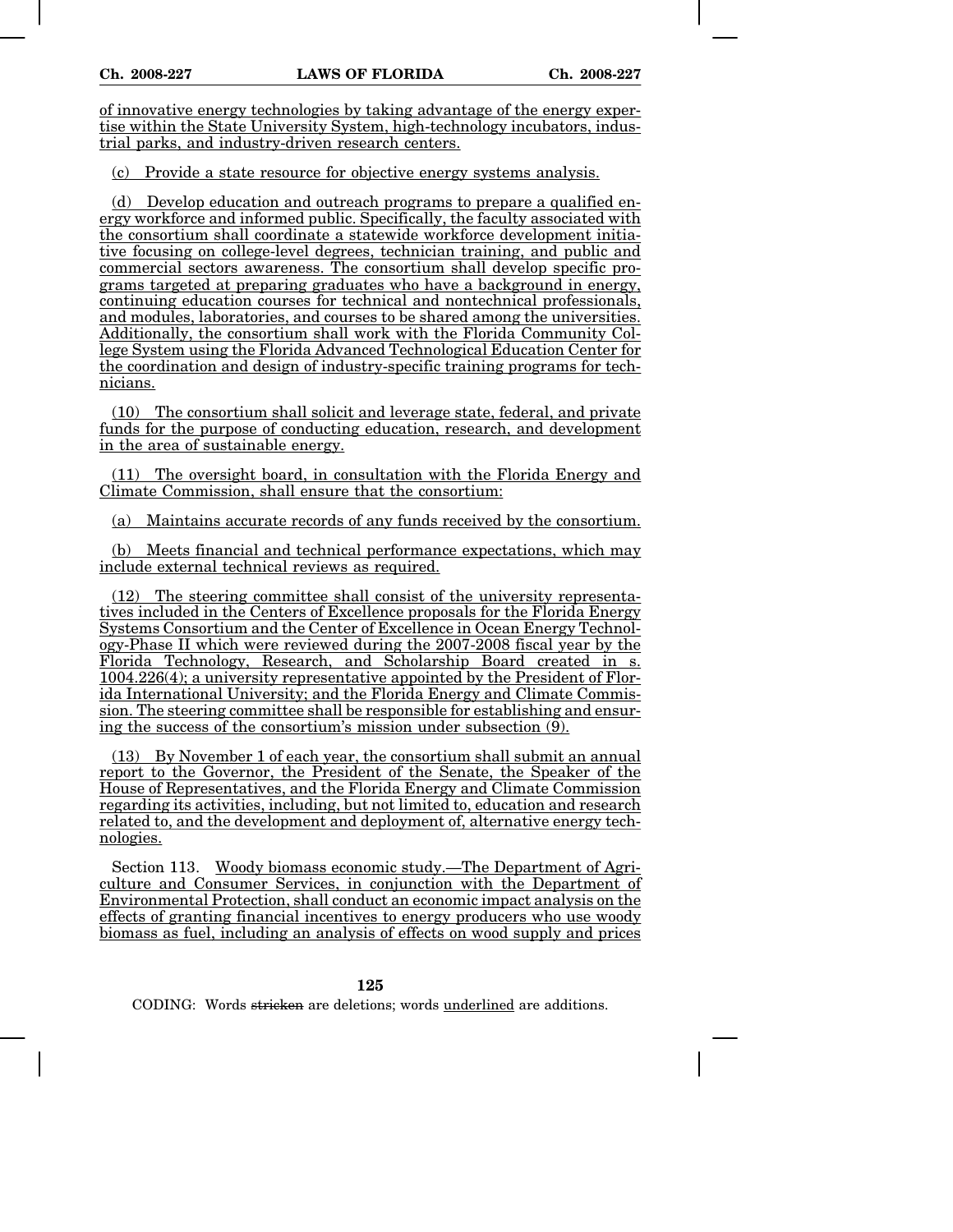of innovative energy technologies by taking advantage of the energy expertise within the State University System, high-technology incubators, industrial parks, and industry-driven research centers.

(c) Provide a state resource for objective energy systems analysis.

(d) Develop education and outreach programs to prepare a qualified energy workforce and informed public. Specifically, the faculty associated with the consortium shall coordinate a statewide workforce development initiative focusing on college-level degrees, technician training, and public and commercial sectors awareness. The consortium shall develop specific programs targeted at preparing graduates who have a background in energy, continuing education courses for technical and nontechnical professionals, and modules, laboratories, and courses to be shared among the universities. Additionally, the consortium shall work with the Florida Community College System using the Florida Advanced Technological Education Center for the coordination and design of industry-specific training programs for technicians.

(10) The consortium shall solicit and leverage state, federal, and private funds for the purpose of conducting education, research, and development in the area of sustainable energy.

(11) The oversight board, in consultation with the Florida Energy and Climate Commission, shall ensure that the consortium:

(a) Maintains accurate records of any funds received by the consortium.

(b) Meets financial and technical performance expectations, which may include external technical reviews as required.

(12) The steering committee shall consist of the university representatives included in the Centers of Excellence proposals for the Florida Energy Systems Consortium and the Center of Excellence in Ocean Energy Technology-Phase II which were reviewed during the 2007-2008 fiscal year by the Florida Technology, Research, and Scholarship Board created in s. 1004.226(4); a university representative appointed by the President of Florida International University; and the Florida Energy and Climate Commission. The steering committee shall be responsible for establishing and ensuring the success of the consortium's mission under subsection (9).

(13) By November 1 of each year, the consortium shall submit an annual report to the Governor, the President of the Senate, the Speaker of the House of Representatives, and the Florida Energy and Climate Commission regarding its activities, including, but not limited to, education and research related to, and the development and deployment of, alternative energy technologies.

Section 113. Woody biomass economic study.—The Department of Agriculture and Consumer Services, in conjunction with the Department of Environmental Protection, shall conduct an economic impact analysis on the effects of granting financial incentives to energy producers who use woody biomass as fuel, including an analysis of effects on wood supply and prices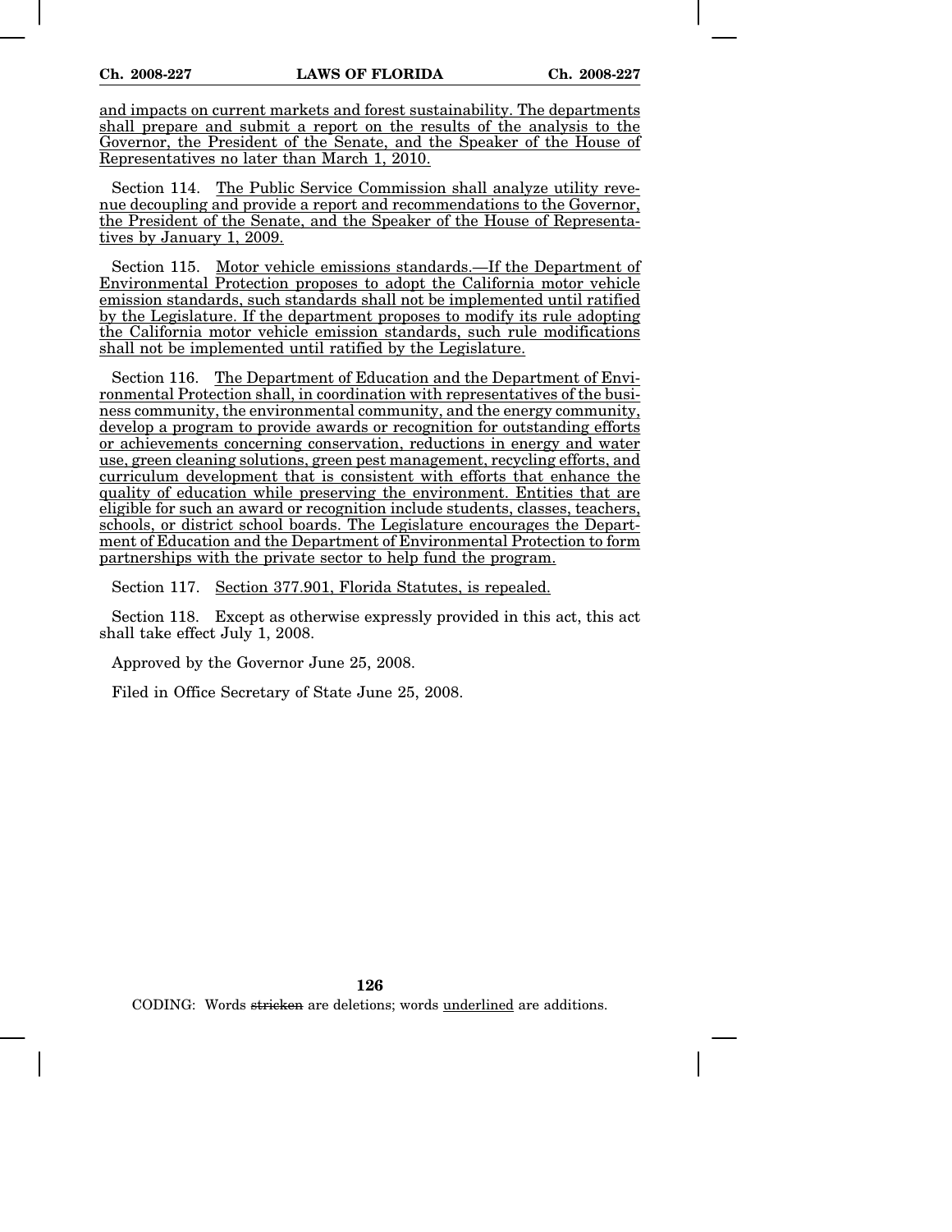and impacts on current markets and forest sustainability. The departments shall prepare and submit a report on the results of the analysis to the Governor, the President of the Senate, and the Speaker of the House of Representatives no later than March 1, 2010.

Section 114. The Public Service Commission shall analyze utility revenue decoupling and provide a report and recommendations to the Governor, the President of the Senate, and the Speaker of the House of Representatives by January 1, 2009.

Section 115. Motor vehicle emissions standards.—If the Department of Environmental Protection proposes to adopt the California motor vehicle emission standards, such standards shall not be implemented until ratified by the Legislature. If the department proposes to modify its rule adopting the California motor vehicle emission standards, such rule modifications shall not be implemented until ratified by the Legislature.

Section 116. The Department of Education and the Department of Environmental Protection shall, in coordination with representatives of the business community, the environmental community, and the energy community, develop a program to provide awards or recognition for outstanding efforts or achievements concerning conservation, reductions in energy and water use, green cleaning solutions, green pest management, recycling efforts, and curriculum development that is consistent with efforts that enhance the quality of education while preserving the environment. Entities that are eligible for such an award or recognition include students, classes, teachers, schools, or district school boards. The Legislature encourages the Department of Education and the Department of Environmental Protection to form partnerships with the private sector to help fund the program.

Section 117. Section 377.901, Florida Statutes, is repealed.

Section 118. Except as otherwise expressly provided in this act, this act shall take effect July 1, 2008.

Approved by the Governor June 25, 2008.

Filed in Office Secretary of State June 25, 2008.

CODING: Words stricken are deletions; words underlined are additions.